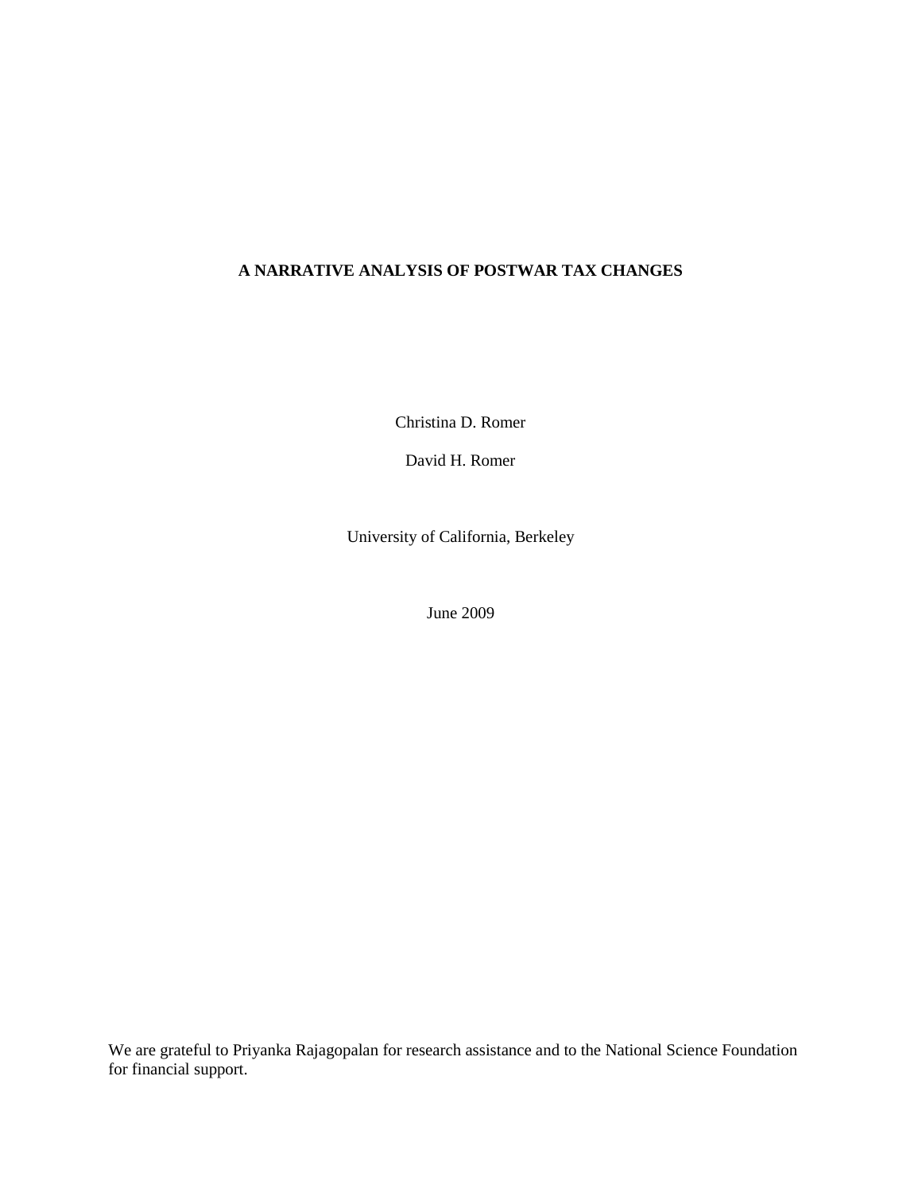# A NARRATIVE ANALYSIS OF POSTWAR TAX CHANGES

Christina D. Romer

David H. Romer

University of California, Berkeley

June 2009

We are grateful to Priyanka Rajagopalan for research assistance and to the National Science Foundation for financial support.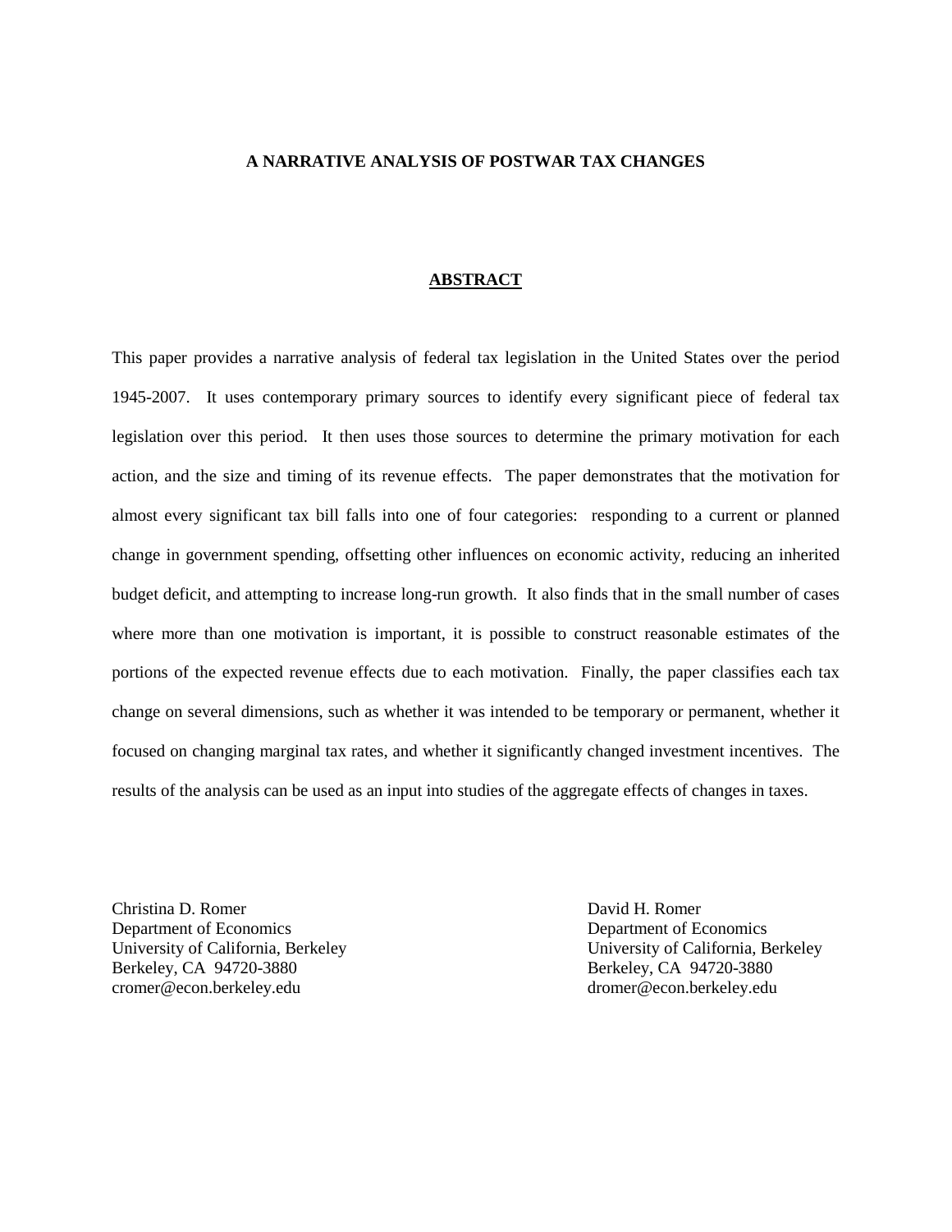**A NARRATIVE ANALYSIS OF POSTWAR TAX CHANGES**

**ABSTRACT**

This paper provides a narrative analysis of federal tax legislation in the United States over the period 1945-2007. It uses contemporary primary sources to identify every significant piece of federal tax legislation over this period. It then uses those sources to determine the primary motivation for each action, and the size and timing of its revenue effects. The paper demonstrates that the motivation for almost every significant tax bill falls into one of four categories: responding to a current or planned change in government spending, offsetting other influences on economic activity, reducing an inherited budget deficit, and attempting to increase long-run growth. It also finds that in the small number of cases where more than one motivation is important, it is possible to construct reasonable estimates of the portions of the expected revenue effects due to each motivation. Finally, the paper classifies each tax change on several dimensions, such as whether it was intended to be temporary or permanent, whether it focused on changing marginal tax rates, and whether it significantly changed investment incentives. The results of the analysis can be used as an input into studies of the aggregate effects of changes in taxes.

Christina D. Romer
Department of Economics
University of California, Berkeley
Berkeley, CA 94720-3880
cromer@econ.berkeley.edu

David H. Romer
Department of Economics
University of California, Berkeley
Berkeley, CA 94720-3880
dromer@econ.berkeley.edu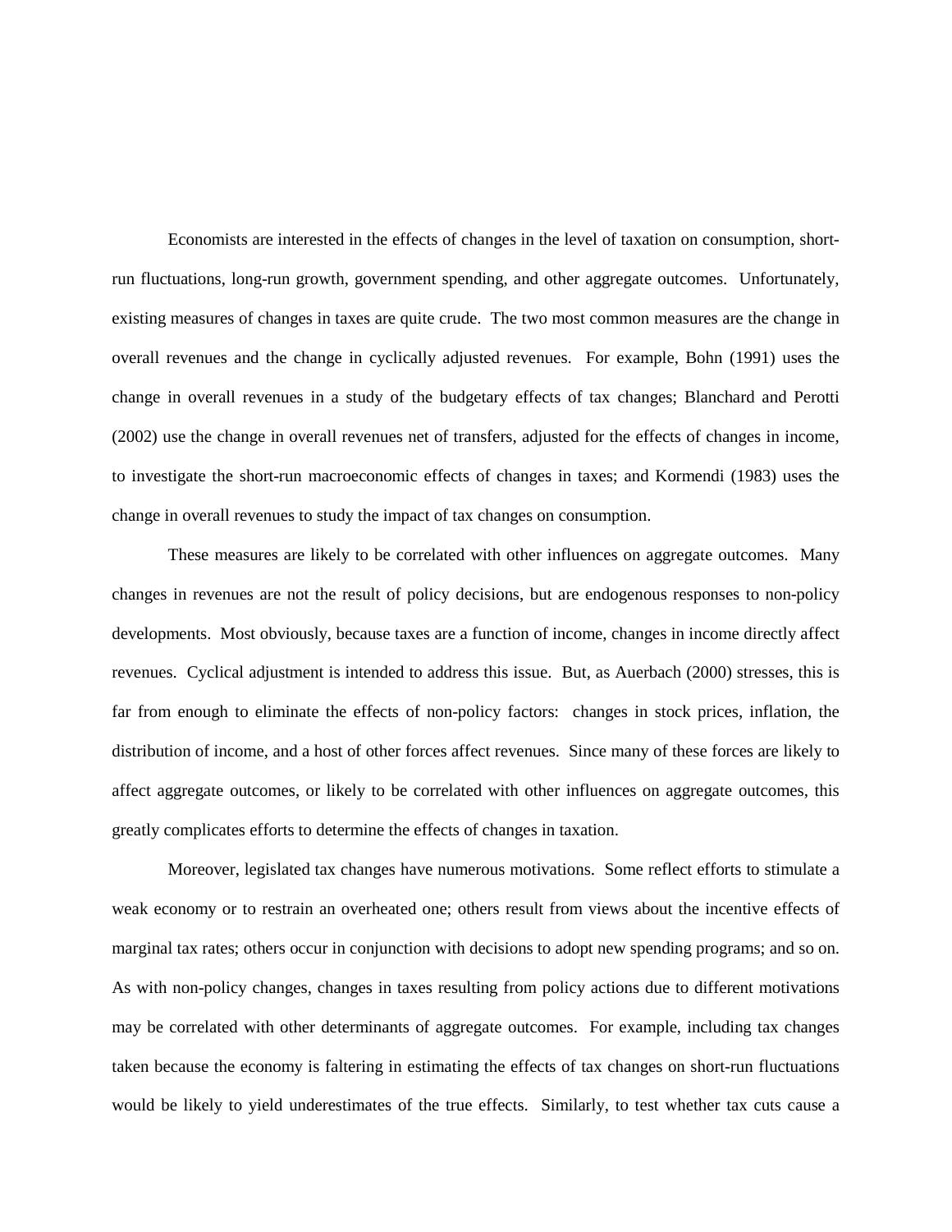Economists are interested in the effects of changes in the level of taxation on consumption, short-run fluctuations, long-run growth, government spending, and other aggregate outcomes. Unfortunately, existing measures of changes in taxes are quite crude. The two most common measures are the change in overall revenues and the change in cyclically adjusted revenues. For example, Bohn (1991) uses the change in overall revenues in a study of the budgetary effects of tax changes; Blanchard and Perotti (2002) use the change in overall revenues net of transfers, adjusted for the effects of changes in income, to investigate the short-run macroeconomic effects of changes in taxes; and Kormendi (1983) uses the change in overall revenues to study the impact of tax changes on consumption.

These measures are likely to be correlated with other influences on aggregate outcomes. Many changes in revenues are not the result of policy decisions, but are endogenous responses to non-policy developments. Most obviously, because taxes are a function of income, changes in income directly affect revenues. Cyclical adjustment is intended to address this issue. But, as Auerbach (2000) stresses, this is far from enough to eliminate the effects of non-policy factors: changes in stock prices, inflation, the distribution of income, and a host of other forces affect revenues. Since many of these forces are likely to affect aggregate outcomes, or likely to be correlated with other influences on aggregate outcomes, this greatly complicates efforts to determine the effects of changes in taxation.

Moreover, legislated tax changes have numerous motivations. Some reflect efforts to stimulate a weak economy or to restrain an overheated one; others result from views about the incentive effects of marginal tax rates; others occur in conjunction with decisions to adopt new spending programs; and so on. As with non-policy changes, changes in taxes resulting from policy actions due to different motivations may be correlated with other determinants of aggregate outcomes. For example, including tax changes taken because the economy is faltering in estimating the effects of tax changes on short-run fluctuations would be likely to yield underestimates of the true effects. Similarly, to test whether tax cuts cause a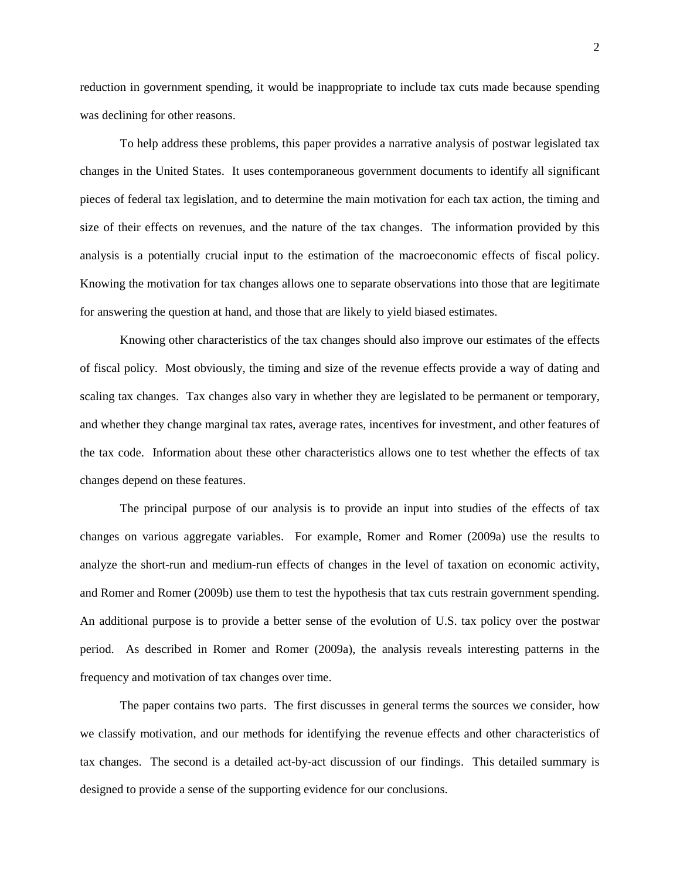reduction in government spending, it would be inappropriate to include tax cuts made because spending was declining for other reasons.

To help address these problems, this paper provides a narrative analysis of postwar legislated tax changes in the United States. It uses contemporaneous government documents to identify all significant pieces of federal tax legislation, and to determine the main motivation for each tax action, the timing and size of their effects on revenues, and the nature of the tax changes. The information provided by this analysis is a potentially crucial input to the estimation of the macroeconomic effects of fiscal policy. Knowing the motivation for tax changes allows one to separate observations into those that are legitimate for answering the question at hand, and those that are likely to yield biased estimates.

Knowing other characteristics of the tax changes should also improve our estimates of the effects of fiscal policy. Most obviously, the timing and size of the revenue effects provide a way of dating and scaling tax changes. Tax changes also vary in whether they are legislated to be permanent or temporary, and whether they change marginal tax rates, average rates, incentives for investment, and other features of the tax code. Information about these other characteristics allows one to test whether the effects of tax changes depend on these features.

The principal purpose of our analysis is to provide an input into studies of the effects of tax changes on various aggregate variables. For example, Romer and Romer (2009a) use the results to analyze the short-run and medium-run effects of changes in the level of taxation on economic activity, and Romer and Romer (2009b) use them to test the hypothesis that tax cuts restrain government spending. An additional purpose is to provide a better sense of the evolution of U.S. tax policy over the postwar period. As described in Romer and Romer (2009a), the analysis reveals interesting patterns in the frequency and motivation of tax changes over time.

The paper contains two parts. The first discusses in general terms the sources we consider, how we classify motivation, and our methods for identifying the revenue effects and other characteristics of tax changes. The second is a detailed act-by-act discussion of our findings. This detailed summary is designed to provide a sense of the supporting evidence for our conclusions.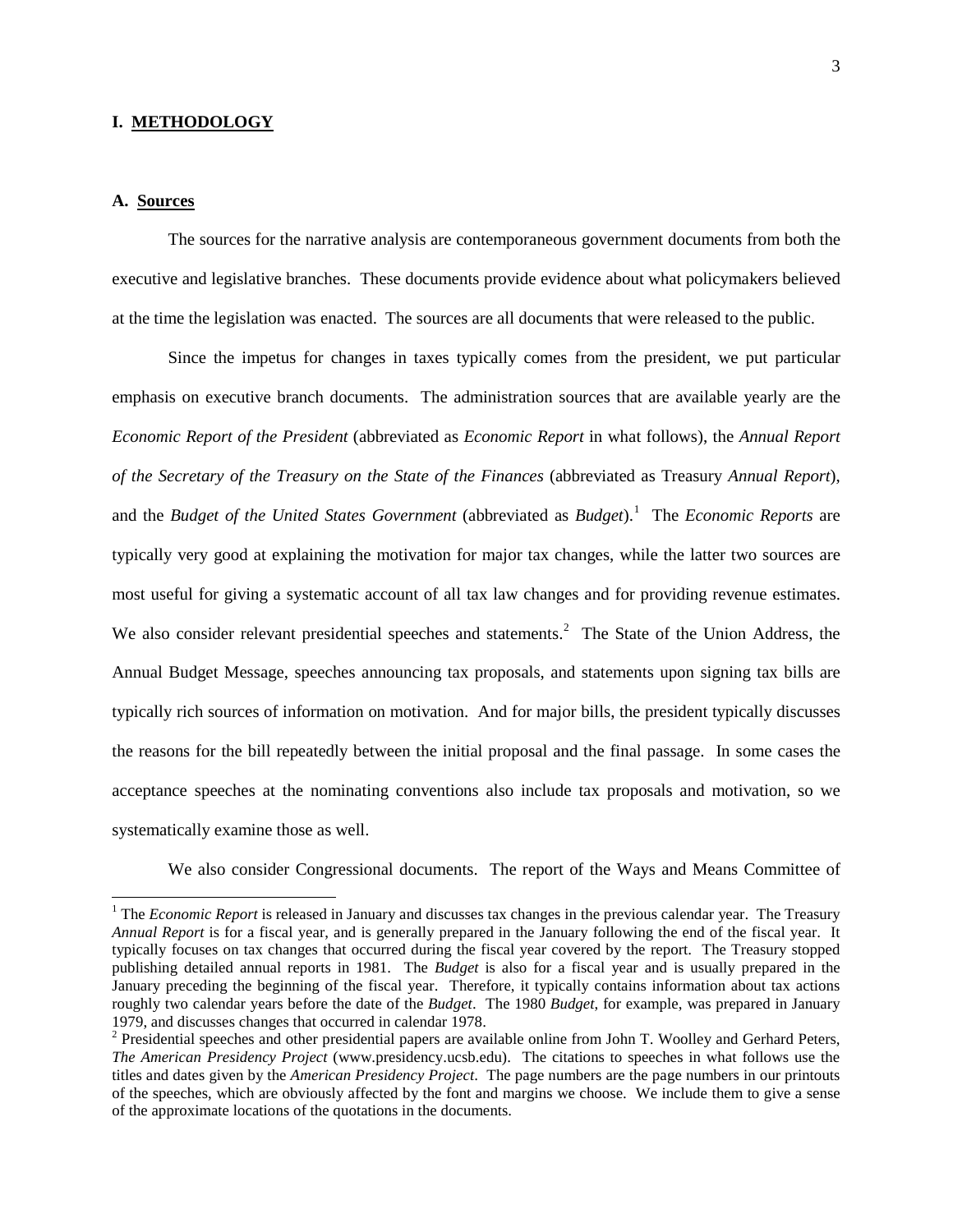# I. METHODOLOGY

## A. Sources

The sources for the narrative analysis are contemporaneous government documents from both the executive and legislative branches. These documents provide evidence about what policymakers believed at the time the legislation was enacted. The sources are all documents that were released to the public.

Since the impetus for changes in taxes typically comes from the president, we put particular emphasis on executive branch documents. The administration sources that are available yearly are the *Economic Report of the President* (abbreviated as *Economic Report* in what follows), the *Annual Report of the Secretary of the Treasury on the State of the Finances* (abbreviated as Treasury *Annual Report*), and the *Budget of the United States Government* (abbreviated as *Budget*).[1] The *Economic Reports* are typically very good at explaining the motivation for major tax changes, while the latter two sources are most useful for giving a systematic account of all tax law changes and for providing revenue estimates. We also consider relevant presidential speeches and statements.[2] The State of the Union Address, the Annual Budget Message, speeches announcing tax proposals, and statements upon signing tax bills are typically rich sources of information on motivation. And for major bills, the president typically discusses the reasons for the bill repeatedly between the initial proposal and the final passage. In some cases the acceptance speeches at the nominating conventions also include tax proposals and motivation, so we systematically examine those as well.

We also consider Congressional documents. The report of the Ways and Means Committee of

---

[1] The *Economic Report* is released in January and discusses tax changes in the previous calendar year. The Treasury *Annual Report* is for a fiscal year, and is generally prepared in the January following the end of the fiscal year. It typically focuses on tax changes that occurred during the fiscal year covered by the report. The Treasury stopped publishing detailed annual reports in 1981. The *Budget* is also for a fiscal year and is usually prepared in the January preceding the beginning of the fiscal year. Therefore, it typically contains information about tax actions roughly two calendar years before the date of the *Budget*. The 1980 *Budget*, for example, was prepared in January 1979, and discusses changes that occurred in calendar 1978.

[2] Presidential speeches and other presidential papers are available online from John T. Woolley and Gerhard Peters, *The American Presidency Project* (www.presidency.ucsb.edu). The citations to speeches in what follows use the titles and dates given by the *American Presidency Project*. The page numbers are the page numbers in our printouts of the speeches, which are obviously affected by the font and margins we choose. We include them to give a sense of the approximate locations of the quotations in the documents.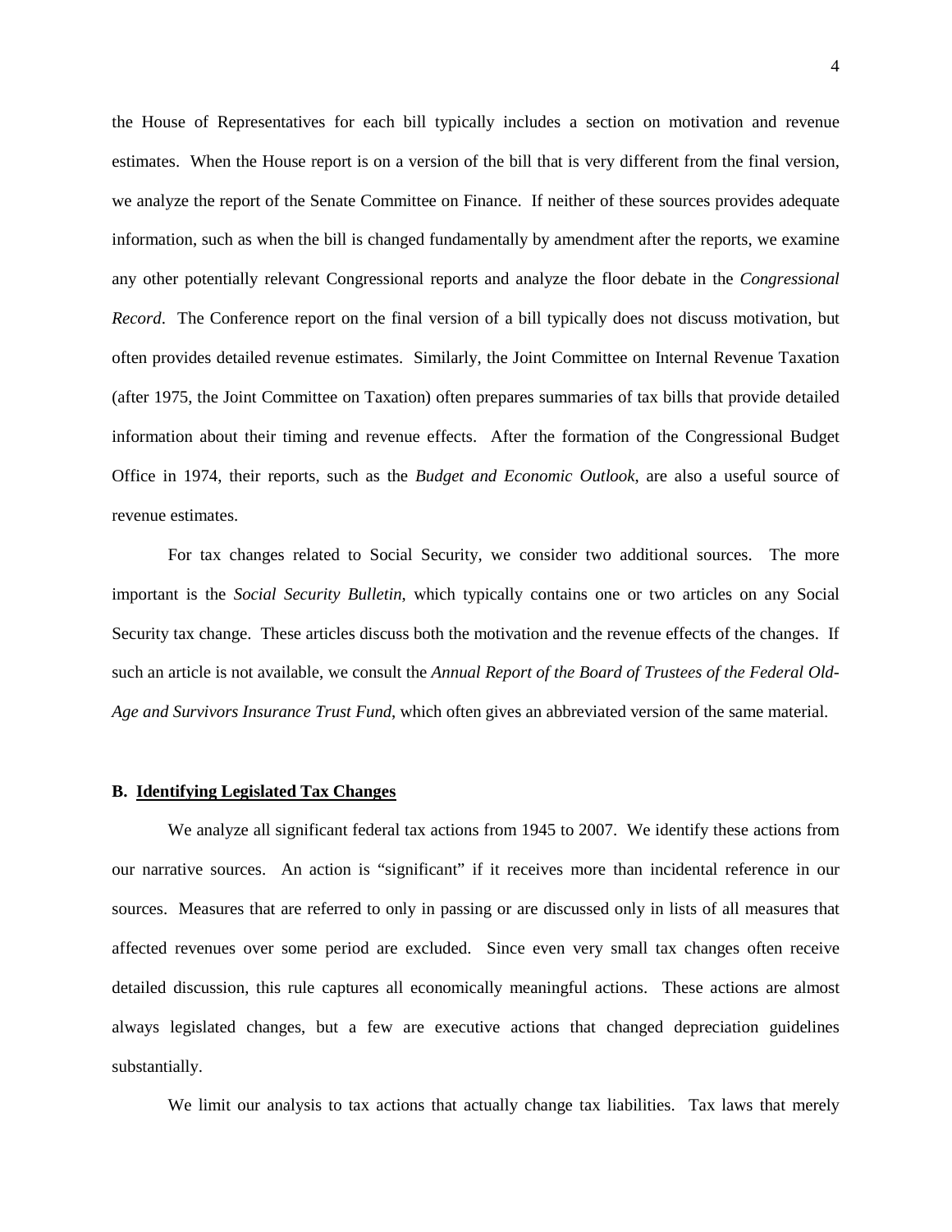the House of Representatives for each bill typically includes a section on motivation and revenue estimates. When the House report is on a version of the bill that is very different from the final version, we analyze the report of the Senate Committee on Finance. If neither of these sources provides adequate information, such as when the bill is changed fundamentally by amendment after the reports, we examine any other potentially relevant Congressional reports and analyze the floor debate in the *Congressional Record*. The Conference report on the final version of a bill typically does not discuss motivation, but often provides detailed revenue estimates. Similarly, the Joint Committee on Internal Revenue Taxation (after 1975, the Joint Committee on Taxation) often prepares summaries of tax bills that provide detailed information about their timing and revenue effects. After the formation of the Congressional Budget Office in 1974, their reports, such as the *Budget and Economic Outlook*, are also a useful source of revenue estimates.

For tax changes related to Social Security, we consider two additional sources. The more important is the *Social Security Bulletin*, which typically contains one or two articles on any Social Security tax change. These articles discuss both the motivation and the revenue effects of the changes. If such an article is not available, we consult the *Annual Report of the Board of Trustees of the Federal Old-Age and Survivors Insurance Trust Fund*, which often gives an abbreviated version of the same material.

### B. Identifying Legislated Tax Changes

We analyze all significant federal tax actions from 1945 to 2007. We identify these actions from our narrative sources. An action is "significant" if it receives more than incidental reference in our sources. Measures that are referred to only in passing or are discussed only in lists of all measures that affected revenues over some period are excluded. Since even very small tax changes often receive detailed discussion, this rule captures all economically meaningful actions. These actions are almost always legislated changes, but a few are executive actions that changed depreciation guidelines substantially.

We limit our analysis to tax actions that actually change tax liabilities. Tax laws that merely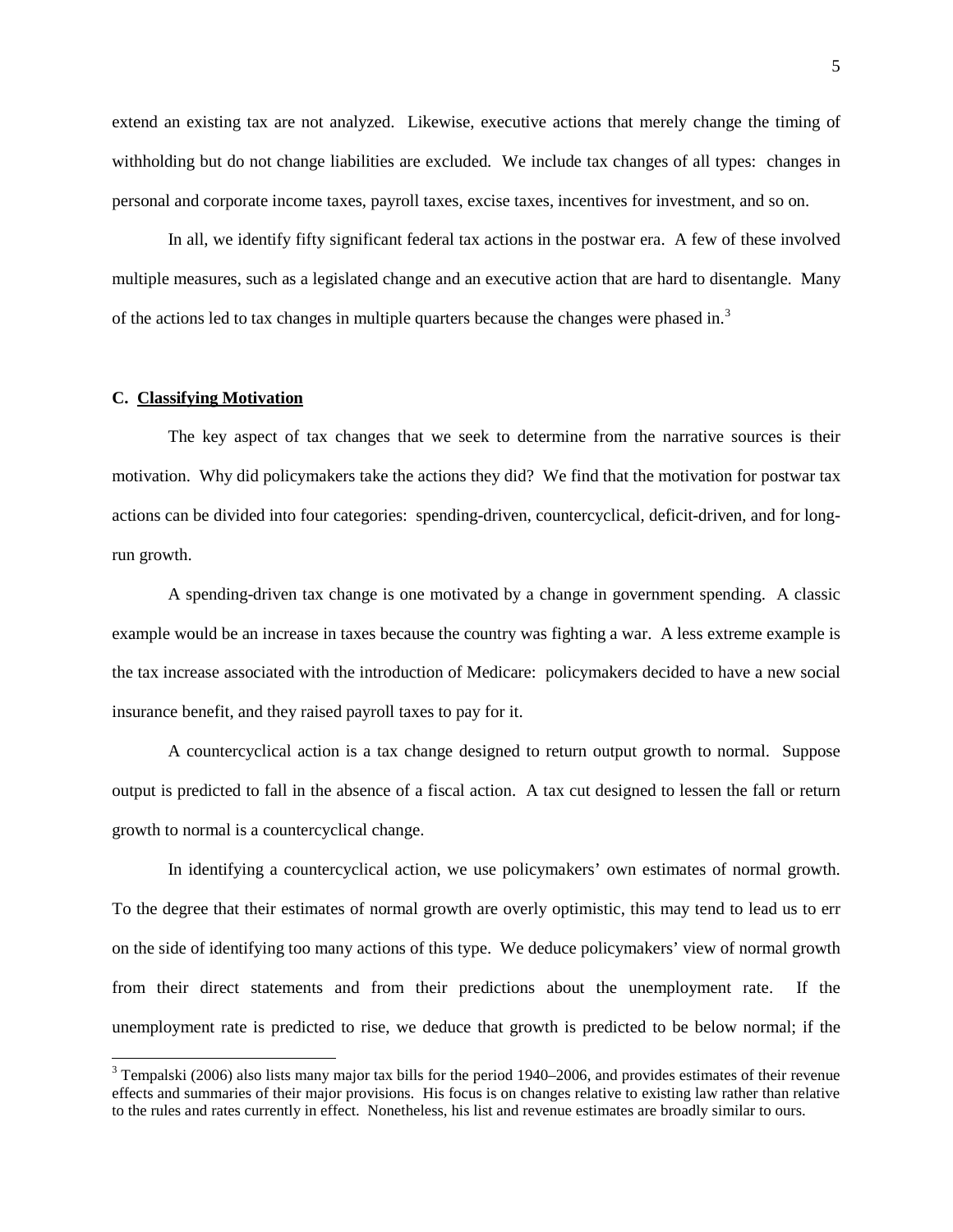extend an existing tax are not analyzed. Likewise, executive actions that merely change the timing of withholding but do not change liabilities are excluded. We include tax changes of all types: changes in personal and corporate income taxes, payroll taxes, excise taxes, incentives for investment, and so on.

In all, we identify fifty significant federal tax actions in the postwar era. A few of these involved multiple measures, such as a legislated change and an executive action that are hard to disentangle. Many of the actions led to tax changes in multiple quarters because the changes were phased in.[3]

### C. Classifying Motivation

The key aspect of tax changes that we seek to determine from the narrative sources is their motivation. Why did policymakers take the actions they did? We find that the motivation for postwar tax actions can be divided into four categories: spending-driven, countercyclical, deficit-driven, and for long-run growth.

A spending-driven tax change is one motivated by a change in government spending. A classic example would be an increase in taxes because the country was fighting a war. A less extreme example is the tax increase associated with the introduction of Medicare: policymakers decided to have a new social insurance benefit, and they raised payroll taxes to pay for it.

A countercyclical action is a tax change designed to return output growth to normal. Suppose output is predicted to fall in the absence of a fiscal action. A tax cut designed to lessen the fall or return growth to normal is a countercyclical change.

In identifying a countercyclical action, we use policymakers' own estimates of normal growth. To the degree that their estimates of normal growth are overly optimistic, this may tend to lead us to err on the side of identifying too many actions of this type. We deduce policymakers' view of normal growth from their direct statements and from their predictions about the unemployment rate. If the unemployment rate is predicted to rise, we deduce that growth is predicted to be below normal; if the

[3] Tempalski (2006) also lists many major tax bills for the period 1940–2006, and provides estimates of their revenue effects and summaries of their major provisions. His focus is on changes relative to existing law rather than relative to the rules and rates currently in effect. Nonetheless, his list and revenue estimates are broadly similar to ours.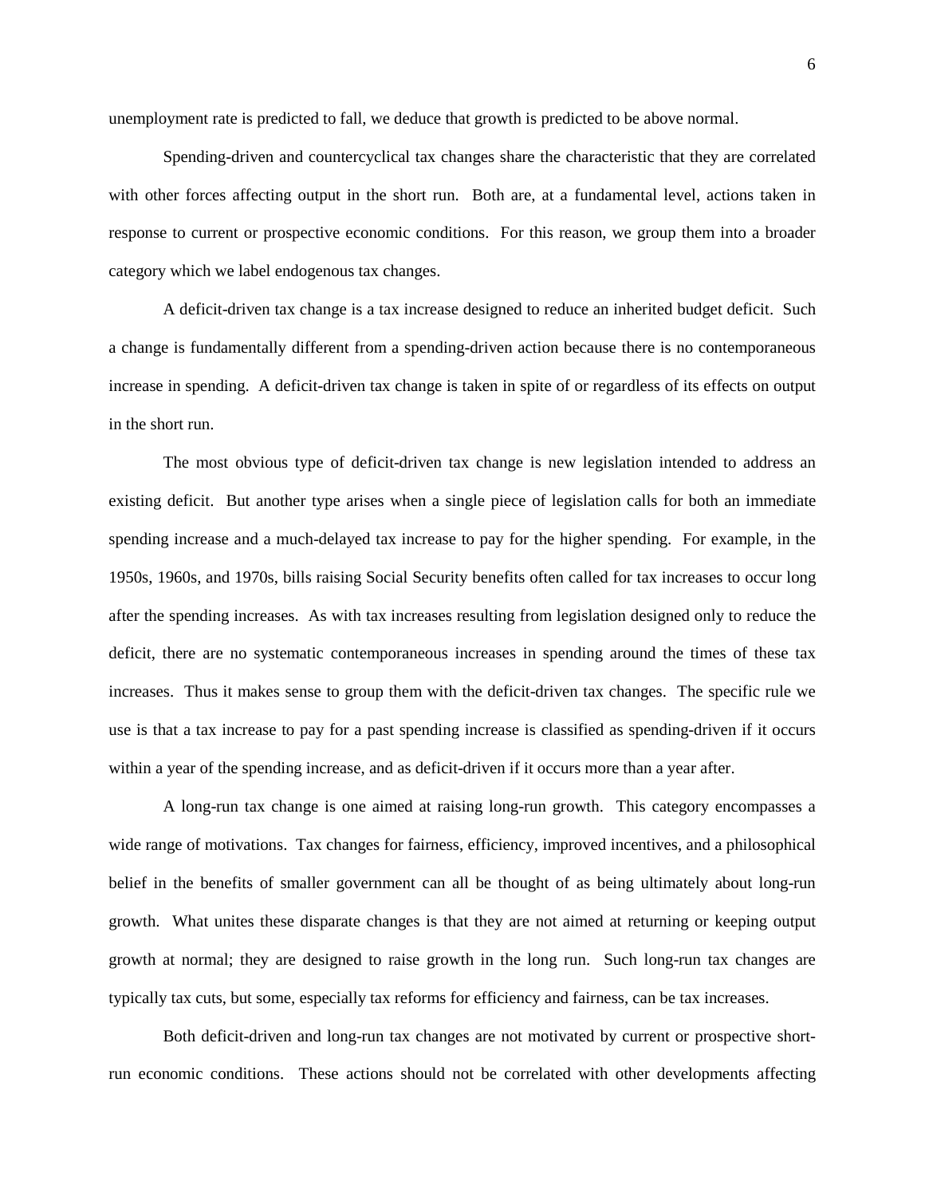unemployment rate is predicted to fall, we deduce that growth is predicted to be above normal.

Spending-driven and countercyclical tax changes share the characteristic that they are correlated with other forces affecting output in the short run. Both are, at a fundamental level, actions taken in response to current or prospective economic conditions. For this reason, we group them into a broader category which we label endogenous tax changes.

A deficit-driven tax change is a tax increase designed to reduce an inherited budget deficit. Such a change is fundamentally different from a spending-driven action because there is no contemporaneous increase in spending. A deficit-driven tax change is taken in spite of or regardless of its effects on output in the short run.

The most obvious type of deficit-driven tax change is new legislation intended to address an existing deficit. But another type arises when a single piece of legislation calls for both an immediate spending increase and a much-delayed tax increase to pay for the higher spending. For example, in the 1950s, 1960s, and 1970s, bills raising Social Security benefits often called for tax increases to occur long after the spending increases. As with tax increases resulting from legislation designed only to reduce the deficit, there are no systematic contemporaneous increases in spending around the times of these tax increases. Thus it makes sense to group them with the deficit-driven tax changes. The specific rule we use is that a tax increase to pay for a past spending increase is classified as spending-driven if it occurs within a year of the spending increase, and as deficit-driven if it occurs more than a year after.

A long-run tax change is one aimed at raising long-run growth. This category encompasses a wide range of motivations. Tax changes for fairness, efficiency, improved incentives, and a philosophical belief in the benefits of smaller government can all be thought of as being ultimately about long-run growth. What unites these disparate changes is that they are not aimed at returning or keeping output growth at normal; they are designed to raise growth in the long run. Such long-run tax changes are typically tax cuts, but some, especially tax reforms for efficiency and fairness, can be tax increases.

Both deficit-driven and long-run tax changes are not motivated by current or prospective short-run economic conditions. These actions should not be correlated with other developments affecting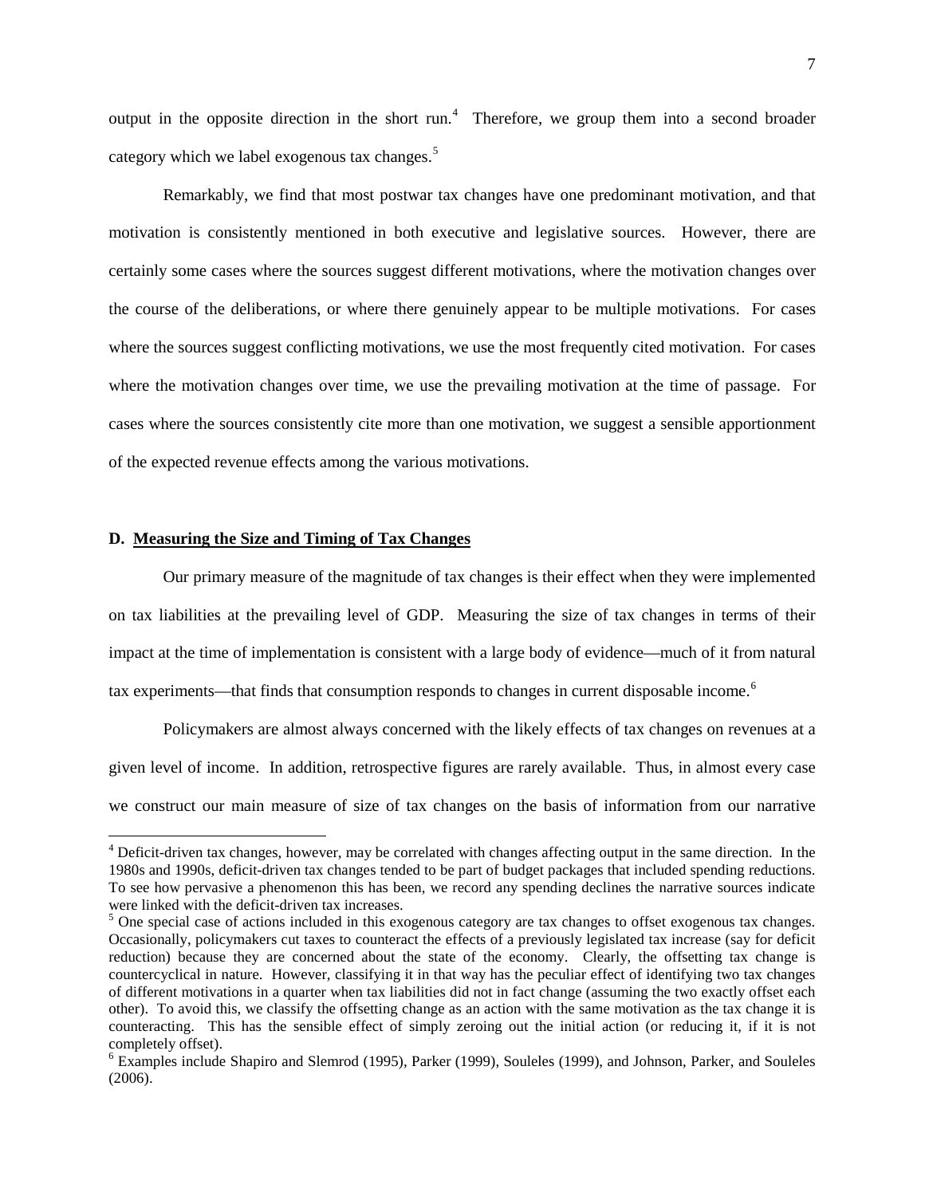output in the opposite direction in the short run.[4] Therefore, we group them into a second broader category which we label exogenous tax changes.[5]

Remarkably, we find that most postwar tax changes have one predominant motivation, and that motivation is consistently mentioned in both executive and legislative sources. However, there are certainly some cases where the sources suggest different motivations, where the motivation changes over the course of the deliberations, or where there genuinely appear to be multiple motivations. For cases where the sources suggest conflicting motivations, we use the most frequently cited motivation. For cases where the motivation changes over time, we use the prevailing motivation at the time of passage. For cases where the sources consistently cite more than one motivation, we suggest a sensible apportionment of the expected revenue effects among the various motivations.

### D. Measuring the Size and Timing of Tax Changes

Our primary measure of the magnitude of tax changes is their effect when they were implemented on tax liabilities at the prevailing level of GDP. Measuring the size of tax changes in terms of their impact at the time of implementation is consistent with a large body of evidence—much of it from natural tax experiments—that finds that consumption responds to changes in current disposable income.[6]

Policymakers are almost always concerned with the likely effects of tax changes on revenues at a given level of income. In addition, retrospective figures are rarely available. Thus, in almost every case we construct our main measure of size of tax changes on the basis of information from our narrative

---

[4] Deficit-driven tax changes, however, may be correlated with changes affecting output in the same direction. In the 1980s and 1990s, deficit-driven tax changes tended to be part of budget packages that included spending reductions. To see how pervasive a phenomenon this has been, we record any spending declines the narrative sources indicate were linked with the deficit-driven tax increases.

[5] One special case of actions included in this exogenous category are tax changes to offset exogenous tax changes. Occasionally, policymakers cut taxes to counteract the effects of a previously legislated tax increase (say for deficit reduction) because they are concerned about the state of the economy. Clearly, the offsetting tax change is countercyclical in nature. However, classifying it in that way has the peculiar effect of identifying two tax changes of different motivations in a quarter when tax liabilities did not in fact change (assuming the two exactly offset each other). To avoid this, we classify the offsetting change as an action with the same motivation as the tax change it is counteracting. This has the sensible effect of simply zeroing out the initial action (or reducing it, if it is not completely offset).

[6] Examples include Shapiro and Slemrod (1995), Parker (1999), Souleles (1999), and Johnson, Parker, and Souleles (2006).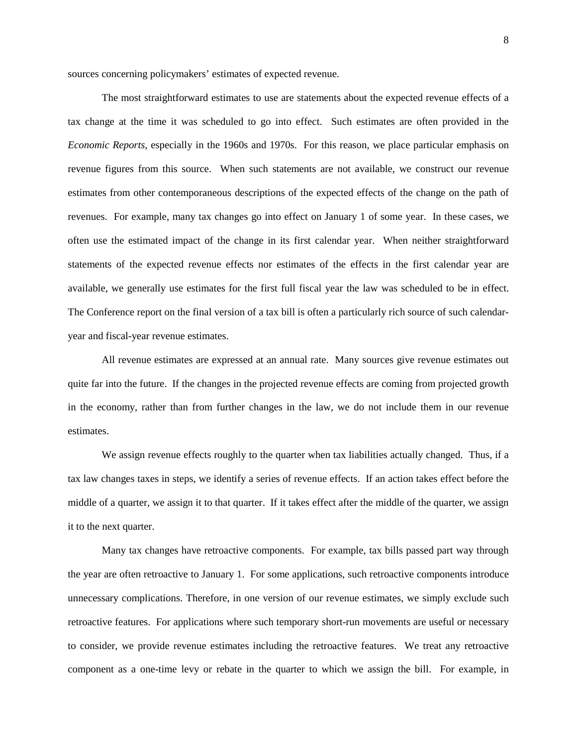sources concerning policymakers' estimates of expected revenue.

The most straightforward estimates to use are statements about the expected revenue effects of a tax change at the time it was scheduled to go into effect. Such estimates are often provided in the *Economic Reports*, especially in the 1960s and 1970s. For this reason, we place particular emphasis on revenue figures from this source. When such statements are not available, we construct our revenue estimates from other contemporaneous descriptions of the expected effects of the change on the path of revenues. For example, many tax changes go into effect on January 1 of some year. In these cases, we often use the estimated impact of the change in its first calendar year. When neither straightforward statements of the expected revenue effects nor estimates of the effects in the first calendar year are available, we generally use estimates for the first full fiscal year the law was scheduled to be in effect. The Conference report on the final version of a tax bill is often a particularly rich source of such calendar-year and fiscal-year revenue estimates.

All revenue estimates are expressed at an annual rate. Many sources give revenue estimates out quite far into the future. If the changes in the projected revenue effects are coming from projected growth in the economy, rather than from further changes in the law, we do not include them in our revenue estimates.

We assign revenue effects roughly to the quarter when tax liabilities actually changed. Thus, if a tax law changes taxes in steps, we identify a series of revenue effects. If an action takes effect before the middle of a quarter, we assign it to that quarter. If it takes effect after the middle of the quarter, we assign it to the next quarter.

Many tax changes have retroactive components. For example, tax bills passed part way through the year are often retroactive to January 1. For some applications, such retroactive components introduce unnecessary complications. Therefore, in one version of our revenue estimates, we simply exclude such retroactive features. For applications where such temporary short-run movements are useful or necessary to consider, we provide revenue estimates including the retroactive features. We treat any retroactive component as a one-time levy or rebate in the quarter to which we assign the bill. For example, in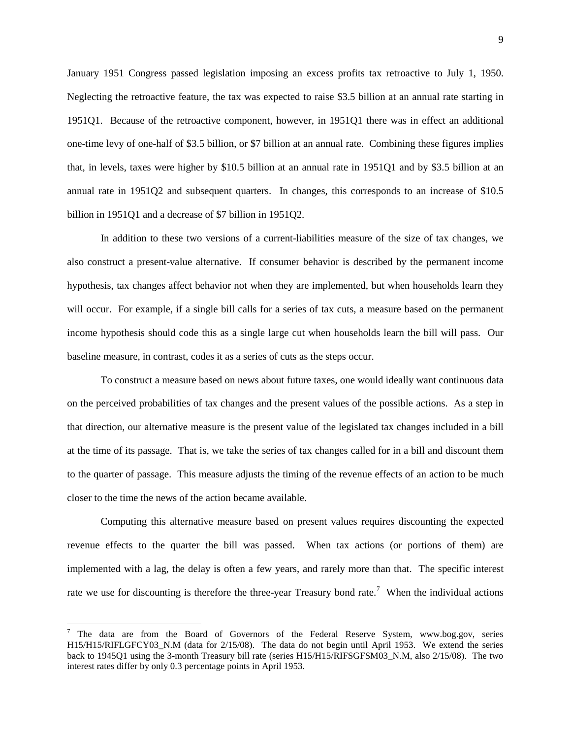January 1951 Congress passed legislation imposing an excess profits tax retroactive to July 1, 1950. Neglecting the retroactive feature, the tax was expected to raise \$3.5 billion at an annual rate starting in 1951Q1. Because of the retroactive component, however, in 1951Q1 there was in effect an additional one-time levy of one-half of \$3.5 billion, or \$7 billion at an annual rate. Combining these figures implies that, in levels, taxes were higher by \$10.5 billion at an annual rate in 1951Q1 and by \$3.5 billion at an annual rate in 1951Q2 and subsequent quarters. In changes, this corresponds to an increase of \$10.5 billion in 1951Q1 and a decrease of \$7 billion in 1951Q2.

In addition to these two versions of a current-liabilities measure of the size of tax changes, we also construct a present-value alternative. If consumer behavior is described by the permanent income hypothesis, tax changes affect behavior not when they are implemented, but when households learn they will occur. For example, if a single bill calls for a series of tax cuts, a measure based on the permanent income hypothesis should code this as a single large cut when households learn the bill will pass. Our baseline measure, in contrast, codes it as a series of cuts as the steps occur.

To construct a measure based on news about future taxes, one would ideally want continuous data on the perceived probabilities of tax changes and the present values of the possible actions. As a step in that direction, our alternative measure is the present value of the legislated tax changes included in a bill at the time of its passage. That is, we take the series of tax changes called for in a bill and discount them to the quarter of passage. This measure adjusts the timing of the revenue effects of an action to be much closer to the time the news of the action became available.

Computing this alternative measure based on present values requires discounting the expected revenue effects to the quarter the bill was passed. When tax actions (or portions of them) are implemented with a lag, the delay is often a few years, and rarely more than that. The specific interest rate we use for discounting is therefore the three-year Treasury bond rate.[7] When the individual actions

---

[7] The data are from the Board of Governors of the Federal Reserve System, www.bog.gov, series H15/H15/RIFLGFCY03_N.M (data for 2/15/08). The data do not begin until April 1953. We extend the series back to 1945Q1 using the 3-month Treasury bill rate (series H15/H15/RIFSGFSM03_N.M, also 2/15/08). The two interest rates differ by only 0.3 percentage points in April 1953.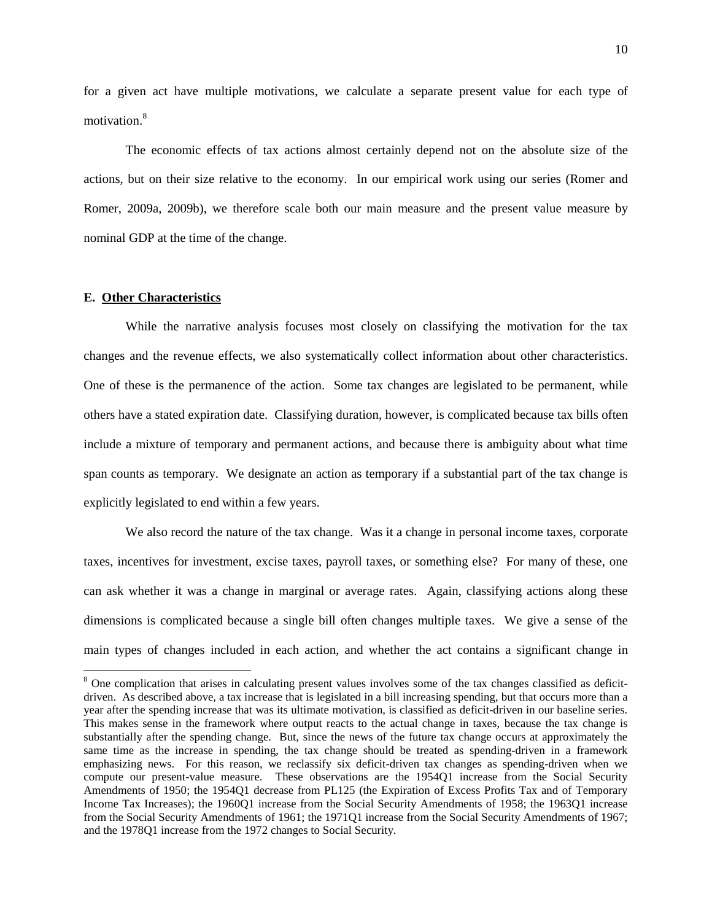for a given act have multiple motivations, we calculate a separate present value for each type of motivation.[8]

The economic effects of tax actions almost certainly depend not on the absolute size of the actions, but on their size relative to the economy. In our empirical work using our series (Romer and Romer, 2009a, 2009b), we therefore scale both our main measure and the present value measure by nominal GDP at the time of the change.

### E. Other Characteristics

While the narrative analysis focuses most closely on classifying the motivation for the tax changes and the revenue effects, we also systematically collect information about other characteristics. One of these is the permanence of the action. Some tax changes are legislated to be permanent, while others have a stated expiration date. Classifying duration, however, is complicated because tax bills often include a mixture of temporary and permanent actions, and because there is ambiguity about what time span counts as temporary. We designate an action as temporary if a substantial part of the tax change is explicitly legislated to end within a few years.

We also record the nature of the tax change. Was it a change in personal income taxes, corporate taxes, incentives for investment, excise taxes, payroll taxes, or something else? For many of these, one can ask whether it was a change in marginal or average rates. Again, classifying actions along these dimensions is complicated because a single bill often changes multiple taxes. We give a sense of the main types of changes included in each action, and whether the act contains a significant change in

[8] One complication that arises in calculating present values involves some of the tax changes classified as deficit-driven. As described above, a tax increase that is legislated in a bill increasing spending, but that occurs more than a year after the spending increase that was its ultimate motivation, is classified as deficit-driven in our baseline series. This makes sense in the framework where output reacts to the actual change in taxes, because the tax change is substantially after the spending change. But, since the news of the future tax change occurs at approximately the same time as the increase in spending, the tax change should be treated as spending-driven in a framework emphasizing news. For this reason, we reclassify six deficit-driven tax changes as spending-driven when we compute our present-value measure. These observations are the 1954Q1 increase from the Social Security Amendments of 1950; the 1954Q1 decrease from PL125 (the Expiration of Excess Profits Tax and of Temporary Income Tax Increases); the 1960Q1 increase from the Social Security Amendments of 1958; the 1963Q1 increase from the Social Security Amendments of 1961; the 1971Q1 increase from the Social Security Amendments of 1967; and the 1978Q1 increase from the 1972 changes to Social Security.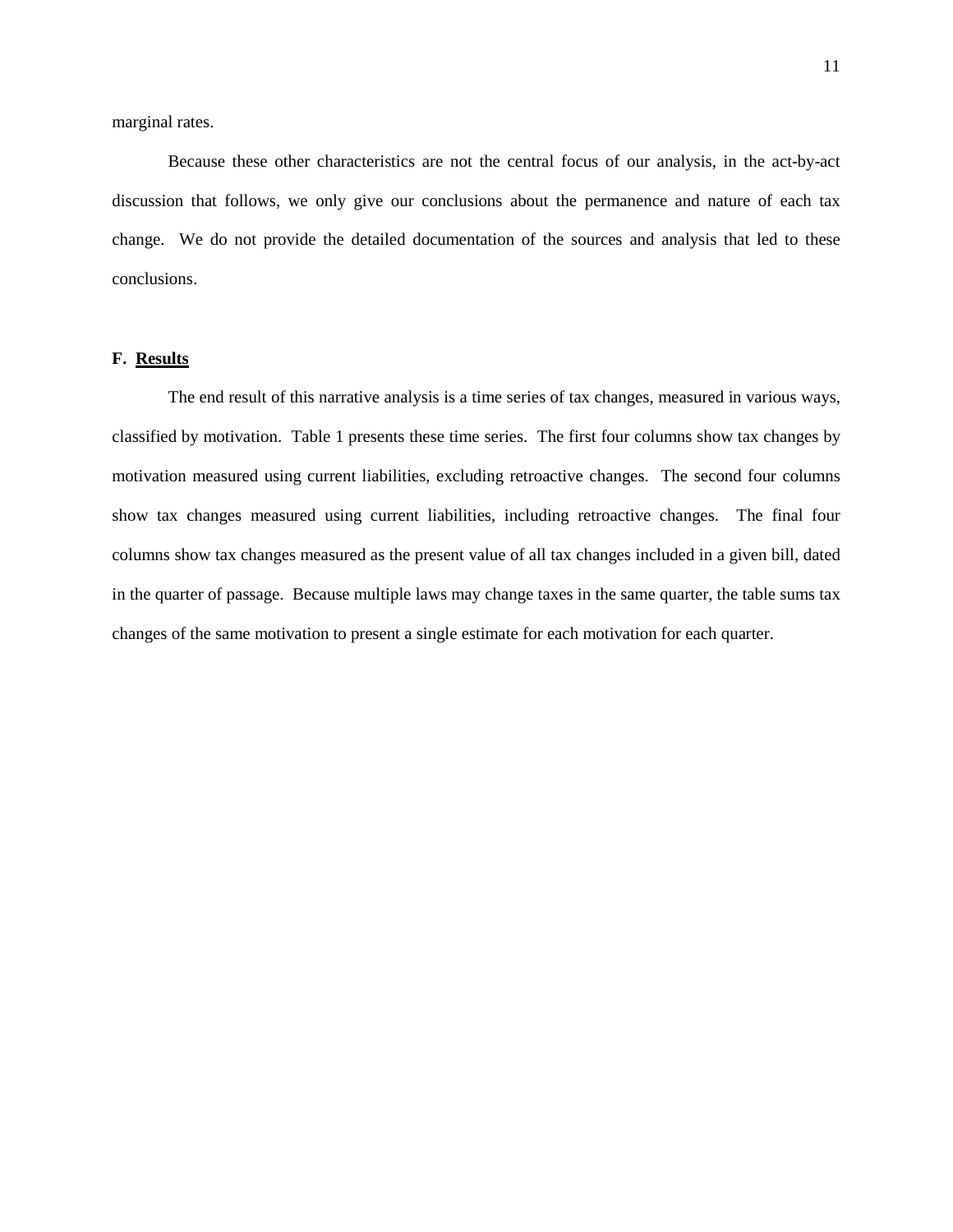marginal rates.

Because these other characteristics are not the central focus of our analysis, in the act-by-act discussion that follows, we only give our conclusions about the permanence and nature of each tax change. We do not provide the detailed documentation of the sources and analysis that led to these conclusions.

### F. Results

The end result of this narrative analysis is a time series of tax changes, measured in various ways, classified by motivation. Table 1 presents these time series. The first four columns show tax changes by motivation measured using current liabilities, excluding retroactive changes. The second four columns show tax changes measured using current liabilities, including retroactive changes. The final four columns show tax changes measured as the present value of all tax changes included in a given bill, dated in the quarter of passage. Because multiple laws may change taxes in the same quarter, the table sums tax changes of the same motivation to present a single estimate for each motivation for each quarter.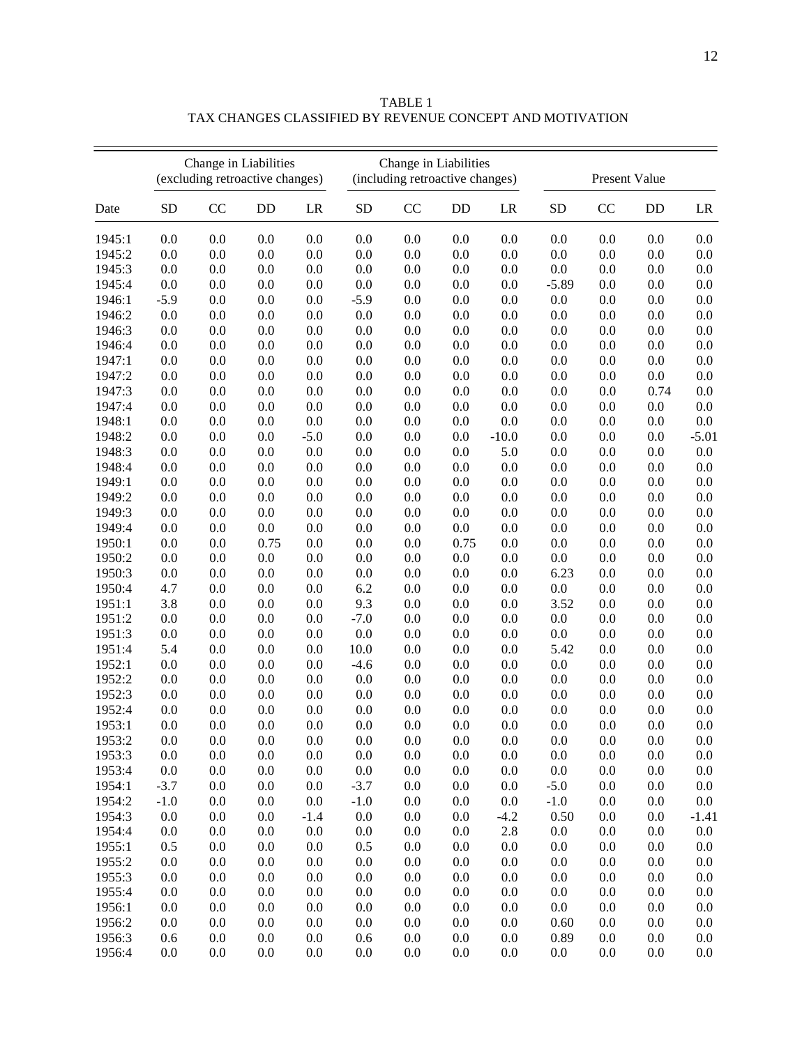TABLE 1
TAX CHANGES CLASSIFIED BY REVENUE CONCEPT AND MOTIVATION

| | Change in Liabilities (excluding retroactive changes) | | | | Change in Liabilities (including retroactive changes) | | | | Present Value | | | |
|---|---|---|---|---|---|---|---|---|---|---|---|---|
| Date | SD | CC | DD | LR | SD | CC | DD | LR | SD | CC | DD | LR |
| 1945:1 | 0.0 | 0.0 | 0.0 | 0.0 | 0.0 | 0.0 | 0.0 | 0.0 | 0.0 | 0.0 | 0.0 | 0.0 |
| 1945:2 | 0.0 | 0.0 | 0.0 | 0.0 | 0.0 | 0.0 | 0.0 | 0.0 | 0.0 | 0.0 | 0.0 | 0.0 |
| 1945:3 | 0.0 | 0.0 | 0.0 | 0.0 | 0.0 | 0.0 | 0.0 | 0.0 | 0.0 | 0.0 | 0.0 | 0.0 |
| 1945:4 | 0.0 | 0.0 | 0.0 | 0.0 | 0.0 | 0.0 | 0.0 | 0.0 | -5.89 | 0.0 | 0.0 | 0.0 |
| 1946:1 | -5.9 | 0.0 | 0.0 | 0.0 | -5.9 | 0.0 | 0.0 | 0.0 | 0.0 | 0.0 | 0.0 | 0.0 |
| 1946:2 | 0.0 | 0.0 | 0.0 | 0.0 | 0.0 | 0.0 | 0.0 | 0.0 | 0.0 | 0.0 | 0.0 | 0.0 |
| 1946:3 | 0.0 | 0.0 | 0.0 | 0.0 | 0.0 | 0.0 | 0.0 | 0.0 | 0.0 | 0.0 | 0.0 | 0.0 |
| 1946:4 | 0.0 | 0.0 | 0.0 | 0.0 | 0.0 | 0.0 | 0.0 | 0.0 | 0.0 | 0.0 | 0.0 | 0.0 |
| 1947:1 | 0.0 | 0.0 | 0.0 | 0.0 | 0.0 | 0.0 | 0.0 | 0.0 | 0.0 | 0.0 | 0.0 | 0.0 |
| 1947:2 | 0.0 | 0.0 | 0.0 | 0.0 | 0.0 | 0.0 | 0.0 | 0.0 | 0.0 | 0.0 | 0.0 | 0.0 |
| 1947:3 | 0.0 | 0.0 | 0.0 | 0.0 | 0.0 | 0.0 | 0.0 | 0.0 | 0.0 | 0.0 | 0.74 | 0.0 |
| 1947:4 | 0.0 | 0.0 | 0.0 | 0.0 | 0.0 | 0.0 | 0.0 | 0.0 | 0.0 | 0.0 | 0.0 | 0.0 |
| 1948:1 | 0.0 | 0.0 | 0.0 | 0.0 | 0.0 | 0.0 | 0.0 | 0.0 | 0.0 | 0.0 | 0.0 | 0.0 |
| 1948:2 | 0.0 | 0.0 | 0.0 | -5.0 | 0.0 | 0.0 | 0.0 | -10.0 | 0.0 | 0.0 | 0.0 | -5.01 |
| 1948:3 | 0.0 | 0.0 | 0.0 | 0.0 | 0.0 | 0.0 | 0.0 | 5.0 | 0.0 | 0.0 | 0.0 | 0.0 |
| 1948:4 | 0.0 | 0.0 | 0.0 | 0.0 | 0.0 | 0.0 | 0.0 | 0.0 | 0.0 | 0.0 | 0.0 | 0.0 |
| 1949:1 | 0.0 | 0.0 | 0.0 | 0.0 | 0.0 | 0.0 | 0.0 | 0.0 | 0.0 | 0.0 | 0.0 | 0.0 |
| 1949:2 | 0.0 | 0.0 | 0.0 | 0.0 | 0.0 | 0.0 | 0.0 | 0.0 | 0.0 | 0.0 | 0.0 | 0.0 |
| 1949:3 | 0.0 | 0.0 | 0.0 | 0.0 | 0.0 | 0.0 | 0.0 | 0.0 | 0.0 | 0.0 | 0.0 | 0.0 |
| 1949:4 | 0.0 | 0.0 | 0.0 | 0.0 | 0.0 | 0.0 | 0.0 | 0.0 | 0.0 | 0.0 | 0.0 | 0.0 |
| 1950:1 | 0.0 | 0.0 | 0.75 | 0.0 | 0.0 | 0.0 | 0.75 | 0.0 | 0.0 | 0.0 | 0.0 | 0.0 |
| 1950:2 | 0.0 | 0.0 | 0.0 | 0.0 | 0.0 | 0.0 | 0.0 | 0.0 | 0.0 | 0.0 | 0.0 | 0.0 |
| 1950:3 | 0.0 | 0.0 | 0.0 | 0.0 | 0.0 | 0.0 | 0.0 | 0.0 | 6.23 | 0.0 | 0.0 | 0.0 |
| 1950:4 | 4.7 | 0.0 | 0.0 | 0.0 | 6.2 | 0.0 | 0.0 | 0.0 | 0.0 | 0.0 | 0.0 | 0.0 |
| 1951:1 | 3.8 | 0.0 | 0.0 | 0.0 | 9.3 | 0.0 | 0.0 | 0.0 | 3.52 | 0.0 | 0.0 | 0.0 |
| 1951:2 | 0.0 | 0.0 | 0.0 | 0.0 | -7.0 | 0.0 | 0.0 | 0.0 | 0.0 | 0.0 | 0.0 | 0.0 |
| 1951:3 | 0.0 | 0.0 | 0.0 | 0.0 | 0.0 | 0.0 | 0.0 | 0.0 | 0.0 | 0.0 | 0.0 | 0.0 |
| 1951:4 | 5.4 | 0.0 | 0.0 | 0.0 | 10.0 | 0.0 | 0.0 | 0.0 | 5.42 | 0.0 | 0.0 | 0.0 |
| 1952:1 | 0.0 | 0.0 | 0.0 | 0.0 | -4.6 | 0.0 | 0.0 | 0.0 | 0.0 | 0.0 | 0.0 | 0.0 |
| 1952:2 | 0.0 | 0.0 | 0.0 | 0.0 | 0.0 | 0.0 | 0.0 | 0.0 | 0.0 | 0.0 | 0.0 | 0.0 |
| 1952:3 | 0.0 | 0.0 | 0.0 | 0.0 | 0.0 | 0.0 | 0.0 | 0.0 | 0.0 | 0.0 | 0.0 | 0.0 |
| 1952:4 | 0.0 | 0.0 | 0.0 | 0.0 | 0.0 | 0.0 | 0.0 | 0.0 | 0.0 | 0.0 | 0.0 | 0.0 |
| 1953:1 | 0.0 | 0.0 | 0.0 | 0.0 | 0.0 | 0.0 | 0.0 | 0.0 | 0.0 | 0.0 | 0.0 | 0.0 |
| 1953:2 | 0.0 | 0.0 | 0.0 | 0.0 | 0.0 | 0.0 | 0.0 | 0.0 | 0.0 | 0.0 | 0.0 | 0.0 |
| 1953:3 | 0.0 | 0.0 | 0.0 | 0.0 | 0.0 | 0.0 | 0.0 | 0.0 | 0.0 | 0.0 | 0.0 | 0.0 |
| 1953:4 | 0.0 | 0.0 | 0.0 | 0.0 | 0.0 | 0.0 | 0.0 | 0.0 | 0.0 | 0.0 | 0.0 | 0.0 |
| 1954:1 | -3.7 | 0.0 | 0.0 | 0.0 | -3.7 | 0.0 | 0.0 | 0.0 | -5.0 | 0.0 | 0.0 | 0.0 |
| 1954:2 | -1.0 | 0.0 | 0.0 | 0.0 | -1.0 | 0.0 | 0.0 | 0.0 | -1.0 | 0.0 | 0.0 | 0.0 |
| 1954:3 | 0.0 | 0.0 | 0.0 | -1.4 | 0.0 | 0.0 | 0.0 | -4.2 | 0.50 | 0.0 | 0.0 | -1.41 |
| 1954:4 | 0.0 | 0.0 | 0.0 | 0.0 | 0.0 | 0.0 | 0.0 | 2.8 | 0.0 | 0.0 | 0.0 | 0.0 |
| 1955:1 | 0.5 | 0.0 | 0.0 | 0.0 | 0.5 | 0.0 | 0.0 | 0.0 | 0.0 | 0.0 | 0.0 | 0.0 |
| 1955:2 | 0.0 | 0.0 | 0.0 | 0.0 | 0.0 | 0.0 | 0.0 | 0.0 | 0.0 | 0.0 | 0.0 | 0.0 |
| 1955:3 | 0.0 | 0.0 | 0.0 | 0.0 | 0.0 | 0.0 | 0.0 | 0.0 | 0.0 | 0.0 | 0.0 | 0.0 |
| 1955:4 | 0.0 | 0.0 | 0.0 | 0.0 | 0.0 | 0.0 | 0.0 | 0.0 | 0.0 | 0.0 | 0.0 | 0.0 |
| 1956:1 | 0.0 | 0.0 | 0.0 | 0.0 | 0.0 | 0.0 | 0.0 | 0.0 | 0.0 | 0.0 | 0.0 | 0.0 |
| 1956:2 | 0.0 | 0.0 | 0.0 | 0.0 | 0.0 | 0.0 | 0.0 | 0.0 | 0.60 | 0.0 | 0.0 | 0.0 |
| 1956:3 | 0.6 | 0.0 | 0.0 | 0.0 | 0.6 | 0.0 | 0.0 | 0.0 | 0.89 | 0.0 | 0.0 | 0.0 |
| 1956:4 | 0.0 | 0.0 | 0.0 | 0.0 | 0.0 | 0.0 | 0.0 | 0.0 | 0.0 | 0.0 | 0.0 | 0.0 |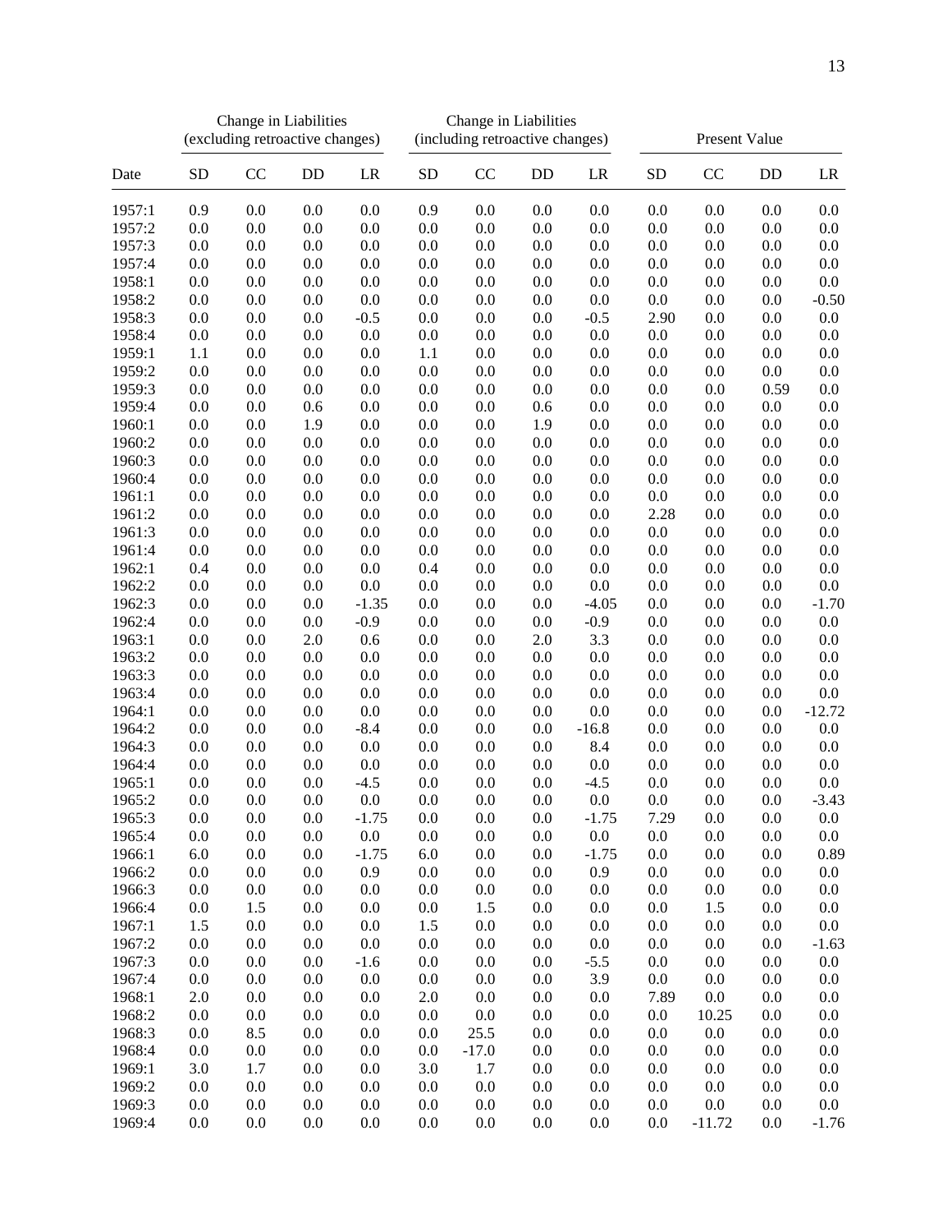| | Change in Liabilities (excluding retroactive changes) | | | | Change in Liabilities (including retroactive changes) | | | | Present Value | | | |
|---|---|---|---|---|---|---|---|---|---|---|---|---|
| Date | SD | CC | DD | LR | SD | CC | DD | LR | SD | CC | DD | LR |
| 1957:1 | 0.9 | 0.0 | 0.0 | 0.0 | 0.9 | 0.0 | 0.0 | 0.0 | 0.0 | 0.0 | 0.0 | 0.0 |
| 1957:2 | 0.0 | 0.0 | 0.0 | 0.0 | 0.0 | 0.0 | 0.0 | 0.0 | 0.0 | 0.0 | 0.0 | 0.0 |
| 1957:3 | 0.0 | 0.0 | 0.0 | 0.0 | 0.0 | 0.0 | 0.0 | 0.0 | 0.0 | 0.0 | 0.0 | 0.0 |
| 1957:4 | 0.0 | 0.0 | 0.0 | 0.0 | 0.0 | 0.0 | 0.0 | 0.0 | 0.0 | 0.0 | 0.0 | 0.0 |
| 1958:1 | 0.0 | 0.0 | 0.0 | 0.0 | 0.0 | 0.0 | 0.0 | 0.0 | 0.0 | 0.0 | 0.0 | 0.0 |
| 1958:2 | 0.0 | 0.0 | 0.0 | 0.0 | 0.0 | 0.0 | 0.0 | 0.0 | 0.0 | 0.0 | 0.0 | -0.50 |
| 1958:3 | 0.0 | 0.0 | 0.0 | -0.5 | 0.0 | 0.0 | 0.0 | -0.5 | 2.90 | 0.0 | 0.0 | 0.0 |
| 1958:4 | 0.0 | 0.0 | 0.0 | 0.0 | 0.0 | 0.0 | 0.0 | 0.0 | 0.0 | 0.0 | 0.0 | 0.0 |
| 1959:1 | 1.1 | 0.0 | 0.0 | 0.0 | 1.1 | 0.0 | 0.0 | 0.0 | 0.0 | 0.0 | 0.0 | 0.0 |
| 1959:2 | 0.0 | 0.0 | 0.0 | 0.0 | 0.0 | 0.0 | 0.0 | 0.0 | 0.0 | 0.0 | 0.0 | 0.0 |
| 1959:3 | 0.0 | 0.0 | 0.0 | 0.0 | 0.0 | 0.0 | 0.0 | 0.0 | 0.0 | 0.0 | 0.59 | 0.0 |
| 1959:4 | 0.0 | 0.0 | 0.6 | 0.0 | 0.0 | 0.0 | 0.6 | 0.0 | 0.0 | 0.0 | 0.0 | 0.0 |
| 1960:1 | 0.0 | 0.0 | 1.9 | 0.0 | 0.0 | 0.0 | 1.9 | 0.0 | 0.0 | 0.0 | 0.0 | 0.0 |
| 1960:2 | 0.0 | 0.0 | 0.0 | 0.0 | 0.0 | 0.0 | 0.0 | 0.0 | 0.0 | 0.0 | 0.0 | 0.0 |
| 1960:3 | 0.0 | 0.0 | 0.0 | 0.0 | 0.0 | 0.0 | 0.0 | 0.0 | 0.0 | 0.0 | 0.0 | 0.0 |
| 1960:4 | 0.0 | 0.0 | 0.0 | 0.0 | 0.0 | 0.0 | 0.0 | 0.0 | 0.0 | 0.0 | 0.0 | 0.0 |
| 1961:1 | 0.0 | 0.0 | 0.0 | 0.0 | 0.0 | 0.0 | 0.0 | 0.0 | 0.0 | 0.0 | 0.0 | 0.0 |
| 1961:2 | 0.0 | 0.0 | 0.0 | 0.0 | 0.0 | 0.0 | 0.0 | 0.0 | 2.28 | 0.0 | 0.0 | 0.0 |
| 1961:3 | 0.0 | 0.0 | 0.0 | 0.0 | 0.0 | 0.0 | 0.0 | 0.0 | 0.0 | 0.0 | 0.0 | 0.0 |
| 1961:4 | 0.0 | 0.0 | 0.0 | 0.0 | 0.0 | 0.0 | 0.0 | 0.0 | 0.0 | 0.0 | 0.0 | 0.0 |
| 1962:1 | 0.4 | 0.0 | 0.0 | 0.0 | 0.4 | 0.0 | 0.0 | 0.0 | 0.0 | 0.0 | 0.0 | 0.0 |
| 1962:2 | 0.0 | 0.0 | 0.0 | 0.0 | 0.0 | 0.0 | 0.0 | 0.0 | 0.0 | 0.0 | 0.0 | 0.0 |
| 1962:3 | 0.0 | 0.0 | 0.0 | -1.35 | 0.0 | 0.0 | 0.0 | -4.05 | 0.0 | 0.0 | 0.0 | -1.70 |
| 1962:4 | 0.0 | 0.0 | 0.0 | -0.9 | 0.0 | 0.0 | 0.0 | -0.9 | 0.0 | 0.0 | 0.0 | 0.0 |
| 1963:1 | 0.0 | 0.0 | 2.0 | 0.6 | 0.0 | 0.0 | 2.0 | 3.3 | 0.0 | 0.0 | 0.0 | 0.0 |
| 1963:2 | 0.0 | 0.0 | 0.0 | 0.0 | 0.0 | 0.0 | 0.0 | 0.0 | 0.0 | 0.0 | 0.0 | 0.0 |
| 1963:3 | 0.0 | 0.0 | 0.0 | 0.0 | 0.0 | 0.0 | 0.0 | 0.0 | 0.0 | 0.0 | 0.0 | 0.0 |
| 1963:4 | 0.0 | 0.0 | 0.0 | 0.0 | 0.0 | 0.0 | 0.0 | 0.0 | 0.0 | 0.0 | 0.0 | 0.0 |
| 1964:1 | 0.0 | 0.0 | 0.0 | 0.0 | 0.0 | 0.0 | 0.0 | 0.0 | 0.0 | 0.0 | 0.0 | -12.72 |
| 1964:2 | 0.0 | 0.0 | 0.0 | -8.4 | 0.0 | 0.0 | 0.0 | -16.8 | 0.0 | 0.0 | 0.0 | 0.0 |
| 1964:3 | 0.0 | 0.0 | 0.0 | 0.0 | 0.0 | 0.0 | 0.0 | 8.4 | 0.0 | 0.0 | 0.0 | 0.0 |
| 1964:4 | 0.0 | 0.0 | 0.0 | 0.0 | 0.0 | 0.0 | 0.0 | 0.0 | 0.0 | 0.0 | 0.0 | 0.0 |
| 1965:1 | 0.0 | 0.0 | 0.0 | -4.5 | 0.0 | 0.0 | 0.0 | -4.5 | 0.0 | 0.0 | 0.0 | 0.0 |
| 1965:2 | 0.0 | 0.0 | 0.0 | 0.0 | 0.0 | 0.0 | 0.0 | 0.0 | 0.0 | 0.0 | 0.0 | -3.43 |
| 1965:3 | 0.0 | 0.0 | 0.0 | -1.75 | 0.0 | 0.0 | 0.0 | -1.75 | 7.29 | 0.0 | 0.0 | 0.0 |
| 1965:4 | 0.0 | 0.0 | 0.0 | 0.0 | 0.0 | 0.0 | 0.0 | 0.0 | 0.0 | 0.0 | 0.0 | 0.0 |
| 1966:1 | 6.0 | 0.0 | 0.0 | -1.75 | 6.0 | 0.0 | 0.0 | -1.75 | 0.0 | 0.0 | 0.0 | 0.89 |
| 1966:2 | 0.0 | 0.0 | 0.0 | 0.9 | 0.0 | 0.0 | 0.0 | 0.9 | 0.0 | 0.0 | 0.0 | 0.0 |
| 1966:3 | 0.0 | 0.0 | 0.0 | 0.0 | 0.0 | 0.0 | 0.0 | 0.0 | 0.0 | 0.0 | 0.0 | 0.0 |
| 1966:4 | 0.0 | 1.5 | 0.0 | 0.0 | 0.0 | 1.5 | 0.0 | 0.0 | 0.0 | 1.5 | 0.0 | 0.0 |
| 1967:1 | 1.5 | 0.0 | 0.0 | 0.0 | 1.5 | 0.0 | 0.0 | 0.0 | 0.0 | 0.0 | 0.0 | 0.0 |
| 1967:2 | 0.0 | 0.0 | 0.0 | 0.0 | 0.0 | 0.0 | 0.0 | 0.0 | 0.0 | 0.0 | 0.0 | -1.63 |
| 1967:3 | 0.0 | 0.0 | 0.0 | -1.6 | 0.0 | 0.0 | 0.0 | -5.5 | 0.0 | 0.0 | 0.0 | 0.0 |
| 1967:4 | 0.0 | 0.0 | 0.0 | 0.0 | 0.0 | 0.0 | 0.0 | 3.9 | 0.0 | 0.0 | 0.0 | 0.0 |
| 1968:1 | 2.0 | 0.0 | 0.0 | 0.0 | 2.0 | 0.0 | 0.0 | 0.0 | 7.89 | 0.0 | 0.0 | 0.0 |
| 1968:2 | 0.0 | 0.0 | 0.0 | 0.0 | 0.0 | 0.0 | 0.0 | 0.0 | 0.0 | 10.25 | 0.0 | 0.0 |
| 1968:3 | 0.0 | 8.5 | 0.0 | 0.0 | 0.0 | 25.5 | 0.0 | 0.0 | 0.0 | 0.0 | 0.0 | 0.0 |
| 1968:4 | 0.0 | 0.0 | 0.0 | 0.0 | 0.0 | -17.0 | 0.0 | 0.0 | 0.0 | 0.0 | 0.0 | 0.0 |
| 1969:1 | 3.0 | 1.7 | 0.0 | 0.0 | 3.0 | 1.7 | 0.0 | 0.0 | 0.0 | 0.0 | 0.0 | 0.0 |
| 1969:2 | 0.0 | 0.0 | 0.0 | 0.0 | 0.0 | 0.0 | 0.0 | 0.0 | 0.0 | 0.0 | 0.0 | 0.0 |
| 1969:3 | 0.0 | 0.0 | 0.0 | 0.0 | 0.0 | 0.0 | 0.0 | 0.0 | 0.0 | 0.0 | 0.0 | 0.0 |
| 1969:4 | 0.0 | 0.0 | 0.0 | 0.0 | 0.0 | 0.0 | 0.0 | 0.0 | 0.0 | -11.72 | 0.0 | -1.76 |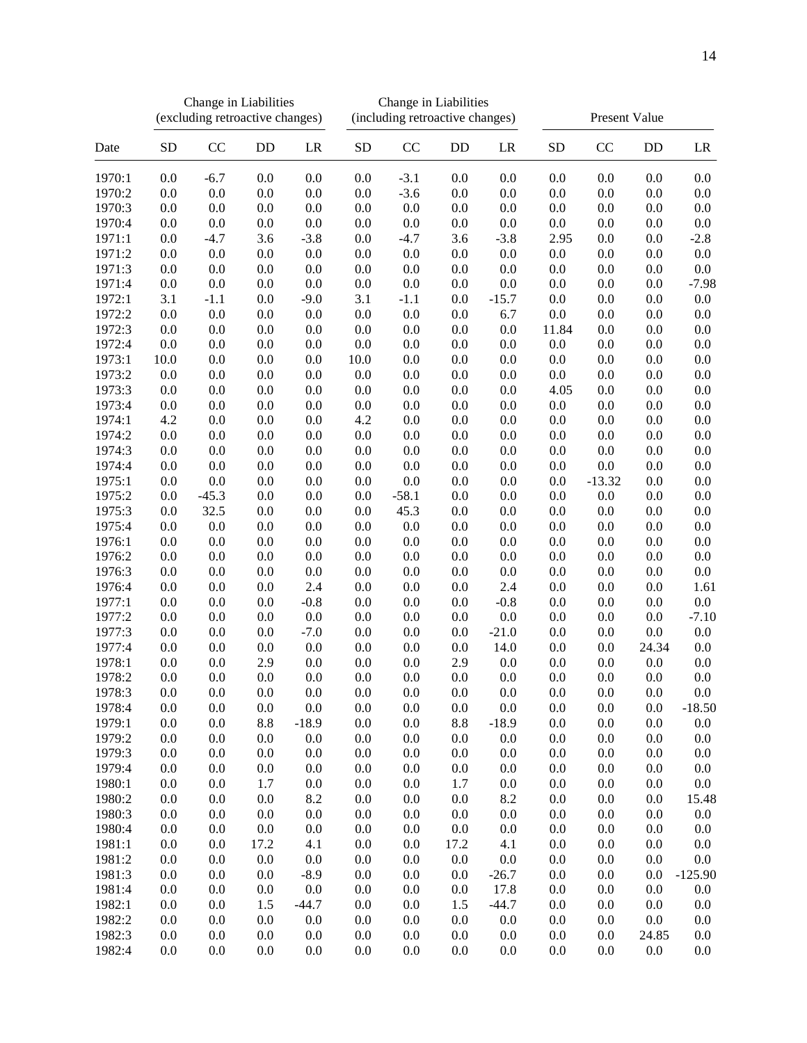| Date | Change in Liabilities (excluding retroactive changes) | | | | Change in Liabilities (including retroactive changes) | | | | Present Value | | | |
|---|---|---|---|---|---|---|---|---|---|---|---|---|
| | SD | CC | DD | LR | SD | CC | DD | LR | SD | CC | DD | LR |
| 1970:1 | 0.0 | -6.7 | 0.0 | 0.0 | 0.0 | -3.1 | 0.0 | 0.0 | 0.0 | 0.0 | 0.0 | 0.0 |
| 1970:2 | 0.0 | 0.0 | 0.0 | 0.0 | 0.0 | -3.6 | 0.0 | 0.0 | 0.0 | 0.0 | 0.0 | 0.0 |
| 1970:3 | 0.0 | 0.0 | 0.0 | 0.0 | 0.0 | 0.0 | 0.0 | 0.0 | 0.0 | 0.0 | 0.0 | 0.0 |
| 1970:4 | 0.0 | 0.0 | 0.0 | 0.0 | 0.0 | 0.0 | 0.0 | 0.0 | 0.0 | 0.0 | 0.0 | 0.0 |
| 1971:1 | 0.0 | -4.7 | 3.6 | -3.8 | 0.0 | -4.7 | 3.6 | -3.8 | 2.95 | 0.0 | 0.0 | -2.8 |
| 1971:2 | 0.0 | 0.0 | 0.0 | 0.0 | 0.0 | 0.0 | 0.0 | 0.0 | 0.0 | 0.0 | 0.0 | 0.0 |
| 1971:3 | 0.0 | 0.0 | 0.0 | 0.0 | 0.0 | 0.0 | 0.0 | 0.0 | 0.0 | 0.0 | 0.0 | 0.0 |
| 1971:4 | 0.0 | 0.0 | 0.0 | 0.0 | 0.0 | 0.0 | 0.0 | 0.0 | 0.0 | 0.0 | 0.0 | -7.98 |
| 1972:1 | 3.1 | -1.1 | 0.0 | -9.0 | 3.1 | -1.1 | 0.0 | -15.7 | 0.0 | 0.0 | 0.0 | 0.0 |
| 1972:2 | 0.0 | 0.0 | 0.0 | 0.0 | 0.0 | 0.0 | 0.0 | 6.7 | 0.0 | 0.0 | 0.0 | 0.0 |
| 1972:3 | 0.0 | 0.0 | 0.0 | 0.0 | 0.0 | 0.0 | 0.0 | 0.0 | 11.84 | 0.0 | 0.0 | 0.0 |
| 1972:4 | 0.0 | 0.0 | 0.0 | 0.0 | 0.0 | 0.0 | 0.0 | 0.0 | 0.0 | 0.0 | 0.0 | 0.0 |
| 1973:1 | 10.0 | 0.0 | 0.0 | 0.0 | 10.0 | 0.0 | 0.0 | 0.0 | 0.0 | 0.0 | 0.0 | 0.0 |
| 1973:2 | 0.0 | 0.0 | 0.0 | 0.0 | 0.0 | 0.0 | 0.0 | 0.0 | 0.0 | 0.0 | 0.0 | 0.0 |
| 1973:3 | 0.0 | 0.0 | 0.0 | 0.0 | 0.0 | 0.0 | 0.0 | 0.0 | 4.05 | 0.0 | 0.0 | 0.0 |
| 1973:4 | 0.0 | 0.0 | 0.0 | 0.0 | 0.0 | 0.0 | 0.0 | 0.0 | 0.0 | 0.0 | 0.0 | 0.0 |
| 1974:1 | 4.2 | 0.0 | 0.0 | 0.0 | 4.2 | 0.0 | 0.0 | 0.0 | 0.0 | 0.0 | 0.0 | 0.0 |
| 1974:2 | 0.0 | 0.0 | 0.0 | 0.0 | 0.0 | 0.0 | 0.0 | 0.0 | 0.0 | 0.0 | 0.0 | 0.0 |
| 1974:3 | 0.0 | 0.0 | 0.0 | 0.0 | 0.0 | 0.0 | 0.0 | 0.0 | 0.0 | 0.0 | 0.0 | 0.0 |
| 1974:4 | 0.0 | 0.0 | 0.0 | 0.0 | 0.0 | 0.0 | 0.0 | 0.0 | 0.0 | 0.0 | 0.0 | 0.0 |
| 1975:1 | 0.0 | 0.0 | 0.0 | 0.0 | 0.0 | 0.0 | 0.0 | 0.0 | 0.0 | -13.32 | 0.0 | 0.0 |
| 1975:2 | 0.0 | -45.3 | 0.0 | 0.0 | 0.0 | -58.1 | 0.0 | 0.0 | 0.0 | 0.0 | 0.0 | 0.0 |
| 1975:3 | 0.0 | 32.5 | 0.0 | 0.0 | 0.0 | 45.3 | 0.0 | 0.0 | 0.0 | 0.0 | 0.0 | 0.0 |
| 1975:4 | 0.0 | 0.0 | 0.0 | 0.0 | 0.0 | 0.0 | 0.0 | 0.0 | 0.0 | 0.0 | 0.0 | 0.0 |
| 1976:1 | 0.0 | 0.0 | 0.0 | 0.0 | 0.0 | 0.0 | 0.0 | 0.0 | 0.0 | 0.0 | 0.0 | 0.0 |
| 1976:2 | 0.0 | 0.0 | 0.0 | 0.0 | 0.0 | 0.0 | 0.0 | 0.0 | 0.0 | 0.0 | 0.0 | 0.0 |
| 1976:3 | 0.0 | 0.0 | 0.0 | 0.0 | 0.0 | 0.0 | 0.0 | 0.0 | 0.0 | 0.0 | 0.0 | 0.0 |
| 1976:4 | 0.0 | 0.0 | 0.0 | 2.4 | 0.0 | 0.0 | 0.0 | 2.4 | 0.0 | 0.0 | 0.0 | 1.61 |
| 1977:1 | 0.0 | 0.0 | 0.0 | -0.8 | 0.0 | 0.0 | 0.0 | -0.8 | 0.0 | 0.0 | 0.0 | 0.0 |
| 1977:2 | 0.0 | 0.0 | 0.0 | 0.0 | 0.0 | 0.0 | 0.0 | 0.0 | 0.0 | 0.0 | 0.0 | -7.10 |
| 1977:3 | 0.0 | 0.0 | 0.0 | -7.0 | 0.0 | 0.0 | 0.0 | -21.0 | 0.0 | 0.0 | 0.0 | 0.0 |
| 1977:4 | 0.0 | 0.0 | 0.0 | 0.0 | 0.0 | 0.0 | 0.0 | 14.0 | 0.0 | 0.0 | 24.34 | 0.0 |
| 1978:1 | 0.0 | 0.0 | 2.9 | 0.0 | 0.0 | 0.0 | 2.9 | 0.0 | 0.0 | 0.0 | 0.0 | 0.0 |
| 1978:2 | 0.0 | 0.0 | 0.0 | 0.0 | 0.0 | 0.0 | 0.0 | 0.0 | 0.0 | 0.0 | 0.0 | 0.0 |
| 1978:3 | 0.0 | 0.0 | 0.0 | 0.0 | 0.0 | 0.0 | 0.0 | 0.0 | 0.0 | 0.0 | 0.0 | 0.0 |
| 1978:4 | 0.0 | 0.0 | 0.0 | 0.0 | 0.0 | 0.0 | 0.0 | 0.0 | 0.0 | 0.0 | 0.0 | -18.50 |
| 1979:1 | 0.0 | 0.0 | 8.8 | -18.9 | 0.0 | 0.0 | 8.8 | -18.9 | 0.0 | 0.0 | 0.0 | 0.0 |
| 1979:2 | 0.0 | 0.0 | 0.0 | 0.0 | 0.0 | 0.0 | 0.0 | 0.0 | 0.0 | 0.0 | 0.0 | 0.0 |
| 1979:3 | 0.0 | 0.0 | 0.0 | 0.0 | 0.0 | 0.0 | 0.0 | 0.0 | 0.0 | 0.0 | 0.0 | 0.0 |
| 1979:4 | 0.0 | 0.0 | 0.0 | 0.0 | 0.0 | 0.0 | 0.0 | 0.0 | 0.0 | 0.0 | 0.0 | 0.0 |
| 1980:1 | 0.0 | 0.0 | 1.7 | 0.0 | 0.0 | 0.0 | 1.7 | 0.0 | 0.0 | 0.0 | 0.0 | 0.0 |
| 1980:2 | 0.0 | 0.0 | 0.0 | 8.2 | 0.0 | 0.0 | 0.0 | 8.2 | 0.0 | 0.0 | 0.0 | 15.48 |
| 1980:3 | 0.0 | 0.0 | 0.0 | 0.0 | 0.0 | 0.0 | 0.0 | 0.0 | 0.0 | 0.0 | 0.0 | 0.0 |
| 1980:4 | 0.0 | 0.0 | 0.0 | 0.0 | 0.0 | 0.0 | 0.0 | 0.0 | 0.0 | 0.0 | 0.0 | 0.0 |
| 1981:1 | 0.0 | 0.0 | 17.2 | 4.1 | 0.0 | 0.0 | 17.2 | 4.1 | 0.0 | 0.0 | 0.0 | 0.0 |
| 1981:2 | 0.0 | 0.0 | 0.0 | 0.0 | 0.0 | 0.0 | 0.0 | 0.0 | 0.0 | 0.0 | 0.0 | 0.0 |
| 1981:3 | 0.0 | 0.0 | 0.0 | -8.9 | 0.0 | 0.0 | 0.0 | -26.7 | 0.0 | 0.0 | 0.0 | -125.90 |
| 1981:4 | 0.0 | 0.0 | 0.0 | 0.0 | 0.0 | 0.0 | 0.0 | 17.8 | 0.0 | 0.0 | 0.0 | 0.0 |
| 1982:1 | 0.0 | 0.0 | 1.5 | -44.7 | 0.0 | 0.0 | 1.5 | -44.7 | 0.0 | 0.0 | 0.0 | 0.0 |
| 1982:2 | 0.0 | 0.0 | 0.0 | 0.0 | 0.0 | 0.0 | 0.0 | 0.0 | 0.0 | 0.0 | 0.0 | 0.0 |
| 1982:3 | 0.0 | 0.0 | 0.0 | 0.0 | 0.0 | 0.0 | 0.0 | 0.0 | 0.0 | 0.0 | 24.85 | 0.0 |
| 1982:4 | 0.0 | 0.0 | 0.0 | 0.0 | 0.0 | 0.0 | 0.0 | 0.0 | 0.0 | 0.0 | 0.0 | 0.0 |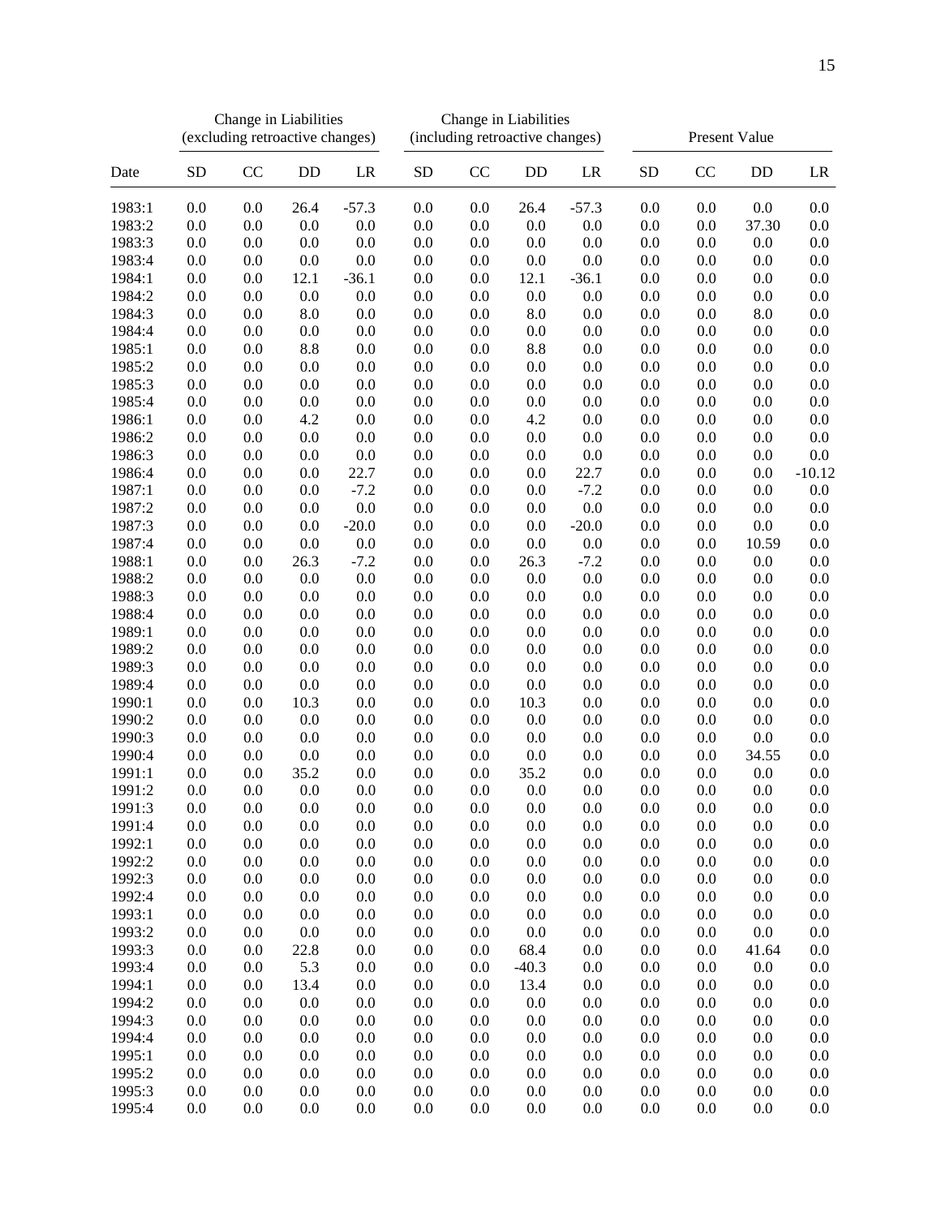| Date | Change in Liabilities (excluding retroactive changes) | | | | Change in Liabilities (including retroactive changes) | | | | Present Value | | | |
|---|---|---|---|---|---|---|---|---|---|---|---|---|
| | SD | CC | DD | LR | SD | CC | DD | LR | SD | CC | DD | LR |
| 1983:1 | 0.0 | 0.0 | 26.4 | -57.3 | 0.0 | 0.0 | 26.4 | -57.3 | 0.0 | 0.0 | 0.0 | 0.0 |
| 1983:2 | 0.0 | 0.0 | 0.0 | 0.0 | 0.0 | 0.0 | 0.0 | 0.0 | 0.0 | 0.0 | 37.30 | 0.0 |
| 1983:3 | 0.0 | 0.0 | 0.0 | 0.0 | 0.0 | 0.0 | 0.0 | 0.0 | 0.0 | 0.0 | 0.0 | 0.0 |
| 1983:4 | 0.0 | 0.0 | 0.0 | 0.0 | 0.0 | 0.0 | 0.0 | 0.0 | 0.0 | 0.0 | 0.0 | 0.0 |
| 1984:1 | 0.0 | 0.0 | 12.1 | -36.1 | 0.0 | 0.0 | 12.1 | -36.1 | 0.0 | 0.0 | 0.0 | 0.0 |
| 1984:2 | 0.0 | 0.0 | 0.0 | 0.0 | 0.0 | 0.0 | 0.0 | 0.0 | 0.0 | 0.0 | 0.0 | 0.0 |
| 1984:3 | 0.0 | 0.0 | 8.0 | 0.0 | 0.0 | 0.0 | 8.0 | 0.0 | 0.0 | 0.0 | 8.0 | 0.0 |
| 1984:4 | 0.0 | 0.0 | 0.0 | 0.0 | 0.0 | 0.0 | 0.0 | 0.0 | 0.0 | 0.0 | 0.0 | 0.0 |
| 1985:1 | 0.0 | 0.0 | 8.8 | 0.0 | 0.0 | 0.0 | 8.8 | 0.0 | 0.0 | 0.0 | 0.0 | 0.0 |
| 1985:2 | 0.0 | 0.0 | 0.0 | 0.0 | 0.0 | 0.0 | 0.0 | 0.0 | 0.0 | 0.0 | 0.0 | 0.0 |
| 1985:3 | 0.0 | 0.0 | 0.0 | 0.0 | 0.0 | 0.0 | 0.0 | 0.0 | 0.0 | 0.0 | 0.0 | 0.0 |
| 1985:4 | 0.0 | 0.0 | 0.0 | 0.0 | 0.0 | 0.0 | 0.0 | 0.0 | 0.0 | 0.0 | 0.0 | 0.0 |
| 1986:1 | 0.0 | 0.0 | 4.2 | 0.0 | 0.0 | 0.0 | 4.2 | 0.0 | 0.0 | 0.0 | 0.0 | 0.0 |
| 1986:2 | 0.0 | 0.0 | 0.0 | 0.0 | 0.0 | 0.0 | 0.0 | 0.0 | 0.0 | 0.0 | 0.0 | 0.0 |
| 1986:3 | 0.0 | 0.0 | 0.0 | 0.0 | 0.0 | 0.0 | 0.0 | 0.0 | 0.0 | 0.0 | 0.0 | 0.0 |
| 1986:4 | 0.0 | 0.0 | 0.0 | 22.7 | 0.0 | 0.0 | 0.0 | 22.7 | 0.0 | 0.0 | 0.0 | -10.12 |
| 1987:1 | 0.0 | 0.0 | 0.0 | -7.2 | 0.0 | 0.0 | 0.0 | -7.2 | 0.0 | 0.0 | 0.0 | 0.0 |
| 1987:2 | 0.0 | 0.0 | 0.0 | 0.0 | 0.0 | 0.0 | 0.0 | 0.0 | 0.0 | 0.0 | 0.0 | 0.0 |
| 1987:3 | 0.0 | 0.0 | 0.0 | -20.0 | 0.0 | 0.0 | 0.0 | -20.0 | 0.0 | 0.0 | 0.0 | 0.0 |
| 1987:4 | 0.0 | 0.0 | 0.0 | 0.0 | 0.0 | 0.0 | 0.0 | 0.0 | 0.0 | 0.0 | 10.59 | 0.0 |
| 1988:1 | 0.0 | 0.0 | 26.3 | -7.2 | 0.0 | 0.0 | 26.3 | -7.2 | 0.0 | 0.0 | 0.0 | 0.0 |
| 1988:2 | 0.0 | 0.0 | 0.0 | 0.0 | 0.0 | 0.0 | 0.0 | 0.0 | 0.0 | 0.0 | 0.0 | 0.0 |
| 1988:3 | 0.0 | 0.0 | 0.0 | 0.0 | 0.0 | 0.0 | 0.0 | 0.0 | 0.0 | 0.0 | 0.0 | 0.0 |
| 1988:4 | 0.0 | 0.0 | 0.0 | 0.0 | 0.0 | 0.0 | 0.0 | 0.0 | 0.0 | 0.0 | 0.0 | 0.0 |
| 1989:1 | 0.0 | 0.0 | 0.0 | 0.0 | 0.0 | 0.0 | 0.0 | 0.0 | 0.0 | 0.0 | 0.0 | 0.0 |
| 1989:2 | 0.0 | 0.0 | 0.0 | 0.0 | 0.0 | 0.0 | 0.0 | 0.0 | 0.0 | 0.0 | 0.0 | 0.0 |
| 1989:3 | 0.0 | 0.0 | 0.0 | 0.0 | 0.0 | 0.0 | 0.0 | 0.0 | 0.0 | 0.0 | 0.0 | 0.0 |
| 1989:4 | 0.0 | 0.0 | 0.0 | 0.0 | 0.0 | 0.0 | 0.0 | 0.0 | 0.0 | 0.0 | 0.0 | 0.0 |
| 1990:1 | 0.0 | 0.0 | 10.3 | 0.0 | 0.0 | 0.0 | 10.3 | 0.0 | 0.0 | 0.0 | 0.0 | 0.0 |
| 1990:2 | 0.0 | 0.0 | 0.0 | 0.0 | 0.0 | 0.0 | 0.0 | 0.0 | 0.0 | 0.0 | 0.0 | 0.0 |
| 1990:3 | 0.0 | 0.0 | 0.0 | 0.0 | 0.0 | 0.0 | 0.0 | 0.0 | 0.0 | 0.0 | 0.0 | 0.0 |
| 1990:4 | 0.0 | 0.0 | 0.0 | 0.0 | 0.0 | 0.0 | 0.0 | 0.0 | 0.0 | 0.0 | 34.55 | 0.0 |
| 1991:1 | 0.0 | 0.0 | 35.2 | 0.0 | 0.0 | 0.0 | 35.2 | 0.0 | 0.0 | 0.0 | 0.0 | 0.0 |
| 1991:2 | 0.0 | 0.0 | 0.0 | 0.0 | 0.0 | 0.0 | 0.0 | 0.0 | 0.0 | 0.0 | 0.0 | 0.0 |
| 1991:3 | 0.0 | 0.0 | 0.0 | 0.0 | 0.0 | 0.0 | 0.0 | 0.0 | 0.0 | 0.0 | 0.0 | 0.0 |
| 1991:4 | 0.0 | 0.0 | 0.0 | 0.0 | 0.0 | 0.0 | 0.0 | 0.0 | 0.0 | 0.0 | 0.0 | 0.0 |
| 1992:1 | 0.0 | 0.0 | 0.0 | 0.0 | 0.0 | 0.0 | 0.0 | 0.0 | 0.0 | 0.0 | 0.0 | 0.0 |
| 1992:2 | 0.0 | 0.0 | 0.0 | 0.0 | 0.0 | 0.0 | 0.0 | 0.0 | 0.0 | 0.0 | 0.0 | 0.0 |
| 1992:3 | 0.0 | 0.0 | 0.0 | 0.0 | 0.0 | 0.0 | 0.0 | 0.0 | 0.0 | 0.0 | 0.0 | 0.0 |
| 1992:4 | 0.0 | 0.0 | 0.0 | 0.0 | 0.0 | 0.0 | 0.0 | 0.0 | 0.0 | 0.0 | 0.0 | 0.0 |
| 1993:1 | 0.0 | 0.0 | 0.0 | 0.0 | 0.0 | 0.0 | 0.0 | 0.0 | 0.0 | 0.0 | 0.0 | 0.0 |
| 1993:2 | 0.0 | 0.0 | 0.0 | 0.0 | 0.0 | 0.0 | 0.0 | 0.0 | 0.0 | 0.0 | 0.0 | 0.0 |
| 1993:3 | 0.0 | 0.0 | 22.8 | 0.0 | 0.0 | 0.0 | 68.4 | 0.0 | 0.0 | 0.0 | 41.64 | 0.0 |
| 1993:4 | 0.0 | 0.0 | 5.3 | 0.0 | 0.0 | 0.0 | -40.3 | 0.0 | 0.0 | 0.0 | 0.0 | 0.0 |
| 1994:1 | 0.0 | 0.0 | 13.4 | 0.0 | 0.0 | 0.0 | 13.4 | 0.0 | 0.0 | 0.0 | 0.0 | 0.0 |
| 1994:2 | 0.0 | 0.0 | 0.0 | 0.0 | 0.0 | 0.0 | 0.0 | 0.0 | 0.0 | 0.0 | 0.0 | 0.0 |
| 1994:3 | 0.0 | 0.0 | 0.0 | 0.0 | 0.0 | 0.0 | 0.0 | 0.0 | 0.0 | 0.0 | 0.0 | 0.0 |
| 1994:4 | 0.0 | 0.0 | 0.0 | 0.0 | 0.0 | 0.0 | 0.0 | 0.0 | 0.0 | 0.0 | 0.0 | 0.0 |
| 1995:1 | 0.0 | 0.0 | 0.0 | 0.0 | 0.0 | 0.0 | 0.0 | 0.0 | 0.0 | 0.0 | 0.0 | 0.0 |
| 1995:2 | 0.0 | 0.0 | 0.0 | 0.0 | 0.0 | 0.0 | 0.0 | 0.0 | 0.0 | 0.0 | 0.0 | 0.0 |
| 1995:3 | 0.0 | 0.0 | 0.0 | 0.0 | 0.0 | 0.0 | 0.0 | 0.0 | 0.0 | 0.0 | 0.0 | 0.0 |
| 1995:4 | 0.0 | 0.0 | 0.0 | 0.0 | 0.0 | 0.0 | 0.0 | 0.0 | 0.0 | 0.0 | 0.0 | 0.0 |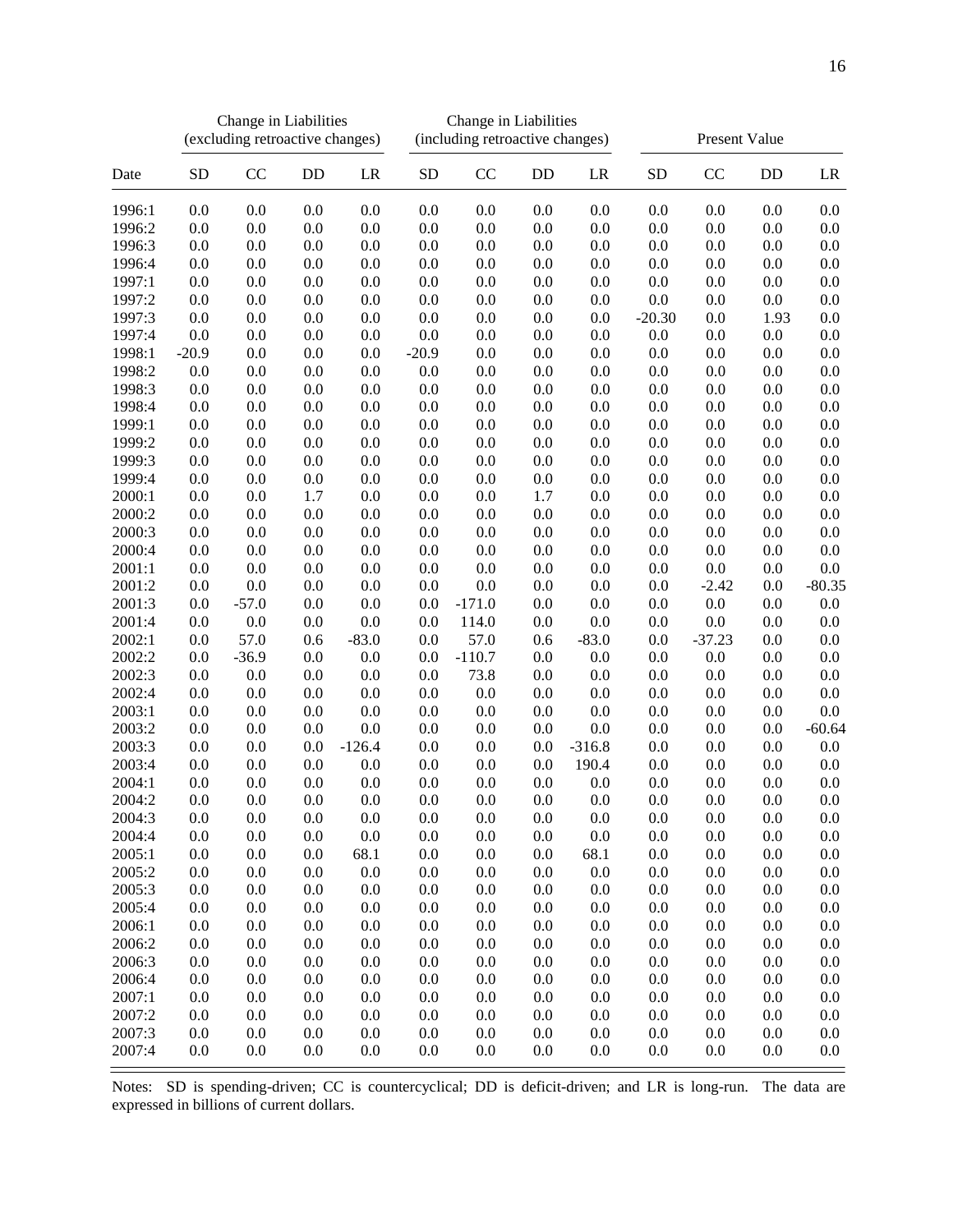| | Change in Liabilities (excluding retroactive changes) | | | | Change in Liabilities (including retroactive changes) | | | | Present Value | | | |
|---|---|---|---|---|---|---|---|---|---|---|---|---|
| Date | SD | CC | DD | LR | SD | CC | DD | LR | SD | CC | DD | LR |
| 1996:1 | 0.0 | 0.0 | 0.0 | 0.0 | 0.0 | 0.0 | 0.0 | 0.0 | 0.0 | 0.0 | 0.0 | 0.0 |
| 1996:2 | 0.0 | 0.0 | 0.0 | 0.0 | 0.0 | 0.0 | 0.0 | 0.0 | 0.0 | 0.0 | 0.0 | 0.0 |
| 1996:3 | 0.0 | 0.0 | 0.0 | 0.0 | 0.0 | 0.0 | 0.0 | 0.0 | 0.0 | 0.0 | 0.0 | 0.0 |
| 1996:4 | 0.0 | 0.0 | 0.0 | 0.0 | 0.0 | 0.0 | 0.0 | 0.0 | 0.0 | 0.0 | 0.0 | 0.0 |
| 1997:1 | 0.0 | 0.0 | 0.0 | 0.0 | 0.0 | 0.0 | 0.0 | 0.0 | 0.0 | 0.0 | 0.0 | 0.0 |
| 1997:2 | 0.0 | 0.0 | 0.0 | 0.0 | 0.0 | 0.0 | 0.0 | 0.0 | 0.0 | 0.0 | 0.0 | 0.0 |
| 1997:3 | 0.0 | 0.0 | 0.0 | 0.0 | 0.0 | 0.0 | 0.0 | 0.0 | -20.30 | 0.0 | 1.93 | 0.0 |
| 1997:4 | 0.0 | 0.0 | 0.0 | 0.0 | 0.0 | 0.0 | 0.0 | 0.0 | 0.0 | 0.0 | 0.0 | 0.0 |
| 1998:1 | -20.9 | 0.0 | 0.0 | 0.0 | -20.9 | 0.0 | 0.0 | 0.0 | 0.0 | 0.0 | 0.0 | 0.0 |
| 1998:2 | 0.0 | 0.0 | 0.0 | 0.0 | 0.0 | 0.0 | 0.0 | 0.0 | 0.0 | 0.0 | 0.0 | 0.0 |
| 1998:3 | 0.0 | 0.0 | 0.0 | 0.0 | 0.0 | 0.0 | 0.0 | 0.0 | 0.0 | 0.0 | 0.0 | 0.0 |
| 1998:4 | 0.0 | 0.0 | 0.0 | 0.0 | 0.0 | 0.0 | 0.0 | 0.0 | 0.0 | 0.0 | 0.0 | 0.0 |
| 1999:1 | 0.0 | 0.0 | 0.0 | 0.0 | 0.0 | 0.0 | 0.0 | 0.0 | 0.0 | 0.0 | 0.0 | 0.0 |
| 1999:2 | 0.0 | 0.0 | 0.0 | 0.0 | 0.0 | 0.0 | 0.0 | 0.0 | 0.0 | 0.0 | 0.0 | 0.0 |
| 1999:3 | 0.0 | 0.0 | 0.0 | 0.0 | 0.0 | 0.0 | 0.0 | 0.0 | 0.0 | 0.0 | 0.0 | 0.0 |
| 1999:4 | 0.0 | 0.0 | 0.0 | 0.0 | 0.0 | 0.0 | 0.0 | 0.0 | 0.0 | 0.0 | 0.0 | 0.0 |
| 2000:1 | 0.0 | 0.0 | 1.7 | 0.0 | 0.0 | 0.0 | 1.7 | 0.0 | 0.0 | 0.0 | 0.0 | 0.0 |
| 2000:2 | 0.0 | 0.0 | 0.0 | 0.0 | 0.0 | 0.0 | 0.0 | 0.0 | 0.0 | 0.0 | 0.0 | 0.0 |
| 2000:3 | 0.0 | 0.0 | 0.0 | 0.0 | 0.0 | 0.0 | 0.0 | 0.0 | 0.0 | 0.0 | 0.0 | 0.0 |
| 2000:4 | 0.0 | 0.0 | 0.0 | 0.0 | 0.0 | 0.0 | 0.0 | 0.0 | 0.0 | 0.0 | 0.0 | 0.0 |
| 2001:1 | 0.0 | 0.0 | 0.0 | 0.0 | 0.0 | 0.0 | 0.0 | 0.0 | 0.0 | 0.0 | 0.0 | 0.0 |
| 2001:2 | 0.0 | 0.0 | 0.0 | 0.0 | 0.0 | 0.0 | 0.0 | 0.0 | 0.0 | -2.42 | 0.0 | -80.35 |
| 2001:3 | 0.0 | -57.0 | 0.0 | 0.0 | 0.0 | -171.0 | 0.0 | 0.0 | 0.0 | 0.0 | 0.0 | 0.0 |
| 2001:4 | 0.0 | 0.0 | 0.0 | 0.0 | 0.0 | 114.0 | 0.0 | 0.0 | 0.0 | 0.0 | 0.0 | 0.0 |
| 2002:1 | 0.0 | 57.0 | 0.6 | -83.0 | 0.0 | 57.0 | 0.6 | -83.0 | 0.0 | -37.23 | 0.0 | 0.0 |
| 2002:2 | 0.0 | -36.9 | 0.0 | 0.0 | 0.0 | -110.7 | 0.0 | 0.0 | 0.0 | 0.0 | 0.0 | 0.0 |
| 2002:3 | 0.0 | 0.0 | 0.0 | 0.0 | 0.0 | 73.8 | 0.0 | 0.0 | 0.0 | 0.0 | 0.0 | 0.0 |
| 2002:4 | 0.0 | 0.0 | 0.0 | 0.0 | 0.0 | 0.0 | 0.0 | 0.0 | 0.0 | 0.0 | 0.0 | 0.0 |
| 2003:1 | 0.0 | 0.0 | 0.0 | 0.0 | 0.0 | 0.0 | 0.0 | 0.0 | 0.0 | 0.0 | 0.0 | 0.0 |
| 2003:2 | 0.0 | 0.0 | 0.0 | 0.0 | 0.0 | 0.0 | 0.0 | 0.0 | 0.0 | 0.0 | 0.0 | -60.64 |
| 2003:3 | 0.0 | 0.0 | 0.0 | -126.4 | 0.0 | 0.0 | 0.0 | -316.8 | 0.0 | 0.0 | 0.0 | 0.0 |
| 2003:4 | 0.0 | 0.0 | 0.0 | 0.0 | 0.0 | 0.0 | 0.0 | 190.4 | 0.0 | 0.0 | 0.0 | 0.0 |
| 2004:1 | 0.0 | 0.0 | 0.0 | 0.0 | 0.0 | 0.0 | 0.0 | 0.0 | 0.0 | 0.0 | 0.0 | 0.0 |
| 2004:2 | 0.0 | 0.0 | 0.0 | 0.0 | 0.0 | 0.0 | 0.0 | 0.0 | 0.0 | 0.0 | 0.0 | 0.0 |
| 2004:3 | 0.0 | 0.0 | 0.0 | 0.0 | 0.0 | 0.0 | 0.0 | 0.0 | 0.0 | 0.0 | 0.0 | 0.0 |
| 2004:4 | 0.0 | 0.0 | 0.0 | 0.0 | 0.0 | 0.0 | 0.0 | 0.0 | 0.0 | 0.0 | 0.0 | 0.0 |
| 2005:1 | 0.0 | 0.0 | 0.0 | 68.1 | 0.0 | 0.0 | 0.0 | 68.1 | 0.0 | 0.0 | 0.0 | 0.0 |
| 2005:2 | 0.0 | 0.0 | 0.0 | 0.0 | 0.0 | 0.0 | 0.0 | 0.0 | 0.0 | 0.0 | 0.0 | 0.0 |
| 2005:3 | 0.0 | 0.0 | 0.0 | 0.0 | 0.0 | 0.0 | 0.0 | 0.0 | 0.0 | 0.0 | 0.0 | 0.0 |
| 2005:4 | 0.0 | 0.0 | 0.0 | 0.0 | 0.0 | 0.0 | 0.0 | 0.0 | 0.0 | 0.0 | 0.0 | 0.0 |
| 2006:1 | 0.0 | 0.0 | 0.0 | 0.0 | 0.0 | 0.0 | 0.0 | 0.0 | 0.0 | 0.0 | 0.0 | 0.0 |
| 2006:2 | 0.0 | 0.0 | 0.0 | 0.0 | 0.0 | 0.0 | 0.0 | 0.0 | 0.0 | 0.0 | 0.0 | 0.0 |
| 2006:3 | 0.0 | 0.0 | 0.0 | 0.0 | 0.0 | 0.0 | 0.0 | 0.0 | 0.0 | 0.0 | 0.0 | 0.0 |
| 2006:4 | 0.0 | 0.0 | 0.0 | 0.0 | 0.0 | 0.0 | 0.0 | 0.0 | 0.0 | 0.0 | 0.0 | 0.0 |
| 2007:1 | 0.0 | 0.0 | 0.0 | 0.0 | 0.0 | 0.0 | 0.0 | 0.0 | 0.0 | 0.0 | 0.0 | 0.0 |
| 2007:2 | 0.0 | 0.0 | 0.0 | 0.0 | 0.0 | 0.0 | 0.0 | 0.0 | 0.0 | 0.0 | 0.0 | 0.0 |
| 2007:3 | 0.0 | 0.0 | 0.0 | 0.0 | 0.0 | 0.0 | 0.0 | 0.0 | 0.0 | 0.0 | 0.0 | 0.0 |
| 2007:4 | 0.0 | 0.0 | 0.0 | 0.0 | 0.0 | 0.0 | 0.0 | 0.0 | 0.0 | 0.0 | 0.0 | 0.0 |

Notes: SD is spending-driven; CC is countercyclical; DD is deficit-driven; and LR is long-run. The data are expressed in billions of current dollars.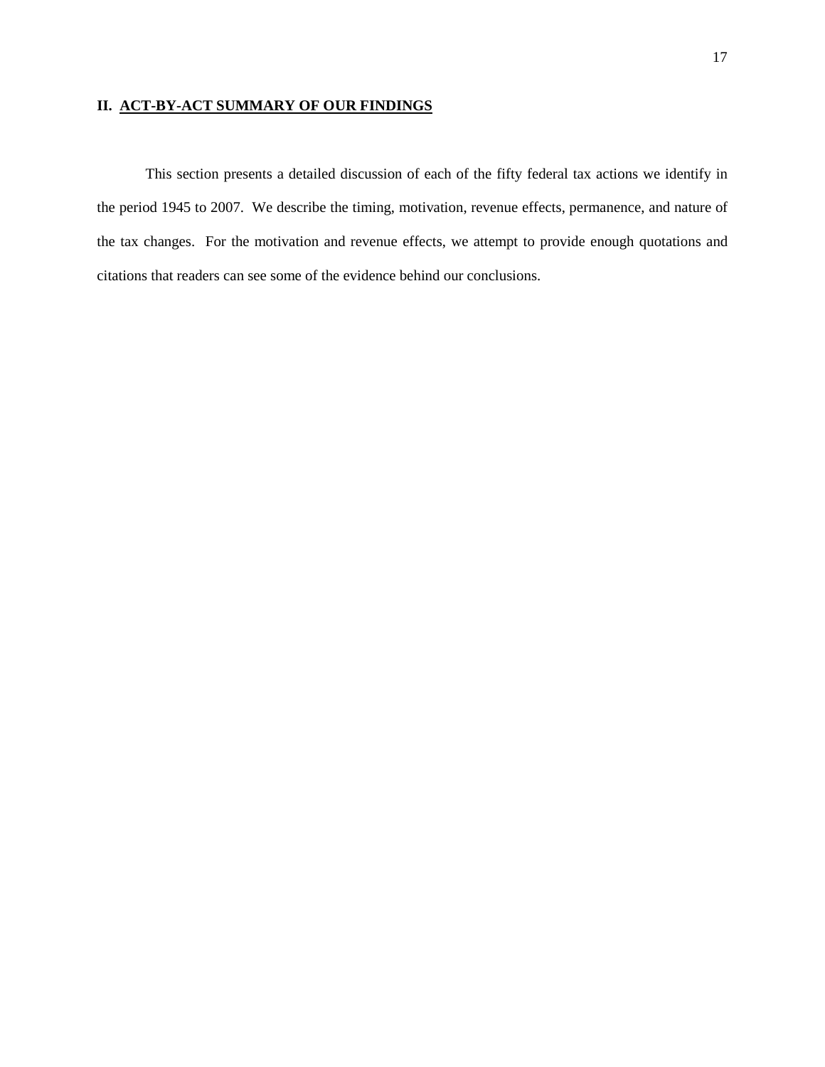## II. ACT-BY-ACT SUMMARY OF OUR FINDINGS

This section presents a detailed discussion of each of the fifty federal tax actions we identify in the period 1945 to 2007. We describe the timing, motivation, revenue effects, permanence, and nature of the tax changes. For the motivation and revenue effects, we attempt to provide enough quotations and citations that readers can see some of the evidence behind our conclusions.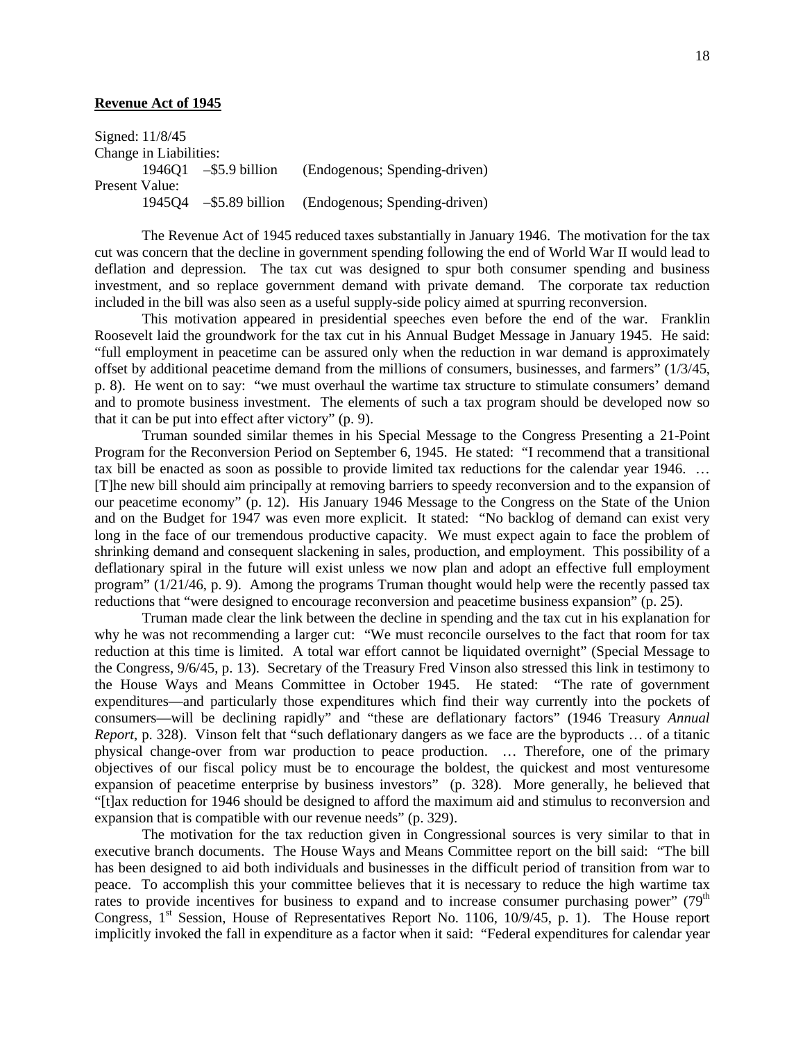**Revenue Act of 1945**

Signed: 11/8/45
Change in Liabilities:
    1946Q1  –$5.9 billion    (Endogenous; Spending-driven)
Present Value:
    1945Q4  –$5.89 billion    (Endogenous; Spending-driven)

The Revenue Act of 1945 reduced taxes substantially in January 1946. The motivation for the tax cut was concern that the decline in government spending following the end of World War II would lead to deflation and depression. The tax cut was designed to spur both consumer spending and business investment, and so replace government demand with private demand. The corporate tax reduction included in the bill was also seen as a useful supply-side policy aimed at spurring reconversion.

This motivation appeared in presidential speeches even before the end of the war. Franklin Roosevelt laid the groundwork for the tax cut in his Annual Budget Message in January 1945. He said: "full employment in peacetime can be assured only when the reduction in war demand is approximately offset by additional peacetime demand from the millions of consumers, businesses, and farmers" (1/3/45, p. 8). He went on to say: "we must overhaul the wartime tax structure to stimulate consumers' demand and to promote business investment. The elements of such a tax program should be developed now so that it can be put into effect after victory" (p. 9).

Truman sounded similar themes in his Special Message to the Congress Presenting a 21-Point Program for the Reconversion Period on September 6, 1945. He stated: "I recommend that a transitional tax bill be enacted as soon as possible to provide limited tax reductions for the calendar year 1946. … [T]he new bill should aim principally at removing barriers to speedy reconversion and to the expansion of our peacetime economy" (p. 12). His January 1946 Message to the Congress on the State of the Union and on the Budget for 1947 was even more explicit. It stated: "No backlog of demand can exist very long in the face of our tremendous productive capacity. We must expect again to face the problem of shrinking demand and consequent slackening in sales, production, and employment. This possibility of a deflationary spiral in the future will exist unless we now plan and adopt an effective full employment program" (1/21/46, p. 9). Among the programs Truman thought would help were the recently passed tax reductions that "were designed to encourage reconversion and peacetime business expansion" (p. 25).

Truman made clear the link between the decline in spending and the tax cut in his explanation for why he was not recommending a larger cut: "We must reconcile ourselves to the fact that room for tax reduction at this time is limited. A total war effort cannot be liquidated overnight" (Special Message to the Congress, 9/6/45, p. 13). Secretary of the Treasury Fred Vinson also stressed this link in testimony to the House Ways and Means Committee in October 1945. He stated: "The rate of government expenditures—and particularly those expenditures which find their way currently into the pockets of consumers—will be declining rapidly" and "these are deflationary factors" (1946 Treasury *Annual Report*, p. 328). Vinson felt that "such deflationary dangers as we face are the byproducts … of a titanic physical change-over from war production to peace production. … Therefore, one of the primary objectives of our fiscal policy must be to encourage the boldest, the quickest and most venturesome expansion of peacetime enterprise by business investors" (p. 328). More generally, he believed that "[t]ax reduction for 1946 should be designed to afford the maximum aid and stimulus to reconversion and expansion that is compatible with our revenue needs" (p. 329).

The motivation for the tax reduction given in Congressional sources is very similar to that in executive branch documents. The House Ways and Means Committee report on the bill said: "The bill has been designed to aid both individuals and businesses in the difficult period of transition from war to peace. To accomplish this your committee believes that it is necessary to reduce the high wartime tax rates to provide incentives for business to expand and to increase consumer purchasing power" (79th Congress, 1st Session, House of Representatives Report No. 1106, 10/9/45, p. 1). The House report implicitly invoked the fall in expenditure as a factor when it said: "Federal expenditures for calendar year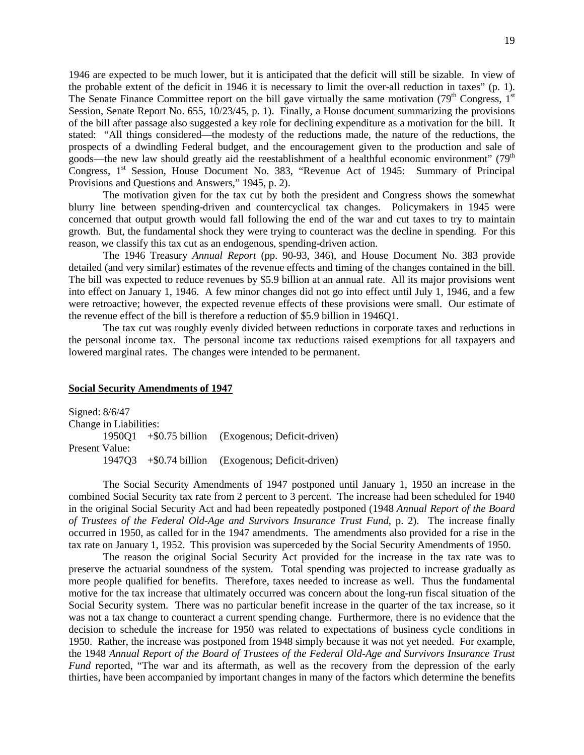1946 are expected to be much lower, but it is anticipated that the deficit will still be sizable. In view of the probable extent of the deficit in 1946 it is necessary to limit the over-all reduction in taxes" (p. 1). The Senate Finance Committee report on the bill gave virtually the same motivation (79th Congress, 1st Session, Senate Report No. 655, 10/23/45, p. 1). Finally, a House document summarizing the provisions of the bill after passage also suggested a key role for declining expenditure as a motivation for the bill. It stated: "All things considered—the modesty of the reductions made, the nature of the reductions, the prospects of a dwindling Federal budget, and the encouragement given to the production and sale of goods—the new law should greatly aid the reestablishment of a healthful economic environment" (79th Congress, 1st Session, House Document No. 383, "Revenue Act of 1945: Summary of Principal Provisions and Questions and Answers," 1945, p. 2).

The motivation given for the tax cut by both the president and Congress shows the somewhat blurry line between spending-driven and countercyclical tax changes. Policymakers in 1945 were concerned that output growth would fall following the end of the war and cut taxes to try to maintain growth. But, the fundamental shock they were trying to counteract was the decline in spending. For this reason, we classify this tax cut as an endogenous, spending-driven action.

The 1946 Treasury *Annual Report* (pp. 90-93, 346), and House Document No. 383 provide detailed (and very similar) estimates of the revenue effects and timing of the changes contained in the bill. The bill was expected to reduce revenues by \$5.9 billion at an annual rate. All its major provisions went into effect on January 1, 1946. A few minor changes did not go into effect until July 1, 1946, and a few were retroactive; however, the expected revenue effects of these provisions were small. Our estimate of the revenue effect of the bill is therefore a reduction of \$5.9 billion in 1946Q1.

The tax cut was roughly evenly divided between reductions in corporate taxes and reductions in the personal income tax. The personal income tax reductions raised exemptions for all taxpayers and lowered marginal rates. The changes were intended to be permanent.

## Social Security Amendments of 1947

Signed: 8/6/47
Change in Liabilities:
 1950Q1 +\$0.75 billion (Exogenous; Deficit-driven)
Present Value:
 1947Q3 +\$0.74 billion (Exogenous; Deficit-driven)

The Social Security Amendments of 1947 postponed until January 1, 1950 an increase in the combined Social Security tax rate from 2 percent to 3 percent. The increase had been scheduled for 1940 in the original Social Security Act and had been repeatedly postponed (1948 *Annual Report of the Board of Trustees of the Federal Old-Age and Survivors Insurance Trust Fund*, p. 2). The increase finally occurred in 1950, as called for in the 1947 amendments. The amendments also provided for a rise in the tax rate on January 1, 1952. This provision was superceded by the Social Security Amendments of 1950.

The reason the original Social Security Act provided for the increase in the tax rate was to preserve the actuarial soundness of the system. Total spending was projected to increase gradually as more people qualified for benefits. Therefore, taxes needed to increase as well. Thus the fundamental motive for the tax increase that ultimately occurred was concern about the long-run fiscal situation of the Social Security system. There was no particular benefit increase in the quarter of the tax increase, so it was not a tax change to counteract a current spending change. Furthermore, there is no evidence that the decision to schedule the increase for 1950 was related to expectations of business cycle conditions in 1950. Rather, the increase was postponed from 1948 simply because it was not yet needed. For example, the 1948 *Annual Report of the Board of Trustees of the Federal Old-Age and Survivors Insurance Trust Fund* reported, "The war and its aftermath, as well as the recovery from the depression of the early thirties, have been accompanied by important changes in many of the factors which determine the benefits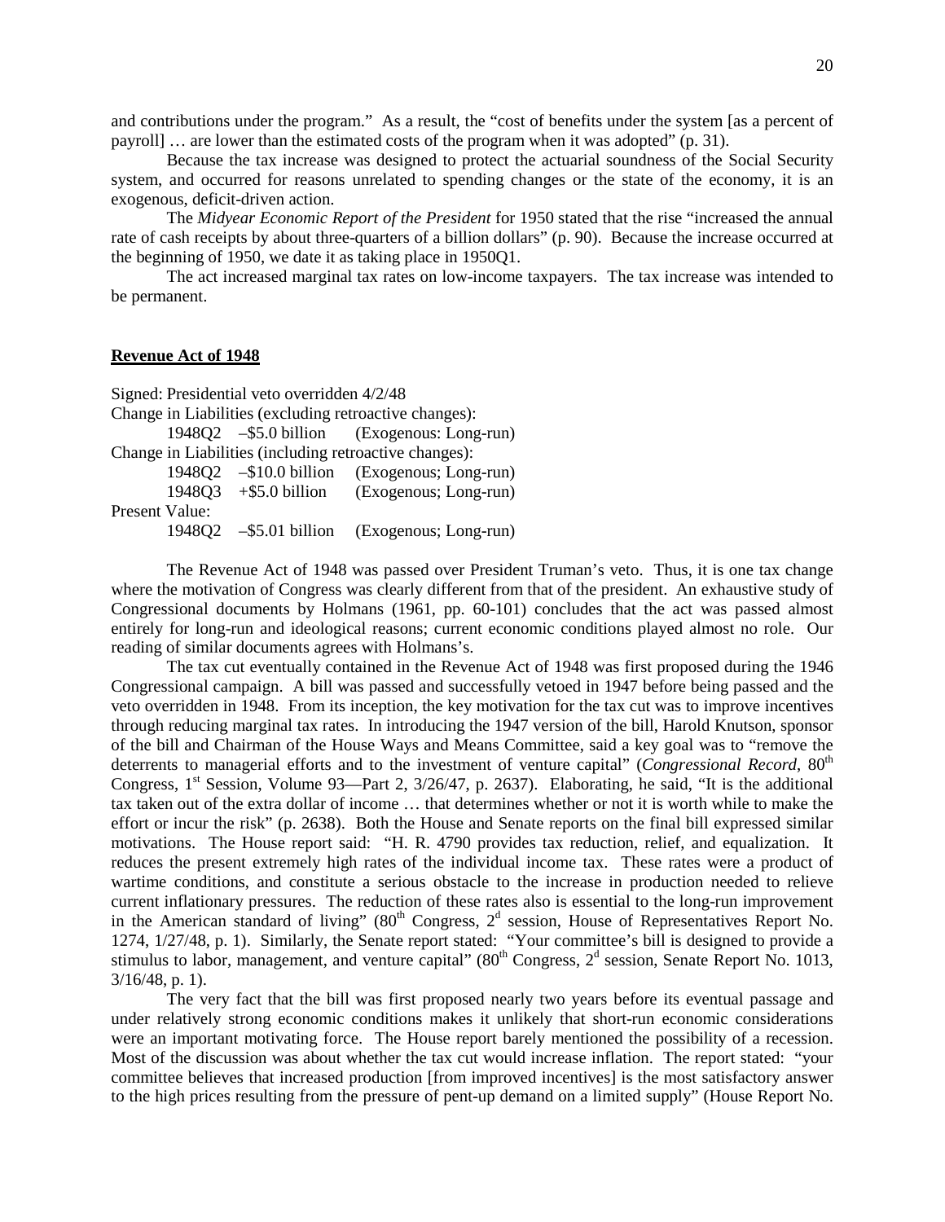and contributions under the program." As a result, the "cost of benefits under the system [as a percent of payroll] … are lower than the estimated costs of the program when it was adopted" (p. 31).

Because the tax increase was designed to protect the actuarial soundness of the Social Security system, and occurred for reasons unrelated to spending changes or the state of the economy, it is an exogenous, deficit-driven action.

The *Midyear Economic Report of the President* for 1950 stated that the rise "increased the annual rate of cash receipts by about three-quarters of a billion dollars" (p. 90). Because the increase occurred at the beginning of 1950, we date it as taking place in 1950Q1.

The act increased marginal tax rates on low-income taxpayers. The tax increase was intended to be permanent.

**Revenue Act of 1948**

Signed: Presidential veto overridden 4/2/48

Change in Liabilities (excluding retroactive changes):

1948Q2 –\$5.0 billion (Exogenous: Long-run)

Change in Liabilities (including retroactive changes):

1948Q2 –\$10.0 billion (Exogenous; Long-run)

1948Q3 +\$5.0 billion (Exogenous; Long-run)

Present Value:

1948Q2 –\$5.01 billion (Exogenous; Long-run)

The Revenue Act of 1948 was passed over President Truman's veto. Thus, it is one tax change where the motivation of Congress was clearly different from that of the president. An exhaustive study of Congressional documents by Holmans (1961, pp. 60-101) concludes that the act was passed almost entirely for long-run and ideological reasons; current economic conditions played almost no role. Our reading of similar documents agrees with Holmans's.

The tax cut eventually contained in the Revenue Act of 1948 was first proposed during the 1946 Congressional campaign. A bill was passed and successfully vetoed in 1947 before being passed and the veto overridden in 1948. From its inception, the key motivation for the tax cut was to improve incentives through reducing marginal tax rates. In introducing the 1947 version of the bill, Harold Knutson, sponsor of the bill and Chairman of the House Ways and Means Committee, said a key goal was to "remove the deterrents to managerial efforts and to the investment of venture capital" (*Congressional Record*, 80th Congress, 1st Session, Volume 93—Part 2, 3/26/47, p. 2637). Elaborating, he said, "It is the additional tax taken out of the extra dollar of income … that determines whether or not it is worth while to make the effort or incur the risk" (p. 2638). Both the House and Senate reports on the final bill expressed similar motivations. The House report said: "H. R. 4790 provides tax reduction, relief, and equalization. It reduces the present extremely high rates of the individual income tax. These rates were a product of wartime conditions, and constitute a serious obstacle to the increase in production needed to relieve current inflationary pressures. The reduction of these rates also is essential to the long-run improvement in the American standard of living" (80th Congress, 2d session, House of Representatives Report No. 1274, 1/27/48, p. 1). Similarly, the Senate report stated: "Your committee's bill is designed to provide a stimulus to labor, management, and venture capital" (80th Congress, 2d session, Senate Report No. 1013, 3/16/48, p. 1).

The very fact that the bill was first proposed nearly two years before its eventual passage and under relatively strong economic conditions makes it unlikely that short-run economic considerations were an important motivating force. The House report barely mentioned the possibility of a recession. Most of the discussion was about whether the tax cut would increase inflation. The report stated: "your committee believes that increased production [from improved incentives] is the most satisfactory answer to the high prices resulting from the pressure of pent-up demand on a limited supply" (House Report No.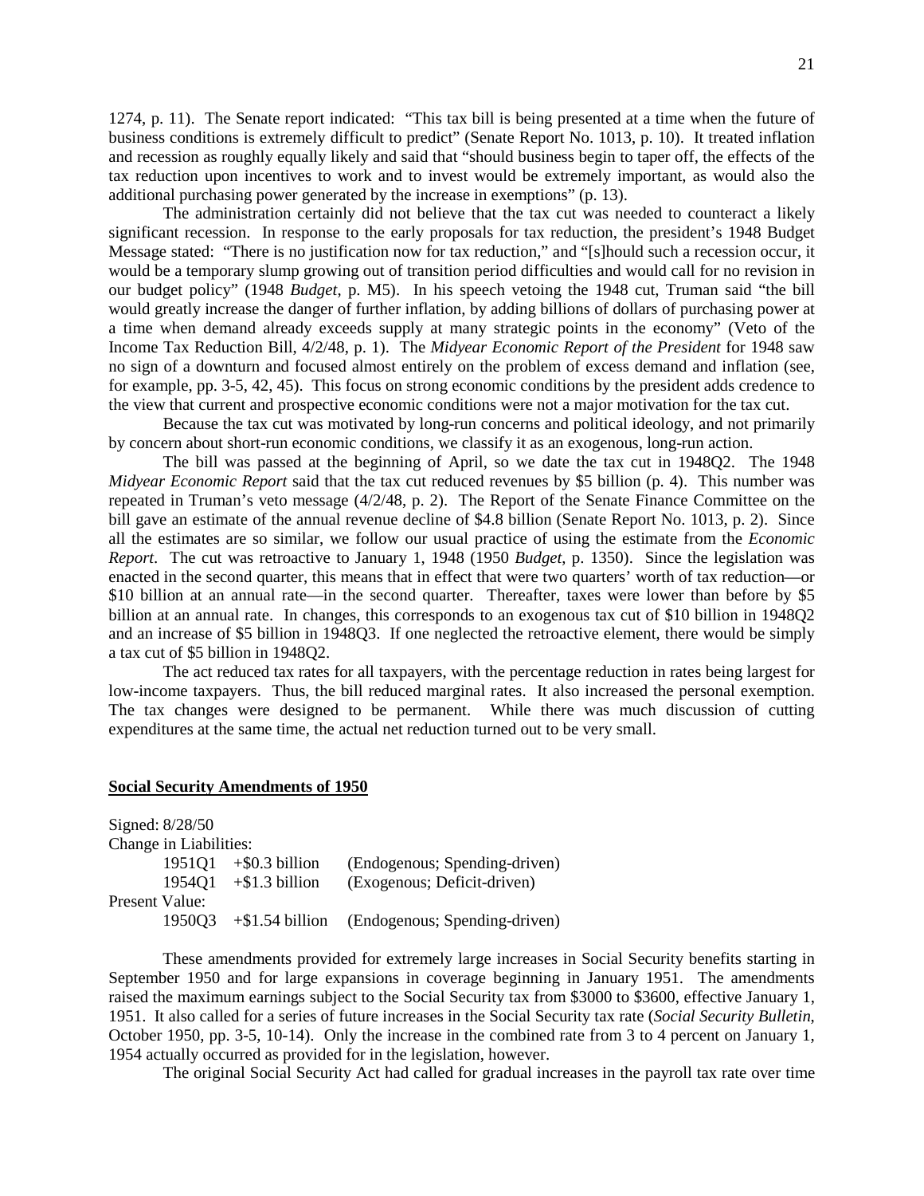1274, p. 11). The Senate report indicated: "This tax bill is being presented at a time when the future of business conditions is extremely difficult to predict" (Senate Report No. 1013, p. 10). It treated inflation and recession as roughly equally likely and said that "should business begin to taper off, the effects of the tax reduction upon incentives to work and to invest would be extremely important, as would also the additional purchasing power generated by the increase in exemptions" (p. 13).

The administration certainly did not believe that the tax cut was needed to counteract a likely significant recession. In response to the early proposals for tax reduction, the president's 1948 Budget Message stated: "There is no justification now for tax reduction," and "[s]hould such a recession occur, it would be a temporary slump growing out of transition period difficulties and would call for no revision in our budget policy" (1948 *Budget*, p. M5). In his speech vetoing the 1948 cut, Truman said "the bill would greatly increase the danger of further inflation, by adding billions of dollars of purchasing power at a time when demand already exceeds supply at many strategic points in the economy" (Veto of the Income Tax Reduction Bill, 4/2/48, p. 1). The *Midyear Economic Report of the President* for 1948 saw no sign of a downturn and focused almost entirely on the problem of excess demand and inflation (see, for example, pp. 3-5, 42, 45). This focus on strong economic conditions by the president adds credence to the view that current and prospective economic conditions were not a major motivation for the tax cut.

Because the tax cut was motivated by long-run concerns and political ideology, and not primarily by concern about short-run economic conditions, we classify it as an exogenous, long-run action.

The bill was passed at the beginning of April, so we date the tax cut in 1948Q2. The 1948 *Midyear Economic Report* said that the tax cut reduced revenues by $5 billion (p. 4). This number was repeated in Truman's veto message (4/2/48, p. 2). The Report of the Senate Finance Committee on the bill gave an estimate of the annual revenue decline of $4.8 billion (Senate Report No. 1013, p. 2). Since all the estimates are so similar, we follow our usual practice of using the estimate from the *Economic Report*. The cut was retroactive to January 1, 1948 (1950 *Budget*, p. 1350). Since the legislation was enacted in the second quarter, this means that in effect that were two quarters' worth of tax reduction—or $10 billion at an annual rate—in the second quarter. Thereafter, taxes were lower than before by $5 billion at an annual rate. In changes, this corresponds to an exogenous tax cut of $10 billion in 1948Q2 and an increase of $5 billion in 1948Q3. If one neglected the retroactive element, there would be simply a tax cut of $5 billion in 1948Q2.

The act reduced tax rates for all taxpayers, with the percentage reduction in rates being largest for low-income taxpayers. Thus, the bill reduced marginal rates. It also increased the personal exemption. The tax changes were designed to be permanent. While there was much discussion of cutting expenditures at the same time, the actual net reduction turned out to be very small.

**Social Security Amendments of 1950**

Signed: 8/28/50

Change in Liabilities:

| | | |
|---|---|---|
| 1951Q1 | +$0.3 billion | (Endogenous; Spending-driven) |
| 1954Q1 | +$1.3 billion | (Exogenous; Deficit-driven) |

Present Value:

| | | |
|---|---|---|
| 1950Q3 | +$1.54 billion | (Endogenous; Spending-driven) |

These amendments provided for extremely large increases in Social Security benefits starting in September 1950 and for large expansions in coverage beginning in January 1951. The amendments raised the maximum earnings subject to the Social Security tax from $3000 to $3600, effective January 1, 1951. It also called for a series of future increases in the Social Security tax rate (*Social Security Bulletin*, October 1950, pp. 3-5, 10-14). Only the increase in the combined rate from 3 to 4 percent on January 1, 1954 actually occurred as provided for in the legislation, however.

The original Social Security Act had called for gradual increases in the payroll tax rate over time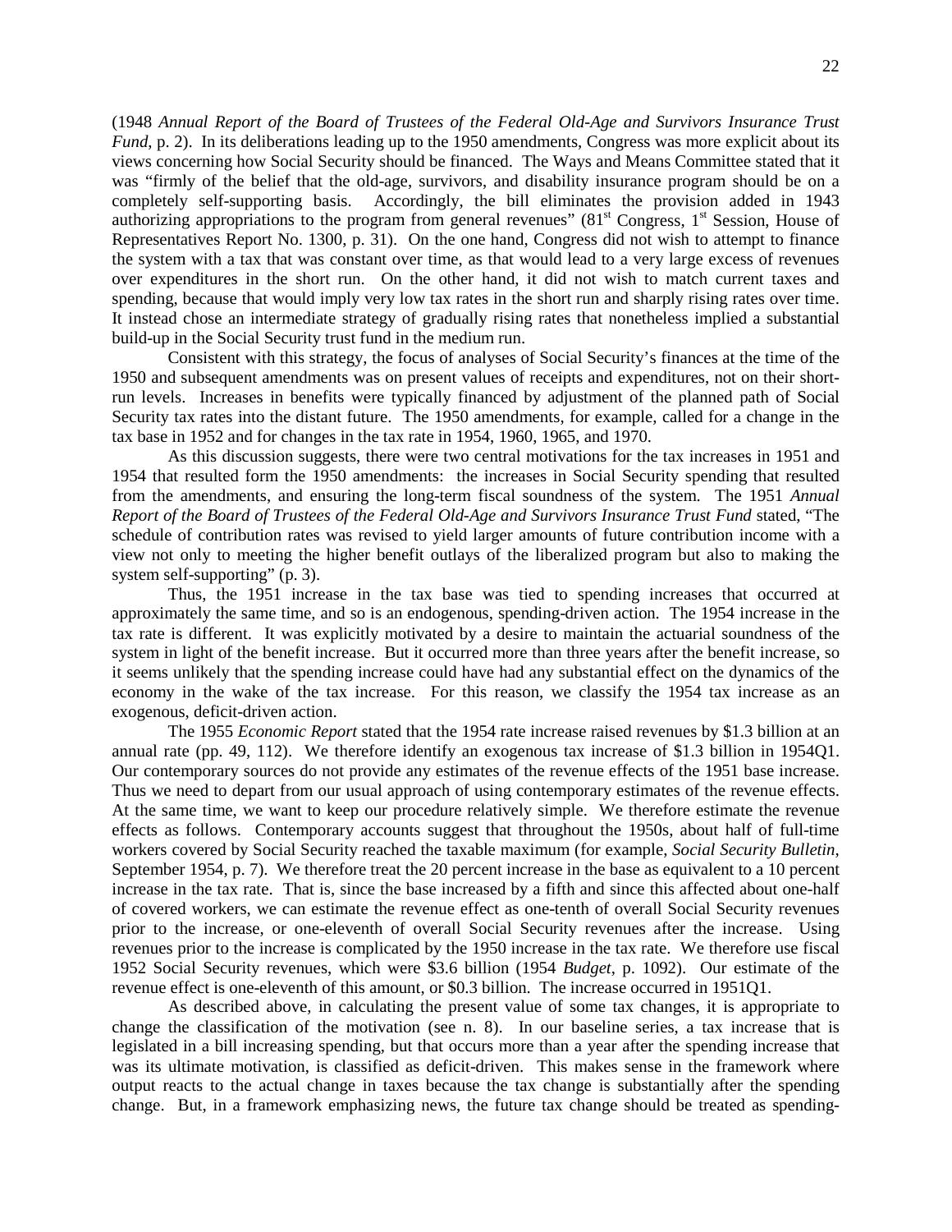(1948 *Annual Report of the Board of Trustees of the Federal Old-Age and Survivors Insurance Trust Fund*, p. 2). In its deliberations leading up to the 1950 amendments, Congress was more explicit about its views concerning how Social Security should be financed. The Ways and Means Committee stated that it was "firmly of the belief that the old-age, survivors, and disability insurance program should be on a completely self-supporting basis. Accordingly, the bill eliminates the provision added in 1943 authorizing appropriations to the program from general revenues" (81st Congress, 1st Session, House of Representatives Report No. 1300, p. 31). On the one hand, Congress did not wish to attempt to finance the system with a tax that was constant over time, as that would lead to a very large excess of revenues over expenditures in the short run. On the other hand, it did not wish to match current taxes and spending, because that would imply very low tax rates in the short run and sharply rising rates over time. It instead chose an intermediate strategy of gradually rising rates that nonetheless implied a substantial build-up in the Social Security trust fund in the medium run.

Consistent with this strategy, the focus of analyses of Social Security's finances at the time of the 1950 and subsequent amendments was on present values of receipts and expenditures, not on their short-run levels. Increases in benefits were typically financed by adjustment of the planned path of Social Security tax rates into the distant future. The 1950 amendments, for example, called for a change in the tax base in 1952 and for changes in the tax rate in 1954, 1960, 1965, and 1970.

As this discussion suggests, there were two central motivations for the tax increases in 1951 and 1954 that resulted form the 1950 amendments: the increases in Social Security spending that resulted from the amendments, and ensuring the long-term fiscal soundness of the system. The 1951 *Annual Report of the Board of Trustees of the Federal Old-Age and Survivors Insurance Trust Fund* stated, "The schedule of contribution rates was revised to yield larger amounts of future contribution income with a view not only to meeting the higher benefit outlays of the liberalized program but also to making the system self-supporting" (p. 3).

Thus, the 1951 increase in the tax base was tied to spending increases that occurred at approximately the same time, and so is an endogenous, spending-driven action. The 1954 increase in the tax rate is different. It was explicitly motivated by a desire to maintain the actuarial soundness of the system in light of the benefit increase. But it occurred more than three years after the benefit increase, so it seems unlikely that the spending increase could have had any substantial effect on the dynamics of the economy in the wake of the tax increase. For this reason, we classify the 1954 tax increase as an exogenous, deficit-driven action.

The 1955 *Economic Report* stated that the 1954 rate increase raised revenues by \$1.3 billion at an annual rate (pp. 49, 112). We therefore identify an exogenous tax increase of \$1.3 billion in 1954Q1. Our contemporary sources do not provide any estimates of the revenue effects of the 1951 base increase. Thus we need to depart from our usual approach of using contemporary estimates of the revenue effects. At the same time, we want to keep our procedure relatively simple. We therefore estimate the revenue effects as follows. Contemporary accounts suggest that throughout the 1950s, about half of full-time workers covered by Social Security reached the taxable maximum (for example, *Social Security Bulletin*, September 1954, p. 7). We therefore treat the 20 percent increase in the base as equivalent to a 10 percent increase in the tax rate. That is, since the base increased by a fifth and since this affected about one-half of covered workers, we can estimate the revenue effect as one-tenth of overall Social Security revenues prior to the increase, or one-eleventh of overall Social Security revenues after the increase. Using revenues prior to the increase is complicated by the 1950 increase in the tax rate. We therefore use fiscal 1952 Social Security revenues, which were \$3.6 billion (1954 *Budget*, p. 1092). Our estimate of the revenue effect is one-eleventh of this amount, or \$0.3 billion. The increase occurred in 1951Q1.

As described above, in calculating the present value of some tax changes, it is appropriate to change the classification of the motivation (see n. 8). In our baseline series, a tax increase that is legislated in a bill increasing spending, but that occurs more than a year after the spending increase that was its ultimate motivation, is classified as deficit-driven. This makes sense in the framework where output reacts to the actual change in taxes because the tax change is substantially after the spending change. But, in a framework emphasizing news, the future tax change should be treated as spending-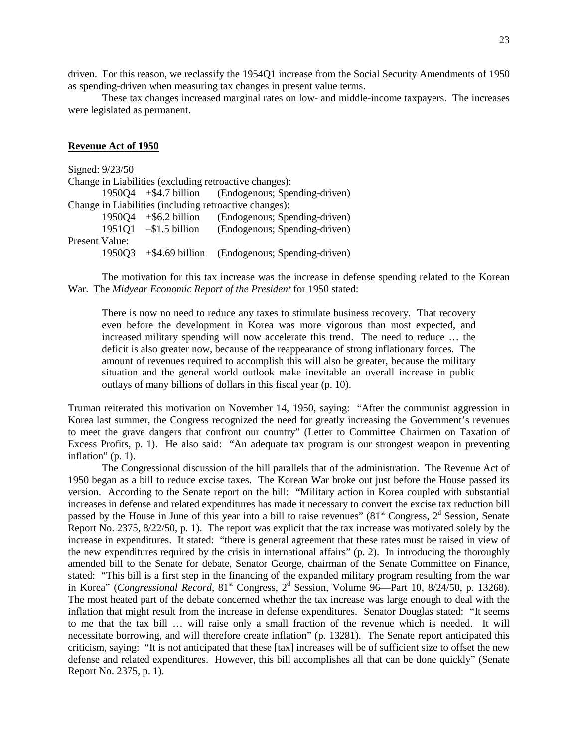driven. For this reason, we reclassify the 1954Q1 increase from the Social Security Amendments of 1950 as spending-driven when measuring tax changes in present value terms.

These tax changes increased marginal rates on low- and middle-income taxpayers. The increases were legislated as permanent.

**Revenue Act of 1950**

Signed: 9/23/50

Change in Liabilities (excluding retroactive changes):

1950Q4 +\$4.7 billion (Endogenous; Spending-driven)

Change in Liabilities (including retroactive changes):

1950Q4 +\$6.2 billion (Endogenous; Spending-driven)

1951Q1 –\$1.5 billion (Endogenous; Spending-driven)

Present Value:

1950Q3 +\$4.69 billion (Endogenous; Spending-driven)

The motivation for this tax increase was the increase in defense spending related to the Korean War. The *Midyear Economic Report of the President* for 1950 stated:

> There is now no need to reduce any taxes to stimulate business recovery. That recovery even before the development in Korea was more vigorous than most expected, and increased military spending will now accelerate this trend. The need to reduce … the deficit is also greater now, because of the reappearance of strong inflationary forces. The amount of revenues required to accomplish this will also be greater, because the military situation and the general world outlook make inevitable an overall increase in public outlays of many billions of dollars in this fiscal year (p. 10).

Truman reiterated this motivation on November 14, 1950, saying: "After the communist aggression in Korea last summer, the Congress recognized the need for greatly increasing the Government's revenues to meet the grave dangers that confront our country" (Letter to Committee Chairmen on Taxation of Excess Profits, p. 1). He also said: "An adequate tax program is our strongest weapon in preventing inflation" (p. 1).

The Congressional discussion of the bill parallels that of the administration. The Revenue Act of 1950 began as a bill to reduce excise taxes. The Korean War broke out just before the House passed its version. According to the Senate report on the bill: "Military action in Korea coupled with substantial increases in defense and related expenditures has made it necessary to convert the excise tax reduction bill passed by the House in June of this year into a bill to raise revenues" (81st Congress, 2d Session, Senate Report No. 2375, 8/22/50, p. 1). The report was explicit that the tax increase was motivated solely by the increase in expenditures. It stated: "there is general agreement that these rates must be raised in view of the new expenditures required by the crisis in international affairs" (p. 2). In introducing the thoroughly amended bill to the Senate for debate, Senator George, chairman of the Senate Committee on Finance, stated: "This bill is a first step in the financing of the expanded military program resulting from the war in Korea" (*Congressional Record*, 81st Congress, 2d Session, Volume 96—Part 10, 8/24/50, p. 13268). The most heated part of the debate concerned whether the tax increase was large enough to deal with the inflation that might result from the increase in defense expenditures. Senator Douglas stated: "It seems to me that the tax bill … will raise only a small fraction of the revenue which is needed. It will necessitate borrowing, and will therefore create inflation" (p. 13281). The Senate report anticipated this criticism, saying: "It is not anticipated that these [tax] increases will be of sufficient size to offset the new defense and related expenditures. However, this bill accomplishes all that can be done quickly" (Senate Report No. 2375, p. 1).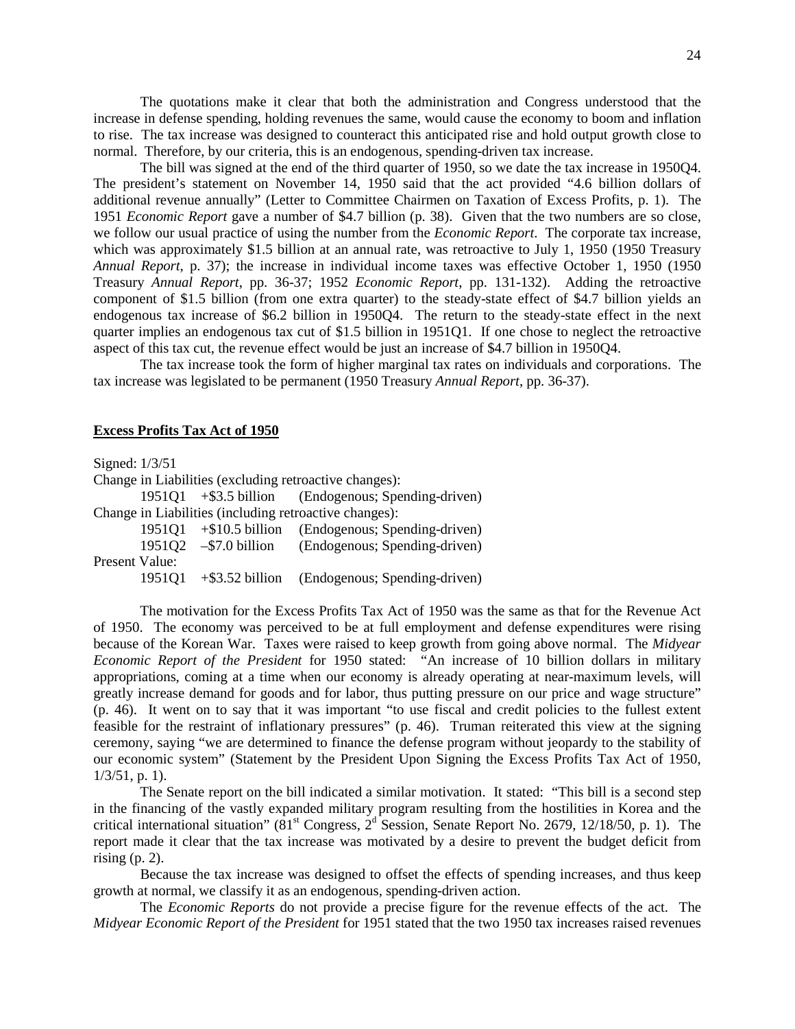The quotations make it clear that both the administration and Congress understood that the increase in defense spending, holding revenues the same, would cause the economy to boom and inflation to rise. The tax increase was designed to counteract this anticipated rise and hold output growth close to normal. Therefore, by our criteria, this is an endogenous, spending-driven tax increase.

The bill was signed at the end of the third quarter of 1950, so we date the tax increase in 1950Q4. The president's statement on November 14, 1950 said that the act provided "4.6 billion dollars of additional revenue annually" (Letter to Committee Chairmen on Taxation of Excess Profits, p. 1). The 1951 *Economic Report* gave a number of $4.7 billion (p. 38). Given that the two numbers are so close, we follow our usual practice of using the number from the *Economic Report*. The corporate tax increase, which was approximately $1.5 billion at an annual rate, was retroactive to July 1, 1950 (1950 Treasury *Annual Report*, p. 37); the increase in individual income taxes was effective October 1, 1950 (1950 Treasury *Annual Report*, pp. 36-37; 1952 *Economic Report*, pp. 131-132). Adding the retroactive component of $1.5 billion (from one extra quarter) to the steady-state effect of $4.7 billion yields an endogenous tax increase of $6.2 billion in 1950Q4. The return to the steady-state effect in the next quarter implies an endogenous tax cut of $1.5 billion in 1951Q1. If one chose to neglect the retroactive aspect of this tax cut, the revenue effect would be just an increase of $4.7 billion in 1950Q4.

The tax increase took the form of higher marginal tax rates on individuals and corporations. The tax increase was legislated to be permanent (1950 Treasury *Annual Report*, pp. 36-37).

## **Excess Profits Tax Act of 1950**

Signed: 1/3/51

Change in Liabilities (excluding retroactive changes):

| | | |
|---|---|---|
| 1951Q1 | +$3.5 billion | (Endogenous; Spending-driven) |

Change in Liabilities (including retroactive changes):

| | | |
|---|---|---|
| 1951Q1 | +$10.5 billion | (Endogenous; Spending-driven) |
| 1951Q2 | –$7.0 billion | (Endogenous; Spending-driven) |

Present Value:

| | | |
|---|---|---|
| 1951Q1 | +$3.52 billion | (Endogenous; Spending-driven) |

The motivation for the Excess Profits Tax Act of 1950 was the same as that for the Revenue Act of 1950. The economy was perceived to be at full employment and defense expenditures were rising because of the Korean War. Taxes were raised to keep growth from going above normal. The *Midyear Economic Report of the President* for 1950 stated: "An increase of 10 billion dollars in military appropriations, coming at a time when our economy is already operating at near-maximum levels, will greatly increase demand for goods and for labor, thus putting pressure on our price and wage structure" (p. 46). It went on to say that it was important "to use fiscal and credit policies to the fullest extent feasible for the restraint of inflationary pressures" (p. 46). Truman reiterated this view at the signing ceremony, saying "we are determined to finance the defense program without jeopardy to the stability of our economic system" (Statement by the President Upon Signing the Excess Profits Tax Act of 1950, 1/3/51, p. 1).

The Senate report on the bill indicated a similar motivation. It stated: "This bill is a second step in the financing of the vastly expanded military program resulting from the hostilities in Korea and the critical international situation" (81st Congress, 2d Session, Senate Report No. 2679, 12/18/50, p. 1). The report made it clear that the tax increase was motivated by a desire to prevent the budget deficit from rising (p. 2).

Because the tax increase was designed to offset the effects of spending increases, and thus keep growth at normal, we classify it as an endogenous, spending-driven action.

The *Economic Reports* do not provide a precise figure for the revenue effects of the act. The *Midyear Economic Report of the President* for 1951 stated that the two 1950 tax increases raised revenues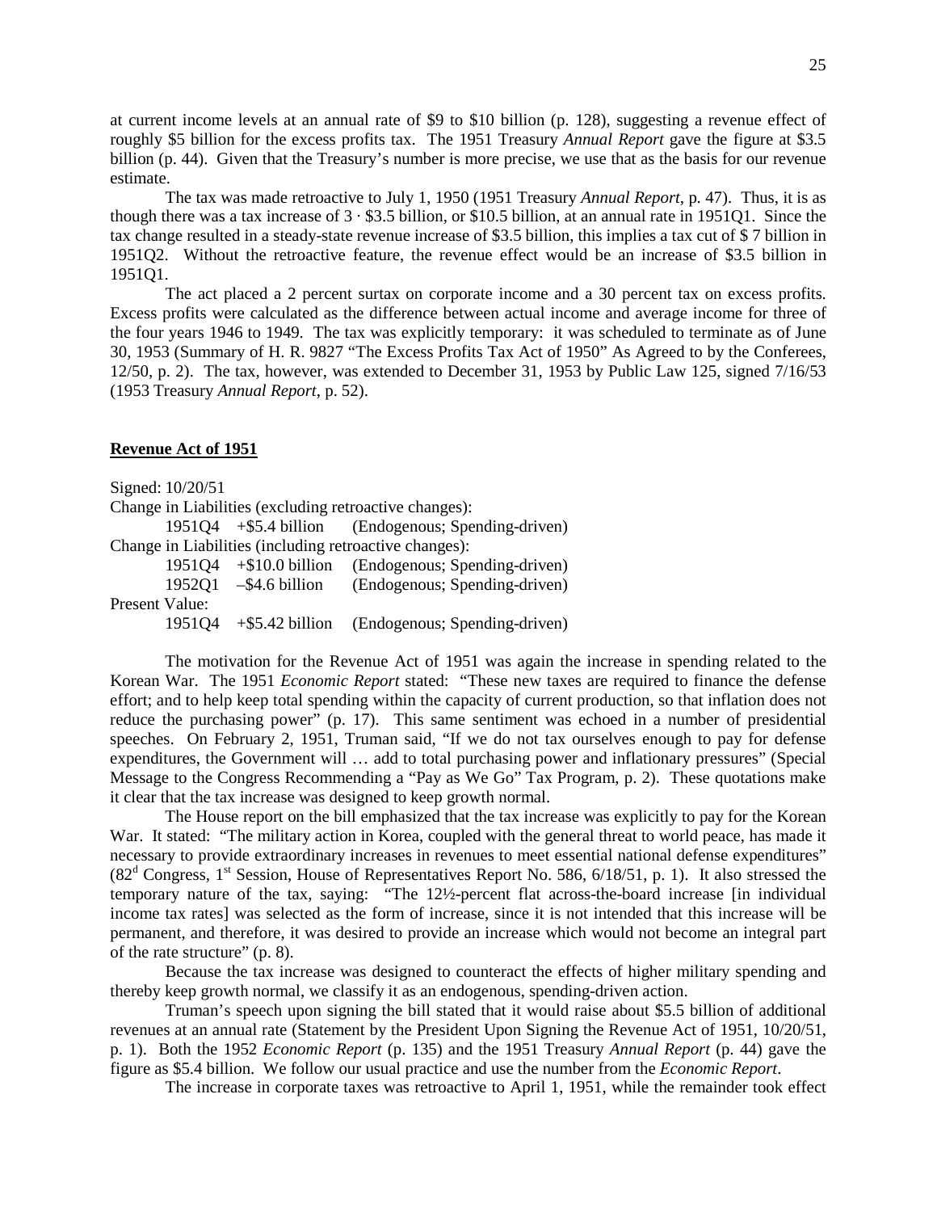at current income levels at an annual rate of $9 to $10 billion (p. 128), suggesting a revenue effect of roughly $5 billion for the excess profits tax. The 1951 Treasury *Annual Report* gave the figure at $3.5 billion (p. 44). Given that the Treasury's number is more precise, we use that as the basis for our revenue estimate.

The tax was made retroactive to July 1, 1950 (1951 Treasury *Annual Report*, p. 47). Thus, it is as though there was a tax increase of 3 · $3.5 billion, or $10.5 billion, at an annual rate in 1951Q1. Since the tax change resulted in a steady-state revenue increase of $3.5 billion, this implies a tax cut of $ 7 billion in 1951Q2. Without the retroactive feature, the revenue effect would be an increase of $3.5 billion in 1951Q1.

The act placed a 2 percent surtax on corporate income and a 30 percent tax on excess profits. Excess profits were calculated as the difference between actual income and average income for three of the four years 1946 to 1949. The tax was explicitly temporary: it was scheduled to terminate as of June 30, 1953 (Summary of H. R. 9827 "The Excess Profits Tax Act of 1950" As Agreed to by the Conferees, 12/50, p. 2). The tax, however, was extended to December 31, 1953 by Public Law 125, signed 7/16/53 (1953 Treasury *Annual Report*, p. 52).

## **Revenue Act of 1951**

Signed: 10/20/51

Change in Liabilities (excluding retroactive changes):

1951Q4 +$5.4 billion (Endogenous; Spending-driven)

Change in Liabilities (including retroactive changes):

1951Q4 +$10.0 billion (Endogenous; Spending-driven)

1952Q1 –$4.6 billion (Endogenous; Spending-driven)

Present Value:

1951Q4 +$5.42 billion (Endogenous; Spending-driven)

The motivation for the Revenue Act of 1951 was again the increase in spending related to the Korean War. The 1951 *Economic Report* stated: "These new taxes are required to finance the defense effort; and to help keep total spending within the capacity of current production, so that inflation does not reduce the purchasing power" (p. 17). This same sentiment was echoed in a number of presidential speeches. On February 2, 1951, Truman said, "If we do not tax ourselves enough to pay for defense expenditures, the Government will … add to total purchasing power and inflationary pressures" (Special Message to the Congress Recommending a "Pay as We Go" Tax Program, p. 2). These quotations make it clear that the tax increase was designed to keep growth normal.

The House report on the bill emphasized that the tax increase was explicitly to pay for the Korean War. It stated: "The military action in Korea, coupled with the general threat to world peace, has made it necessary to provide extraordinary increases in revenues to meet essential national defense expenditures" (82[d] Congress, 1[st] Session, House of Representatives Report No. 586, 6/18/51, p. 1). It also stressed the temporary nature of the tax, saying: "The 12½-percent flat across-the-board increase [in individual income tax rates] was selected as the form of increase, since it is not intended that this increase will be permanent, and therefore, it was desired to provide an increase which would not become an integral part of the rate structure" (p. 8).

Because the tax increase was designed to counteract the effects of higher military spending and thereby keep growth normal, we classify it as an endogenous, spending-driven action.

Truman's speech upon signing the bill stated that it would raise about $5.5 billion of additional revenues at an annual rate (Statement by the President Upon Signing the Revenue Act of 1951, 10/20/51, p. 1). Both the 1952 *Economic Report* (p. 135) and the 1951 Treasury *Annual Report* (p. 44) gave the figure as $5.4 billion. We follow our usual practice and use the number from the *Economic Report*.

The increase in corporate taxes was retroactive to April 1, 1951, while the remainder took effect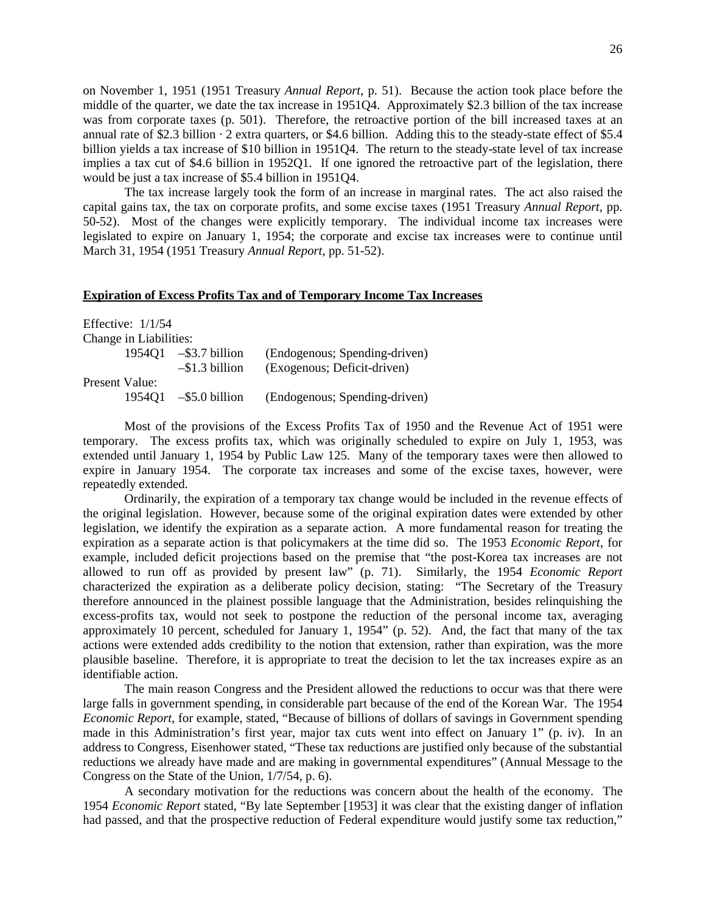on November 1, 1951 (1951 Treasury *Annual Report*, p. 51). Because the action took place before the middle of the quarter, we date the tax increase in 1951Q4. Approximately \$2.3 billion of the tax increase was from corporate taxes (p. 501). Therefore, the retroactive portion of the bill increased taxes at an annual rate of \$2.3 billion · 2 extra quarters, or \$4.6 billion. Adding this to the steady-state effect of \$5.4 billion yields a tax increase of \$10 billion in 1951Q4. The return to the steady-state level of tax increase implies a tax cut of \$4.6 billion in 1952Q1. If one ignored the retroactive part of the legislation, there would be just a tax increase of \$5.4 billion in 1951Q4.

The tax increase largely took the form of an increase in marginal rates. The act also raised the capital gains tax, the tax on corporate profits, and some excise taxes (1951 Treasury *Annual Report*, pp. 50-52). Most of the changes were explicitly temporary. The individual income tax increases were legislated to expire on January 1, 1954; the corporate and excise tax increases were to continue until March 31, 1954 (1951 Treasury *Annual Report*, pp. 51-52).

## **Expiration of Excess Profits Tax and of Temporary Income Tax Increases**

Effective: 1/1/54

Change in Liabilities:

| | | |
|---|---|---|
| 1954Q1 | –\$3.7 billion | (Endogenous; Spending-driven) |
| | –\$1.3 billion | (Exogenous; Deficit-driven) |

Present Value:

| | | |
|---|---|---|
| 1954Q1 | –\$5.0 billion | (Endogenous; Spending-driven) |

Most of the provisions of the Excess Profits Tax of 1950 and the Revenue Act of 1951 were temporary. The excess profits tax, which was originally scheduled to expire on July 1, 1953, was extended until January 1, 1954 by Public Law 125. Many of the temporary taxes were then allowed to expire in January 1954. The corporate tax increases and some of the excise taxes, however, were repeatedly extended.

Ordinarily, the expiration of a temporary tax change would be included in the revenue effects of the original legislation. However, because some of the original expiration dates were extended by other legislation, we identify the expiration as a separate action. A more fundamental reason for treating the expiration as a separate action is that policymakers at the time did so. The 1953 *Economic Report*, for example, included deficit projections based on the premise that "the post-Korea tax increases are not allowed to run off as provided by present law" (p. 71). Similarly, the 1954 *Economic Report* characterized the expiration as a deliberate policy decision, stating: "The Secretary of the Treasury therefore announced in the plainest possible language that the Administration, besides relinquishing the excess-profits tax, would not seek to postpone the reduction of the personal income tax, averaging approximately 10 percent, scheduled for January 1, 1954" (p. 52). And, the fact that many of the tax actions were extended adds credibility to the notion that extension, rather than expiration, was the more plausible baseline. Therefore, it is appropriate to treat the decision to let the tax increases expire as an identifiable action.

The main reason Congress and the President allowed the reductions to occur was that there were large falls in government spending, in considerable part because of the end of the Korean War. The 1954 *Economic Report*, for example, stated, "Because of billions of dollars of savings in Government spending made in this Administration's first year, major tax cuts went into effect on January 1" (p. iv). In an address to Congress, Eisenhower stated, "These tax reductions are justified only because of the substantial reductions we already have made and are making in governmental expenditures" (Annual Message to the Congress on the State of the Union, 1/7/54, p. 6).

A secondary motivation for the reductions was concern about the health of the economy. The 1954 *Economic Report* stated, "By late September [1953] it was clear that the existing danger of inflation had passed, and that the prospective reduction of Federal expenditure would justify some tax reduction,"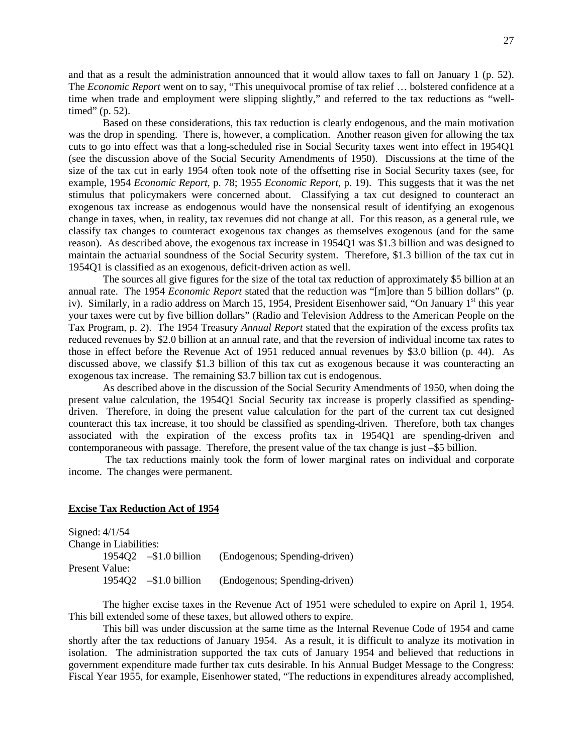and that as a result the administration announced that it would allow taxes to fall on January 1 (p. 52). The *Economic Report* went on to say, "This unequivocal promise of tax relief … bolstered confidence at a time when trade and employment were slipping slightly," and referred to the tax reductions as "well-timed" (p. 52).

Based on these considerations, this tax reduction is clearly endogenous, and the main motivation was the drop in spending. There is, however, a complication. Another reason given for allowing the tax cuts to go into effect was that a long-scheduled rise in Social Security taxes went into effect in 1954Q1 (see the discussion above of the Social Security Amendments of 1950). Discussions at the time of the size of the tax cut in early 1954 often took note of the offsetting rise in Social Security taxes (see, for example, 1954 *Economic Report*, p. 78; 1955 *Economic Report*, p. 19). This suggests that it was the net stimulus that policymakers were concerned about. Classifying a tax cut designed to counteract an exogenous tax increase as endogenous would have the nonsensical result of identifying an exogenous change in taxes, when, in reality, tax revenues did not change at all. For this reason, as a general rule, we classify tax changes to counteract exogenous tax changes as themselves exogenous (and for the same reason). As described above, the exogenous tax increase in 1954Q1 was \$1.3 billion and was designed to maintain the actuarial soundness of the Social Security system. Therefore, \$1.3 billion of the tax cut in 1954Q1 is classified as an exogenous, deficit-driven action as well.

The sources all give figures for the size of the total tax reduction of approximately \$5 billion at an annual rate. The 1954 *Economic Report* stated that the reduction was "[m]ore than 5 billion dollars" (p. iv). Similarly, in a radio address on March 15, 1954, President Eisenhower said, "On January 1st this year your taxes were cut by five billion dollars" (Radio and Television Address to the American People on the Tax Program, p. 2). The 1954 Treasury *Annual Report* stated that the expiration of the excess profits tax reduced revenues by \$2.0 billion at an annual rate, and that the reversion of individual income tax rates to those in effect before the Revenue Act of 1951 reduced annual revenues by \$3.0 billion (p. 44). As discussed above, we classify \$1.3 billion of this tax cut as exogenous because it was counteracting an exogenous tax increase. The remaining \$3.7 billion tax cut is endogenous.

As described above in the discussion of the Social Security Amendments of 1950, when doing the present value calculation, the 1954Q1 Social Security tax increase is properly classified as spending-driven. Therefore, in doing the present value calculation for the part of the current tax cut designed counteract this tax increase, it too should be classified as spending-driven. Therefore, both tax changes associated with the expiration of the excess profits tax in 1954Q1 are spending-driven and contemporaneous with passage. Therefore, the present value of the tax change is just –\$5 billion.

The tax reductions mainly took the form of lower marginal rates on individual and corporate income. The changes were permanent.

## Excise Tax Reduction Act of 1954

Signed: 4/1/54
Change in Liabilities:
 1954Q2 –\$1.0 billion (Endogenous; Spending-driven)
Present Value:
 1954Q2 –\$1.0 billion (Endogenous; Spending-driven)

The higher excise taxes in the Revenue Act of 1951 were scheduled to expire on April 1, 1954. This bill extended some of these taxes, but allowed others to expire.

This bill was under discussion at the same time as the Internal Revenue Code of 1954 and came shortly after the tax reductions of January 1954. As a result, it is difficult to analyze its motivation in isolation. The administration supported the tax cuts of January 1954 and believed that reductions in government expenditure made further tax cuts desirable. In his Annual Budget Message to the Congress: Fiscal Year 1955, for example, Eisenhower stated, "The reductions in expenditures already accomplished,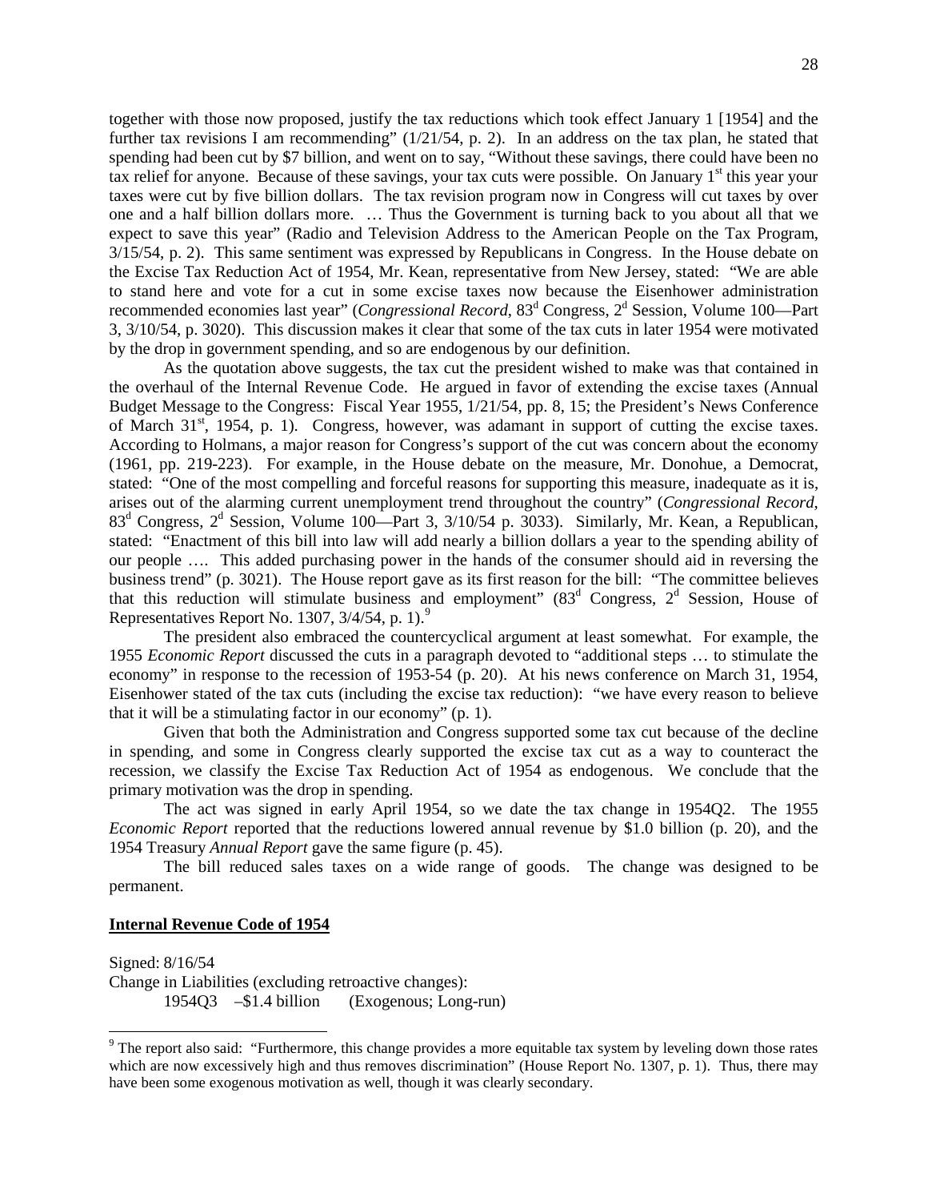together with those now proposed, justify the tax reductions which took effect January 1 [1954] and the further tax revisions I am recommending" (1/21/54, p. 2). In an address on the tax plan, he stated that spending had been cut by $7 billion, and went on to say, "Without these savings, there could have been no tax relief for anyone. Because of these savings, your tax cuts were possible. On January 1st this year your taxes were cut by five billion dollars. The tax revision program now in Congress will cut taxes by over one and a half billion dollars more. … Thus the Government is turning back to you about all that we expect to save this year" (Radio and Television Address to the American People on the Tax Program, 3/15/54, p. 2). This same sentiment was expressed by Republicans in Congress. In the House debate on the Excise Tax Reduction Act of 1954, Mr. Kean, representative from New Jersey, stated: "We are able to stand here and vote for a cut in some excise taxes now because the Eisenhower administration recommended economies last year" (*Congressional Record*, 83d Congress, 2d Session, Volume 100—Part 3, 3/10/54, p. 3020). This discussion makes it clear that some of the tax cuts in later 1954 were motivated by the drop in government spending, and so are endogenous by our definition.

As the quotation above suggests, the tax cut the president wished to make was that contained in the overhaul of the Internal Revenue Code. He argued in favor of extending the excise taxes (Annual Budget Message to the Congress: Fiscal Year 1955, 1/21/54, pp. 8, 15; the President's News Conference of March 31st, 1954, p. 1). Congress, however, was adamant in support of cutting the excise taxes. According to Holmans, a major reason for Congress's support of the cut was concern about the economy (1961, pp. 219-223). For example, in the House debate on the measure, Mr. Donohue, a Democrat, stated: "One of the most compelling and forceful reasons for supporting this measure, inadequate as it is, arises out of the alarming current unemployment trend throughout the country" (*Congressional Record*, 83d Congress, 2d Session, Volume 100—Part 3, 3/10/54 p. 3033). Similarly, Mr. Kean, a Republican, stated: "Enactment of this bill into law will add nearly a billion dollars a year to the spending ability of our people …. This added purchasing power in the hands of the consumer should aid in reversing the business trend" (p. 3021). The House report gave as its first reason for the bill: "The committee believes that this reduction will stimulate business and employment" (83d Congress, 2d Session, House of Representatives Report No. 1307, 3/4/54, p. 1).[9]

The president also embraced the countercyclical argument at least somewhat. For example, the 1955 *Economic Report* discussed the cuts in a paragraph devoted to "additional steps … to stimulate the economy" in response to the recession of 1953-54 (p. 20). At his news conference on March 31, 1954, Eisenhower stated of the tax cuts (including the excise tax reduction): "we have every reason to believe that it will be a stimulating factor in our economy" (p. 1).

Given that both the Administration and Congress supported some tax cut because of the decline in spending, and some in Congress clearly supported the excise tax cut as a way to counteract the recession, we classify the Excise Tax Reduction Act of 1954 as endogenous. We conclude that the primary motivation was the drop in spending.

The act was signed in early April 1954, so we date the tax change in 1954Q2. The 1955 *Economic Report* reported that the reductions lowered annual revenue by $1.0 billion (p. 20), and the 1954 Treasury *Annual Report* gave the same figure (p. 45).

The bill reduced sales taxes on a wide range of goods. The change was designed to be permanent.

**Internal Revenue Code of 1954**

Signed: 8/16/54
Change in Liabilities (excluding retroactive changes):
1954Q3 –$1.4 billion (Exogenous; Long-run)

---

[9] The report also said: "Furthermore, this change provides a more equitable tax system by leveling down those rates which are now excessively high and thus removes discrimination" (House Report No. 1307, p. 1). Thus, there may have been some exogenous motivation as well, though it was clearly secondary.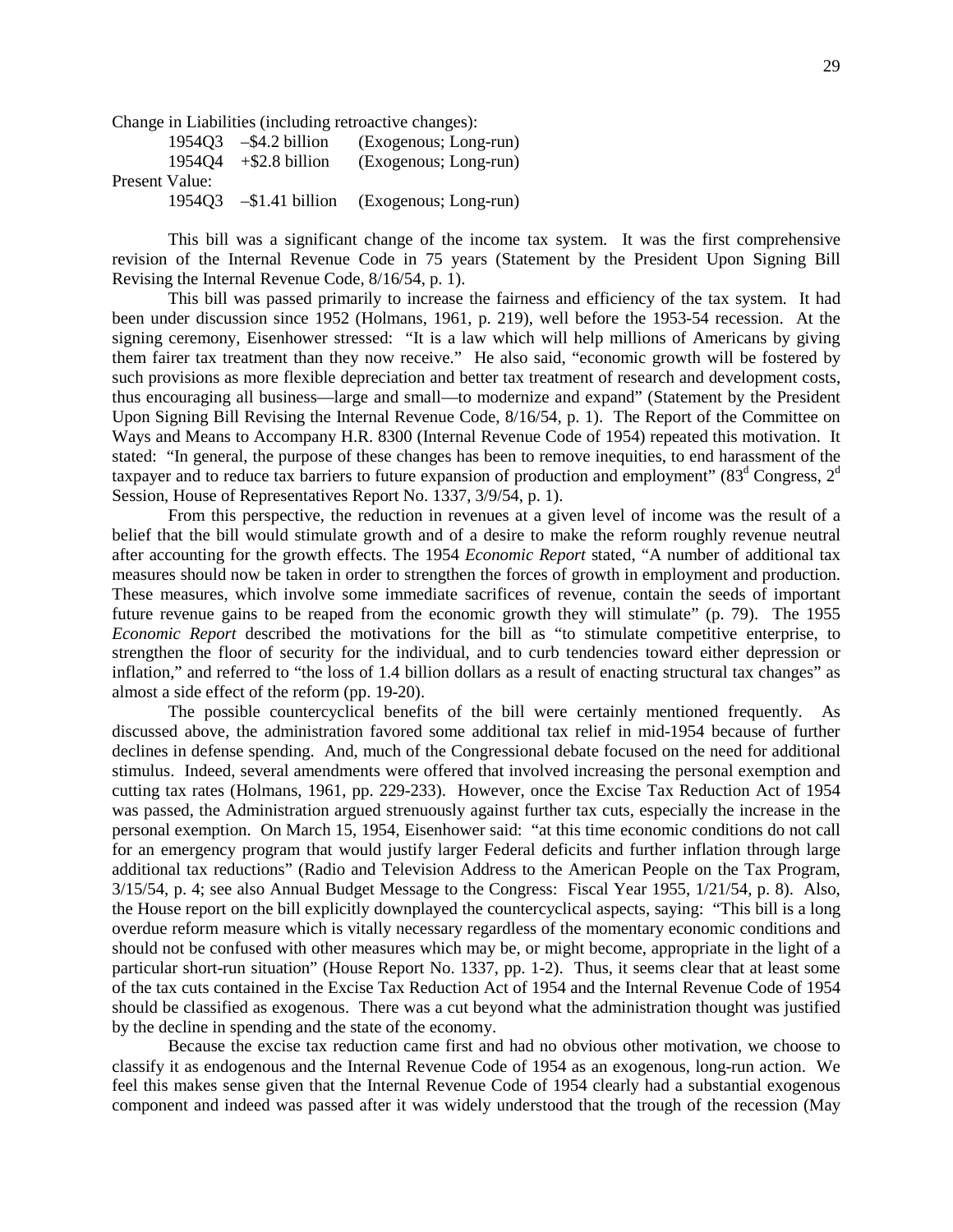Change in Liabilities (including retroactive changes):

| | | |
|---|---|---|
| 1954Q3 | –$4.2 billion | (Exogenous; Long-run) |
| 1954Q4 | +$2.8 billion | (Exogenous; Long-run) |

Present Value:

| | | |
|---|---|---|
| 1954Q3 | –$1.41 billion | (Exogenous; Long-run) |

This bill was a significant change of the income tax system. It was the first comprehensive revision of the Internal Revenue Code in 75 years (Statement by the President Upon Signing Bill Revising the Internal Revenue Code, 8/16/54, p. 1).

This bill was passed primarily to increase the fairness and efficiency of the tax system. It had been under discussion since 1952 (Holmans, 1961, p. 219), well before the 1953-54 recession. At the signing ceremony, Eisenhower stressed: "It is a law which will help millions of Americans by giving them fairer tax treatment than they now receive." He also said, "economic growth will be fostered by such provisions as more flexible depreciation and better tax treatment of research and development costs, thus encouraging all business—large and small—to modernize and expand" (Statement by the President Upon Signing Bill Revising the Internal Revenue Code, 8/16/54, p. 1). The Report of the Committee on Ways and Means to Accompany H.R. 8300 (Internal Revenue Code of 1954) repeated this motivation. It stated: "In general, the purpose of these changes has been to remove inequities, to end harassment of the taxpayer and to reduce tax barriers to future expansion of production and employment" (83[d] Congress, 2[d] Session, House of Representatives Report No. 1337, 3/9/54, p. 1).

From this perspective, the reduction in revenues at a given level of income was the result of a belief that the bill would stimulate growth and of a desire to make the reform roughly revenue neutral after accounting for the growth effects. The 1954 *Economic Report* stated, "A number of additional tax measures should now be taken in order to strengthen the forces of growth in employment and production. These measures, which involve some immediate sacrifices of revenue, contain the seeds of important future revenue gains to be reaped from the economic growth they will stimulate" (p. 79). The 1955 *Economic Report* described the motivations for the bill as "to stimulate competitive enterprise, to strengthen the floor of security for the individual, and to curb tendencies toward either depression or inflation," and referred to "the loss of 1.4 billion dollars as a result of enacting structural tax changes" as almost a side effect of the reform (pp. 19-20).

The possible countercyclical benefits of the bill were certainly mentioned frequently. As discussed above, the administration favored some additional tax relief in mid-1954 because of further declines in defense spending. And, much of the Congressional debate focused on the need for additional stimulus. Indeed, several amendments were offered that involved increasing the personal exemption and cutting tax rates (Holmans, 1961, pp. 229-233). However, once the Excise Tax Reduction Act of 1954 was passed, the Administration argued strenuously against further tax cuts, especially the increase in the personal exemption. On March 15, 1954, Eisenhower said: "at this time economic conditions do not call for an emergency program that would justify larger Federal deficits and further inflation through large additional tax reductions" (Radio and Television Address to the American People on the Tax Program, 3/15/54, p. 4; see also Annual Budget Message to the Congress: Fiscal Year 1955, 1/21/54, p. 8). Also, the House report on the bill explicitly downplayed the countercyclical aspects, saying: "This bill is a long overdue reform measure which is vitally necessary regardless of the momentary economic conditions and should not be confused with other measures which may be, or might become, appropriate in the light of a particular short-run situation" (House Report No. 1337, pp. 1-2). Thus, it seems clear that at least some of the tax cuts contained in the Excise Tax Reduction Act of 1954 and the Internal Revenue Code of 1954 should be classified as exogenous. There was a cut beyond what the administration thought was justified by the decline in spending and the state of the economy.

Because the excise tax reduction came first and had no obvious other motivation, we choose to classify it as endogenous and the Internal Revenue Code of 1954 as an exogenous, long-run action. We feel this makes sense given that the Internal Revenue Code of 1954 clearly had a substantial exogenous component and indeed was passed after it was widely understood that the trough of the recession (May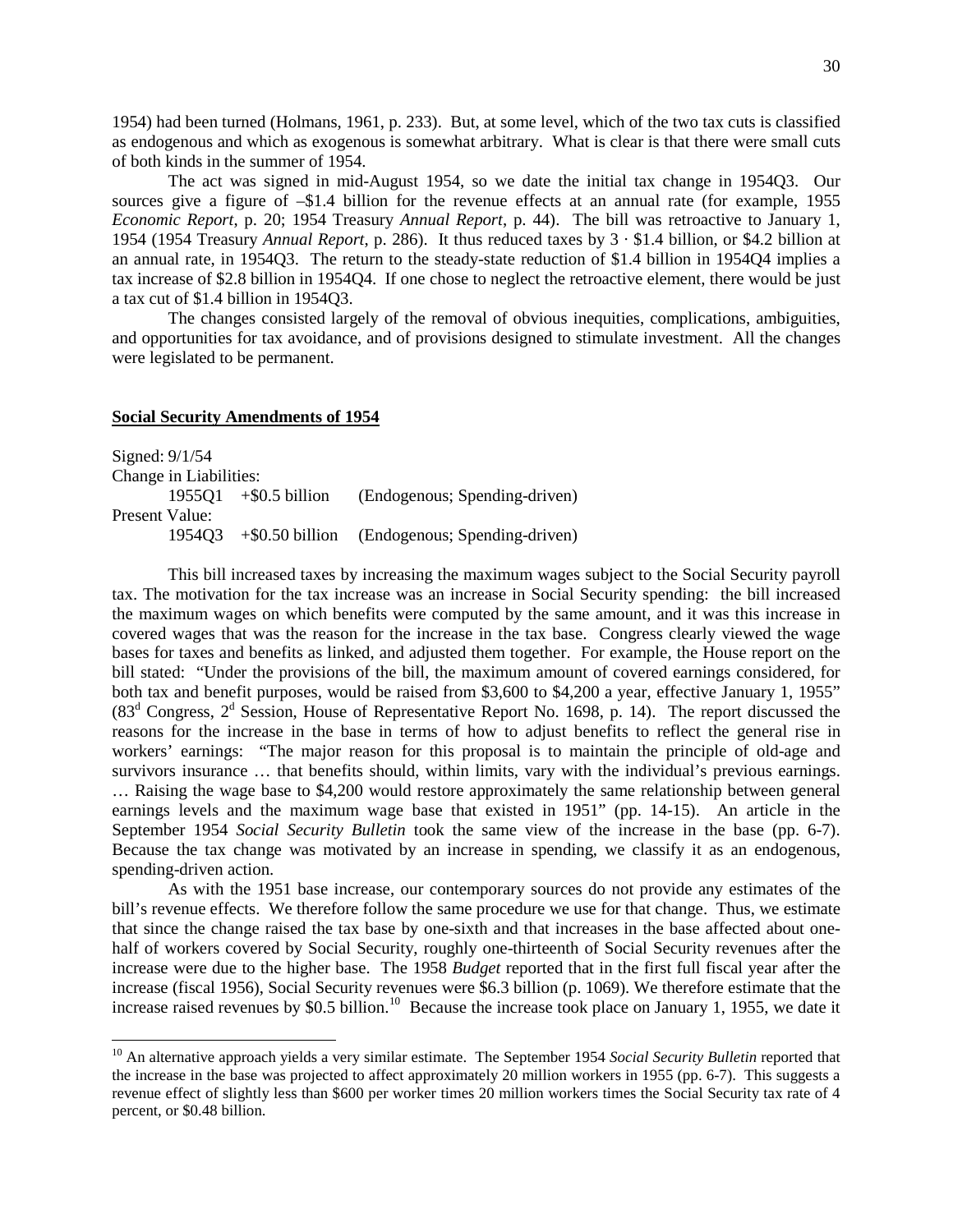1954) had been turned (Holmans, 1961, p. 233). But, at some level, which of the two tax cuts is classified as endogenous and which as exogenous is somewhat arbitrary. What is clear is that there were small cuts of both kinds in the summer of 1954.

The act was signed in mid-August 1954, so we date the initial tax change in 1954Q3. Our sources give a figure of –$1.4 billion for the revenue effects at an annual rate (for example, 1955 *Economic Report*, p. 20; 1954 Treasury *Annual Report*, p. 44). The bill was retroactive to January 1, 1954 (1954 Treasury *Annual Report*, p. 286). It thus reduced taxes by 3 · $1.4 billion, or $4.2 billion at an annual rate, in 1954Q3. The return to the steady-state reduction of $1.4 billion in 1954Q4 implies a tax increase of $2.8 billion in 1954Q4. If one chose to neglect the retroactive element, there would be just a tax cut of $1.4 billion in 1954Q3.

The changes consisted largely of the removal of obvious inequities, complications, ambiguities, and opportunities for tax avoidance, and of provisions designed to stimulate investment. All the changes were legislated to be permanent.

## Social Security Amendments of 1954

Signed: 9/1/54

Change in Liabilities:

1955Q1 +$0.5 billion (Endogenous; Spending-driven)

Present Value:

1954Q3 +$0.50 billion (Endogenous; Spending-driven)

This bill increased taxes by increasing the maximum wages subject to the Social Security payroll tax. The motivation for the tax increase was an increase in Social Security spending: the bill increased the maximum wages on which benefits were computed by the same amount, and it was this increase in covered wages that was the reason for the increase in the tax base. Congress clearly viewed the wage bases for taxes and benefits as linked, and adjusted them together. For example, the House report on the bill stated: "Under the provisions of the bill, the maximum amount of covered earnings considered, for both tax and benefit purposes, would be raised from $3,600 to $4,200 a year, effective January 1, 1955" (83[d] Congress, 2[d] Session, House of Representative Report No. 1698, p. 14). The report discussed the reasons for the increase in the base in terms of how to adjust benefits to reflect the general rise in workers' earnings: "The major reason for this proposal is to maintain the principle of old-age and survivors insurance … that benefits should, within limits, vary with the individual's previous earnings. … Raising the wage base to $4,200 would restore approximately the same relationship between general earnings levels and the maximum wage base that existed in 1951" (pp. 14-15). An article in the September 1954 *Social Security Bulletin* took the same view of the increase in the base (pp. 6-7). Because the tax change was motivated by an increase in spending, we classify it as an endogenous, spending-driven action.

As with the 1951 base increase, our contemporary sources do not provide any estimates of the bill's revenue effects. We therefore follow the same procedure we use for that change. Thus, we estimate that since the change raised the tax base by one-sixth and that increases in the base affected about one-half of workers covered by Social Security, roughly one-thirteenth of Social Security revenues after the increase were due to the higher base. The 1958 *Budget* reported that in the first full fiscal year after the increase (fiscal 1956), Social Security revenues were $6.3 billion (p. 1069). We therefore estimate that the increase raised revenues by $0.5 billion.[10] Because the increase took place on January 1, 1955, we date it

[10] An alternative approach yields a very similar estimate. The September 1954 *Social Security Bulletin* reported that the increase in the base was projected to affect approximately 20 million workers in 1955 (pp. 6-7). This suggests a revenue effect of slightly less than $600 per worker times 20 million workers times the Social Security tax rate of 4 percent, or $0.48 billion.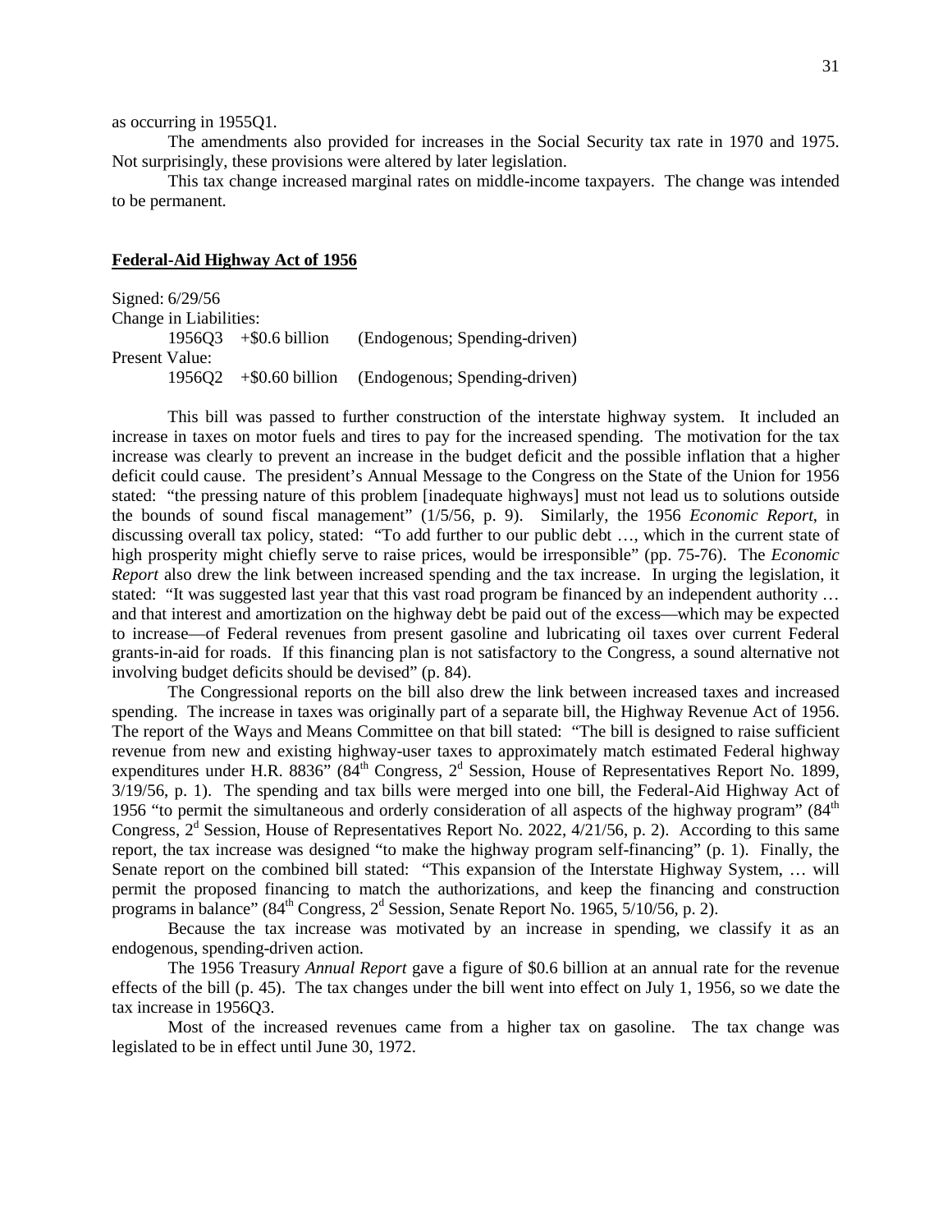as occurring in 1955Q1.

The amendments also provided for increases in the Social Security tax rate in 1970 and 1975. Not surprisingly, these provisions were altered by later legislation.

This tax change increased marginal rates on middle-income taxpayers. The change was intended to be permanent.

**Federal-Aid Highway Act of 1956**

Signed: 6/29/56
Change in Liabilities:
 1956Q3 +\$0.6 billion (Endogenous; Spending-driven)
Present Value:
 1956Q2 +\$0.60 billion (Endogenous; Spending-driven)

This bill was passed to further construction of the interstate highway system. It included an increase in taxes on motor fuels and tires to pay for the increased spending. The motivation for the tax increase was clearly to prevent an increase in the budget deficit and the possible inflation that a higher deficit could cause. The president's Annual Message to the Congress on the State of the Union for 1956 stated: "the pressing nature of this problem [inadequate highways] must not lead us to solutions outside the bounds of sound fiscal management" (1/5/56, p. 9). Similarly, the 1956 *Economic Report*, in discussing overall tax policy, stated: "To add further to our public debt …, which in the current state of high prosperity might chiefly serve to raise prices, would be irresponsible" (pp. 75-76). The *Economic Report* also drew the link between increased spending and the tax increase. In urging the legislation, it stated: "It was suggested last year that this vast road program be financed by an independent authority … and that interest and amortization on the highway debt be paid out of the excess—which may be expected to increase—of Federal revenues from present gasoline and lubricating oil taxes over current Federal grants-in-aid for roads. If this financing plan is not satisfactory to the Congress, a sound alternative not involving budget deficits should be devised" (p. 84).

The Congressional reports on the bill also drew the link between increased taxes and increased spending. The increase in taxes was originally part of a separate bill, the Highway Revenue Act of 1956. The report of the Ways and Means Committee on that bill stated: "The bill is designed to raise sufficient revenue from new and existing highway-user taxes to approximately match estimated Federal highway expenditures under H.R. 8836" (84th Congress, 2d Session, House of Representatives Report No. 1899, 3/19/56, p. 1). The spending and tax bills were merged into one bill, the Federal-Aid Highway Act of 1956 "to permit the simultaneous and orderly consideration of all aspects of the highway program" (84th Congress, 2d Session, House of Representatives Report No. 2022, 4/21/56, p. 2). According to this same report, the tax increase was designed "to make the highway program self-financing" (p. 1). Finally, the Senate report on the combined bill stated: "This expansion of the Interstate Highway System, … will permit the proposed financing to match the authorizations, and keep the financing and construction programs in balance" (84th Congress, 2d Session, Senate Report No. 1965, 5/10/56, p. 2).

Because the tax increase was motivated by an increase in spending, we classify it as an endogenous, spending-driven action.

The 1956 Treasury *Annual Report* gave a figure of \$0.6 billion at an annual rate for the revenue effects of the bill (p. 45). The tax changes under the bill went into effect on July 1, 1956, so we date the tax increase in 1956Q3.

Most of the increased revenues came from a higher tax on gasoline. The tax change was legislated to be in effect until June 30, 1972.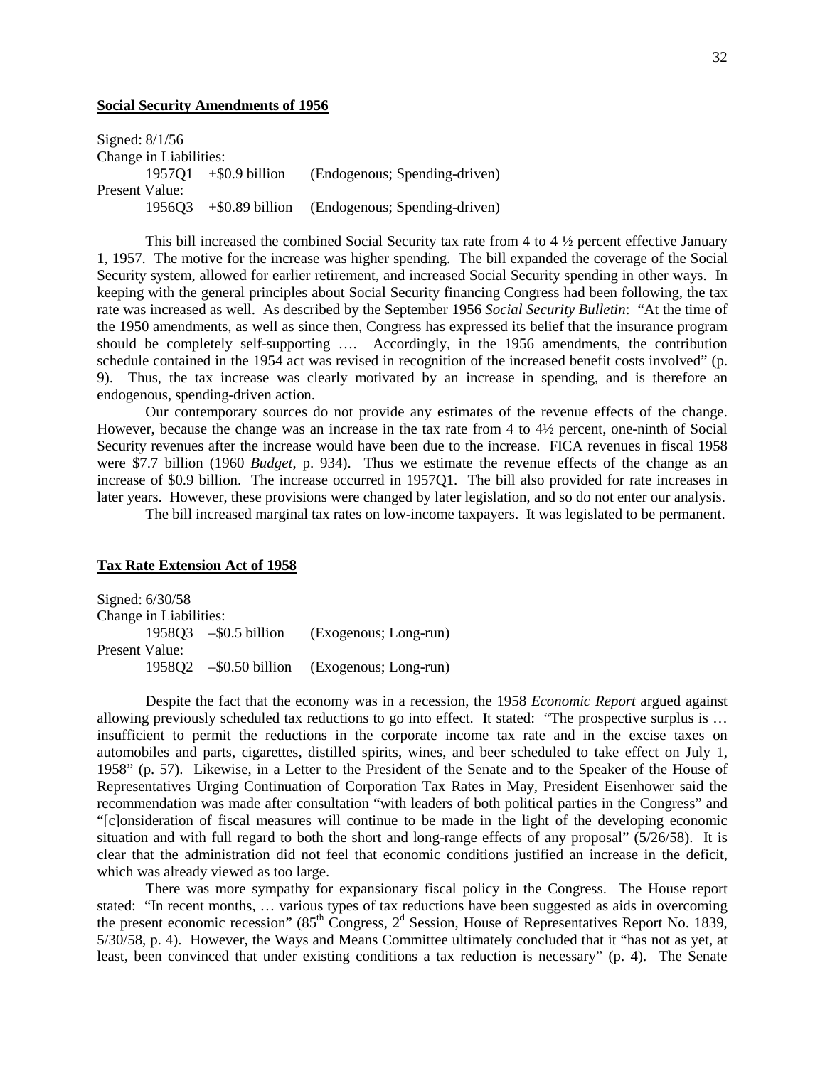**Social Security Amendments of 1956**

Signed: 8/1/56
Change in Liabilities:
  1957Q1 +$0.9 billion (Endogenous; Spending-driven)
Present Value:
  1956Q3 +$0.89 billion (Endogenous; Spending-driven)

This bill increased the combined Social Security tax rate from 4 to 4 ½ percent effective January 1, 1957. The motive for the increase was higher spending. The bill expanded the coverage of the Social Security system, allowed for earlier retirement, and increased Social Security spending in other ways. In keeping with the general principles about Social Security financing Congress had been following, the tax rate was increased as well. As described by the September 1956 *Social Security Bulletin*: "At the time of the 1950 amendments, as well as since then, Congress has expressed its belief that the insurance program should be completely self-supporting …. Accordingly, in the 1956 amendments, the contribution schedule contained in the 1954 act was revised in recognition of the increased benefit costs involved" (p. 9). Thus, the tax increase was clearly motivated by an increase in spending, and is therefore an endogenous, spending-driven action.

Our contemporary sources do not provide any estimates of the revenue effects of the change. However, because the change was an increase in the tax rate from 4 to 4½ percent, one-ninth of Social Security revenues after the increase would have been due to the increase. FICA revenues in fiscal 1958 were $7.7 billion (1960 *Budget*, p. 934). Thus we estimate the revenue effects of the change as an increase of $0.9 billion. The increase occurred in 1957Q1. The bill also provided for rate increases in later years. However, these provisions were changed by later legislation, and so do not enter our analysis.

The bill increased marginal tax rates on low-income taxpayers. It was legislated to be permanent.

**Tax Rate Extension Act of 1958**

Signed: 6/30/58
Change in Liabilities:
  1958Q3 –$0.5 billion (Exogenous; Long-run)
Present Value:
  1958Q2 –$0.50 billion (Exogenous; Long-run)

Despite the fact that the economy was in a recession, the 1958 *Economic Report* argued against allowing previously scheduled tax reductions to go into effect. It stated: "The prospective surplus is … insufficient to permit the reductions in the corporate income tax rate and in the excise taxes on automobiles and parts, cigarettes, distilled spirits, wines, and beer scheduled to take effect on July 1, 1958" (p. 57). Likewise, in a Letter to the President of the Senate and to the Speaker of the House of Representatives Urging Continuation of Corporation Tax Rates in May, President Eisenhower said the recommendation was made after consultation "with leaders of both political parties in the Congress" and "[c]onsideration of fiscal measures will continue to be made in the light of the developing economic situation and with full regard to both the short and long-range effects of any proposal" (5/26/58). It is clear that the administration did not feel that economic conditions justified an increase in the deficit, which was already viewed as too large.

There was more sympathy for expansionary fiscal policy in the Congress. The House report stated: "In recent months, … various types of tax reductions have been suggested as aids in overcoming the present economic recession" (85th Congress, 2d Session, House of Representatives Report No. 1839, 5/30/58, p. 4). However, the Ways and Means Committee ultimately concluded that it "has not as yet, at least, been convinced that under existing conditions a tax reduction is necessary" (p. 4). The Senate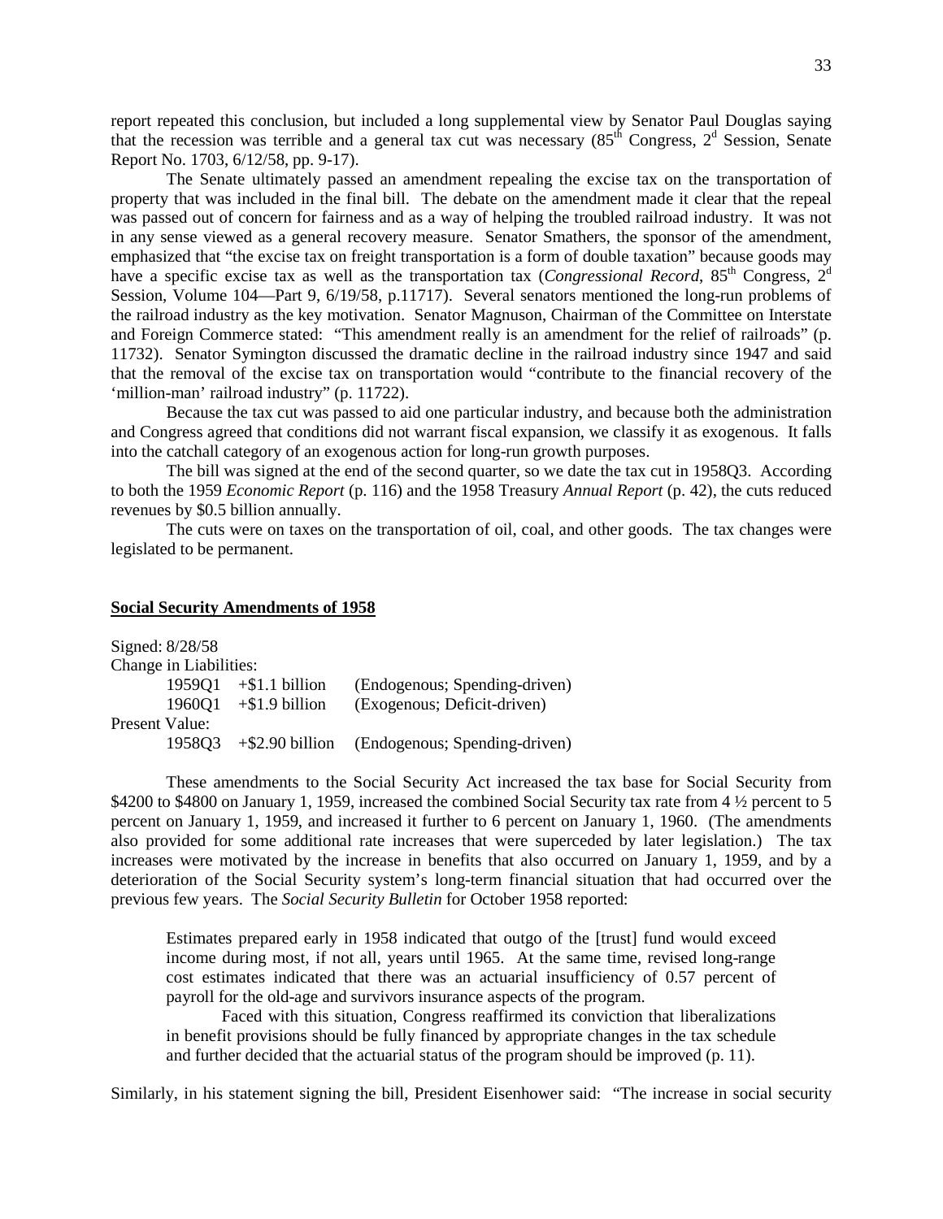report repeated this conclusion, but included a long supplemental view by Senator Paul Douglas saying that the recession was terrible and a general tax cut was necessary (85th Congress, 2d Session, Senate Report No. 1703, 6/12/58, pp. 9-17).

The Senate ultimately passed an amendment repealing the excise tax on the transportation of property that was included in the final bill. The debate on the amendment made it clear that the repeal was passed out of concern for fairness and as a way of helping the troubled railroad industry. It was not in any sense viewed as a general recovery measure. Senator Smathers, the sponsor of the amendment, emphasized that "the excise tax on freight transportation is a form of double taxation" because goods may have a specific excise tax as well as the transportation tax (*Congressional Record*, 85th Congress, 2d Session, Volume 104—Part 9, 6/19/58, p.11717). Several senators mentioned the long-run problems of the railroad industry as the key motivation. Senator Magnuson, Chairman of the Committee on Interstate and Foreign Commerce stated: "This amendment really is an amendment for the relief of railroads" (p. 11732). Senator Symington discussed the dramatic decline in the railroad industry since 1947 and said that the removal of the excise tax on transportation would "contribute to the financial recovery of the 'million-man' railroad industry" (p. 11722).

Because the tax cut was passed to aid one particular industry, and because both the administration and Congress agreed that conditions did not warrant fiscal expansion, we classify it as exogenous. It falls into the catchall category of an exogenous action for long-run growth purposes.

The bill was signed at the end of the second quarter, so we date the tax cut in 1958Q3. According to both the 1959 *Economic Report* (p. 116) and the 1958 Treasury *Annual Report* (p. 42), the cuts reduced revenues by $0.5 billion annually.

The cuts were on taxes on the transportation of oil, coal, and other goods. The tax changes were legislated to be permanent.

## Social Security Amendments of 1958

Signed: 8/28/58

Change in Liabilities:

| | | |
|---|---|---|
| 1959Q1 | +$1.1 billion | (Endogenous; Spending-driven) |
| 1960Q1 | +$1.9 billion | (Exogenous; Deficit-driven) |

Present Value:

| | | |
|---|---|---|
| 1958Q3 | +$2.90 billion | (Endogenous; Spending-driven) |

These amendments to the Social Security Act increased the tax base for Social Security from $4200 to $4800 on January 1, 1959, increased the combined Social Security tax rate from 4 ½ percent to 5 percent on January 1, 1959, and increased it further to 6 percent on January 1, 1960. (The amendments also provided for some additional rate increases that were superceded by later legislation.) The tax increases were motivated by the increase in benefits that also occurred on January 1, 1959, and by a deterioration of the Social Security system's long-term financial situation that had occurred over the previous few years. The *Social Security Bulletin* for October 1958 reported:

> Estimates prepared early in 1958 indicated that outgo of the [trust] fund would exceed income during most, if not all, years until 1965. At the same time, revised long-range cost estimates indicated that there was an actuarial insufficiency of 0.57 percent of payroll for the old-age and survivors insurance aspects of the program.
>
> Faced with this situation, Congress reaffirmed its conviction that liberalizations in benefit provisions should be fully financed by appropriate changes in the tax schedule and further decided that the actuarial status of the program should be improved (p. 11).

Similarly, in his statement signing the bill, President Eisenhower said: "The increase in social security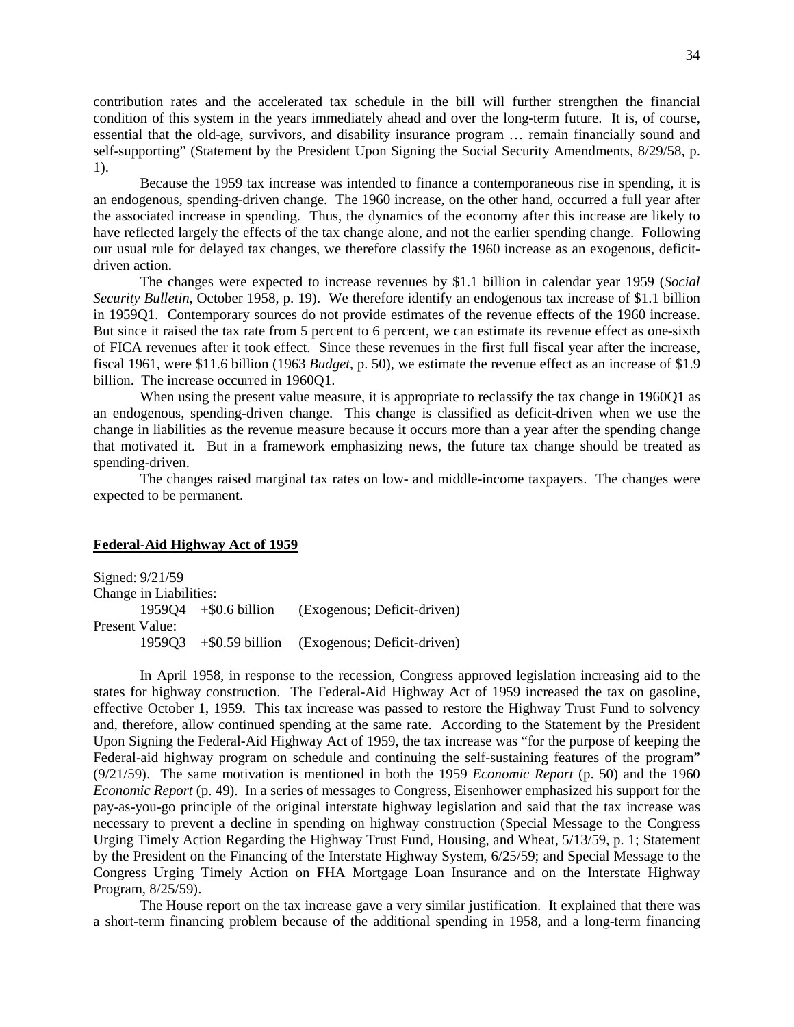contribution rates and the accelerated tax schedule in the bill will further strengthen the financial condition of this system in the years immediately ahead and over the long-term future. It is, of course, essential that the old-age, survivors, and disability insurance program … remain financially sound and self-supporting" (Statement by the President Upon Signing the Social Security Amendments, 8/29/58, p. 1).

Because the 1959 tax increase was intended to finance a contemporaneous rise in spending, it is an endogenous, spending-driven change. The 1960 increase, on the other hand, occurred a full year after the associated increase in spending. Thus, the dynamics of the economy after this increase are likely to have reflected largely the effects of the tax change alone, and not the earlier spending change. Following our usual rule for delayed tax changes, we therefore classify the 1960 increase as an exogenous, deficit-driven action.

The changes were expected to increase revenues by $1.1 billion in calendar year 1959 (*Social Security Bulletin*, October 1958, p. 19). We therefore identify an endogenous tax increase of $1.1 billion in 1959Q1. Contemporary sources do not provide estimates of the revenue effects of the 1960 increase. But since it raised the tax rate from 5 percent to 6 percent, we can estimate its revenue effect as one-sixth of FICA revenues after it took effect. Since these revenues in the first full fiscal year after the increase, fiscal 1961, were $11.6 billion (1963 *Budget*, p. 50), we estimate the revenue effect as an increase of $1.9 billion. The increase occurred in 1960Q1.

When using the present value measure, it is appropriate to reclassify the tax change in 1960Q1 as an endogenous, spending-driven change. This change is classified as deficit-driven when we use the change in liabilities as the revenue measure because it occurs more than a year after the spending change that motivated it. But in a framework emphasizing news, the future tax change should be treated as spending-driven.

The changes raised marginal tax rates on low- and middle-income taxpayers. The changes were expected to be permanent.

## Federal-Aid Highway Act of 1959

Signed: 9/21/59
Change in Liabilities:
    1959Q4 +$0.6 billion (Exogenous; Deficit-driven)
Present Value:
    1959Q3 +$0.59 billion (Exogenous; Deficit-driven)

In April 1958, in response to the recession, Congress approved legislation increasing aid to the states for highway construction. The Federal-Aid Highway Act of 1959 increased the tax on gasoline, effective October 1, 1959. This tax increase was passed to restore the Highway Trust Fund to solvency and, therefore, allow continued spending at the same rate. According to the Statement by the President Upon Signing the Federal-Aid Highway Act of 1959, the tax increase was "for the purpose of keeping the Federal-aid highway program on schedule and continuing the self-sustaining features of the program" (9/21/59). The same motivation is mentioned in both the 1959 *Economic Report* (p. 50) and the 1960 *Economic Report* (p. 49). In a series of messages to Congress, Eisenhower emphasized his support for the pay-as-you-go principle of the original interstate highway legislation and said that the tax increase was necessary to prevent a decline in spending on highway construction (Special Message to the Congress Urging Timely Action Regarding the Highway Trust Fund, Housing, and Wheat, 5/13/59, p. 1; Statement by the President on the Financing of the Interstate Highway System, 6/25/59; and Special Message to the Congress Urging Timely Action on FHA Mortgage Loan Insurance and on the Interstate Highway Program, 8/25/59).

The House report on the tax increase gave a very similar justification. It explained that there was a short-term financing problem because of the additional spending in 1958, and a long-term financing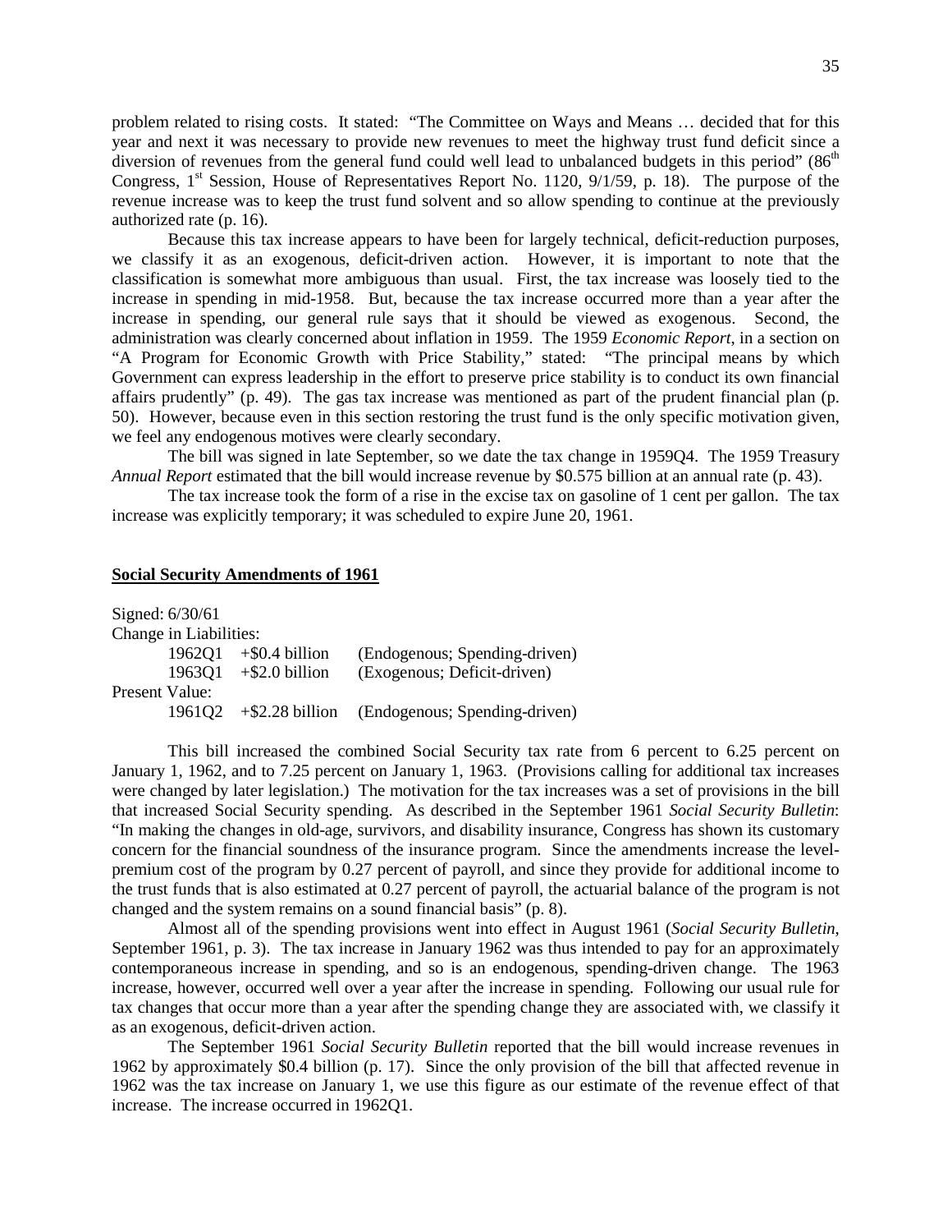problem related to rising costs. It stated: "The Committee on Ways and Means … decided that for this year and next it was necessary to provide new revenues to meet the highway trust fund deficit since a diversion of revenues from the general fund could well lead to unbalanced budgets in this period" (86th Congress, 1st Session, House of Representatives Report No. 1120, 9/1/59, p. 18). The purpose of the revenue increase was to keep the trust fund solvent and so allow spending to continue at the previously authorized rate (p. 16).

Because this tax increase appears to have been for largely technical, deficit-reduction purposes, we classify it as an exogenous, deficit-driven action. However, it is important to note that the classification is somewhat more ambiguous than usual. First, the tax increase was loosely tied to the increase in spending in mid-1958. But, because the tax increase occurred more than a year after the increase in spending, our general rule says that it should be viewed as exogenous. Second, the administration was clearly concerned about inflation in 1959. The 1959 *Economic Report*, in a section on "A Program for Economic Growth with Price Stability," stated: "The principal means by which Government can express leadership in the effort to preserve price stability is to conduct its own financial affairs prudently" (p. 49). The gas tax increase was mentioned as part of the prudent financial plan (p. 50). However, because even in this section restoring the trust fund is the only specific motivation given, we feel any endogenous motives were clearly secondary.

The bill was signed in late September, so we date the tax change in 1959Q4. The 1959 Treasury *Annual Report* estimated that the bill would increase revenue by $0.575 billion at an annual rate (p. 43).

The tax increase took the form of a rise in the excise tax on gasoline of 1 cent per gallon. The tax increase was explicitly temporary; it was scheduled to expire June 20, 1961.

**Social Security Amendments of 1961**

Signed: 6/30/61

Change in Liabilities:

| | | |
|---|---|---|
| 1962Q1 | +$0.4 billion | (Endogenous; Spending-driven) |
| 1963Q1 | +$2.0 billion | (Exogenous; Deficit-driven) |

Present Value:

| | | |
|---|---|---|
| 1961Q2 | +$2.28 billion | (Endogenous; Spending-driven) |

This bill increased the combined Social Security tax rate from 6 percent to 6.25 percent on January 1, 1962, and to 7.25 percent on January 1, 1963. (Provisions calling for additional tax increases were changed by later legislation.) The motivation for the tax increases was a set of provisions in the bill that increased Social Security spending. As described in the September 1961 *Social Security Bulletin*: "In making the changes in old-age, survivors, and disability insurance, Congress has shown its customary concern for the financial soundness of the insurance program. Since the amendments increase the level-premium cost of the program by 0.27 percent of payroll, and since they provide for additional income to the trust funds that is also estimated at 0.27 percent of payroll, the actuarial balance of the program is not changed and the system remains on a sound financial basis" (p. 8).

Almost all of the spending provisions went into effect in August 1961 (*Social Security Bulletin*, September 1961, p. 3). The tax increase in January 1962 was thus intended to pay for an approximately contemporaneous increase in spending, and so is an endogenous, spending-driven change. The 1963 increase, however, occurred well over a year after the increase in spending. Following our usual rule for tax changes that occur more than a year after the spending change they are associated with, we classify it as an exogenous, deficit-driven action.

The September 1961 *Social Security Bulletin* reported that the bill would increase revenues in 1962 by approximately $0.4 billion (p. 17). Since the only provision of the bill that affected revenue in 1962 was the tax increase on January 1, we use this figure as our estimate of the revenue effect of that increase. The increase occurred in 1962Q1.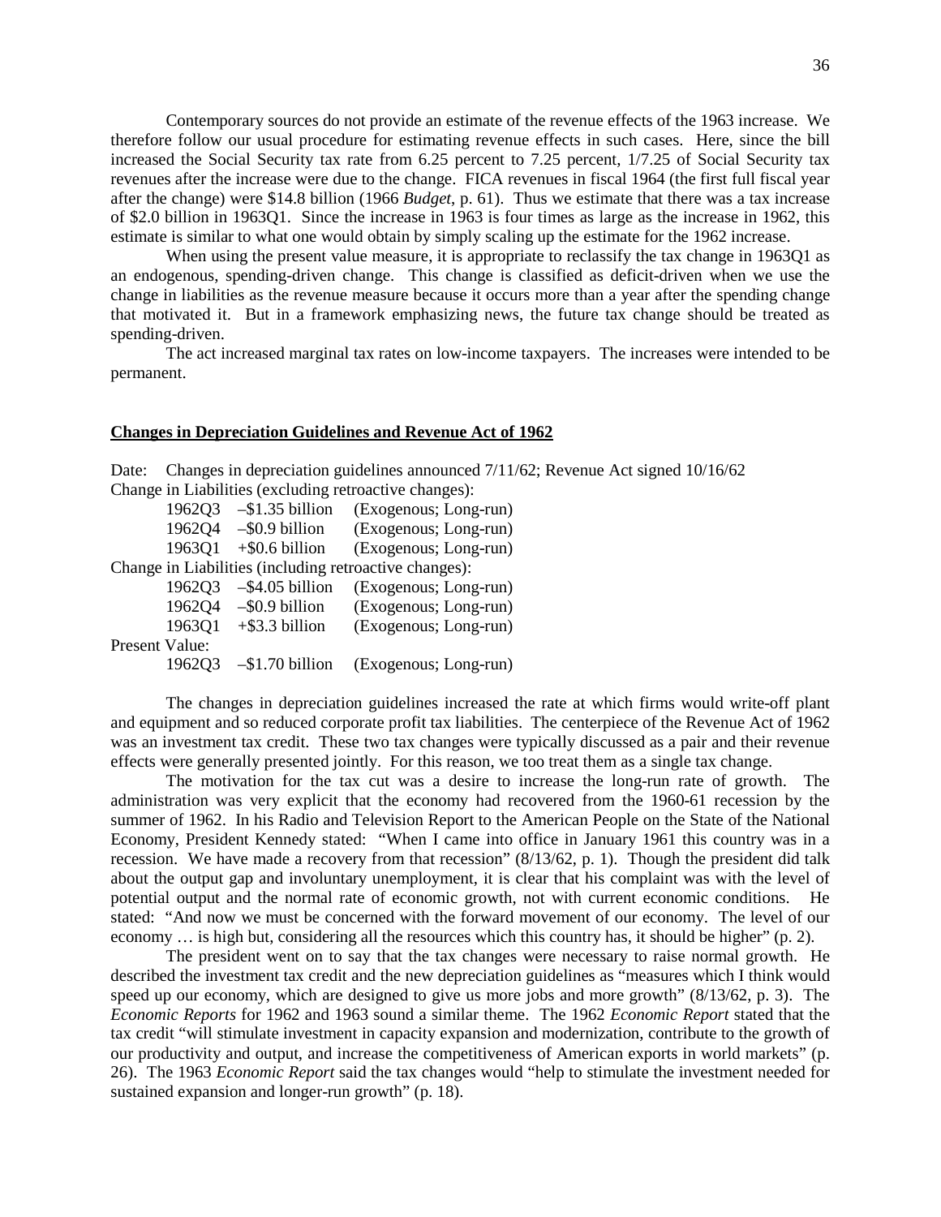Contemporary sources do not provide an estimate of the revenue effects of the 1963 increase. We therefore follow our usual procedure for estimating revenue effects in such cases. Here, since the bill increased the Social Security tax rate from 6.25 percent to 7.25 percent, 1/7.25 of Social Security tax revenues after the increase were due to the change. FICA revenues in fiscal 1964 (the first full fiscal year after the change) were \$14.8 billion (1966 *Budget*, p. 61). Thus we estimate that there was a tax increase of \$2.0 billion in 1963Q1. Since the increase in 1963 is four times as large as the increase in 1962, this estimate is similar to what one would obtain by simply scaling up the estimate for the 1962 increase.

When using the present value measure, it is appropriate to reclassify the tax change in 1963Q1 as an endogenous, spending-driven change. This change is classified as deficit-driven when we use the change in liabilities as the revenue measure because it occurs more than a year after the spending change that motivated it. But in a framework emphasizing news, the future tax change should be treated as spending-driven.

The act increased marginal tax rates on low-income taxpayers. The increases were intended to be permanent.

## Changes in Depreciation Guidelines and Revenue Act of 1962

Date: Changes in depreciation guidelines announced 7/11/62; Revenue Act signed 10/16/62

Change in Liabilities (excluding retroactive changes):

| | | |
|---|---|---|
| 1962Q3 | –\$1.35 billion | (Exogenous; Long-run) |
| 1962Q4 | –\$0.9 billion | (Exogenous; Long-run) |
| 1963Q1 | +\$0.6 billion | (Exogenous; Long-run) |

Change in Liabilities (including retroactive changes):

| | | |
|---|---|---|
| 1962Q3 | –\$4.05 billion | (Exogenous; Long-run) |
| 1962Q4 | –\$0.9 billion | (Exogenous; Long-run) |
| 1963Q1 | +\$3.3 billion | (Exogenous; Long-run) |

Present Value:

| | | |
|---|---|---|
| 1962Q3 | –\$1.70 billion | (Exogenous; Long-run) |

The changes in depreciation guidelines increased the rate at which firms would write-off plant and equipment and so reduced corporate profit tax liabilities. The centerpiece of the Revenue Act of 1962 was an investment tax credit. These two tax changes were typically discussed as a pair and their revenue effects were generally presented jointly. For this reason, we too treat them as a single tax change.

The motivation for the tax cut was a desire to increase the long-run rate of growth. The administration was very explicit that the economy had recovered from the 1960-61 recession by the summer of 1962. In his Radio and Television Report to the American People on the State of the National Economy, President Kennedy stated: "When I came into office in January 1961 this country was in a recession. We have made a recovery from that recession" (8/13/62, p. 1). Though the president did talk about the output gap and involuntary unemployment, it is clear that his complaint was with the level of potential output and the normal rate of economic growth, not with current economic conditions. He stated: "And now we must be concerned with the forward movement of our economy. The level of our economy … is high but, considering all the resources which this country has, it should be higher" (p. 2).

The president went on to say that the tax changes were necessary to raise normal growth. He described the investment tax credit and the new depreciation guidelines as "measures which I think would speed up our economy, which are designed to give us more jobs and more growth" (8/13/62, p. 3). The *Economic Reports* for 1962 and 1963 sound a similar theme. The 1962 *Economic Report* stated that the tax credit "will stimulate investment in capacity expansion and modernization, contribute to the growth of our productivity and output, and increase the competitiveness of American exports in world markets" (p. 26). The 1963 *Economic Report* said the tax changes would "help to stimulate the investment needed for sustained expansion and longer-run growth" (p. 18).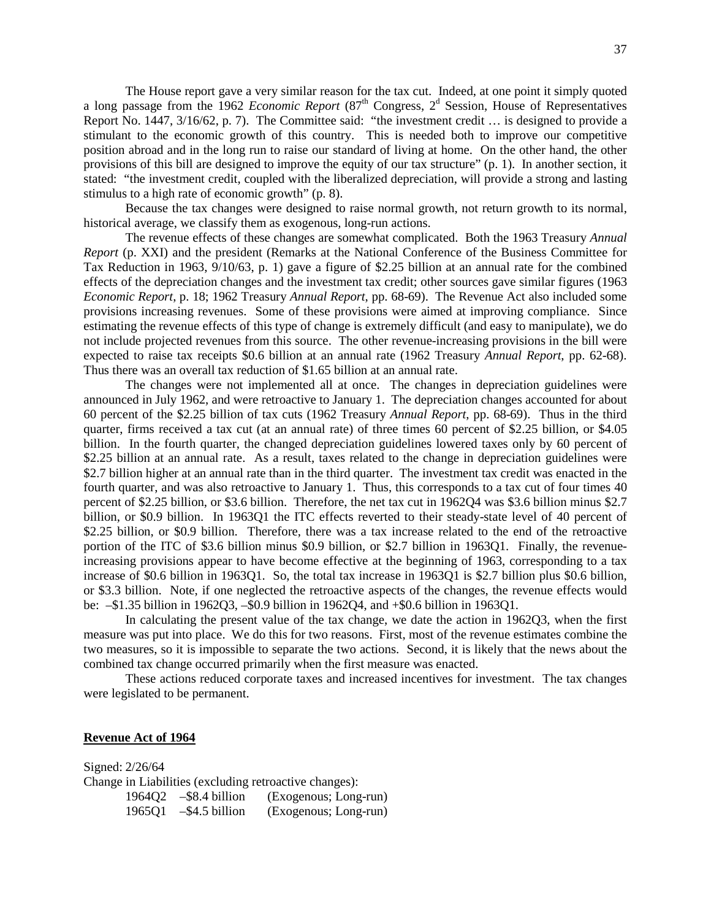The House report gave a very similar reason for the tax cut. Indeed, at one point it simply quoted a long passage from the 1962 *Economic Report* (87th Congress, 2d Session, House of Representatives Report No. 1447, 3/16/62, p. 7). The Committee said: "the investment credit … is designed to provide a stimulant to the economic growth of this country. This is needed both to improve our competitive position abroad and in the long run to raise our standard of living at home. On the other hand, the other provisions of this bill are designed to improve the equity of our tax structure" (p. 1). In another section, it stated: "the investment credit, coupled with the liberalized depreciation, will provide a strong and lasting stimulus to a high rate of economic growth" (p. 8).

Because the tax changes were designed to raise normal growth, not return growth to its normal, historical average, we classify them as exogenous, long-run actions.

The revenue effects of these changes are somewhat complicated. Both the 1963 Treasury *Annual Report* (p. XXI) and the president (Remarks at the National Conference of the Business Committee for Tax Reduction in 1963, 9/10/63, p. 1) gave a figure of $2.25 billion at an annual rate for the combined effects of the depreciation changes and the investment tax credit; other sources gave similar figures (1963 *Economic Report*, p. 18; 1962 Treasury *Annual Report*, pp. 68-69). The Revenue Act also included some provisions increasing revenues. Some of these provisions were aimed at improving compliance. Since estimating the revenue effects of this type of change is extremely difficult (and easy to manipulate), we do not include projected revenues from this source. The other revenue-increasing provisions in the bill were expected to raise tax receipts $0.6 billion at an annual rate (1962 Treasury *Annual Report*, pp. 62-68). Thus there was an overall tax reduction of $1.65 billion at an annual rate.

The changes were not implemented all at once. The changes in depreciation guidelines were announced in July 1962, and were retroactive to January 1. The depreciation changes accounted for about 60 percent of the $2.25 billion of tax cuts (1962 Treasury *Annual Report*, pp. 68-69). Thus in the third quarter, firms received a tax cut (at an annual rate) of three times 60 percent of $2.25 billion, or $4.05 billion. In the fourth quarter, the changed depreciation guidelines lowered taxes only by 60 percent of $2.25 billion at an annual rate. As a result, taxes related to the change in depreciation guidelines were $2.7 billion higher at an annual rate than in the third quarter. The investment tax credit was enacted in the fourth quarter, and was also retroactive to January 1. Thus, this corresponds to a tax cut of four times 40 percent of $2.25 billion, or $3.6 billion. Therefore, the net tax cut in 1962Q4 was $3.6 billion minus $2.7 billion, or $0.9 billion. In 1963Q1 the ITC effects reverted to their steady-state level of 40 percent of $2.25 billion, or $0.9 billion. Therefore, there was a tax increase related to the end of the retroactive portion of the ITC of $3.6 billion minus $0.9 billion, or $2.7 billion in 1963Q1. Finally, the revenue-increasing provisions appear to have become effective at the beginning of 1963, corresponding to a tax increase of $0.6 billion in 1963Q1. So, the total tax increase in 1963Q1 is $2.7 billion plus $0.6 billion, or $3.3 billion. Note, if one neglected the retroactive aspects of the changes, the revenue effects would be: –$1.35 billion in 1962Q3, –$0.9 billion in 1962Q4, and +$0.6 billion in 1963Q1.

In calculating the present value of the tax change, we date the action in 1962Q3, when the first measure was put into place. We do this for two reasons. First, most of the revenue estimates combine the two measures, so it is impossible to separate the two actions. Second, it is likely that the news about the combined tax change occurred primarily when the first measure was enacted.

These actions reduced corporate taxes and increased incentives for investment. The tax changes were legislated to be permanent.

**Revenue Act of 1964**

Signed: 2/26/64

Change in Liabilities (excluding retroactive changes):

| | | |
|---|---|---|
| 1964Q2 | –$8.4 billion | (Exogenous; Long-run) |
| 1965Q1 | –$4.5 billion | (Exogenous; Long-run) |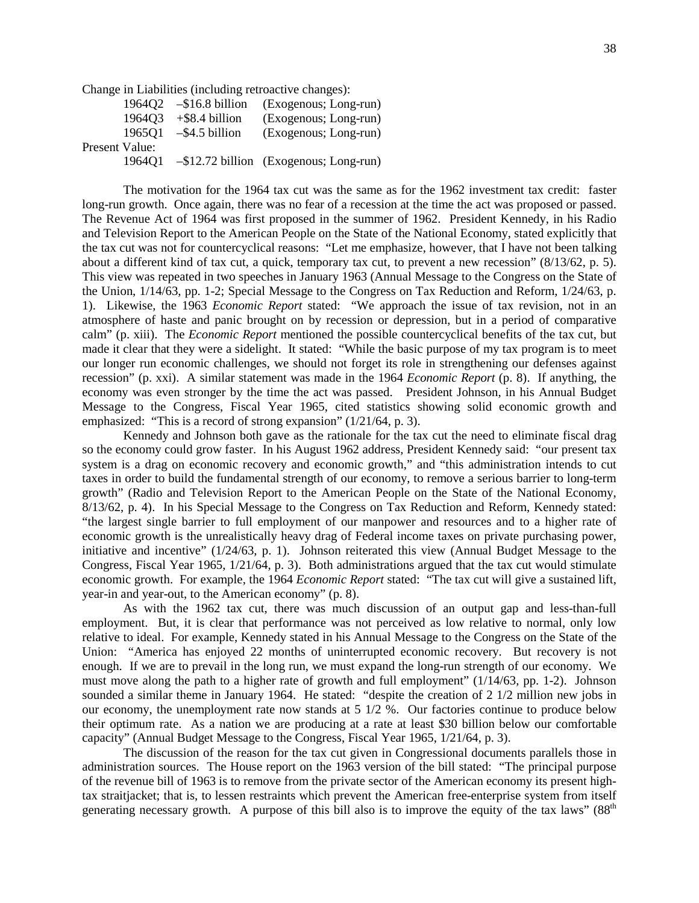Change in Liabilities (including retroactive changes):

| | | |
|---|---|---|
| 1964Q2 | –$16.8 billion | (Exogenous; Long-run) |
| 1964Q3 | +$8.4 billion | (Exogenous; Long-run) |
| 1965Q1 | –$4.5 billion | (Exogenous; Long-run) |

Present Value:

| | | |
|---|---|---|
| 1964Q1 | –$12.72 billion | (Exogenous; Long-run) |

The motivation for the 1964 tax cut was the same as for the 1962 investment tax credit: faster long-run growth. Once again, there was no fear of a recession at the time the act was proposed or passed. The Revenue Act of 1964 was first proposed in the summer of 1962. President Kennedy, in his Radio and Television Report to the American People on the State of the National Economy, stated explicitly that the tax cut was not for countercyclical reasons: "Let me emphasize, however, that I have not been talking about a different kind of tax cut, a quick, temporary tax cut, to prevent a new recession" (8/13/62, p. 5). This view was repeated in two speeches in January 1963 (Annual Message to the Congress on the State of the Union, 1/14/63, pp. 1-2; Special Message to the Congress on Tax Reduction and Reform, 1/24/63, p. 1). Likewise, the 1963 *Economic Report* stated: "We approach the issue of tax revision, not in an atmosphere of haste and panic brought on by recession or depression, but in a period of comparative calm" (p. xiii). The *Economic Report* mentioned the possible countercyclical benefits of the tax cut, but made it clear that they were a sidelight. It stated: "While the basic purpose of my tax program is to meet our longer run economic challenges, we should not forget its role in strengthening our defenses against recession" (p. xxi). A similar statement was made in the 1964 *Economic Report* (p. 8). If anything, the economy was even stronger by the time the act was passed. President Johnson, in his Annual Budget Message to the Congress, Fiscal Year 1965, cited statistics showing solid economic growth and emphasized: "This is a record of strong expansion" (1/21/64, p. 3).

Kennedy and Johnson both gave as the rationale for the tax cut the need to eliminate fiscal drag so the economy could grow faster. In his August 1962 address, President Kennedy said: "our present tax system is a drag on economic recovery and economic growth," and "this administration intends to cut taxes in order to build the fundamental strength of our economy, to remove a serious barrier to long-term growth" (Radio and Television Report to the American People on the State of the National Economy, 8/13/62, p. 4). In his Special Message to the Congress on Tax Reduction and Reform, Kennedy stated: "the largest single barrier to full employment of our manpower and resources and to a higher rate of economic growth is the unrealistically heavy drag of Federal income taxes on private purchasing power, initiative and incentive" (1/24/63, p. 1). Johnson reiterated this view (Annual Budget Message to the Congress, Fiscal Year 1965, 1/21/64, p. 3). Both administrations argued that the tax cut would stimulate economic growth. For example, the 1964 *Economic Report* stated: "The tax cut will give a sustained lift, year-in and year-out, to the American economy" (p. 8).

As with the 1962 tax cut, there was much discussion of an output gap and less-than-full employment. But, it is clear that performance was not perceived as low relative to normal, only low relative to ideal. For example, Kennedy stated in his Annual Message to the Congress on the State of the Union: "America has enjoyed 22 months of uninterrupted economic recovery. But recovery is not enough. If we are to prevail in the long run, we must expand the long-run strength of our economy. We must move along the path to a higher rate of growth and full employment" (1/14/63, pp. 1-2). Johnson sounded a similar theme in January 1964. He stated: "despite the creation of 2 1/2 million new jobs in our economy, the unemployment rate now stands at 5 1/2 %. Our factories continue to produce below their optimum rate. As a nation we are producing at a rate at least $30 billion below our comfortable capacity" (Annual Budget Message to the Congress, Fiscal Year 1965, 1/21/64, p. 3).

The discussion of the reason for the tax cut given in Congressional documents parallels those in administration sources. The House report on the 1963 version of the bill stated: "The principal purpose of the revenue bill of 1963 is to remove from the private sector of the American economy its present high-tax straitjacket; that is, to lessen restraints which prevent the American free-enterprise system from itself generating necessary growth. A purpose of this bill also is to improve the equity of the tax laws" (88th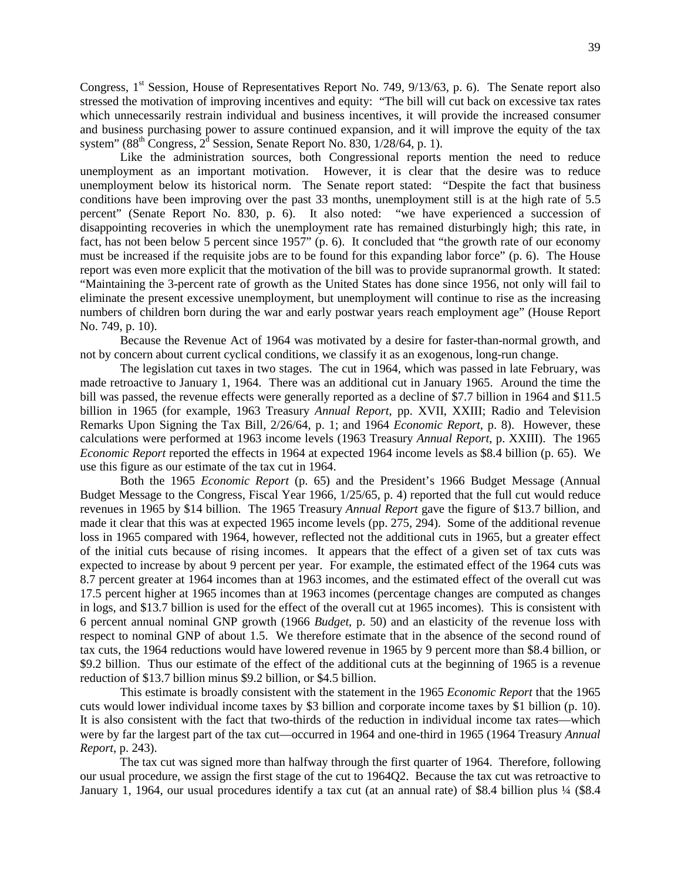Congress, 1st Session, House of Representatives Report No. 749, 9/13/63, p. 6). The Senate report also stressed the motivation of improving incentives and equity: "The bill will cut back on excessive tax rates which unnecessarily restrain individual and business incentives, it will provide the increased consumer and business purchasing power to assure continued expansion, and it will improve the equity of the tax system" (88th Congress, 2d Session, Senate Report No. 830, 1/28/64, p. 1).

Like the administration sources, both Congressional reports mention the need to reduce unemployment as an important motivation. However, it is clear that the desire was to reduce unemployment below its historical norm. The Senate report stated: "Despite the fact that business conditions have been improving over the past 33 months, unemployment still is at the high rate of 5.5 percent" (Senate Report No. 830, p. 6). It also noted: "we have experienced a succession of disappointing recoveries in which the unemployment rate has remained disturbingly high; this rate, in fact, has not been below 5 percent since 1957" (p. 6). It concluded that "the growth rate of our economy must be increased if the requisite jobs are to be found for this expanding labor force" (p. 6). The House report was even more explicit that the motivation of the bill was to provide supranormal growth. It stated: "Maintaining the 3-percent rate of growth as the United States has done since 1956, not only will fail to eliminate the present excessive unemployment, but unemployment will continue to rise as the increasing numbers of children born during the war and early postwar years reach employment age" (House Report No. 749, p. 10).

Because the Revenue Act of 1964 was motivated by a desire for faster-than-normal growth, and not by concern about current cyclical conditions, we classify it as an exogenous, long-run change.

The legislation cut taxes in two stages. The cut in 1964, which was passed in late February, was made retroactive to January 1, 1964. There was an additional cut in January 1965. Around the time the bill was passed, the revenue effects were generally reported as a decline of \$7.7 billion in 1964 and \$11.5 billion in 1965 (for example, 1963 Treasury *Annual Report*, pp. XVII, XXIII; Radio and Television Remarks Upon Signing the Tax Bill, 2/26/64, p. 1; and 1964 *Economic Report*, p. 8). However, these calculations were performed at 1963 income levels (1963 Treasury *Annual Report*, p. XXIII). The 1965 *Economic Report* reported the effects in 1964 at expected 1964 income levels as \$8.4 billion (p. 65). We use this figure as our estimate of the tax cut in 1964.

Both the 1965 *Economic Report* (p. 65) and the President's 1966 Budget Message (Annual Budget Message to the Congress, Fiscal Year 1966, 1/25/65, p. 4) reported that the full cut would reduce revenues in 1965 by \$14 billion. The 1965 Treasury *Annual Report* gave the figure of \$13.7 billion, and made it clear that this was at expected 1965 income levels (pp. 275, 294). Some of the additional revenue loss in 1965 compared with 1964, however, reflected not the additional cuts in 1965, but a greater effect of the initial cuts because of rising incomes. It appears that the effect of a given set of tax cuts was expected to increase by about 9 percent per year. For example, the estimated effect of the 1964 cuts was 8.7 percent greater at 1964 incomes than at 1963 incomes, and the estimated effect of the overall cut was 17.5 percent higher at 1965 incomes than at 1963 incomes (percentage changes are computed as changes in logs, and \$13.7 billion is used for the effect of the overall cut at 1965 incomes). This is consistent with 6 percent annual nominal GNP growth (1966 *Budget*, p. 50) and an elasticity of the revenue loss with respect to nominal GNP of about 1.5. We therefore estimate that in the absence of the second round of tax cuts, the 1964 reductions would have lowered revenue in 1965 by 9 percent more than \$8.4 billion, or \$9.2 billion. Thus our estimate of the effect of the additional cuts at the beginning of 1965 is a revenue reduction of \$13.7 billion minus \$9.2 billion, or \$4.5 billion.

This estimate is broadly consistent with the statement in the 1965 *Economic Report* that the 1965 cuts would lower individual income taxes by \$3 billion and corporate income taxes by \$1 billion (p. 10). It is also consistent with the fact that two-thirds of the reduction in individual income tax rates—which were by far the largest part of the tax cut—occurred in 1964 and one-third in 1965 (1964 Treasury *Annual Report*, p. 243).

The tax cut was signed more than halfway through the first quarter of 1964. Therefore, following our usual procedure, we assign the first stage of the cut to 1964Q2. Because the tax cut was retroactive to January 1, 1964, our usual procedures identify a tax cut (at an annual rate) of \$8.4 billion plus ¼ (\$8.4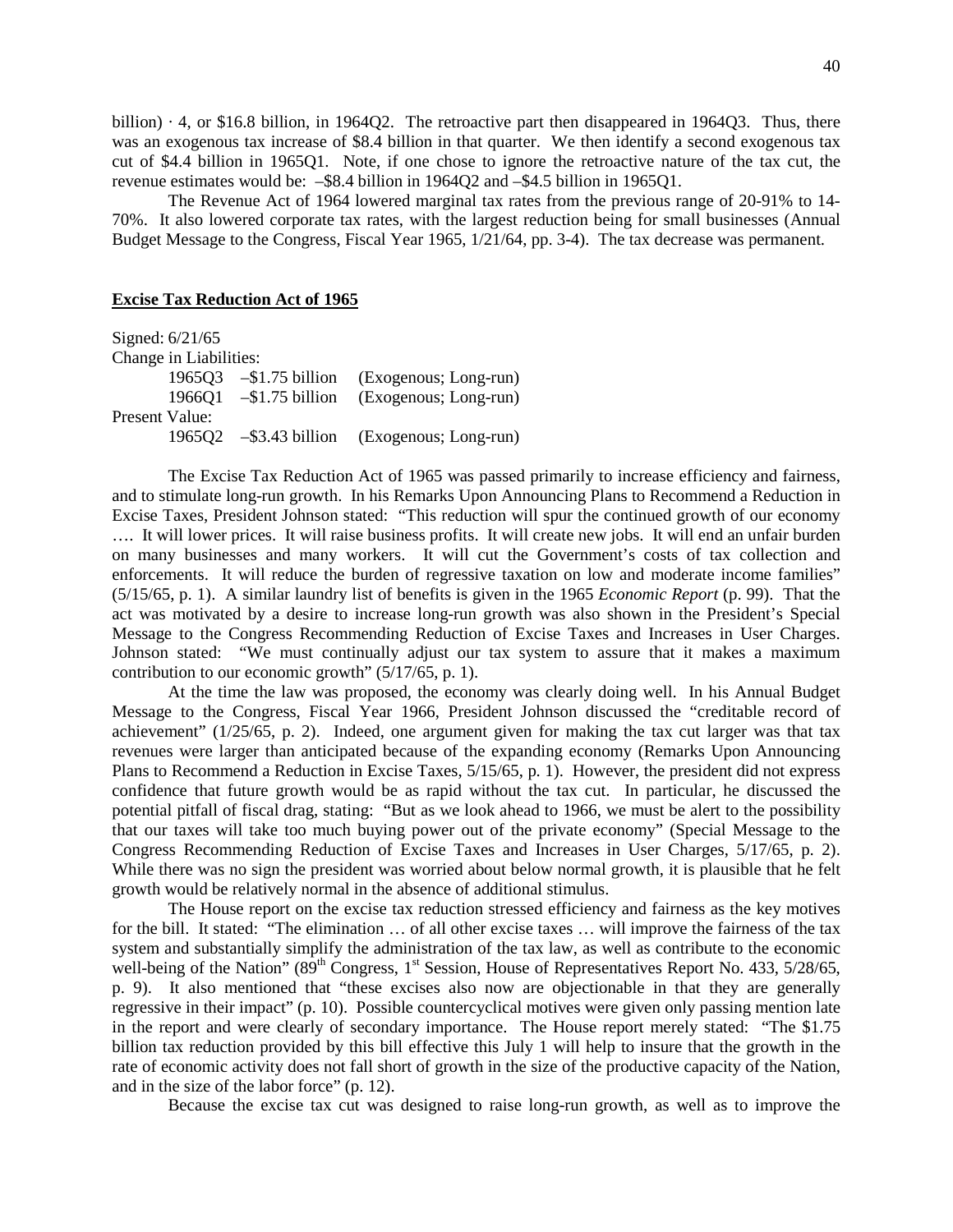billion) · 4, or \$16.8 billion, in 1964Q2. The retroactive part then disappeared in 1964Q3. Thus, there was an exogenous tax increase of \$8.4 billion in that quarter. We then identify a second exogenous tax cut of \$4.4 billion in 1965Q1. Note, if one chose to ignore the retroactive nature of the tax cut, the revenue estimates would be: –\$8.4 billion in 1964Q2 and –\$4.5 billion in 1965Q1.

The Revenue Act of 1964 lowered marginal tax rates from the previous range of 20-91% to 14-70%. It also lowered corporate tax rates, with the largest reduction being for small businesses (Annual Budget Message to the Congress, Fiscal Year 1965, 1/21/64, pp. 3-4). The tax decrease was permanent.

**Excise Tax Reduction Act of 1965**

Signed: 6/21/65

Change in Liabilities:

| | | |
|---|---|---|
| 1965Q3 | –\$1.75 billion | (Exogenous; Long-run) |
| 1966Q1 | –\$1.75 billion | (Exogenous; Long-run) |

Present Value:

| | | |
|---|---|---|
| 1965Q2 | –\$3.43 billion | (Exogenous; Long-run) |

The Excise Tax Reduction Act of 1965 was passed primarily to increase efficiency and fairness, and to stimulate long-run growth. In his Remarks Upon Announcing Plans to Recommend a Reduction in Excise Taxes, President Johnson stated: "This reduction will spur the continued growth of our economy …. It will lower prices. It will raise business profits. It will create new jobs. It will end an unfair burden on many businesses and many workers. It will cut the Government's costs of tax collection and enforcements. It will reduce the burden of regressive taxation on low and moderate income families" (5/15/65, p. 1). A similar laundry list of benefits is given in the 1965 *Economic Report* (p. 99). That the act was motivated by a desire to increase long-run growth was also shown in the President's Special Message to the Congress Recommending Reduction of Excise Taxes and Increases in User Charges. Johnson stated: "We must continually adjust our tax system to assure that it makes a maximum contribution to our economic growth" (5/17/65, p. 1).

At the time the law was proposed, the economy was clearly doing well. In his Annual Budget Message to the Congress, Fiscal Year 1966, President Johnson discussed the "creditable record of achievement" (1/25/65, p. 2). Indeed, one argument given for making the tax cut larger was that tax revenues were larger than anticipated because of the expanding economy (Remarks Upon Announcing Plans to Recommend a Reduction in Excise Taxes, 5/15/65, p. 1). However, the president did not express confidence that future growth would be as rapid without the tax cut. In particular, he discussed the potential pitfall of fiscal drag, stating: "But as we look ahead to 1966, we must be alert to the possibility that our taxes will take too much buying power out of the private economy" (Special Message to the Congress Recommending Reduction of Excise Taxes and Increases in User Charges, 5/17/65, p. 2). While there was no sign the president was worried about below normal growth, it is plausible that he felt growth would be relatively normal in the absence of additional stimulus.

The House report on the excise tax reduction stressed efficiency and fairness as the key motives for the bill. It stated: "The elimination … of all other excise taxes … will improve the fairness of the tax system and substantially simplify the administration of the tax law, as well as contribute to the economic well-being of the Nation" (89th Congress, 1st Session, House of Representatives Report No. 433, 5/28/65, p. 9). It also mentioned that "these excises also now are objectionable in that they are generally regressive in their impact" (p. 10). Possible countercyclical motives were given only passing mention late in the report and were clearly of secondary importance. The House report merely stated: "The \$1.75 billion tax reduction provided by this bill effective this July 1 will help to insure that the growth in the rate of economic activity does not fall short of growth in the size of the productive capacity of the Nation, and in the size of the labor force" (p. 12).

Because the excise tax cut was designed to raise long-run growth, as well as to improve the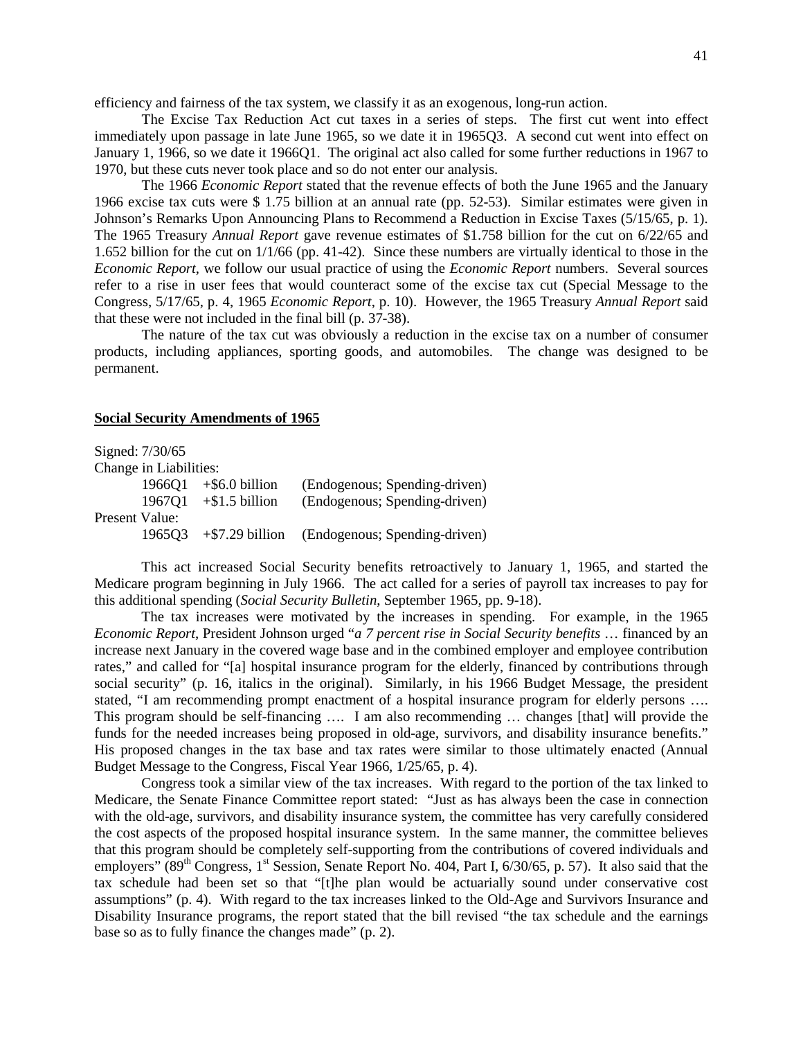efficiency and fairness of the tax system, we classify it as an exogenous, long-run action.

The Excise Tax Reduction Act cut taxes in a series of steps. The first cut went into effect immediately upon passage in late June 1965, so we date it in 1965Q3. A second cut went into effect on January 1, 1966, so we date it 1966Q1. The original act also called for some further reductions in 1967 to 1970, but these cuts never took place and so do not enter our analysis.

The 1966 *Economic Report* stated that the revenue effects of both the June 1965 and the January 1966 excise tax cuts were $ 1.75 billion at an annual rate (pp. 52-53). Similar estimates were given in Johnson's Remarks Upon Announcing Plans to Recommend a Reduction in Excise Taxes (5/15/65, p. 1). The 1965 Treasury *Annual Report* gave revenue estimates of $1.758 billion for the cut on 6/22/65 and 1.652 billion for the cut on 1/1/66 (pp. 41-42). Since these numbers are virtually identical to those in the *Economic Report*, we follow our usual practice of using the *Economic Report* numbers. Several sources refer to a rise in user fees that would counteract some of the excise tax cut (Special Message to the Congress, 5/17/65, p. 4, 1965 *Economic Report*, p. 10). However, the 1965 Treasury *Annual Report* said that these were not included in the final bill (p. 37-38).

The nature of the tax cut was obviously a reduction in the excise tax on a number of consumer products, including appliances, sporting goods, and automobiles. The change was designed to be permanent.

## Social Security Amendments of 1965

Signed: 7/30/65
Change in Liabilities:

| | | |
|---|---|---|
| 1966Q1 | +$6.0 billion | (Endogenous; Spending-driven) |
| 1967Q1 | +$1.5 billion | (Endogenous; Spending-driven) |

Present Value:

| | | |
|---|---|---|
| 1965Q3 | +$7.29 billion | (Endogenous; Spending-driven) |

This act increased Social Security benefits retroactively to January 1, 1965, and started the Medicare program beginning in July 1966. The act called for a series of payroll tax increases to pay for this additional spending (*Social Security Bulletin*, September 1965, pp. 9-18).

The tax increases were motivated by the increases in spending. For example, in the 1965 *Economic Report*, President Johnson urged "*a 7 percent rise in Social Security benefits* … financed by an increase next January in the covered wage base and in the combined employer and employee contribution rates," and called for "[a] hospital insurance program for the elderly, financed by contributions through social security" (p. 16, italics in the original). Similarly, in his 1966 Budget Message, the president stated, "I am recommending prompt enactment of a hospital insurance program for elderly persons …. This program should be self-financing …. I am also recommending … changes [that] will provide the funds for the needed increases being proposed in old-age, survivors, and disability insurance benefits." His proposed changes in the tax base and tax rates were similar to those ultimately enacted (Annual Budget Message to the Congress, Fiscal Year 1966, 1/25/65, p. 4).

Congress took a similar view of the tax increases. With regard to the portion of the tax linked to Medicare, the Senate Finance Committee report stated: "Just as has always been the case in connection with the old-age, survivors, and disability insurance system, the committee has very carefully considered the cost aspects of the proposed hospital insurance system. In the same manner, the committee believes that this program should be completely self-supporting from the contributions of covered individuals and employers" (89th Congress, 1st Session, Senate Report No. 404, Part I, 6/30/65, p. 57). It also said that the tax schedule had been set so that "[t]he plan would be actuarially sound under conservative cost assumptions" (p. 4). With regard to the tax increases linked to the Old-Age and Survivors Insurance and Disability Insurance programs, the report stated that the bill revised "the tax schedule and the earnings base so as to fully finance the changes made" (p. 2).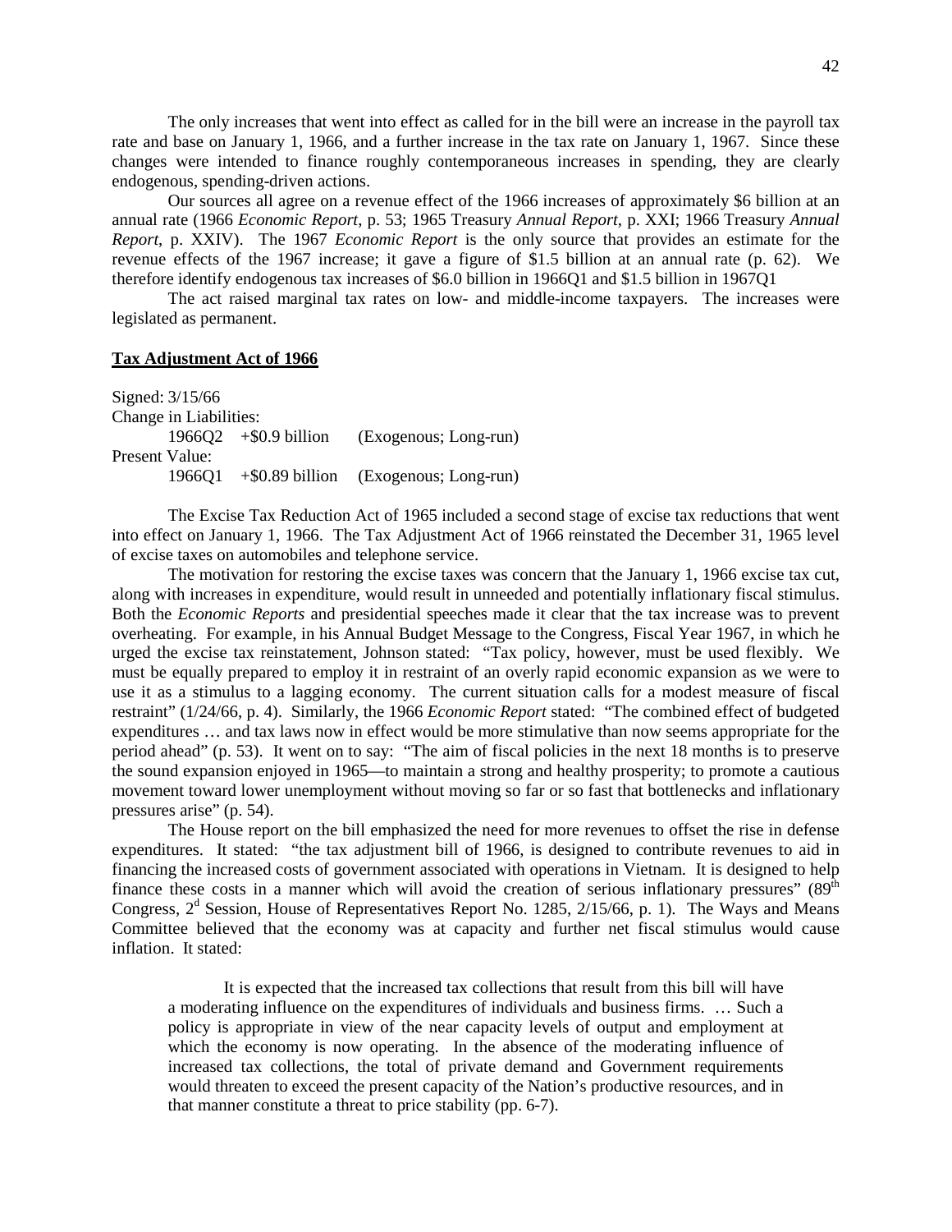The only increases that went into effect as called for in the bill were an increase in the payroll tax rate and base on January 1, 1966, and a further increase in the tax rate on January 1, 1967. Since these changes were intended to finance roughly contemporaneous increases in spending, they are clearly endogenous, spending-driven actions.

Our sources all agree on a revenue effect of the 1966 increases of approximately $6 billion at an annual rate (1966 *Economic Report*, p. 53; 1965 Treasury *Annual Report*, p. XXI; 1966 Treasury *Annual Report*, p. XXIV). The 1967 *Economic Report* is the only source that provides an estimate for the revenue effects of the 1967 increase; it gave a figure of $1.5 billion at an annual rate (p. 62). We therefore identify endogenous tax increases of $6.0 billion in 1966Q1 and $1.5 billion in 1967Q1

The act raised marginal tax rates on low- and middle-income taxpayers. The increases were legislated as permanent.

## **Tax Adjustment Act of 1966**

Signed: 3/15/66

Change in Liabilities:

1966Q2 +$0.9 billion (Exogenous; Long-run)

Present Value:

1966Q1 +$0.89 billion (Exogenous; Long-run)

The Excise Tax Reduction Act of 1965 included a second stage of excise tax reductions that went into effect on January 1, 1966. The Tax Adjustment Act of 1966 reinstated the December 31, 1965 level of excise taxes on automobiles and telephone service.

The motivation for restoring the excise taxes was concern that the January 1, 1966 excise tax cut, along with increases in expenditure, would result in unneeded and potentially inflationary fiscal stimulus. Both the *Economic Reports* and presidential speeches made it clear that the tax increase was to prevent overheating. For example, in his Annual Budget Message to the Congress, Fiscal Year 1967, in which he urged the excise tax reinstatement, Johnson stated: "Tax policy, however, must be used flexibly. We must be equally prepared to employ it in restraint of an overly rapid economic expansion as we were to use it as a stimulus to a lagging economy. The current situation calls for a modest measure of fiscal restraint" (1/24/66, p. 4). Similarly, the 1966 *Economic Report* stated: "The combined effect of budgeted expenditures … and tax laws now in effect would be more stimulative than now seems appropriate for the period ahead" (p. 53). It went on to say: "The aim of fiscal policies in the next 18 months is to preserve the sound expansion enjoyed in 1965—to maintain a strong and healthy prosperity; to promote a cautious movement toward lower unemployment without moving so far or so fast that bottlenecks and inflationary pressures arise" (p. 54).

The House report on the bill emphasized the need for more revenues to offset the rise in defense expenditures. It stated: "the tax adjustment bill of 1966, is designed to contribute revenues to aid in financing the increased costs of government associated with operations in Vietnam. It is designed to help finance these costs in a manner which will avoid the creation of serious inflationary pressures" (89th Congress, 2d Session, House of Representatives Report No. 1285, 2/15/66, p. 1). The Ways and Means Committee believed that the economy was at capacity and further net fiscal stimulus would cause inflation. It stated:

> It is expected that the increased tax collections that result from this bill will have a moderating influence on the expenditures of individuals and business firms. … Such a policy is appropriate in view of the near capacity levels of output and employment at which the economy is now operating. In the absence of the moderating influence of increased tax collections, the total of private demand and Government requirements would threaten to exceed the present capacity of the Nation's productive resources, and in that manner constitute a threat to price stability (pp. 6-7).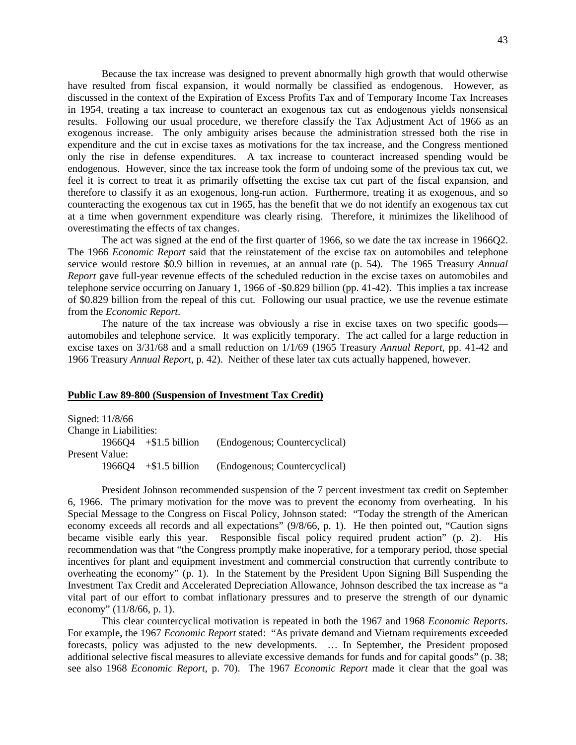Because the tax increase was designed to prevent abnormally high growth that would otherwise have resulted from fiscal expansion, it would normally be classified as endogenous. However, as discussed in the context of the Expiration of Excess Profits Tax and of Temporary Income Tax Increases in 1954, treating a tax increase to counteract an exogenous tax cut as endogenous yields nonsensical results. Following our usual procedure, we therefore classify the Tax Adjustment Act of 1966 as an exogenous increase. The only ambiguity arises because the administration stressed both the rise in expenditure and the cut in excise taxes as motivations for the tax increase, and the Congress mentioned only the rise in defense expenditures. A tax increase to counteract increased spending would be endogenous. However, since the tax increase took the form of undoing some of the previous tax cut, we feel it is correct to treat it as primarily offsetting the excise tax cut part of the fiscal expansion, and therefore to classify it as an exogenous, long-run action. Furthermore, treating it as exogenous, and so counteracting the exogenous tax cut in 1965, has the benefit that we do not identify an exogenous tax cut at a time when government expenditure was clearly rising. Therefore, it minimizes the likelihood of overestimating the effects of tax changes.

The act was signed at the end of the first quarter of 1966, so we date the tax increase in 1966Q2. The 1966 *Economic Report* said that the reinstatement of the excise tax on automobiles and telephone service would restore \$0.9 billion in revenues, at an annual rate (p. 54). The 1965 Treasury *Annual Report* gave full-year revenue effects of the scheduled reduction in the excise taxes on automobiles and telephone service occurring on January 1, 1966 of -\$0.829 billion (pp. 41-42). This implies a tax increase of \$0.829 billion from the repeal of this cut. Following our usual practice, we use the revenue estimate from the *Economic Report*.

The nature of the tax increase was obviously a rise in excise taxes on two specific goods—automobiles and telephone service. It was explicitly temporary. The act called for a large reduction in excise taxes on 3/31/68 and a small reduction on 1/1/69 (1965 Treasury *Annual Report*, pp. 41-42 and 1966 Treasury *Annual Report*, p. 42). Neither of these later tax cuts actually happened, however.

**Public Law 89-800 (Suspension of Investment Tax Credit)**

Signed: 11/8/66
Change in Liabilities:
    1966Q4 +\$1.5 billion (Endogenous; Countercyclical)
Present Value:
    1966Q4 +\$1.5 billion (Endogenous; Countercyclical)

President Johnson recommended suspension of the 7 percent investment tax credit on September 6, 1966. The primary motivation for the move was to prevent the economy from overheating. In his Special Message to the Congress on Fiscal Policy, Johnson stated: "Today the strength of the American economy exceeds all records and all expectations" (9/8/66, p. 1). He then pointed out, "Caution signs became visible early this year. Responsible fiscal policy required prudent action" (p. 2). His recommendation was that "the Congress promptly make inoperative, for a temporary period, those special incentives for plant and equipment investment and commercial construction that currently contribute to overheating the economy" (p. 1). In the Statement by the President Upon Signing Bill Suspending the Investment Tax Credit and Accelerated Depreciation Allowance, Johnson described the tax increase as "a vital part of our effort to combat inflationary pressures and to preserve the strength of our dynamic economy" (11/8/66, p. 1).

This clear countercyclical motivation is repeated in both the 1967 and 1968 *Economic Reports*. For example, the 1967 *Economic Report* stated: "As private demand and Vietnam requirements exceeded forecasts, policy was adjusted to the new developments. … In September, the President proposed additional selective fiscal measures to alleviate excessive demands for funds and for capital goods" (p. 38; see also 1968 *Economic Report*, p. 70). The 1967 *Economic Report* made it clear that the goal was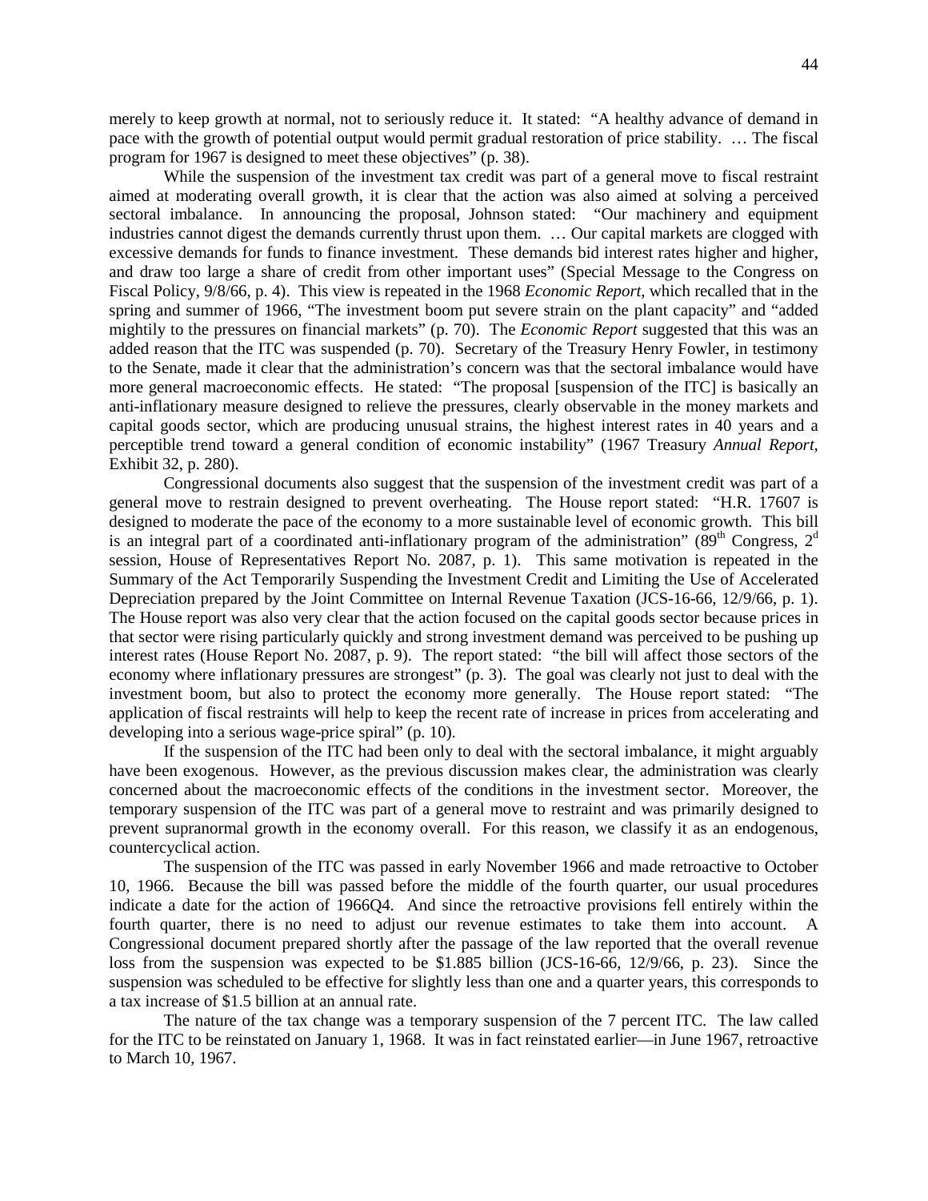merely to keep growth at normal, not to seriously reduce it. It stated: "A healthy advance of demand in pace with the growth of potential output would permit gradual restoration of price stability. … The fiscal program for 1967 is designed to meet these objectives" (p. 38).

While the suspension of the investment tax credit was part of a general move to fiscal restraint aimed at moderating overall growth, it is clear that the action was also aimed at solving a perceived sectoral imbalance. In announcing the proposal, Johnson stated: "Our machinery and equipment industries cannot digest the demands currently thrust upon them. … Our capital markets are clogged with excessive demands for funds to finance investment. These demands bid interest rates higher and higher, and draw too large a share of credit from other important uses" (Special Message to the Congress on Fiscal Policy, 9/8/66, p. 4). This view is repeated in the 1968 *Economic Report*, which recalled that in the spring and summer of 1966, "The investment boom put severe strain on the plant capacity" and "added mightily to the pressures on financial markets" (p. 70). The *Economic Report* suggested that this was an added reason that the ITC was suspended (p. 70). Secretary of the Treasury Henry Fowler, in testimony to the Senate, made it clear that the administration's concern was that the sectoral imbalance would have more general macroeconomic effects. He stated: "The proposal [suspension of the ITC] is basically an anti-inflationary measure designed to relieve the pressures, clearly observable in the money markets and capital goods sector, which are producing unusual strains, the highest interest rates in 40 years and a perceptible trend toward a general condition of economic instability" (1967 Treasury *Annual Report*, Exhibit 32, p. 280).

Congressional documents also suggest that the suspension of the investment credit was part of a general move to restrain designed to prevent overheating. The House report stated: "H.R. 17607 is designed to moderate the pace of the economy to a more sustainable level of economic growth. This bill is an integral part of a coordinated anti-inflationary program of the administration" (89th Congress, 2d session, House of Representatives Report No. 2087, p. 1). This same motivation is repeated in the Summary of the Act Temporarily Suspending the Investment Credit and Limiting the Use of Accelerated Depreciation prepared by the Joint Committee on Internal Revenue Taxation (JCS-16-66, 12/9/66, p. 1). The House report was also very clear that the action focused on the capital goods sector because prices in that sector were rising particularly quickly and strong investment demand was perceived to be pushing up interest rates (House Report No. 2087, p. 9). The report stated: "the bill will affect those sectors of the economy where inflationary pressures are strongest" (p. 3). The goal was clearly not just to deal with the investment boom, but also to protect the economy more generally. The House report stated: "The application of fiscal restraints will help to keep the recent rate of increase in prices from accelerating and developing into a serious wage-price spiral" (p. 10).

If the suspension of the ITC had been only to deal with the sectoral imbalance, it might arguably have been exogenous. However, as the previous discussion makes clear, the administration was clearly concerned about the macroeconomic effects of the conditions in the investment sector. Moreover, the temporary suspension of the ITC was part of a general move to restraint and was primarily designed to prevent supranormal growth in the economy overall. For this reason, we classify it as an endogenous, countercyclical action.

The suspension of the ITC was passed in early November 1966 and made retroactive to October 10, 1966. Because the bill was passed before the middle of the fourth quarter, our usual procedures indicate a date for the action of 1966Q4. And since the retroactive provisions fell entirely within the fourth quarter, there is no need to adjust our revenue estimates to take them into account. A Congressional document prepared shortly after the passage of the law reported that the overall revenue loss from the suspension was expected to be $1.885 billion (JCS-16-66, 12/9/66, p. 23). Since the suspension was scheduled to be effective for slightly less than one and a quarter years, this corresponds to a tax increase of $1.5 billion at an annual rate.

The nature of the tax change was a temporary suspension of the 7 percent ITC. The law called for the ITC to be reinstated on January 1, 1968. It was in fact reinstated earlier—in June 1967, retroactive to March 10, 1967.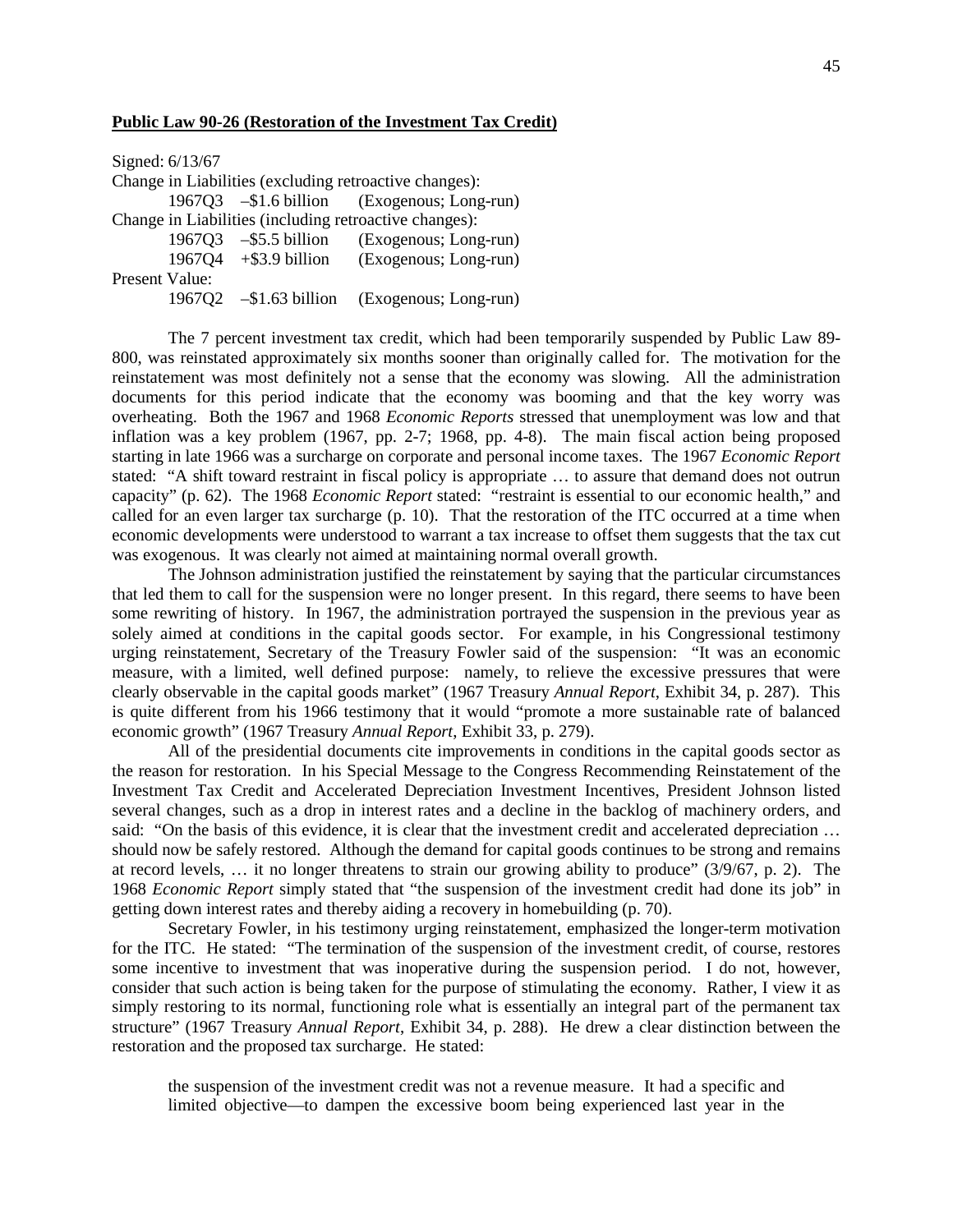**Public Law 90-26 (Restoration of the Investment Tax Credit)**

Signed: 6/13/67

Change in Liabilities (excluding retroactive changes):

&nbsp;&nbsp;&nbsp;&nbsp;1967Q3 –$1.6 billion (Exogenous; Long-run)

Change in Liabilities (including retroactive changes):

&nbsp;&nbsp;&nbsp;&nbsp;1967Q3 –$5.5 billion (Exogenous; Long-run)

&nbsp;&nbsp;&nbsp;&nbsp;1967Q4 +$3.9 billion (Exogenous; Long-run)

Present Value:

&nbsp;&nbsp;&nbsp;&nbsp;1967Q2 –$1.63 billion (Exogenous; Long-run)

The 7 percent investment tax credit, which had been temporarily suspended by Public Law 89-800, was reinstated approximately six months sooner than originally called for. The motivation for the reinstatement was most definitely not a sense that the economy was slowing. All the administration documents for this period indicate that the economy was booming and that the key worry was overheating. Both the 1967 and 1968 *Economic Reports* stressed that unemployment was low and that inflation was a key problem (1967, pp. 2-7; 1968, pp. 4-8). The main fiscal action being proposed starting in late 1966 was a surcharge on corporate and personal income taxes. The 1967 *Economic Report* stated: "A shift toward restraint in fiscal policy is appropriate … to assure that demand does not outrun capacity" (p. 62). The 1968 *Economic Report* stated: "restraint is essential to our economic health," and called for an even larger tax surcharge (p. 10). That the restoration of the ITC occurred at a time when economic developments were understood to warrant a tax increase to offset them suggests that the tax cut was exogenous. It was clearly not aimed at maintaining normal overall growth.

The Johnson administration justified the reinstatement by saying that the particular circumstances that led them to call for the suspension were no longer present. In this regard, there seems to have been some rewriting of history. In 1967, the administration portrayed the suspension in the previous year as solely aimed at conditions in the capital goods sector. For example, in his Congressional testimony urging reinstatement, Secretary of the Treasury Fowler said of the suspension: "It was an economic measure, with a limited, well defined purpose: namely, to relieve the excessive pressures that were clearly observable in the capital goods market" (1967 Treasury *Annual Report*, Exhibit 34, p. 287). This is quite different from his 1966 testimony that it would "promote a more sustainable rate of balanced economic growth" (1967 Treasury *Annual Report*, Exhibit 33, p. 279).

All of the presidential documents cite improvements in conditions in the capital goods sector as the reason for restoration. In his Special Message to the Congress Recommending Reinstatement of the Investment Tax Credit and Accelerated Depreciation Investment Incentives, President Johnson listed several changes, such as a drop in interest rates and a decline in the backlog of machinery orders, and said: "On the basis of this evidence, it is clear that the investment credit and accelerated depreciation … should now be safely restored. Although the demand for capital goods continues to be strong and remains at record levels, … it no longer threatens to strain our growing ability to produce" (3/9/67, p. 2). The 1968 *Economic Report* simply stated that "the suspension of the investment credit had done its job" in getting down interest rates and thereby aiding a recovery in homebuilding (p. 70).

Secretary Fowler, in his testimony urging reinstatement, emphasized the longer-term motivation for the ITC. He stated: "The termination of the suspension of the investment credit, of course, restores some incentive to investment that was inoperative during the suspension period. I do not, however, consider that such action is being taken for the purpose of stimulating the economy. Rather, I view it as simply restoring to its normal, functioning role what is essentially an integral part of the permanent tax structure" (1967 Treasury *Annual Report*, Exhibit 34, p. 288). He drew a clear distinction between the restoration and the proposed tax surcharge. He stated:

> the suspension of the investment credit was not a revenue measure. It had a specific and limited objective—to dampen the excessive boom being experienced last year in the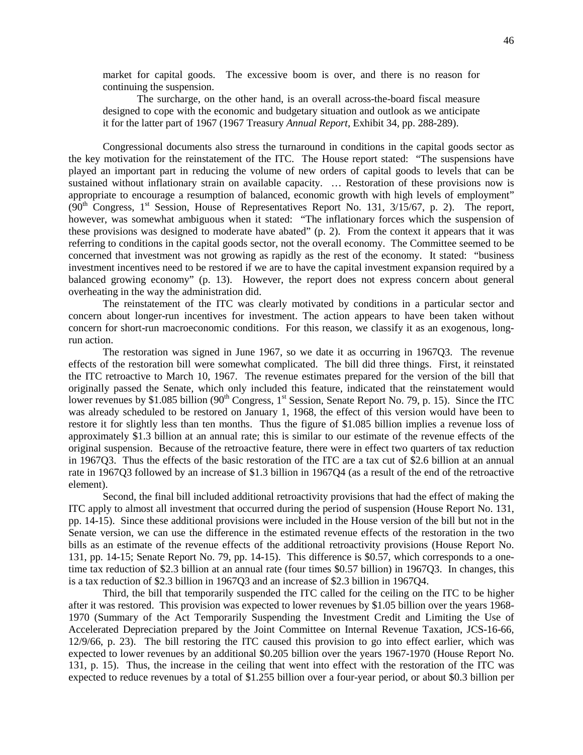market for capital goods. The excessive boom is over, and there is no reason for continuing the suspension.

The surcharge, on the other hand, is an overall across-the-board fiscal measure designed to cope with the economic and budgetary situation and outlook as we anticipate it for the latter part of 1967 (1967 Treasury *Annual Report*, Exhibit 34, pp. 288-289).

Congressional documents also stress the turnaround in conditions in the capital goods sector as the key motivation for the reinstatement of the ITC. The House report stated: "The suspensions have played an important part in reducing the volume of new orders of capital goods to levels that can be sustained without inflationary strain on available capacity. … Restoration of these provisions now is appropriate to encourage a resumption of balanced, economic growth with high levels of employment" (90th Congress, 1st Session, House of Representatives Report No. 131, 3/15/67, p. 2). The report, however, was somewhat ambiguous when it stated: "The inflationary forces which the suspension of these provisions was designed to moderate have abated" (p. 2). From the context it appears that it was referring to conditions in the capital goods sector, not the overall economy. The Committee seemed to be concerned that investment was not growing as rapidly as the rest of the economy. It stated: "business investment incentives need to be restored if we are to have the capital investment expansion required by a balanced growing economy" (p. 13). However, the report does not express concern about general overheating in the way the administration did.

The reinstatement of the ITC was clearly motivated by conditions in a particular sector and concern about longer-run incentives for investment. The action appears to have been taken without concern for short-run macroeconomic conditions. For this reason, we classify it as an exogenous, long-run action.

The restoration was signed in June 1967, so we date it as occurring in 1967Q3. The revenue effects of the restoration bill were somewhat complicated. The bill did three things. First, it reinstated the ITC retroactive to March 10, 1967. The revenue estimates prepared for the version of the bill that originally passed the Senate, which only included this feature, indicated that the reinstatement would lower revenues by \$1.085 billion (90th Congress, 1st Session, Senate Report No. 79, p. 15). Since the ITC was already scheduled to be restored on January 1, 1968, the effect of this version would have been to restore it for slightly less than ten months. Thus the figure of \$1.085 billion implies a revenue loss of approximately \$1.3 billion at an annual rate; this is similar to our estimate of the revenue effects of the original suspension. Because of the retroactive feature, there were in effect two quarters of tax reduction in 1967Q3. Thus the effects of the basic restoration of the ITC are a tax cut of \$2.6 billion at an annual rate in 1967Q3 followed by an increase of \$1.3 billion in 1967Q4 (as a result of the end of the retroactive element).

Second, the final bill included additional retroactivity provisions that had the effect of making the ITC apply to almost all investment that occurred during the period of suspension (House Report No. 131, pp. 14-15). Since these additional provisions were included in the House version of the bill but not in the Senate version, we can use the difference in the estimated revenue effects of the restoration in the two bills as an estimate of the revenue effects of the additional retroactivity provisions (House Report No. 131, pp. 14-15; Senate Report No. 79, pp. 14-15). This difference is \$0.57, which corresponds to a one-time tax reduction of \$2.3 billion at an annual rate (four times \$0.57 billion) in 1967Q3. In changes, this is a tax reduction of \$2.3 billion in 1967Q3 and an increase of \$2.3 billion in 1967Q4.

Third, the bill that temporarily suspended the ITC called for the ceiling on the ITC to be higher after it was restored. This provision was expected to lower revenues by \$1.05 billion over the years 1968-1970 (Summary of the Act Temporarily Suspending the Investment Credit and Limiting the Use of Accelerated Depreciation prepared by the Joint Committee on Internal Revenue Taxation, JCS-16-66, 12/9/66, p. 23). The bill restoring the ITC caused this provision to go into effect earlier, which was expected to lower revenues by an additional \$0.205 billion over the years 1967-1970 (House Report No. 131, p. 15). Thus, the increase in the ceiling that went into effect with the restoration of the ITC was expected to reduce revenues by a total of \$1.255 billion over a four-year period, or about \$0.3 billion per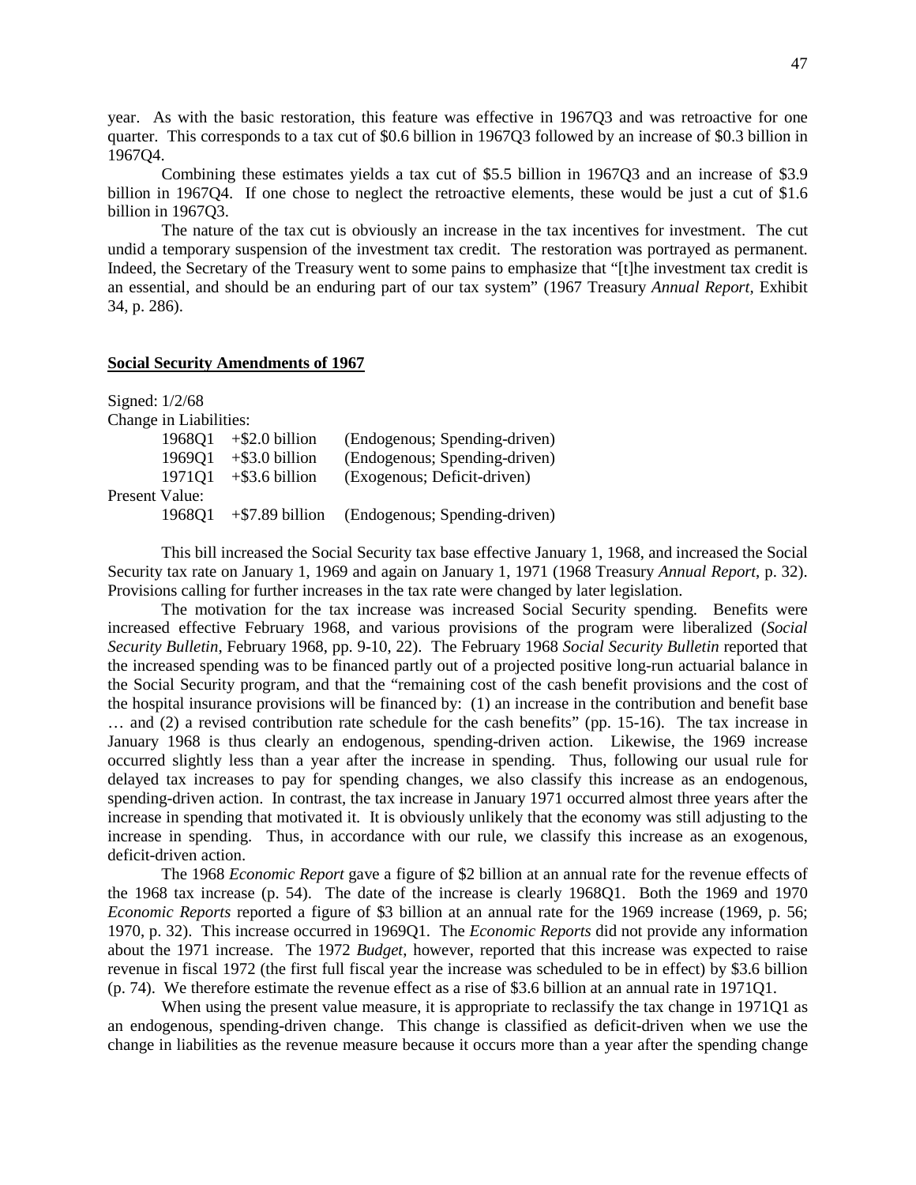year. As with the basic restoration, this feature was effective in 1967Q3 and was retroactive for one quarter. This corresponds to a tax cut of $0.6 billion in 1967Q3 followed by an increase of $0.3 billion in 1967Q4.

Combining these estimates yields a tax cut of $5.5 billion in 1967Q3 and an increase of $3.9 billion in 1967Q4. If one chose to neglect the retroactive elements, these would be just a cut of $1.6 billion in 1967Q3.

The nature of the tax cut is obviously an increase in the tax incentives for investment. The cut undid a temporary suspension of the investment tax credit. The restoration was portrayed as permanent. Indeed, the Secretary of the Treasury went to some pains to emphasize that "[t]he investment tax credit is an essential, and should be an enduring part of our tax system" (1967 Treasury *Annual Report*, Exhibit 34, p. 286).

**<u>Social Security Amendments of 1967</u>**

Signed: 1/2/68

Change in Liabilities:

| | | |
|---|---|---|
| 1968Q1 | +$2.0 billion | (Endogenous; Spending-driven) |
| 1969Q1 | +$3.0 billion | (Endogenous; Spending-driven) |
| 1971Q1 | +$3.6 billion | (Exogenous; Deficit-driven) |

Present Value:

| | | |
|---|---|---|
| 1968Q1 | +$7.89 billion | (Endogenous; Spending-driven) |

This bill increased the Social Security tax base effective January 1, 1968, and increased the Social Security tax rate on January 1, 1969 and again on January 1, 1971 (1968 Treasury *Annual Report*, p. 32). Provisions calling for further increases in the tax rate were changed by later legislation.

The motivation for the tax increase was increased Social Security spending. Benefits were increased effective February 1968, and various provisions of the program were liberalized (*Social Security Bulletin*, February 1968, pp. 9-10, 22). The February 1968 *Social Security Bulletin* reported that the increased spending was to be financed partly out of a projected positive long-run actuarial balance in the Social Security program, and that the "remaining cost of the cash benefit provisions and the cost of the hospital insurance provisions will be financed by: (1) an increase in the contribution and benefit base … and (2) a revised contribution rate schedule for the cash benefits" (pp. 15-16). The tax increase in January 1968 is thus clearly an endogenous, spending-driven action. Likewise, the 1969 increase occurred slightly less than a year after the increase in spending. Thus, following our usual rule for delayed tax increases to pay for spending changes, we also classify this increase as an endogenous, spending-driven action. In contrast, the tax increase in January 1971 occurred almost three years after the increase in spending that motivated it. It is obviously unlikely that the economy was still adjusting to the increase in spending. Thus, in accordance with our rule, we classify this increase as an exogenous, deficit-driven action.

The 1968 *Economic Report* gave a figure of $2 billion at an annual rate for the revenue effects of the 1968 tax increase (p. 54). The date of the increase is clearly 1968Q1. Both the 1969 and 1970 *Economic Reports* reported a figure of $3 billion at an annual rate for the 1969 increase (1969, p. 56; 1970, p. 32). This increase occurred in 1969Q1. The *Economic Reports* did not provide any information about the 1971 increase. The 1972 *Budget*, however, reported that this increase was expected to raise revenue in fiscal 1972 (the first full fiscal year the increase was scheduled to be in effect) by $3.6 billion (p. 74). We therefore estimate the revenue effect as a rise of $3.6 billion at an annual rate in 1971Q1.

When using the present value measure, it is appropriate to reclassify the tax change in 1971Q1 as an endogenous, spending-driven change. This change is classified as deficit-driven when we use the change in liabilities as the revenue measure because it occurs more than a year after the spending change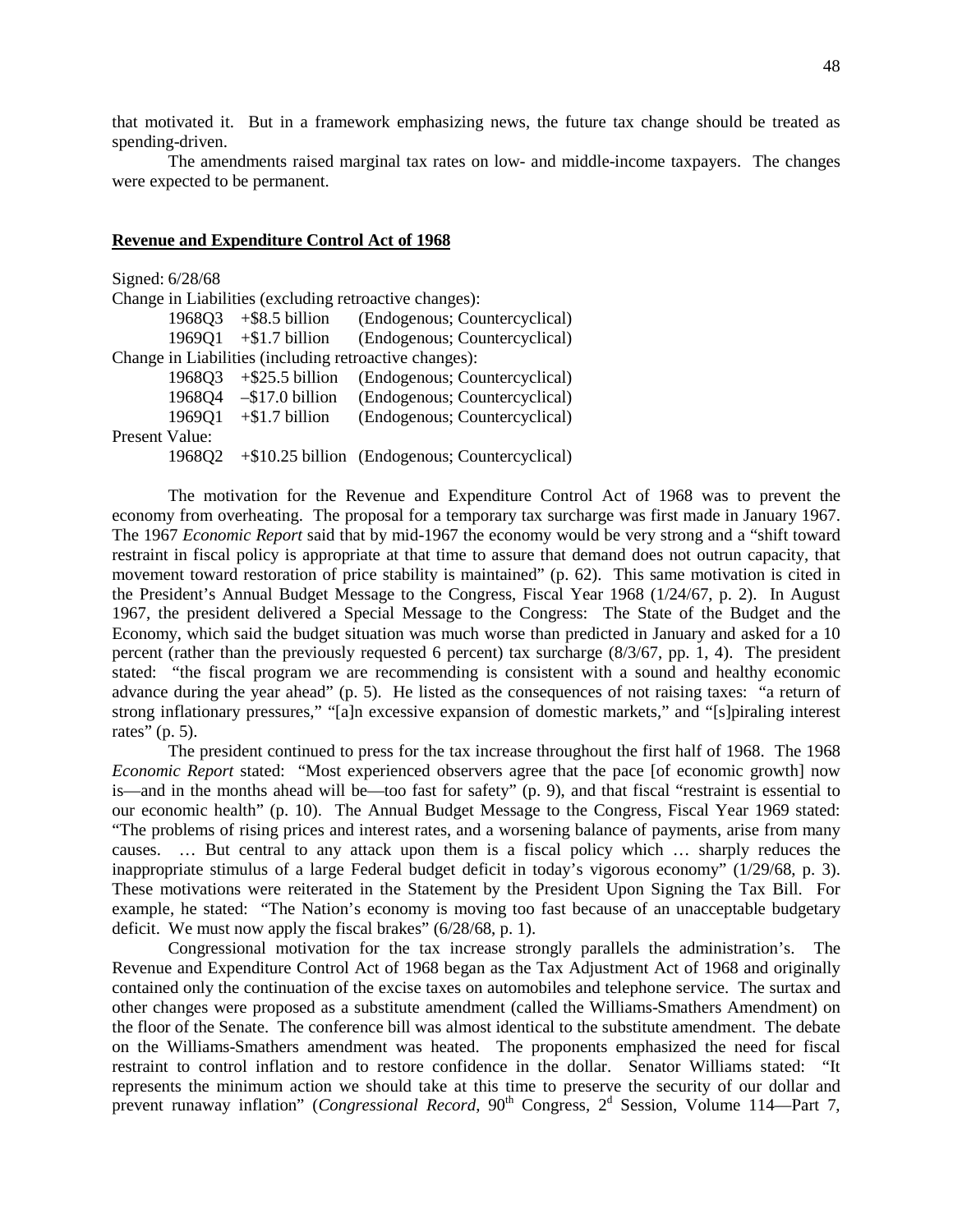that motivated it. But in a framework emphasizing news, the future tax change should be treated as spending-driven.

The amendments raised marginal tax rates on low- and middle-income taxpayers. The changes were expected to be permanent.

## **Revenue and Expenditure Control Act of 1968**

Signed: 6/28/68

Change in Liabilities (excluding retroactive changes):

| | | |
|---|---|---|
| 1968Q3 | +$8.5 billion | (Endogenous; Countercyclical) |
| 1969Q1 | +$1.7 billion | (Endogenous; Countercyclical) |

Change in Liabilities (including retroactive changes):

| | | |
|---|---|---|
| 1968Q3 | +$25.5 billion | (Endogenous; Countercyclical) |
| 1968Q4 | –$17.0 billion | (Endogenous; Countercyclical) |
| 1969Q1 | +$1.7 billion | (Endogenous; Countercyclical) |

Present Value:

| | | |
|---|---|---|
| 1968Q2 | +$10.25 billion | (Endogenous; Countercyclical) |

The motivation for the Revenue and Expenditure Control Act of 1968 was to prevent the economy from overheating. The proposal for a temporary tax surcharge was first made in January 1967. The 1967 *Economic Report* said that by mid-1967 the economy would be very strong and a "shift toward restraint in fiscal policy is appropriate at that time to assure that demand does not outrun capacity, that movement toward restoration of price stability is maintained" (p. 62). This same motivation is cited in the President's Annual Budget Message to the Congress, Fiscal Year 1968 (1/24/67, p. 2). In August 1967, the president delivered a Special Message to the Congress: The State of the Budget and the Economy, which said the budget situation was much worse than predicted in January and asked for a 10 percent (rather than the previously requested 6 percent) tax surcharge (8/3/67, pp. 1, 4). The president stated: "the fiscal program we are recommending is consistent with a sound and healthy economic advance during the year ahead" (p. 5). He listed as the consequences of not raising taxes: "a return of strong inflationary pressures," "[a]n excessive expansion of domestic markets," and "[s]piraling interest rates" (p. 5).

The president continued to press for the tax increase throughout the first half of 1968. The 1968 *Economic Report* stated: "Most experienced observers agree that the pace [of economic growth] now is—and in the months ahead will be—too fast for safety" (p. 9), and that fiscal "restraint is essential to our economic health" (p. 10). The Annual Budget Message to the Congress, Fiscal Year 1969 stated: "The problems of rising prices and interest rates, and a worsening balance of payments, arise from many causes. … But central to any attack upon them is a fiscal policy which … sharply reduces the inappropriate stimulus of a large Federal budget deficit in today's vigorous economy" (1/29/68, p. 3). These motivations were reiterated in the Statement by the President Upon Signing the Tax Bill. For example, he stated: "The Nation's economy is moving too fast because of an unacceptable budgetary deficit. We must now apply the fiscal brakes" (6/28/68, p. 1).

Congressional motivation for the tax increase strongly parallels the administration's. The Revenue and Expenditure Control Act of 1968 began as the Tax Adjustment Act of 1968 and originally contained only the continuation of the excise taxes on automobiles and telephone service. The surtax and other changes were proposed as a substitute amendment (called the Williams-Smathers Amendment) on the floor of the Senate. The conference bill was almost identical to the substitute amendment. The debate on the Williams-Smathers amendment was heated. The proponents emphasized the need for fiscal restraint to control inflation and to restore confidence in the dollar. Senator Williams stated: "It represents the minimum action we should take at this time to preserve the security of our dollar and prevent runaway inflation" (*Congressional Record*, 90th Congress, 2d Session, Volume 114—Part 7,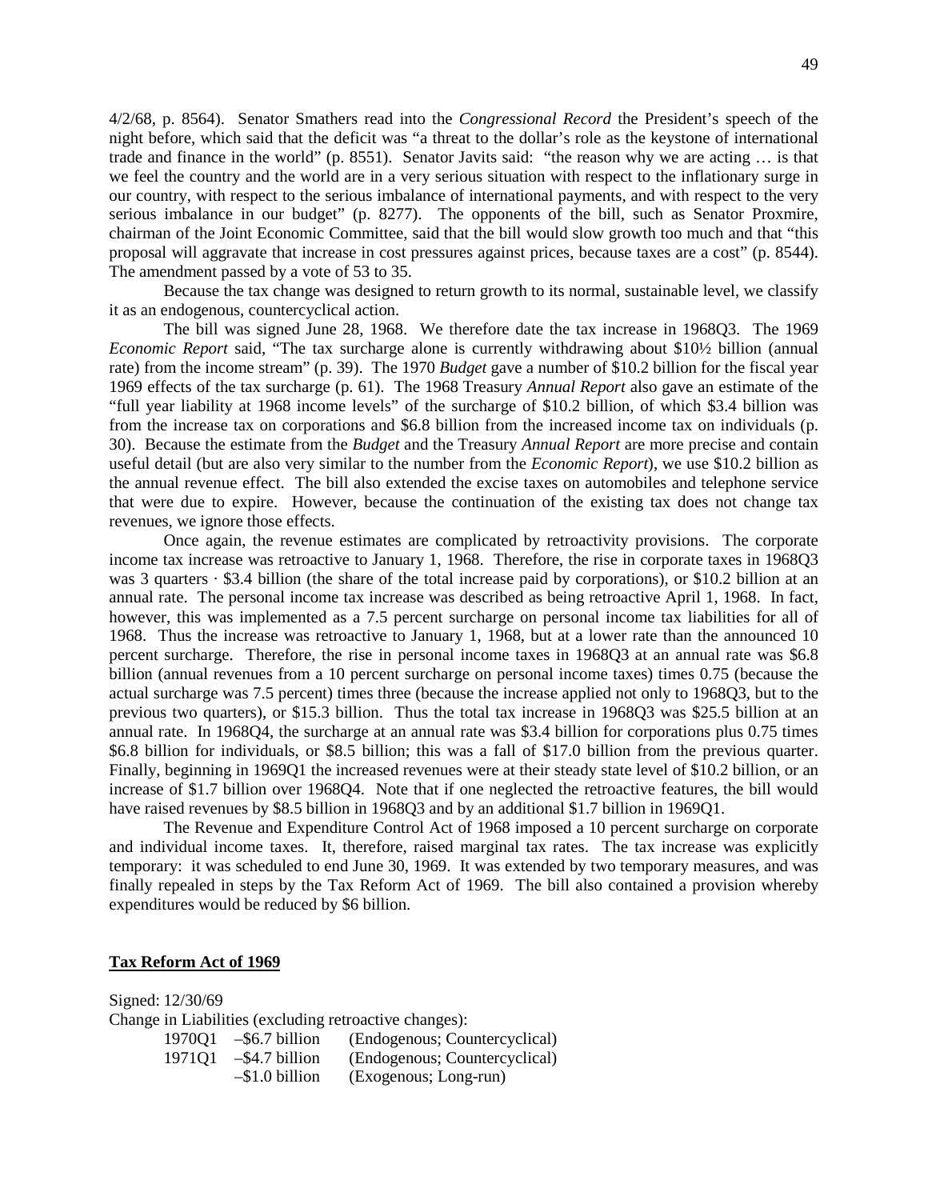4/2/68, p. 8564). Senator Smathers read into the *Congressional Record* the President's speech of the night before, which said that the deficit was "a threat to the dollar's role as the keystone of international trade and finance in the world" (p. 8551). Senator Javits said: "the reason why we are acting … is that we feel the country and the world are in a very serious situation with respect to the inflationary surge in our country, with respect to the serious imbalance of international payments, and with respect to the very serious imbalance in our budget" (p. 8277). The opponents of the bill, such as Senator Proxmire, chairman of the Joint Economic Committee, said that the bill would slow growth too much and that "this proposal will aggravate that increase in cost pressures against prices, because taxes are a cost" (p. 8544). The amendment passed by a vote of 53 to 35.

Because the tax change was designed to return growth to its normal, sustainable level, we classify it as an endogenous, countercyclical action.

The bill was signed June 28, 1968. We therefore date the tax increase in 1968Q3. The 1969 *Economic Report* said, "The tax surcharge alone is currently withdrawing about \$10½ billion (annual rate) from the income stream" (p. 39). The 1970 *Budget* gave a number of \$10.2 billion for the fiscal year 1969 effects of the tax surcharge (p. 61). The 1968 Treasury *Annual Report* also gave an estimate of the "full year liability at 1968 income levels" of the surcharge of \$10.2 billion, of which \$3.4 billion was from the increase tax on corporations and \$6.8 billion from the increased income tax on individuals (p. 30). Because the estimate from the *Budget* and the Treasury *Annual Report* are more precise and contain useful detail (but are also very similar to the number from the *Economic Report*), we use \$10.2 billion as the annual revenue effect. The bill also extended the excise taxes on automobiles and telephone service that were due to expire. However, because the continuation of the existing tax does not change tax revenues, we ignore those effects.

Once again, the revenue estimates are complicated by retroactivity provisions. The corporate income tax increase was retroactive to January 1, 1968. Therefore, the rise in corporate taxes in 1968Q3 was 3 quarters · \$3.4 billion (the share of the total increase paid by corporations), or \$10.2 billion at an annual rate. The personal income tax increase was described as being retroactive April 1, 1968. In fact, however, this was implemented as a 7.5 percent surcharge on personal income tax liabilities for all of 1968. Thus the increase was retroactive to January 1, 1968, but at a lower rate than the announced 10 percent surcharge. Therefore, the rise in personal income taxes in 1968Q3 at an annual rate was \$6.8 billion (annual revenues from a 10 percent surcharge on personal income taxes) times 0.75 (because the actual surcharge was 7.5 percent) times three (because the increase applied not only to 1968Q3, but to the previous two quarters), or \$15.3 billion. Thus the total tax increase in 1968Q3 was \$25.5 billion at an annual rate. In 1968Q4, the surcharge at an annual rate was \$3.4 billion for corporations plus 0.75 times \$6.8 billion for individuals, or \$8.5 billion; this was a fall of \$17.0 billion from the previous quarter. Finally, beginning in 1969Q1 the increased revenues were at their steady state level of \$10.2 billion, or an increase of \$1.7 billion over 1968Q4. Note that if one neglected the retroactive features, the bill would have raised revenues by \$8.5 billion in 1968Q3 and by an additional \$1.7 billion in 1969Q1.

The Revenue and Expenditure Control Act of 1968 imposed a 10 percent surcharge on corporate and individual income taxes. It, therefore, raised marginal tax rates. The tax increase was explicitly temporary: it was scheduled to end June 30, 1969. It was extended by two temporary measures, and was finally repealed in steps by the Tax Reform Act of 1969. The bill also contained a provision whereby expenditures would be reduced by \$6 billion.

**Tax Reform Act of 1969**

Signed: 12/30/69

Change in Liabilities (excluding retroactive changes):

| | | |
|---|---|---|
| 1970Q1 | –\$6.7 billion | (Endogenous; Countercyclical) |
| 1971Q1 | –\$4.7 billion | (Endogenous; Countercyclical) |
| | –\$1.0 billion | (Exogenous; Long-run) |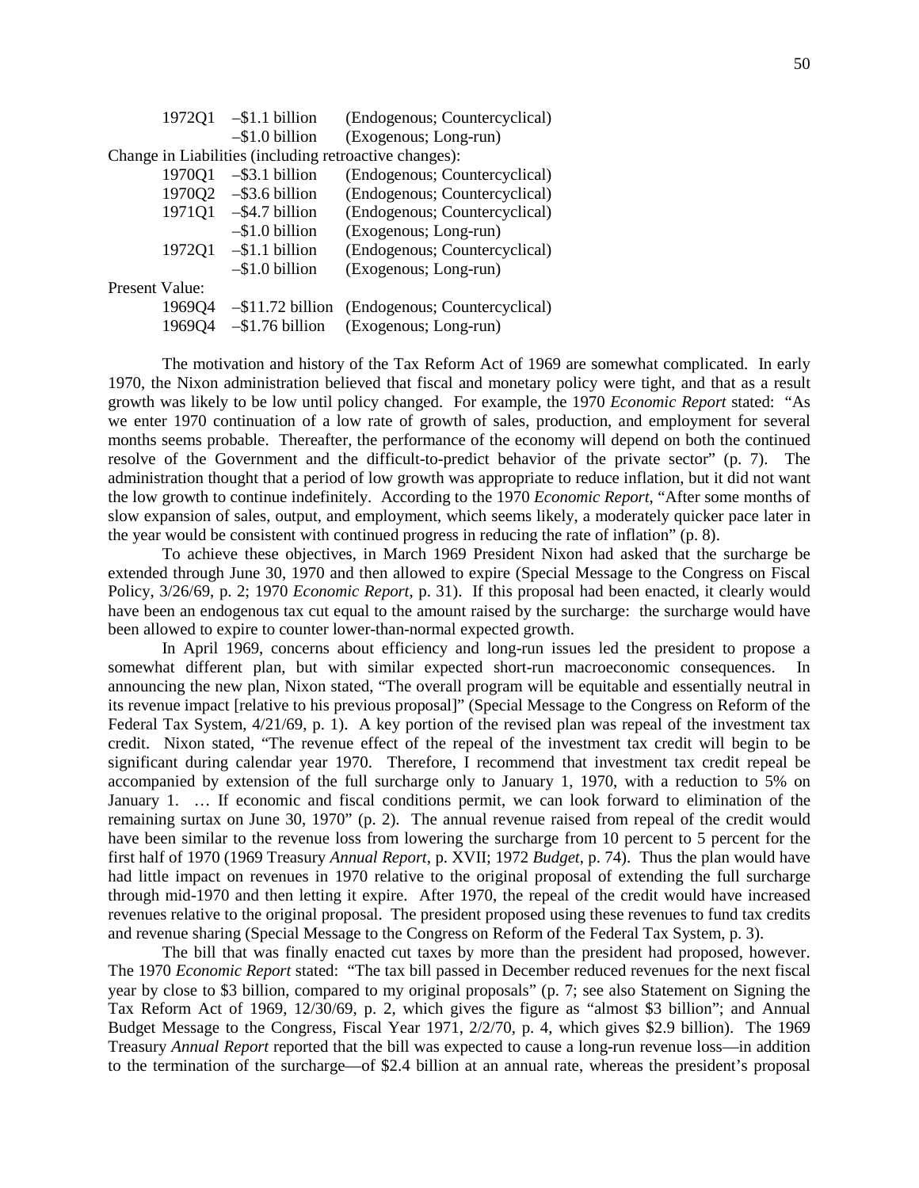| | | |
|---|---|---|
| 1972Q1 | –$1.1 billion | (Endogenous; Countercyclical) |
| | –$1.0 billion | (Exogenous; Long-run) |

Change in Liabilities (including retroactive changes):

| | | |
|---|---|---|
| 1970Q1 | –$3.1 billion | (Endogenous; Countercyclical) |
| 1970Q2 | –$3.6 billion | (Endogenous; Countercyclical) |
| 1971Q1 | –$4.7 billion | (Endogenous; Countercyclical) |
| | –$1.0 billion | (Exogenous; Long-run) |
| 1972Q1 | –$1.1 billion | (Endogenous; Countercyclical) |
| | –$1.0 billion | (Exogenous; Long-run) |

Present Value:

| | | |
|---|---|---|
| 1969Q4 | –$11.72 billion | (Endogenous; Countercyclical) |
| 1969Q4 | –$1.76 billion | (Exogenous; Long-run) |

The motivation and history of the Tax Reform Act of 1969 are somewhat complicated. In early 1970, the Nixon administration believed that fiscal and monetary policy were tight, and that as a result growth was likely to be low until policy changed. For example, the 1970 *Economic Report* stated: "As we enter 1970 continuation of a low rate of growth of sales, production, and employment for several months seems probable. Thereafter, the performance of the economy will depend on both the continued resolve of the Government and the difficult-to-predict behavior of the private sector" (p. 7). The administration thought that a period of low growth was appropriate to reduce inflation, but it did not want the low growth to continue indefinitely. According to the 1970 *Economic Report*, "After some months of slow expansion of sales, output, and employment, which seems likely, a moderately quicker pace later in the year would be consistent with continued progress in reducing the rate of inflation" (p. 8).

To achieve these objectives, in March 1969 President Nixon had asked that the surcharge be extended through June 30, 1970 and then allowed to expire (Special Message to the Congress on Fiscal Policy, 3/26/69, p. 2; 1970 *Economic Report*, p. 31). If this proposal had been enacted, it clearly would have been an endogenous tax cut equal to the amount raised by the surcharge: the surcharge would have been allowed to expire to counter lower-than-normal expected growth.

In April 1969, concerns about efficiency and long-run issues led the president to propose a somewhat different plan, but with similar expected short-run macroeconomic consequences. In announcing the new plan, Nixon stated, "The overall program will be equitable and essentially neutral in its revenue impact [relative to his previous proposal]" (Special Message to the Congress on Reform of the Federal Tax System, 4/21/69, p. 1). A key portion of the revised plan was repeal of the investment tax credit. Nixon stated, "The revenue effect of the repeal of the investment tax credit will begin to be significant during calendar year 1970. Therefore, I recommend that investment tax credit repeal be accompanied by extension of the full surcharge only to January 1, 1970, with a reduction to 5% on January 1. … If economic and fiscal conditions permit, we can look forward to elimination of the remaining surtax on June 30, 1970" (p. 2). The annual revenue raised from repeal of the credit would have been similar to the revenue loss from lowering the surcharge from 10 percent to 5 percent for the first half of 1970 (1969 Treasury *Annual Report*, p. XVII; 1972 *Budget*, p. 74). Thus the plan would have had little impact on revenues in 1970 relative to the original proposal of extending the full surcharge through mid-1970 and then letting it expire. After 1970, the repeal of the credit would have increased revenues relative to the original proposal. The president proposed using these revenues to fund tax credits and revenue sharing (Special Message to the Congress on Reform of the Federal Tax System, p. 3).

The bill that was finally enacted cut taxes by more than the president had proposed, however. The 1970 *Economic Report* stated: "The tax bill passed in December reduced revenues for the next fiscal year by close to $3 billion, compared to my original proposals" (p. 7; see also Statement on Signing the Tax Reform Act of 1969, 12/30/69, p. 2, which gives the figure as "almost $3 billion"; and Annual Budget Message to the Congress, Fiscal Year 1971, 2/2/70, p. 4, which gives $2.9 billion). The 1969 Treasury *Annual Report* reported that the bill was expected to cause a long-run revenue loss—in addition to the termination of the surcharge—of $2.4 billion at an annual rate, whereas the president's proposal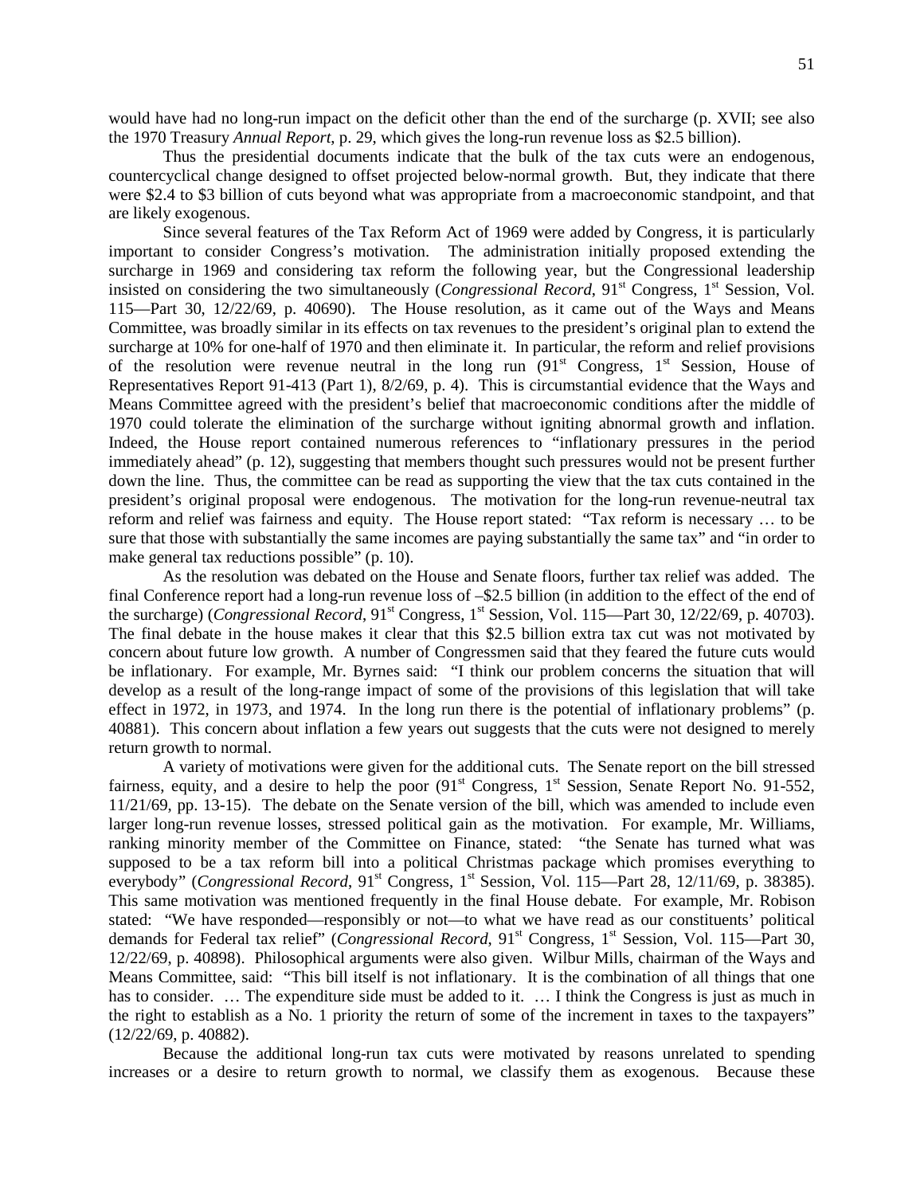would have had no long-run impact on the deficit other than the end of the surcharge (p. XVII; see also the 1970 Treasury *Annual Report*, p. 29, which gives the long-run revenue loss as $2.5 billion).

Thus the presidential documents indicate that the bulk of the tax cuts were an endogenous, countercyclical change designed to offset projected below-normal growth. But, they indicate that there were $2.4 to $3 billion of cuts beyond what was appropriate from a macroeconomic standpoint, and that are likely exogenous.

Since several features of the Tax Reform Act of 1969 were added by Congress, it is particularly important to consider Congress's motivation. The administration initially proposed extending the surcharge in 1969 and considering tax reform the following year, but the Congressional leadership insisted on considering the two simultaneously (*Congressional Record*, 91st Congress, 1st Session, Vol. 115—Part 30, 12/22/69, p. 40690). The House resolution, as it came out of the Ways and Means Committee, was broadly similar in its effects on tax revenues to the president's original plan to extend the surcharge at 10% for one-half of 1970 and then eliminate it. In particular, the reform and relief provisions of the resolution were revenue neutral in the long run (91st Congress, 1st Session, House of Representatives Report 91-413 (Part 1), 8/2/69, p. 4). This is circumstantial evidence that the Ways and Means Committee agreed with the president's belief that macroeconomic conditions after the middle of 1970 could tolerate the elimination of the surcharge without igniting abnormal growth and inflation. Indeed, the House report contained numerous references to "inflationary pressures in the period immediately ahead" (p. 12), suggesting that members thought such pressures would not be present further down the line. Thus, the committee can be read as supporting the view that the tax cuts contained in the president's original proposal were endogenous. The motivation for the long-run revenue-neutral tax reform and relief was fairness and equity. The House report stated: "Tax reform is necessary … to be sure that those with substantially the same incomes are paying substantially the same tax" and "in order to make general tax reductions possible" (p. 10).

As the resolution was debated on the House and Senate floors, further tax relief was added. The final Conference report had a long-run revenue loss of –$2.5 billion (in addition to the effect of the end of the surcharge) (*Congressional Record*, 91st Congress, 1st Session, Vol. 115—Part 30, 12/22/69, p. 40703). The final debate in the house makes it clear that this $2.5 billion extra tax cut was not motivated by concern about future low growth. A number of Congressmen said that they feared the future cuts would be inflationary. For example, Mr. Byrnes said: "I think our problem concerns the situation that will develop as a result of the long-range impact of some of the provisions of this legislation that will take effect in 1972, in 1973, and 1974. In the long run there is the potential of inflationary problems" (p. 40881). This concern about inflation a few years out suggests that the cuts were not designed to merely return growth to normal.

A variety of motivations were given for the additional cuts. The Senate report on the bill stressed fairness, equity, and a desire to help the poor (91st Congress, 1st Session, Senate Report No. 91-552, 11/21/69, pp. 13-15). The debate on the Senate version of the bill, which was amended to include even larger long-run revenue losses, stressed political gain as the motivation. For example, Mr. Williams, ranking minority member of the Committee on Finance, stated: "the Senate has turned what was supposed to be a tax reform bill into a political Christmas package which promises everything to everybody" (*Congressional Record*, 91st Congress, 1st Session, Vol. 115—Part 28, 12/11/69, p. 38385). This same motivation was mentioned frequently in the final House debate. For example, Mr. Robison stated: "We have responded—responsibly or not—to what we have read as our constituents' political demands for Federal tax relief" (*Congressional Record*, 91st Congress, 1st Session, Vol. 115—Part 30, 12/22/69, p. 40898). Philosophical arguments were also given. Wilbur Mills, chairman of the Ways and Means Committee, said: "This bill itself is not inflationary. It is the combination of all things that one has to consider. … The expenditure side must be added to it. … I think the Congress is just as much in the right to establish as a No. 1 priority the return of some of the increment in taxes to the taxpayers" (12/22/69, p. 40882).

Because the additional long-run tax cuts were motivated by reasons unrelated to spending increases or a desire to return growth to normal, we classify them as exogenous. Because these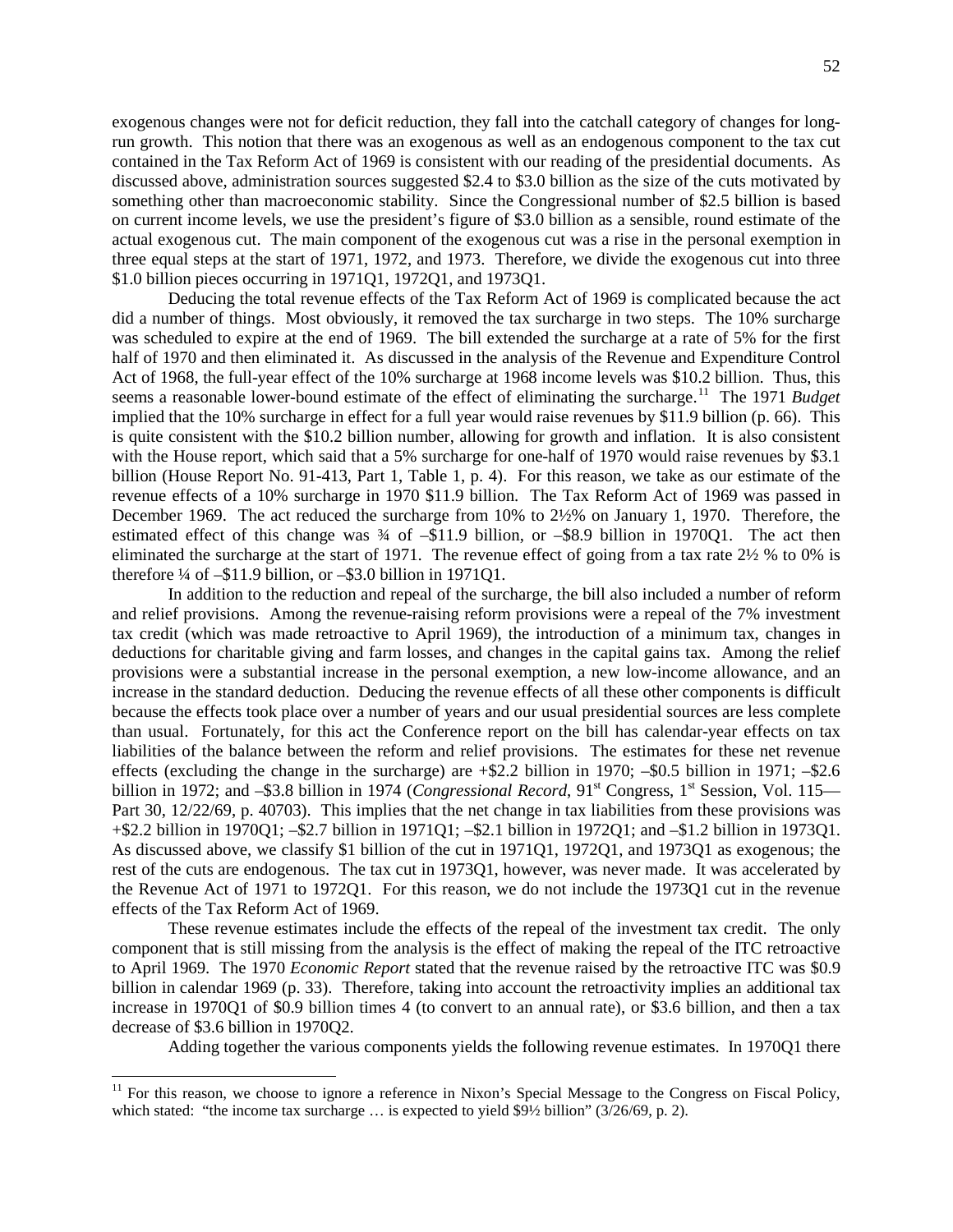exogenous changes were not for deficit reduction, they fall into the catchall category of changes for long-run growth. This notion that there was an exogenous as well as an endogenous component to the tax cut contained in the Tax Reform Act of 1969 is consistent with our reading of the presidential documents. As discussed above, administration sources suggested \$2.4 to \$3.0 billion as the size of the cuts motivated by something other than macroeconomic stability. Since the Congressional number of \$2.5 billion is based on current income levels, we use the president's figure of \$3.0 billion as a sensible, round estimate of the actual exogenous cut. The main component of the exogenous cut was a rise in the personal exemption in three equal steps at the start of 1971, 1972, and 1973. Therefore, we divide the exogenous cut into three \$1.0 billion pieces occurring in 1971Q1, 1972Q1, and 1973Q1.

Deducing the total revenue effects of the Tax Reform Act of 1969 is complicated because the act did a number of things. Most obviously, it removed the tax surcharge in two steps. The 10% surcharge was scheduled to expire at the end of 1969. The bill extended the surcharge at a rate of 5% for the first half of 1970 and then eliminated it. As discussed in the analysis of the Revenue and Expenditure Control Act of 1968, the full-year effect of the 10% surcharge at 1968 income levels was \$10.2 billion. Thus, this seems a reasonable lower-bound estimate of the effect of eliminating the surcharge.[11] The 1971 *Budget* implied that the 10% surcharge in effect for a full year would raise revenues by \$11.9 billion (p. 66). This is quite consistent with the \$10.2 billion number, allowing for growth and inflation. It is also consistent with the House report, which said that a 5% surcharge for one-half of 1970 would raise revenues by \$3.1 billion (House Report No. 91-413, Part 1, Table 1, p. 4). For this reason, we take as our estimate of the revenue effects of a 10% surcharge in 1970 \$11.9 billion. The Tax Reform Act of 1969 was passed in December 1969. The act reduced the surcharge from 10% to 2½% on January 1, 1970. Therefore, the estimated effect of this change was ¾ of –\$11.9 billion, or –\$8.9 billion in 1970Q1. The act then eliminated the surcharge at the start of 1971. The revenue effect of going from a tax rate 2½ % to 0% is therefore ¼ of –\$11.9 billion, or –\$3.0 billion in 1971Q1.

In addition to the reduction and repeal of the surcharge, the bill also included a number of reform and relief provisions. Among the revenue-raising reform provisions were a repeal of the 7% investment tax credit (which was made retroactive to April 1969), the introduction of a minimum tax, changes in deductions for charitable giving and farm losses, and changes in the capital gains tax. Among the relief provisions were a substantial increase in the personal exemption, a new low-income allowance, and an increase in the standard deduction. Deducing the revenue effects of all these other components is difficult because the effects took place over a number of years and our usual presidential sources are less complete than usual. Fortunately, for this act the Conference report on the bill has calendar-year effects on tax liabilities of the balance between the reform and relief provisions. The estimates for these net revenue effects (excluding the change in the surcharge) are +\$2.2 billion in 1970; –\$0.5 billion in 1971; –\$2.6 billion in 1972; and –\$3.8 billion in 1974 (*Congressional Record*, 91st Congress, 1st Session, Vol. 115—Part 30, 12/22/69, p. 40703). This implies that the net change in tax liabilities from these provisions was +\$2.2 billion in 1970Q1; –\$2.7 billion in 1971Q1; –\$2.1 billion in 1972Q1; and –\$1.2 billion in 1973Q1. As discussed above, we classify \$1 billion of the cut in 1971Q1, 1972Q1, and 1973Q1 as exogenous; the rest of the cuts are endogenous. The tax cut in 1973Q1, however, was never made. It was accelerated by the Revenue Act of 1971 to 1972Q1. For this reason, we do not include the 1973Q1 cut in the revenue effects of the Tax Reform Act of 1969.

These revenue estimates include the effects of the repeal of the investment tax credit. The only component that is still missing from the analysis is the effect of making the repeal of the ITC retroactive to April 1969. The 1970 *Economic Report* stated that the revenue raised by the retroactive ITC was \$0.9 billion in calendar 1969 (p. 33). Therefore, taking into account the retroactivity implies an additional tax increase in 1970Q1 of \$0.9 billion times 4 (to convert to an annual rate), or \$3.6 billion, and then a tax decrease of \$3.6 billion in 1970Q2.

Adding together the various components yields the following revenue estimates. In 1970Q1 there

[11] For this reason, we choose to ignore a reference in Nixon's Special Message to the Congress on Fiscal Policy, which stated: "the income tax surcharge … is expected to yield \$9½ billion" (3/26/69, p. 2).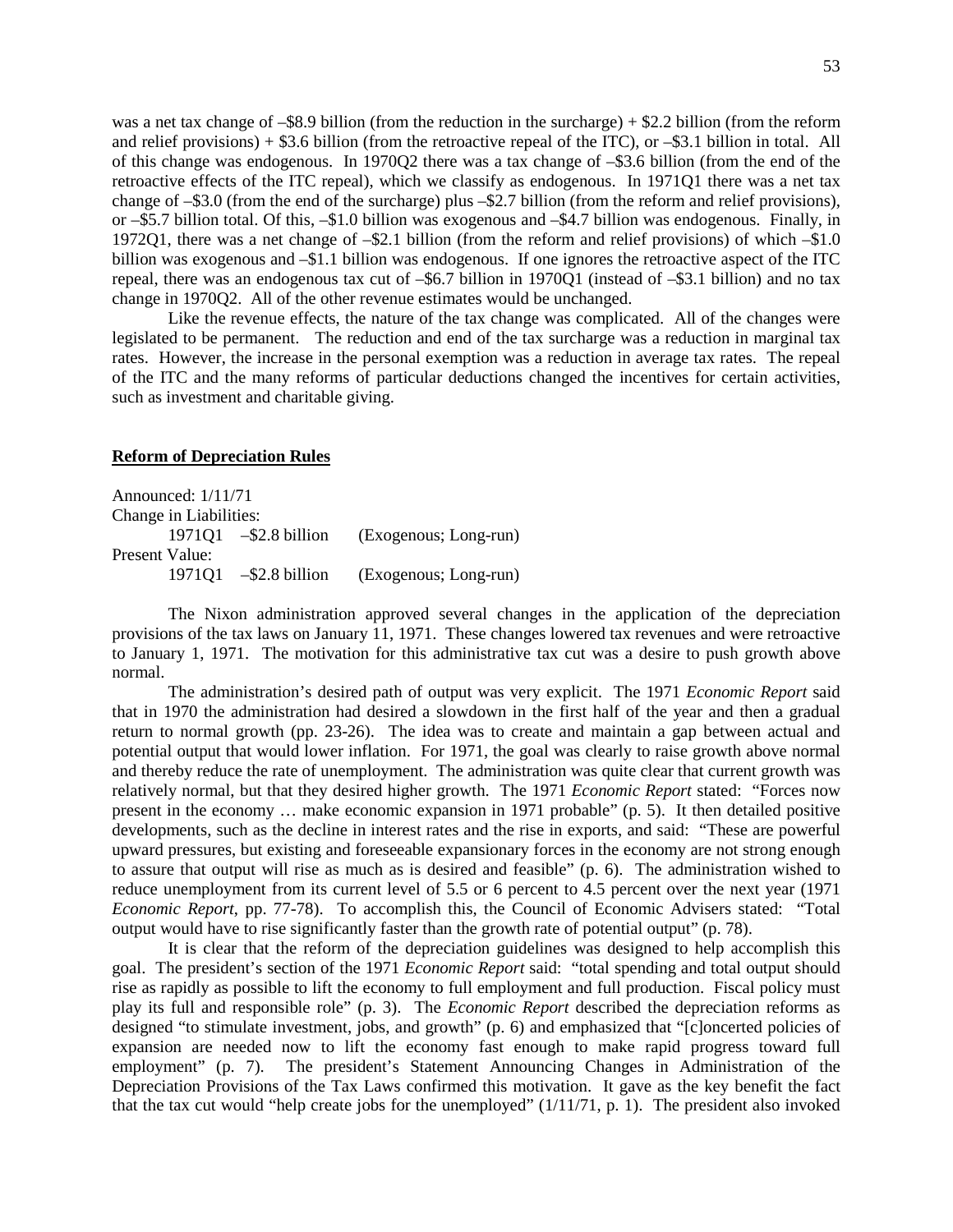was a net tax change of –$8.9 billion (from the reduction in the surcharge) + $2.2 billion (from the reform and relief provisions) + $3.6 billion (from the retroactive repeal of the ITC), or –$3.1 billion in total. All of this change was endogenous. In 1970Q2 there was a tax change of –$3.6 billion (from the end of the retroactive effects of the ITC repeal), which we classify as endogenous. In 1971Q1 there was a net tax change of –$3.0 (from the end of the surcharge) plus –$2.7 billion (from the reform and relief provisions), or –$5.7 billion total. Of this, –$1.0 billion was exogenous and –$4.7 billion was endogenous. Finally, in 1972Q1, there was a net change of –$2.1 billion (from the reform and relief provisions) of which –$1.0 billion was exogenous and –$1.1 billion was endogenous. If one ignores the retroactive aspect of the ITC repeal, there was an endogenous tax cut of –$6.7 billion in 1970Q1 (instead of –$3.1 billion) and no tax change in 1970Q2. All of the other revenue estimates would be unchanged.

Like the revenue effects, the nature of the tax change was complicated. All of the changes were legislated to be permanent. The reduction and end of the tax surcharge was a reduction in marginal tax rates. However, the increase in the personal exemption was a reduction in average tax rates. The repeal of the ITC and the many reforms of particular deductions changed the incentives for certain activities, such as investment and charitable giving.

**Reform of Depreciation Rules**

Announced: 1/11/71
Change in Liabilities:
 1971Q1 –$2.8 billion (Exogenous; Long-run)
Present Value:
 1971Q1 –$2.8 billion (Exogenous; Long-run)

The Nixon administration approved several changes in the application of the depreciation provisions of the tax laws on January 11, 1971. These changes lowered tax revenues and were retroactive to January 1, 1971. The motivation for this administrative tax cut was a desire to push growth above normal.

The administration's desired path of output was very explicit. The 1971 *Economic Report* said that in 1970 the administration had desired a slowdown in the first half of the year and then a gradual return to normal growth (pp. 23-26). The idea was to create and maintain a gap between actual and potential output that would lower inflation. For 1971, the goal was clearly to raise growth above normal and thereby reduce the rate of unemployment. The administration was quite clear that current growth was relatively normal, but that they desired higher growth. The 1971 *Economic Report* stated: "Forces now present in the economy … make economic expansion in 1971 probable" (p. 5). It then detailed positive developments, such as the decline in interest rates and the rise in exports, and said: "These are powerful upward pressures, but existing and foreseeable expansionary forces in the economy are not strong enough to assure that output will rise as much as is desired and feasible" (p. 6). The administration wished to reduce unemployment from its current level of 5.5 or 6 percent to 4.5 percent over the next year (1971 *Economic Report*, pp. 77-78). To accomplish this, the Council of Economic Advisers stated: "Total output would have to rise significantly faster than the growth rate of potential output" (p. 78).

It is clear that the reform of the depreciation guidelines was designed to help accomplish this goal. The president's section of the 1971 *Economic Report* said: "total spending and total output should rise as rapidly as possible to lift the economy to full employment and full production. Fiscal policy must play its full and responsible role" (p. 3). The *Economic Report* described the depreciation reforms as designed "to stimulate investment, jobs, and growth" (p. 6) and emphasized that "[c]oncerted policies of expansion are needed now to lift the economy fast enough to make rapid progress toward full employment" (p. 7). The president's Statement Announcing Changes in Administration of the Depreciation Provisions of the Tax Laws confirmed this motivation. It gave as the key benefit the fact that the tax cut would "help create jobs for the unemployed" (1/11/71, p. 1). The president also invoked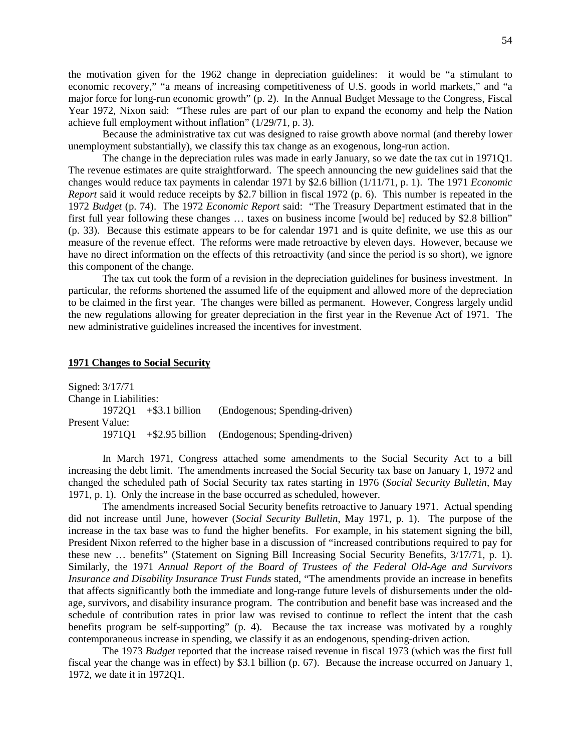the motivation given for the 1962 change in depreciation guidelines: it would be "a stimulant to economic recovery," "a means of increasing competitiveness of U.S. goods in world markets," and "a major force for long-run economic growth" (p. 2). In the Annual Budget Message to the Congress, Fiscal Year 1972, Nixon said: "These rules are part of our plan to expand the economy and help the Nation achieve full employment without inflation" (1/29/71, p. 3).

Because the administrative tax cut was designed to raise growth above normal (and thereby lower unemployment substantially), we classify this tax change as an exogenous, long-run action.

The change in the depreciation rules was made in early January, so we date the tax cut in 1971Q1. The revenue estimates are quite straightforward. The speech announcing the new guidelines said that the changes would reduce tax payments in calendar 1971 by \$2.6 billion (1/11/71, p. 1). The 1971 *Economic Report* said it would reduce receipts by \$2.7 billion in fiscal 1972 (p. 6). This number is repeated in the 1972 *Budget* (p. 74). The 1972 *Economic Report* said: "The Treasury Department estimated that in the first full year following these changes … taxes on business income [would be] reduced by \$2.8 billion" (p. 33). Because this estimate appears to be for calendar 1971 and is quite definite, we use this as our measure of the revenue effect. The reforms were made retroactive by eleven days. However, because we have no direct information on the effects of this retroactivity (and since the period is so short), we ignore this component of the change.

The tax cut took the form of a revision in the depreciation guidelines for business investment. In particular, the reforms shortened the assumed life of the equipment and allowed more of the depreciation to be claimed in the first year. The changes were billed as permanent. However, Congress largely undid the new regulations allowing for greater depreciation in the first year in the Revenue Act of 1971. The new administrative guidelines increased the incentives for investment.

**1971 Changes to Social Security**

Signed: 3/17/71
Change in Liabilities:
 1972Q1 +\$3.1 billion (Endogenous; Spending-driven)
Present Value:
 1971Q1 +\$2.95 billion (Endogenous; Spending-driven)

In March 1971, Congress attached some amendments to the Social Security Act to a bill increasing the debt limit. The amendments increased the Social Security tax base on January 1, 1972 and changed the scheduled path of Social Security tax rates starting in 1976 (*Social Security Bulletin*, May 1971, p. 1). Only the increase in the base occurred as scheduled, however.

The amendments increased Social Security benefits retroactive to January 1971. Actual spending did not increase until June, however (*Social Security Bulletin*, May 1971, p. 1). The purpose of the increase in the tax base was to fund the higher benefits. For example, in his statement signing the bill, President Nixon referred to the higher base in a discussion of "increased contributions required to pay for these new … benefits" (Statement on Signing Bill Increasing Social Security Benefits, 3/17/71, p. 1). Similarly, the 1971 *Annual Report of the Board of Trustees of the Federal Old-Age and Survivors Insurance and Disability Insurance Trust Funds* stated, "The amendments provide an increase in benefits that affects significantly both the immediate and long-range future levels of disbursements under the old-age, survivors, and disability insurance program. The contribution and benefit base was increased and the schedule of contribution rates in prior law was revised to continue to reflect the intent that the cash benefits program be self-supporting" (p. 4). Because the tax increase was motivated by a roughly contemporaneous increase in spending, we classify it as an endogenous, spending-driven action.

The 1973 *Budget* reported that the increase raised revenue in fiscal 1973 (which was the first full fiscal year the change was in effect) by \$3.1 billion (p. 67). Because the increase occurred on January 1, 1972, we date it in 1972Q1.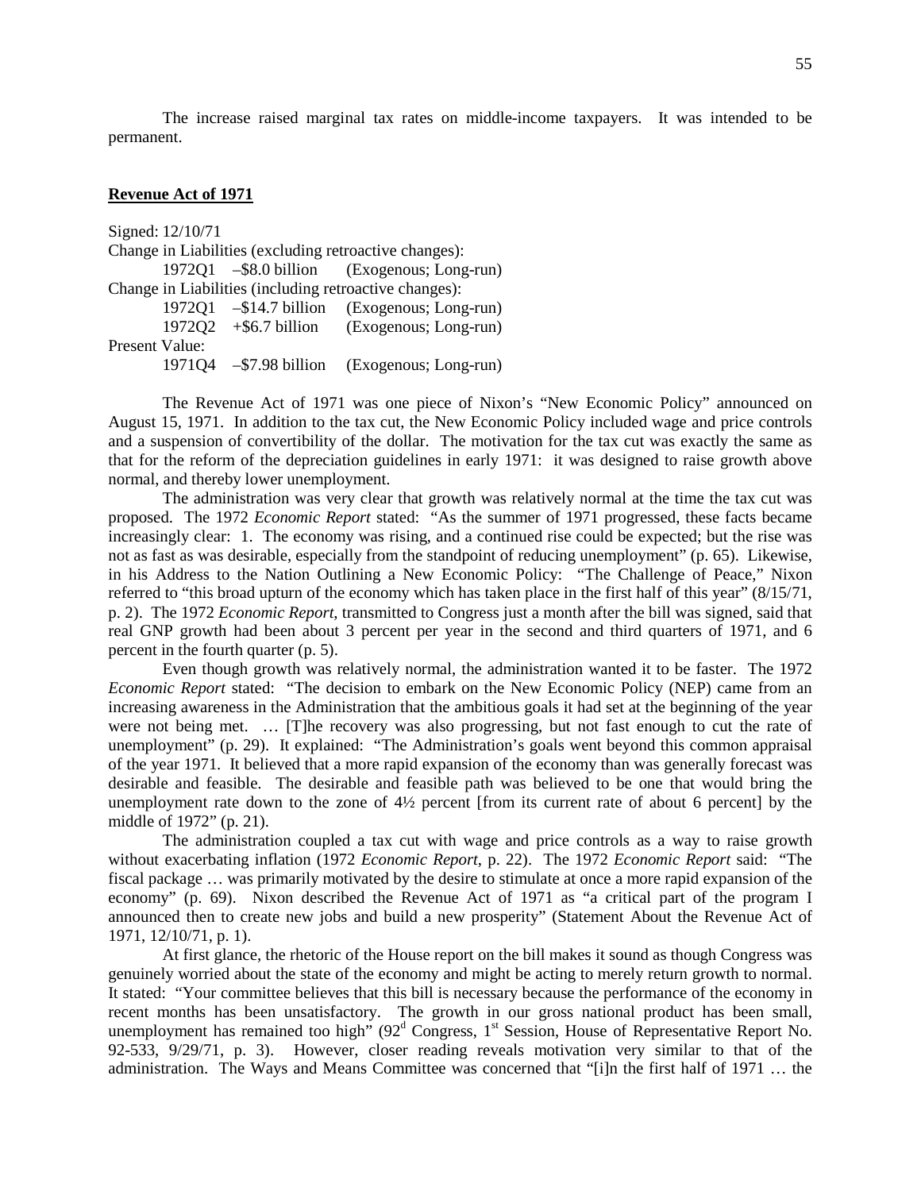The increase raised marginal tax rates on middle-income taxpayers. It was intended to be permanent.

## Revenue Act of 1971

Signed: 12/10/71
Change in Liabilities (excluding retroactive changes):
  1972Q1 –$8.0 billion (Exogenous; Long-run)
Change in Liabilities (including retroactive changes):
  1972Q1 –$14.7 billion (Exogenous; Long-run)
  1972Q2 +$6.7 billion (Exogenous; Long-run)
Present Value:
  1971Q4 –$7.98 billion (Exogenous; Long-run)

The Revenue Act of 1971 was one piece of Nixon's "New Economic Policy" announced on August 15, 1971. In addition to the tax cut, the New Economic Policy included wage and price controls and a suspension of convertibility of the dollar. The motivation for the tax cut was exactly the same as that for the reform of the depreciation guidelines in early 1971: it was designed to raise growth above normal, and thereby lower unemployment.

The administration was very clear that growth was relatively normal at the time the tax cut was proposed. The 1972 *Economic Report* stated: "As the summer of 1971 progressed, these facts became increasingly clear: 1. The economy was rising, and a continued rise could be expected; but the rise was not as fast as was desirable, especially from the standpoint of reducing unemployment" (p. 65). Likewise, in his Address to the Nation Outlining a New Economic Policy: "The Challenge of Peace," Nixon referred to "this broad upturn of the economy which has taken place in the first half of this year" (8/15/71, p. 2). The 1972 *Economic Report*, transmitted to Congress just a month after the bill was signed, said that real GNP growth had been about 3 percent per year in the second and third quarters of 1971, and 6 percent in the fourth quarter (p. 5).

Even though growth was relatively normal, the administration wanted it to be faster. The 1972 *Economic Report* stated: "The decision to embark on the New Economic Policy (NEP) came from an increasing awareness in the Administration that the ambitious goals it had set at the beginning of the year were not being met. … [T]he recovery was also progressing, but not fast enough to cut the rate of unemployment" (p. 29). It explained: "The Administration's goals went beyond this common appraisal of the year 1971. It believed that a more rapid expansion of the economy than was generally forecast was desirable and feasible. The desirable and feasible path was believed to be one that would bring the unemployment rate down to the zone of 4½ percent [from its current rate of about 6 percent] by the middle of 1972" (p. 21).

The administration coupled a tax cut with wage and price controls as a way to raise growth without exacerbating inflation (1972 *Economic Report*, p. 22). The 1972 *Economic Report* said: "The fiscal package … was primarily motivated by the desire to stimulate at once a more rapid expansion of the economy" (p. 69). Nixon described the Revenue Act of 1971 as "a critical part of the program I announced then to create new jobs and build a new prosperity" (Statement About the Revenue Act of 1971, 12/10/71, p. 1).

At first glance, the rhetoric of the House report on the bill makes it sound as though Congress was genuinely worried about the state of the economy and might be acting to merely return growth to normal. It stated: "Your committee believes that this bill is necessary because the performance of the economy in recent months has been unsatisfactory. The growth in our gross national product has been small, unemployment has remained too high" (92d Congress, 1st Session, House of Representative Report No. 92-533, 9/29/71, p. 3). However, closer reading reveals motivation very similar to that of the administration. The Ways and Means Committee was concerned that "[i]n the first half of 1971 … the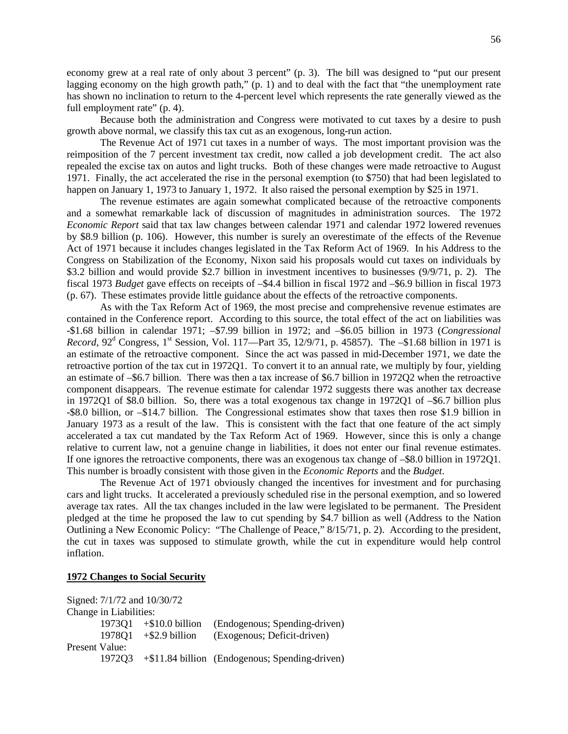economy grew at a real rate of only about 3 percent" (p. 3). The bill was designed to "put our present lagging economy on the high growth path," (p. 1) and to deal with the fact that "the unemployment rate has shown no inclination to return to the 4-percent level which represents the rate generally viewed as the full employment rate" (p. 4).

Because both the administration and Congress were motivated to cut taxes by a desire to push growth above normal, we classify this tax cut as an exogenous, long-run action.

The Revenue Act of 1971 cut taxes in a number of ways. The most important provision was the reimposition of the 7 percent investment tax credit, now called a job development credit. The act also repealed the excise tax on autos and light trucks. Both of these changes were made retroactive to August 1971. Finally, the act accelerated the rise in the personal exemption (to $750) that had been legislated to happen on January 1, 1973 to January 1, 1972. It also raised the personal exemption by $25 in 1971.

The revenue estimates are again somewhat complicated because of the retroactive components and a somewhat remarkable lack of discussion of magnitudes in administration sources. The 1972 *Economic Report* said that tax law changes between calendar 1971 and calendar 1972 lowered revenues by $8.9 billion (p. 106). However, this number is surely an overestimate of the effects of the Revenue Act of 1971 because it includes changes legislated in the Tax Reform Act of 1969. In his Address to the Congress on Stabilization of the Economy, Nixon said his proposals would cut taxes on individuals by $3.2 billion and would provide $2.7 billion in investment incentives to businesses (9/9/71, p. 2). The fiscal 1973 *Budget* gave effects on receipts of –$4.4 billion in fiscal 1972 and –$6.9 billion in fiscal 1973 (p. 67). These estimates provide little guidance about the effects of the retroactive components.

As with the Tax Reform Act of 1969, the most precise and comprehensive revenue estimates are contained in the Conference report. According to this source, the total effect of the act on liabilities was -$1.68 billion in calendar 1971; –$7.99 billion in 1972; and –$6.05 billion in 1973 (*Congressional Record*, 92[d] Congress, 1[st] Session, Vol. 117—Part 35, 12/9/71, p. 45857). The –$1.68 billion in 1971 is an estimate of the retroactive component. Since the act was passed in mid-December 1971, we date the retroactive portion of the tax cut in 1972Q1. To convert it to an annual rate, we multiply by four, yielding an estimate of –$6.7 billion. There was then a tax increase of $6.7 billion in 1972Q2 when the retroactive component disappears. The revenue estimate for calendar 1972 suggests there was another tax decrease in 1972Q1 of $8.0 billion. So, there was a total exogenous tax change in 1972Q1 of –$6.7 billion plus -$8.0 billion, or –$14.7 billion. The Congressional estimates show that taxes then rose $1.9 billion in January 1973 as a result of the law. This is consistent with the fact that one feature of the act simply accelerated a tax cut mandated by the Tax Reform Act of 1969. However, since this is only a change relative to current law, not a genuine change in liabilities, it does not enter our final revenue estimates. If one ignores the retroactive components, there was an exogenous tax change of –$8.0 billion in 1972Q1. This number is broadly consistent with those given in the *Economic Reports* and the *Budget*.

The Revenue Act of 1971 obviously changed the incentives for investment and for purchasing cars and light trucks. It accelerated a previously scheduled rise in the personal exemption, and so lowered average tax rates. All the tax changes included in the law were legislated to be permanent. The President pledged at the time he proposed the law to cut spending by $4.7 billion as well (Address to the Nation Outlining a New Economic Policy: "The Challenge of Peace," 8/15/71, p. 2). According to the president, the cut in taxes was supposed to stimulate growth, while the cut in expenditure would help control inflation.

**1972 Changes to Social Security**

Signed: 7/1/72 and 10/30/72

Change in Liabilities:

| | | |
|---|---|---|
| 1973Q1 | +$10.0 billion | (Endogenous; Spending-driven) |
| 1978Q1 | +$2.9 billion | (Exogenous; Deficit-driven) |

Present Value:

| | | |
|---|---|---|
| 1972Q3 | +$11.84 billion | (Endogenous; Spending-driven) |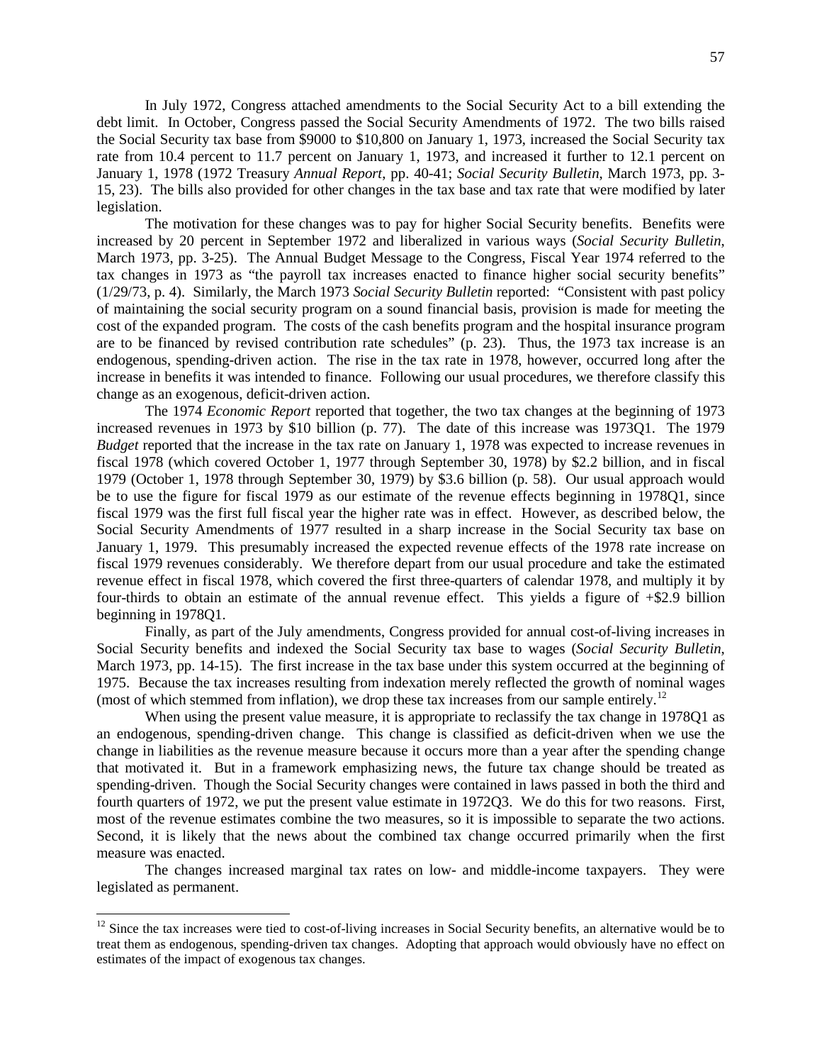In July 1972, Congress attached amendments to the Social Security Act to a bill extending the debt limit. In October, Congress passed the Social Security Amendments of 1972. The two bills raised the Social Security tax base from \$9000 to \$10,800 on January 1, 1973, increased the Social Security tax rate from 10.4 percent to 11.7 percent on January 1, 1973, and increased it further to 12.1 percent on January 1, 1978 (1972 Treasury *Annual Report*, pp. 40-41; *Social Security Bulletin*, March 1973, pp. 3-15, 23). The bills also provided for other changes in the tax base and tax rate that were modified by later legislation.

The motivation for these changes was to pay for higher Social Security benefits. Benefits were increased by 20 percent in September 1972 and liberalized in various ways (*Social Security Bulletin*, March 1973, pp. 3-25). The Annual Budget Message to the Congress, Fiscal Year 1974 referred to the tax changes in 1973 as "the payroll tax increases enacted to finance higher social security benefits" (1/29/73, p. 4). Similarly, the March 1973 *Social Security Bulletin* reported: "Consistent with past policy of maintaining the social security program on a sound financial basis, provision is made for meeting the cost of the expanded program. The costs of the cash benefits program and the hospital insurance program are to be financed by revised contribution rate schedules" (p. 23). Thus, the 1973 tax increase is an endogenous, spending-driven action. The rise in the tax rate in 1978, however, occurred long after the increase in benefits it was intended to finance. Following our usual procedures, we therefore classify this change as an exogenous, deficit-driven action.

The 1974 *Economic Report* reported that together, the two tax changes at the beginning of 1973 increased revenues in 1973 by \$10 billion (p. 77). The date of this increase was 1973Q1. The 1979 *Budget* reported that the increase in the tax rate on January 1, 1978 was expected to increase revenues in fiscal 1978 (which covered October 1, 1977 through September 30, 1978) by \$2.2 billion, and in fiscal 1979 (October 1, 1978 through September 30, 1979) by \$3.6 billion (p. 58). Our usual approach would be to use the figure for fiscal 1979 as our estimate of the revenue effects beginning in 1978Q1, since fiscal 1979 was the first full fiscal year the higher rate was in effect. However, as described below, the Social Security Amendments of 1977 resulted in a sharp increase in the Social Security tax base on January 1, 1979. This presumably increased the expected revenue effects of the 1978 rate increase on fiscal 1979 revenues considerably. We therefore depart from our usual procedure and take the estimated revenue effect in fiscal 1978, which covered the first three-quarters of calendar 1978, and multiply it by four-thirds to obtain an estimate of the annual revenue effect. This yields a figure of +\$2.9 billion beginning in 1978Q1.

Finally, as part of the July amendments, Congress provided for annual cost-of-living increases in Social Security benefits and indexed the Social Security tax base to wages (*Social Security Bulletin*, March 1973, pp. 14-15). The first increase in the tax base under this system occurred at the beginning of 1975. Because the tax increases resulting from indexation merely reflected the growth of nominal wages (most of which stemmed from inflation), we drop these tax increases from our sample entirely.[12]

When using the present value measure, it is appropriate to reclassify the tax change in 1978Q1 as an endogenous, spending-driven change. This change is classified as deficit-driven when we use the change in liabilities as the revenue measure because it occurs more than a year after the spending change that motivated it. But in a framework emphasizing news, the future tax change should be treated as spending-driven. Though the Social Security changes were contained in laws passed in both the third and fourth quarters of 1972, we put the present value estimate in 1972Q3. We do this for two reasons. First, most of the revenue estimates combine the two measures, so it is impossible to separate the two actions. Second, it is likely that the news about the combined tax change occurred primarily when the first measure was enacted.

The changes increased marginal tax rates on low- and middle-income taxpayers. They were legislated as permanent.

[12] Since the tax increases were tied to cost-of-living increases in Social Security benefits, an alternative would be to treat them as endogenous, spending-driven tax changes. Adopting that approach would obviously have no effect on estimates of the impact of exogenous tax changes.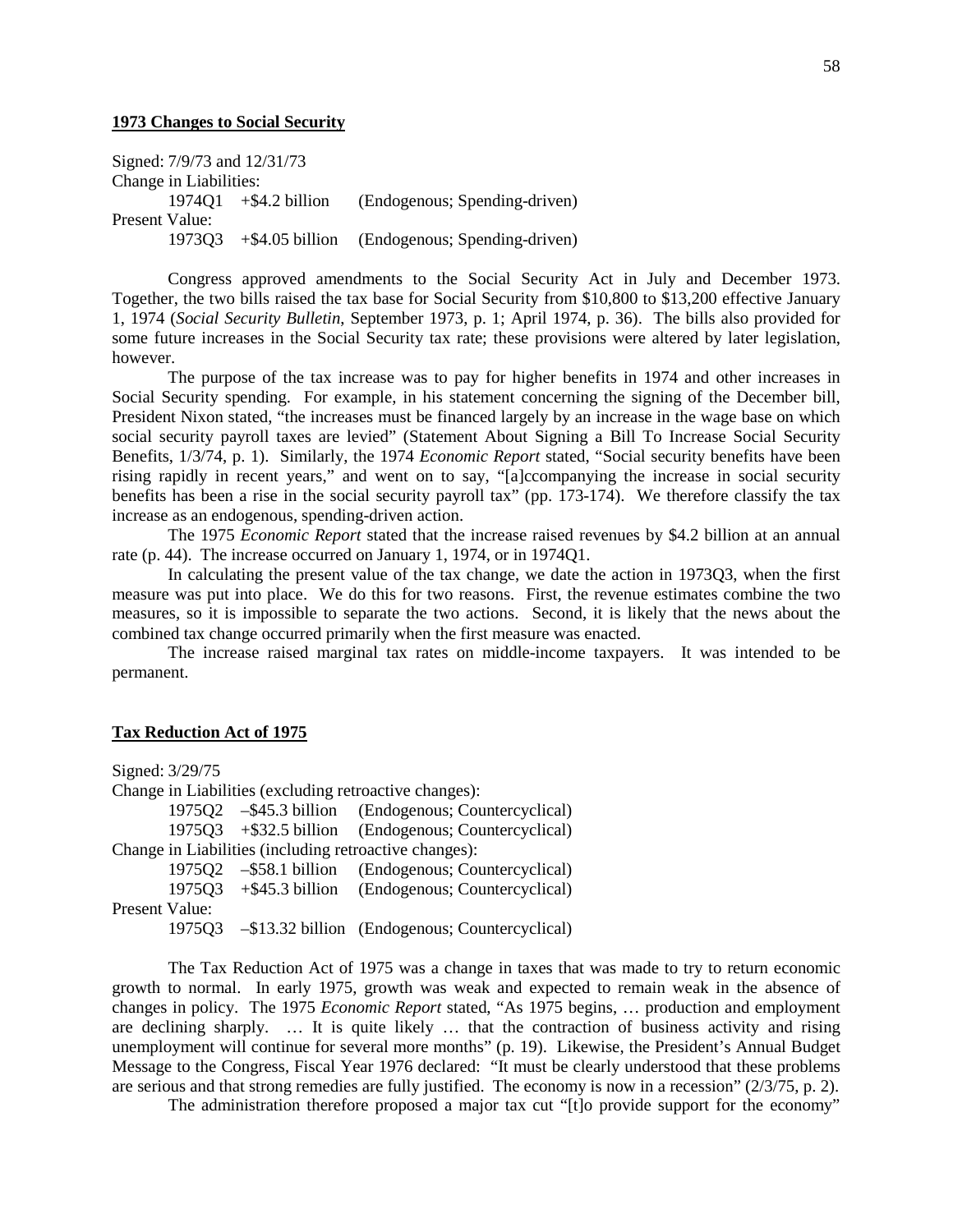**1973 Changes to Social Security**

Signed: 7/9/73 and 12/31/73
Change in Liabilities:
    1974Q1  +$4.2 billion   (Endogenous; Spending-driven)
Present Value:
    1973Q3  +$4.05 billion  (Endogenous; Spending-driven)

Congress approved amendments to the Social Security Act in July and December 1973. Together, the two bills raised the tax base for Social Security from $10,800 to $13,200 effective January 1, 1974 (*Social Security Bulletin*, September 1973, p. 1; April 1974, p. 36). The bills also provided for some future increases in the Social Security tax rate; these provisions were altered by later legislation, however.

The purpose of the tax increase was to pay for higher benefits in 1974 and other increases in Social Security spending. For example, in his statement concerning the signing of the December bill, President Nixon stated, "the increases must be financed largely by an increase in the wage base on which social security payroll taxes are levied" (Statement About Signing a Bill To Increase Social Security Benefits, 1/3/74, p. 1). Similarly, the 1974 *Economic Report* stated, "Social security benefits have been rising rapidly in recent years," and went on to say, "[a]ccompanying the increase in social security benefits has been a rise in the social security payroll tax" (pp. 173-174). We therefore classify the tax increase as an endogenous, spending-driven action.

The 1975 *Economic Report* stated that the increase raised revenues by $4.2 billion at an annual rate (p. 44). The increase occurred on January 1, 1974, or in 1974Q1.

In calculating the present value of the tax change, we date the action in 1973Q3, when the first measure was put into place. We do this for two reasons. First, the revenue estimates combine the two measures, so it is impossible to separate the two actions. Second, it is likely that the news about the combined tax change occurred primarily when the first measure was enacted.

The increase raised marginal tax rates on middle-income taxpayers. It was intended to be permanent.

**Tax Reduction Act of 1975**

Signed: 3/29/75
Change in Liabilities (excluding retroactive changes):
    1975Q2  –$45.3 billion  (Endogenous; Countercyclical)
    1975Q3  +$32.5 billion  (Endogenous; Countercyclical)
Change in Liabilities (including retroactive changes):
    1975Q2  –$58.1 billion  (Endogenous; Countercyclical)
    1975Q3  +$45.3 billion  (Endogenous; Countercyclical)
Present Value:
    1975Q3  –$13.32 billion (Endogenous; Countercyclical)

The Tax Reduction Act of 1975 was a change in taxes that was made to try to return economic growth to normal. In early 1975, growth was weak and expected to remain weak in the absence of changes in policy. The 1975 *Economic Report* stated, "As 1975 begins, … production and employment are declining sharply. … It is quite likely … that the contraction of business activity and rising unemployment will continue for several more months" (p. 19). Likewise, the President's Annual Budget Message to the Congress, Fiscal Year 1976 declared: "It must be clearly understood that these problems are serious and that strong remedies are fully justified. The economy is now in a recession" (2/3/75, p. 2).

The administration therefore proposed a major tax cut "[t]o provide support for the economy"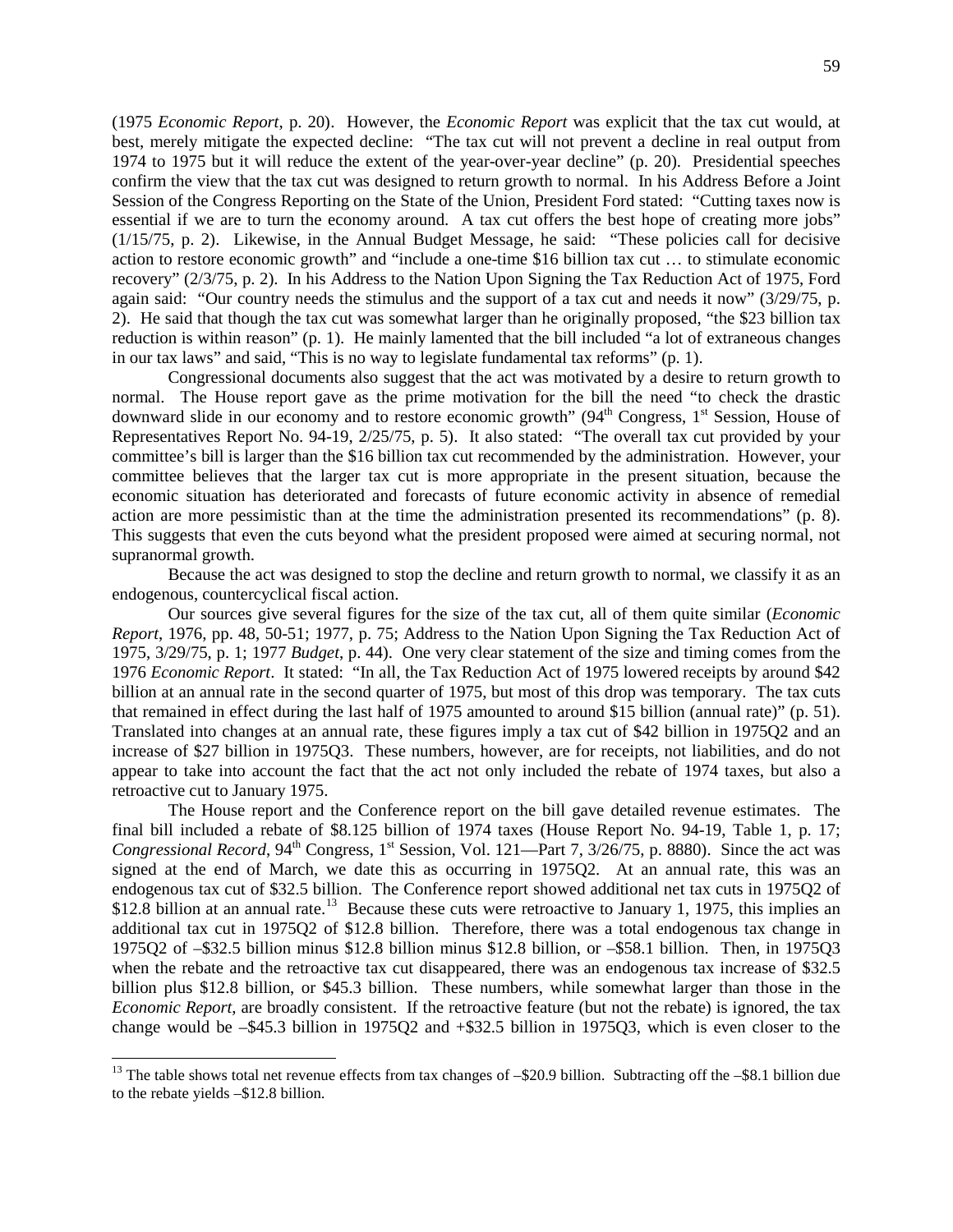(1975 *Economic Report*, p. 20). However, the *Economic Report* was explicit that the tax cut would, at best, merely mitigate the expected decline: "The tax cut will not prevent a decline in real output from 1974 to 1975 but it will reduce the extent of the year-over-year decline" (p. 20). Presidential speeches confirm the view that the tax cut was designed to return growth to normal. In his Address Before a Joint Session of the Congress Reporting on the State of the Union, President Ford stated: "Cutting taxes now is essential if we are to turn the economy around. A tax cut offers the best hope of creating more jobs" (1/15/75, p. 2). Likewise, in the Annual Budget Message, he said: "These policies call for decisive action to restore economic growth" and "include a one-time $16 billion tax cut … to stimulate economic recovery" (2/3/75, p. 2). In his Address to the Nation Upon Signing the Tax Reduction Act of 1975, Ford again said: "Our country needs the stimulus and the support of a tax cut and needs it now" (3/29/75, p. 2). He said that though the tax cut was somewhat larger than he originally proposed, "the $23 billion tax reduction is within reason" (p. 1). He mainly lamented that the bill included "a lot of extraneous changes in our tax laws" and said, "This is no way to legislate fundamental tax reforms" (p. 1).

Congressional documents also suggest that the act was motivated by a desire to return growth to normal. The House report gave as the prime motivation for the bill the need "to check the drastic downward slide in our economy and to restore economic growth" (94th Congress, 1st Session, House of Representatives Report No. 94-19, 2/25/75, p. 5). It also stated: "The overall tax cut provided by your committee's bill is larger than the $16 billion tax cut recommended by the administration. However, your committee believes that the larger tax cut is more appropriate in the present situation, because the economic situation has deteriorated and forecasts of future economic activity in absence of remedial action are more pessimistic than at the time the administration presented its recommendations" (p. 8). This suggests that even the cuts beyond what the president proposed were aimed at securing normal, not supranormal growth.

Because the act was designed to stop the decline and return growth to normal, we classify it as an endogenous, countercyclical fiscal action.

Our sources give several figures for the size of the tax cut, all of them quite similar (*Economic Report*, 1976, pp. 48, 50-51; 1977, p. 75; Address to the Nation Upon Signing the Tax Reduction Act of 1975, 3/29/75, p. 1; 1977 *Budget*, p. 44). One very clear statement of the size and timing comes from the 1976 *Economic Report*. It stated: "In all, the Tax Reduction Act of 1975 lowered receipts by around $42 billion at an annual rate in the second quarter of 1975, but most of this drop was temporary. The tax cuts that remained in effect during the last half of 1975 amounted to around $15 billion (annual rate)" (p. 51). Translated into changes at an annual rate, these figures imply a tax cut of $42 billion in 1975Q2 and an increase of $27 billion in 1975Q3. These numbers, however, are for receipts, not liabilities, and do not appear to take into account the fact that the act not only included the rebate of 1974 taxes, but also a retroactive cut to January 1975.

The House report and the Conference report on the bill gave detailed revenue estimates. The final bill included a rebate of $8.125 billion of 1974 taxes (House Report No. 94-19, Table 1, p. 17; *Congressional Record*, 94th Congress, 1st Session, Vol. 121—Part 7, 3/26/75, p. 8880). Since the act was signed at the end of March, we date this as occurring in 1975Q2. At an annual rate, this was an endogenous tax cut of $32.5 billion. The Conference report showed additional net tax cuts in 1975Q2 of $12.8 billion at an annual rate.[13] Because these cuts were retroactive to January 1, 1975, this implies an additional tax cut in 1975Q2 of $12.8 billion. Therefore, there was a total endogenous tax change in 1975Q2 of –$32.5 billion minus $12.8 billion minus $12.8 billion, or –$58.1 billion. Then, in 1975Q3 when the rebate and the retroactive tax cut disappeared, there was an endogenous tax increase of $32.5 billion plus $12.8 billion, or $45.3 billion. These numbers, while somewhat larger than those in the *Economic Report*, are broadly consistent. If the retroactive feature (but not the rebate) is ignored, the tax change would be –$45.3 billion in 1975Q2 and +$32.5 billion in 1975Q3, which is even closer to the

[13] The table shows total net revenue effects from tax changes of –$20.9 billion. Subtracting off the –$8.1 billion due to the rebate yields –$12.8 billion.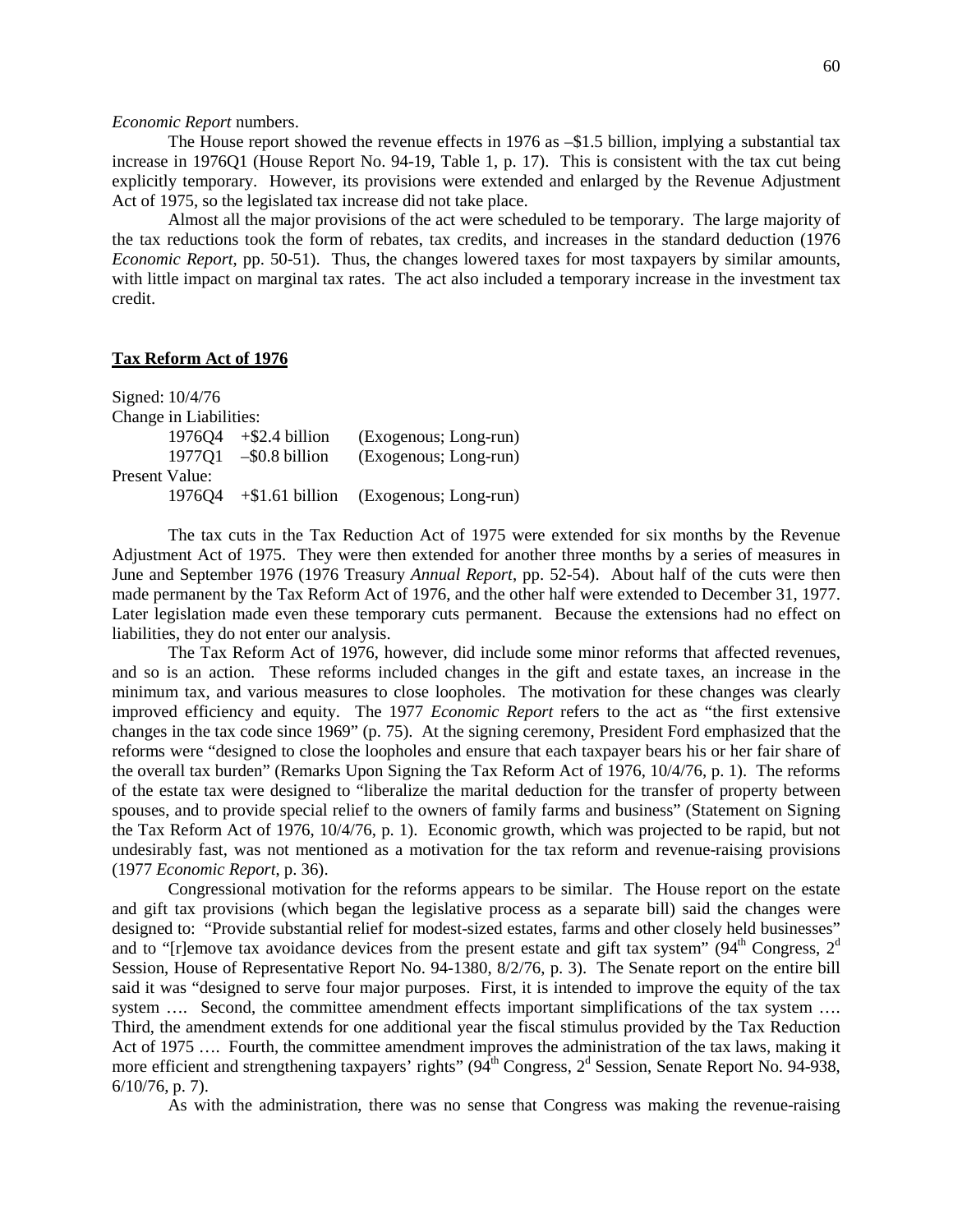*Economic Report* numbers.

The House report showed the revenue effects in 1976 as –\$1.5 billion, implying a substantial tax increase in 1976Q1 (House Report No. 94-19, Table 1, p. 17). This is consistent with the tax cut being explicitly temporary. However, its provisions were extended and enlarged by the Revenue Adjustment Act of 1975, so the legislated tax increase did not take place.

Almost all the major provisions of the act were scheduled to be temporary. The large majority of the tax reductions took the form of rebates, tax credits, and increases in the standard deduction (1976 *Economic Report*, pp. 50-51). Thus, the changes lowered taxes for most taxpayers by similar amounts, with little impact on marginal tax rates. The act also included a temporary increase in the investment tax credit.

## **Tax Reform Act of 1976**

Signed: 10/4/76

Change in Liabilities:

| | | |
|---|---|---|
| 1976Q4 | +\$2.4 billion | (Exogenous; Long-run) |
| 1977Q1 | –\$0.8 billion | (Exogenous; Long-run) |

Present Value:

| | | |
|---|---|---|
| 1976Q4 | +\$1.61 billion | (Exogenous; Long-run) |

The tax cuts in the Tax Reduction Act of 1975 were extended for six months by the Revenue Adjustment Act of 1975. They were then extended for another three months by a series of measures in June and September 1976 (1976 Treasury *Annual Report*, pp. 52-54). About half of the cuts were then made permanent by the Tax Reform Act of 1976, and the other half were extended to December 31, 1977. Later legislation made even these temporary cuts permanent. Because the extensions had no effect on liabilities, they do not enter our analysis.

The Tax Reform Act of 1976, however, did include some minor reforms that affected revenues, and so is an action. These reforms included changes in the gift and estate taxes, an increase in the minimum tax, and various measures to close loopholes. The motivation for these changes was clearly improved efficiency and equity. The 1977 *Economic Report* refers to the act as "the first extensive changes in the tax code since 1969" (p. 75). At the signing ceremony, President Ford emphasized that the reforms were "designed to close the loopholes and ensure that each taxpayer bears his or her fair share of the overall tax burden" (Remarks Upon Signing the Tax Reform Act of 1976, 10/4/76, p. 1). The reforms of the estate tax were designed to "liberalize the marital deduction for the transfer of property between spouses, and to provide special relief to the owners of family farms and business" (Statement on Signing the Tax Reform Act of 1976, 10/4/76, p. 1). Economic growth, which was projected to be rapid, but not undesirably fast, was not mentioned as a motivation for the tax reform and revenue-raising provisions (1977 *Economic Report*, p. 36).

Congressional motivation for the reforms appears to be similar. The House report on the estate and gift tax provisions (which began the legislative process as a separate bill) said the changes were designed to: "Provide substantial relief for modest-sized estates, farms and other closely held businesses" and to "[r]emove tax avoidance devices from the present estate and gift tax system" (94th Congress, 2d Session, House of Representative Report No. 94-1380, 8/2/76, p. 3). The Senate report on the entire bill said it was "designed to serve four major purposes. First, it is intended to improve the equity of the tax system …. Second, the committee amendment effects important simplifications of the tax system …. Third, the amendment extends for one additional year the fiscal stimulus provided by the Tax Reduction Act of 1975 …. Fourth, the committee amendment improves the administration of the tax laws, making it more efficient and strengthening taxpayers' rights" (94th Congress, 2d Session, Senate Report No. 94-938, 6/10/76, p. 7).

As with the administration, there was no sense that Congress was making the revenue-raising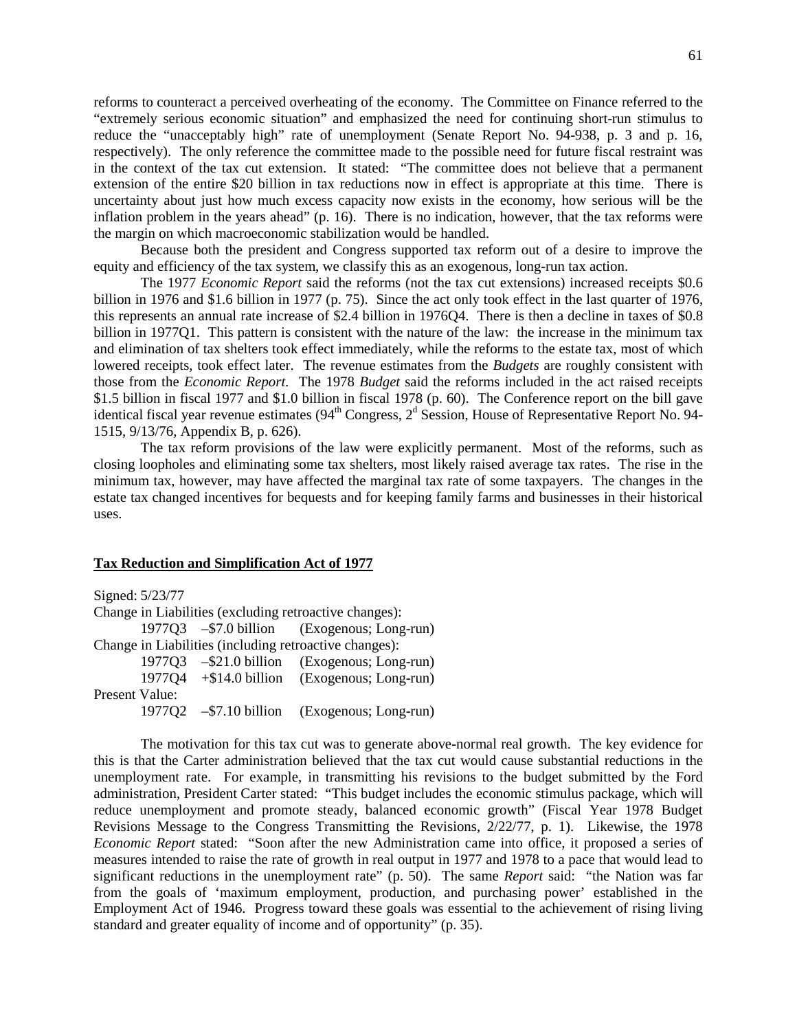reforms to counteract a perceived overheating of the economy. The Committee on Finance referred to the "extremely serious economic situation" and emphasized the need for continuing short-run stimulus to reduce the "unacceptably high" rate of unemployment (Senate Report No. 94-938, p. 3 and p. 16, respectively). The only reference the committee made to the possible need for future fiscal restraint was in the context of the tax cut extension. It stated: "The committee does not believe that a permanent extension of the entire $20 billion in tax reductions now in effect is appropriate at this time. There is uncertainty about just how much excess capacity now exists in the economy, how serious will be the inflation problem in the years ahead" (p. 16). There is no indication, however, that the tax reforms were the margin on which macroeconomic stabilization would be handled.

Because both the president and Congress supported tax reform out of a desire to improve the equity and efficiency of the tax system, we classify this as an exogenous, long-run tax action.

The 1977 *Economic Report* said the reforms (not the tax cut extensions) increased receipts $0.6 billion in 1976 and $1.6 billion in 1977 (p. 75). Since the act only took effect in the last quarter of 1976, this represents an annual rate increase of $2.4 billion in 1976Q4. There is then a decline in taxes of $0.8 billion in 1977Q1. This pattern is consistent with the nature of the law: the increase in the minimum tax and elimination of tax shelters took effect immediately, while the reforms to the estate tax, most of which lowered receipts, took effect later. The revenue estimates from the *Budgets* are roughly consistent with those from the *Economic Report*. The 1978 *Budget* said the reforms included in the act raised receipts $1.5 billion in fiscal 1977 and $1.0 billion in fiscal 1978 (p. 60). The Conference report on the bill gave identical fiscal year revenue estimates (94th Congress, 2d Session, House of Representative Report No. 94-1515, 9/13/76, Appendix B, p. 626).

The tax reform provisions of the law were explicitly permanent. Most of the reforms, such as closing loopholes and eliminating some tax shelters, most likely raised average tax rates. The rise in the minimum tax, however, may have affected the marginal tax rate of some taxpayers. The changes in the estate tax changed incentives for bequests and for keeping family farms and businesses in their historical uses.

## Tax Reduction and Simplification Act of 1977

Signed: 5/23/77

Change in Liabilities (excluding retroactive changes):

| | | |
|---|---|---|
| 1977Q3 | –$7.0 billion | (Exogenous; Long-run) |

Change in Liabilities (including retroactive changes):

| | | |
|---|---|---|
| 1977Q3 | –$21.0 billion | (Exogenous; Long-run) |
| 1977Q4 | +$14.0 billion | (Exogenous; Long-run) |

Present Value:

| | | |
|---|---|---|
| 1977Q2 | –$7.10 billion | (Exogenous; Long-run) |

The motivation for this tax cut was to generate above-normal real growth. The key evidence for this is that the Carter administration believed that the tax cut would cause substantial reductions in the unemployment rate. For example, in transmitting his revisions to the budget submitted by the Ford administration, President Carter stated: "This budget includes the economic stimulus package, which will reduce unemployment and promote steady, balanced economic growth" (Fiscal Year 1978 Budget Revisions Message to the Congress Transmitting the Revisions, 2/22/77, p. 1). Likewise, the 1978 *Economic Report* stated: "Soon after the new Administration came into office, it proposed a series of measures intended to raise the rate of growth in real output in 1977 and 1978 to a pace that would lead to significant reductions in the unemployment rate" (p. 50). The same *Report* said: "the Nation was far from the goals of 'maximum employment, production, and purchasing power' established in the Employment Act of 1946. Progress toward these goals was essential to the achievement of rising living standard and greater equality of income and of opportunity" (p. 35).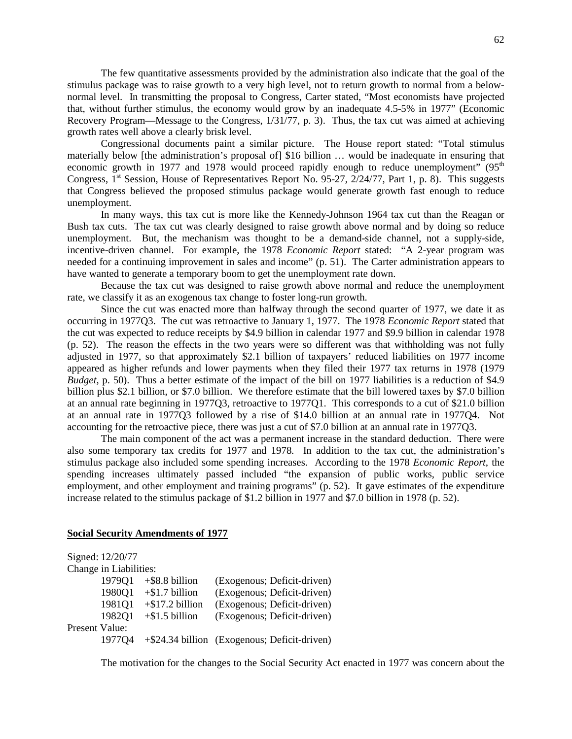The few quantitative assessments provided by the administration also indicate that the goal of the stimulus package was to raise growth to a very high level, not to return growth to normal from a below-normal level. In transmitting the proposal to Congress, Carter stated, "Most economists have projected that, without further stimulus, the economy would grow by an inadequate 4.5-5% in 1977" (Economic Recovery Program—Message to the Congress, 1/31/77, p. 3). Thus, the tax cut was aimed at achieving growth rates well above a clearly brisk level.

Congressional documents paint a similar picture. The House report stated: "Total stimulus materially below [the administration's proposal of] $16 billion … would be inadequate in ensuring that economic growth in 1977 and 1978 would proceed rapidly enough to reduce unemployment" (95th Congress, 1st Session, House of Representatives Report No. 95-27, 2/24/77, Part 1, p. 8). This suggests that Congress believed the proposed stimulus package would generate growth fast enough to reduce unemployment.

In many ways, this tax cut is more like the Kennedy-Johnson 1964 tax cut than the Reagan or Bush tax cuts. The tax cut was clearly designed to raise growth above normal and by doing so reduce unemployment. But, the mechanism was thought to be a demand-side channel, not a supply-side, incentive-driven channel. For example, the 1978 *Economic Report* stated: "A 2-year program was needed for a continuing improvement in sales and income" (p. 51). The Carter administration appears to have wanted to generate a temporary boom to get the unemployment rate down.

Because the tax cut was designed to raise growth above normal and reduce the unemployment rate, we classify it as an exogenous tax change to foster long-run growth.

Since the cut was enacted more than halfway through the second quarter of 1977, we date it as occurring in 1977Q3. The cut was retroactive to January 1, 1977. The 1978 *Economic Report* stated that the cut was expected to reduce receipts by $4.9 billion in calendar 1977 and $9.9 billion in calendar 1978 (p. 52). The reason the effects in the two years were so different was that withholding was not fully adjusted in 1977, so that approximately $2.1 billion of taxpayers' reduced liabilities on 1977 income appeared as higher refunds and lower payments when they filed their 1977 tax returns in 1978 (1979 *Budget*, p. 50). Thus a better estimate of the impact of the bill on 1977 liabilities is a reduction of $4.9 billion plus $2.1 billion, or $7.0 billion. We therefore estimate that the bill lowered taxes by $7.0 billion at an annual rate beginning in 1977Q3, retroactive to 1977Q1. This corresponds to a cut of $21.0 billion at an annual rate in 1977Q3 followed by a rise of $14.0 billion at an annual rate in 1977Q4. Not accounting for the retroactive piece, there was just a cut of $7.0 billion at an annual rate in 1977Q3.

The main component of the act was a permanent increase in the standard deduction. There were also some temporary tax credits for 1977 and 1978. In addition to the tax cut, the administration's stimulus package also included some spending increases. According to the 1978 *Economic Report*, the spending increases ultimately passed included "the expansion of public works, public service employment, and other employment and training programs" (p. 52). It gave estimates of the expenditure increase related to the stimulus package of $1.2 billion in 1977 and $7.0 billion in 1978 (p. 52).

**Social Security Amendments of 1977**

Signed: 12/20/77

Change in Liabilities:

| | | |
|---|---|---|
| 1979Q1 | +$8.8 billion | (Exogenous; Deficit-driven) |
| 1980Q1 | +$1.7 billion | (Exogenous; Deficit-driven) |
| 1981Q1 | +$17.2 billion | (Exogenous; Deficit-driven) |
| 1982Q1 | +$1.5 billion | (Exogenous; Deficit-driven) |

Present Value:

| | | |
|---|---|---|
| 1977Q4 | +$24.34 billion | (Exogenous; Deficit-driven) |

The motivation for the changes to the Social Security Act enacted in 1977 was concern about the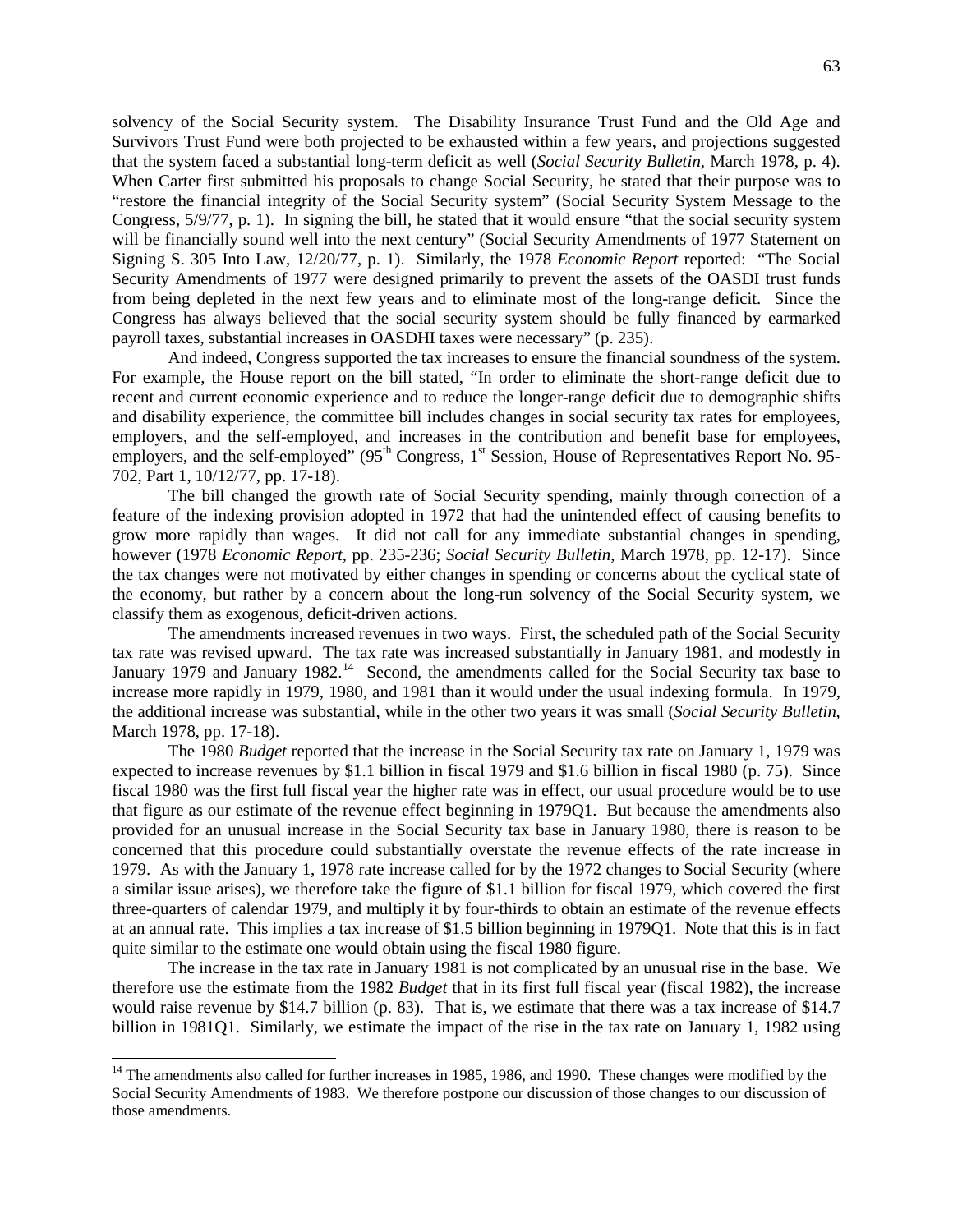solvency of the Social Security system. The Disability Insurance Trust Fund and the Old Age and Survivors Trust Fund were both projected to be exhausted within a few years, and projections suggested that the system faced a substantial long-term deficit as well (*Social Security Bulletin*, March 1978, p. 4). When Carter first submitted his proposals to change Social Security, he stated that their purpose was to "restore the financial integrity of the Social Security system" (Social Security System Message to the Congress, 5/9/77, p. 1). In signing the bill, he stated that it would ensure "that the social security system will be financially sound well into the next century" (Social Security Amendments of 1977 Statement on Signing S. 305 Into Law, 12/20/77, p. 1). Similarly, the 1978 *Economic Report* reported: "The Social Security Amendments of 1977 were designed primarily to prevent the assets of the OASDI trust funds from being depleted in the next few years and to eliminate most of the long-range deficit. Since the Congress has always believed that the social security system should be fully financed by earmarked payroll taxes, substantial increases in OASDHI taxes were necessary" (p. 235).

And indeed, Congress supported the tax increases to ensure the financial soundness of the system. For example, the House report on the bill stated, "In order to eliminate the short-range deficit due to recent and current economic experience and to reduce the longer-range deficit due to demographic shifts and disability experience, the committee bill includes changes in social security tax rates for employees, employers, and the self-employed, and increases in the contribution and benefit base for employees, employers, and the self-employed" (95th Congress, 1st Session, House of Representatives Report No. 95-702, Part 1, 10/12/77, pp. 17-18).

The bill changed the growth rate of Social Security spending, mainly through correction of a feature of the indexing provision adopted in 1972 that had the unintended effect of causing benefits to grow more rapidly than wages. It did not call for any immediate substantial changes in spending, however (1978 *Economic Report*, pp. 235-236; *Social Security Bulletin*, March 1978, pp. 12-17). Since the tax changes were not motivated by either changes in spending or concerns about the cyclical state of the economy, but rather by a concern about the long-run solvency of the Social Security system, we classify them as exogenous, deficit-driven actions.

The amendments increased revenues in two ways. First, the scheduled path of the Social Security tax rate was revised upward. The tax rate was increased substantially in January 1981, and modestly in January 1979 and January 1982.[14] Second, the amendments called for the Social Security tax base to increase more rapidly in 1979, 1980, and 1981 than it would under the usual indexing formula. In 1979, the additional increase was substantial, while in the other two years it was small (*Social Security Bulletin*, March 1978, pp. 17-18).

The 1980 *Budget* reported that the increase in the Social Security tax rate on January 1, 1979 was expected to increase revenues by \$1.1 billion in fiscal 1979 and \$1.6 billion in fiscal 1980 (p. 75). Since fiscal 1980 was the first full fiscal year the higher rate was in effect, our usual procedure would be to use that figure as our estimate of the revenue effect beginning in 1979Q1. But because the amendments also provided for an unusual increase in the Social Security tax base in January 1980, there is reason to be concerned that this procedure could substantially overstate the revenue effects of the rate increase in 1979. As with the January 1, 1978 rate increase called for by the 1972 changes to Social Security (where a similar issue arises), we therefore take the figure of \$1.1 billion for fiscal 1979, which covered the first three-quarters of calendar 1979, and multiply it by four-thirds to obtain an estimate of the revenue effects at an annual rate. This implies a tax increase of \$1.5 billion beginning in 1979Q1. Note that this is in fact quite similar to the estimate one would obtain using the fiscal 1980 figure.

The increase in the tax rate in January 1981 is not complicated by an unusual rise in the base. We therefore use the estimate from the 1982 *Budget* that in its first full fiscal year (fiscal 1982), the increase would raise revenue by \$14.7 billion (p. 83). That is, we estimate that there was a tax increase of \$14.7 billion in 1981Q1. Similarly, we estimate the impact of the rise in the tax rate on January 1, 1982 using

---

[14] The amendments also called for further increases in 1985, 1986, and 1990. These changes were modified by the Social Security Amendments of 1983. We therefore postpone our discussion of those changes to our discussion of those amendments.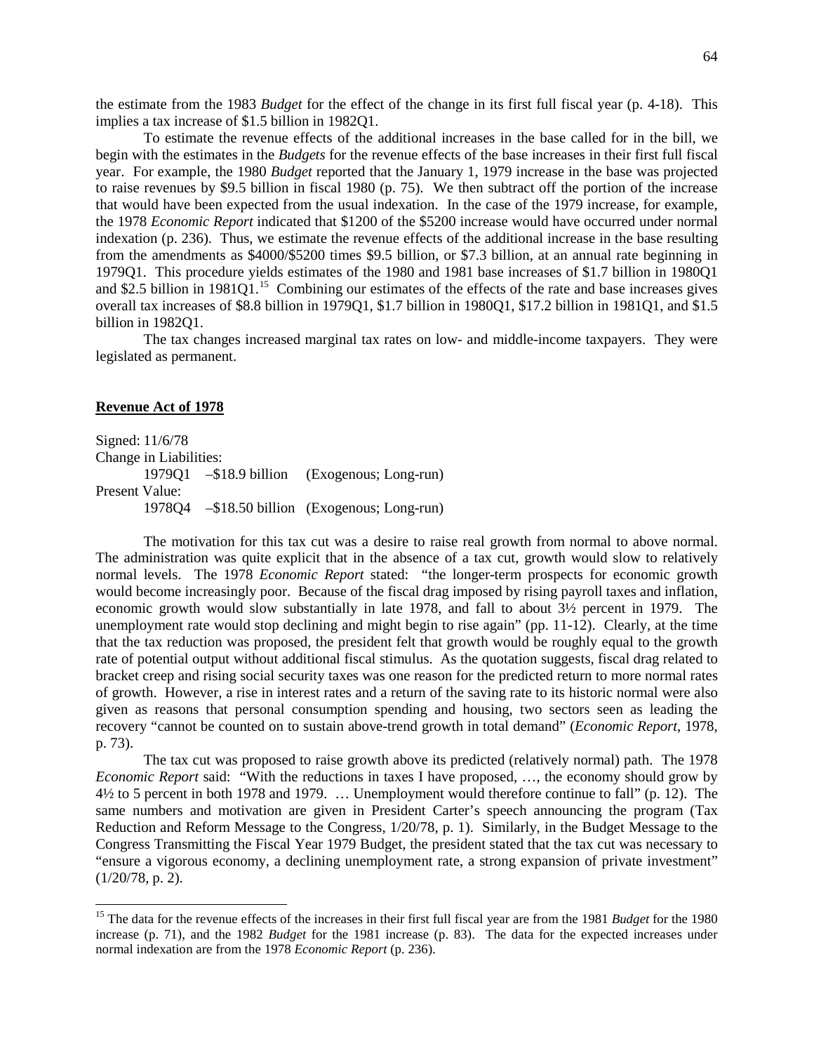the estimate from the 1983 *Budget* for the effect of the change in its first full fiscal year (p. 4-18). This implies a tax increase of \$1.5 billion in 1982Q1.

To estimate the revenue effects of the additional increases in the base called for in the bill, we begin with the estimates in the *Budgets* for the revenue effects of the base increases in their first full fiscal year. For example, the 1980 *Budget* reported that the January 1, 1979 increase in the base was projected to raise revenues by \$9.5 billion in fiscal 1980 (p. 75). We then subtract off the portion of the increase that would have been expected from the usual indexation. In the case of the 1979 increase, for example, the 1978 *Economic Report* indicated that \$1200 of the \$5200 increase would have occurred under normal indexation (p. 236). Thus, we estimate the revenue effects of the additional increase in the base resulting from the amendments as \$4000/\$5200 times \$9.5 billion, or \$7.3 billion, at an annual rate beginning in 1979Q1. This procedure yields estimates of the 1980 and 1981 base increases of \$1.7 billion in 1980Q1 and \$2.5 billion in 1981Q1.[15] Combining our estimates of the effects of the rate and base increases gives overall tax increases of \$8.8 billion in 1979Q1, \$1.7 billion in 1980Q1, \$17.2 billion in 1981Q1, and \$1.5 billion in 1982Q1.

The tax changes increased marginal tax rates on low- and middle-income taxpayers. They were legislated as permanent.

## Revenue Act of 1978

Signed: 11/6/78
Change in Liabilities:
1979Q1 –\$18.9 billion (Exogenous; Long-run)
Present Value:
1978Q4 –\$18.50 billion (Exogenous; Long-run)

The motivation for this tax cut was a desire to raise real growth from normal to above normal. The administration was quite explicit that in the absence of a tax cut, growth would slow to relatively normal levels. The 1978 *Economic Report* stated: "the longer-term prospects for economic growth would become increasingly poor. Because of the fiscal drag imposed by rising payroll taxes and inflation, economic growth would slow substantially in late 1978, and fall to about 3½ percent in 1979. The unemployment rate would stop declining and might begin to rise again" (pp. 11-12). Clearly, at the time that the tax reduction was proposed, the president felt that growth would be roughly equal to the growth rate of potential output without additional fiscal stimulus. As the quotation suggests, fiscal drag related to bracket creep and rising social security taxes was one reason for the predicted return to more normal rates of growth. However, a rise in interest rates and a return of the saving rate to its historic normal were also given as reasons that personal consumption spending and housing, two sectors seen as leading the recovery "cannot be counted on to sustain above-trend growth in total demand" (*Economic Report*, 1978, p. 73).

The tax cut was proposed to raise growth above its predicted (relatively normal) path. The 1978 *Economic Report* said: "With the reductions in taxes I have proposed, …, the economy should grow by 4½ to 5 percent in both 1978 and 1979. … Unemployment would therefore continue to fall" (p. 12). The same numbers and motivation are given in President Carter's speech announcing the program (Tax Reduction and Reform Message to the Congress, 1/20/78, p. 1). Similarly, in the Budget Message to the Congress Transmitting the Fiscal Year 1979 Budget, the president stated that the tax cut was necessary to "ensure a vigorous economy, a declining unemployment rate, a strong expansion of private investment" (1/20/78, p. 2).

---

[15] The data for the revenue effects of the increases in their first full fiscal year are from the 1981 *Budget* for the 1980 increase (p. 71), and the 1982 *Budget* for the 1981 increase (p. 83). The data for the expected increases under normal indexation are from the 1978 *Economic Report* (p. 236).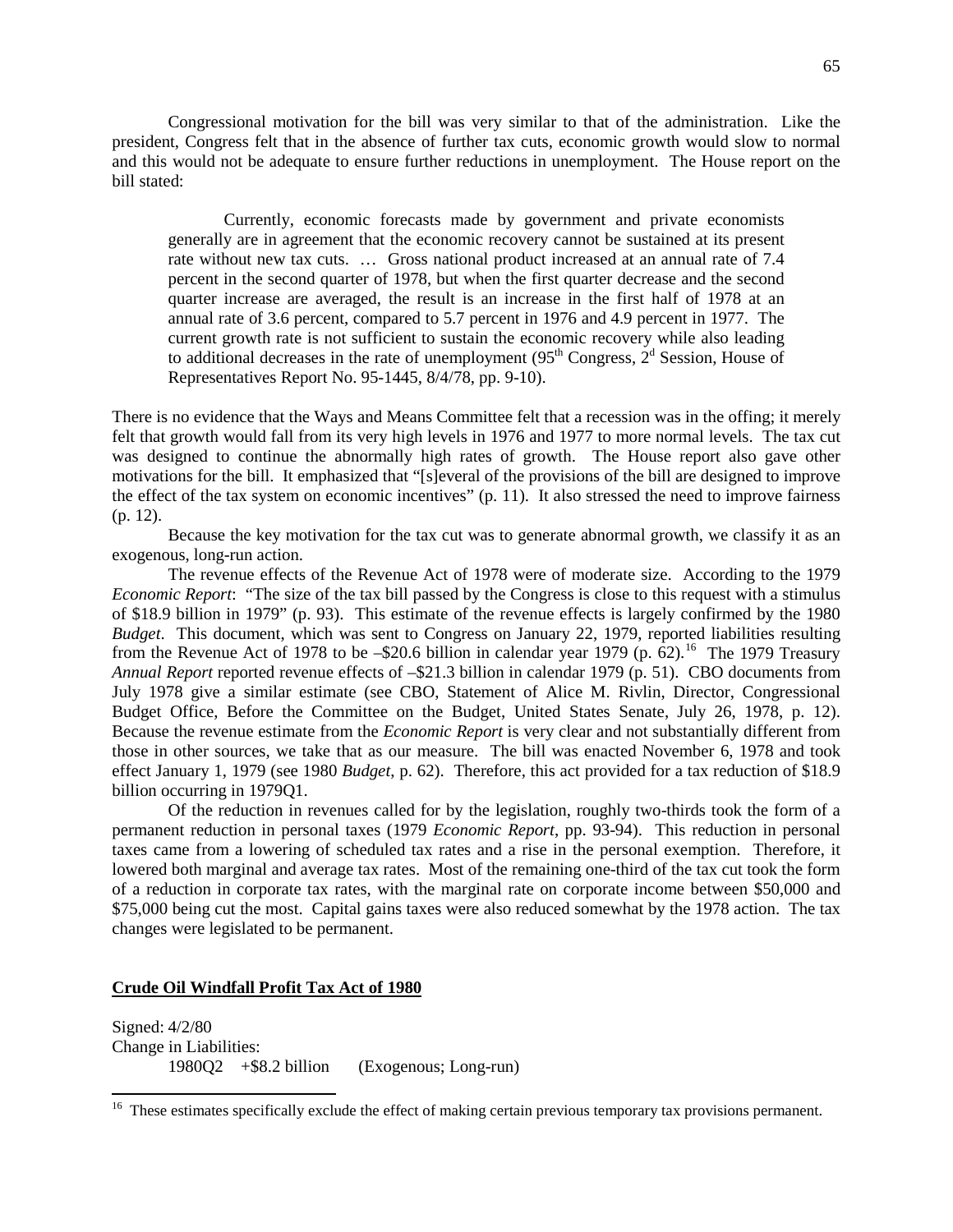Congressional motivation for the bill was very similar to that of the administration. Like the president, Congress felt that in the absence of further tax cuts, economic growth would slow to normal and this would not be adequate to ensure further reductions in unemployment. The House report on the bill stated:

> Currently, economic forecasts made by government and private economists generally are in agreement that the economic recovery cannot be sustained at its present rate without new tax cuts. … Gross national product increased at an annual rate of 7.4 percent in the second quarter of 1978, but when the first quarter decrease and the second quarter increase are averaged, the result is an increase in the first half of 1978 at an annual rate of 3.6 percent, compared to 5.7 percent in 1976 and 4.9 percent in 1977. The current growth rate is not sufficient to sustain the economic recovery while also leading to additional decreases in the rate of unemployment (95th Congress, 2d Session, House of Representatives Report No. 95-1445, 8/4/78, pp. 9-10).

There is no evidence that the Ways and Means Committee felt that a recession was in the offing; it merely felt that growth would fall from its very high levels in 1976 and 1977 to more normal levels. The tax cut was designed to continue the abnormally high rates of growth. The House report also gave other motivations for the bill. It emphasized that "[s]everal of the provisions of the bill are designed to improve the effect of the tax system on economic incentives" (p. 11). It also stressed the need to improve fairness (p. 12).

Because the key motivation for the tax cut was to generate abnormal growth, we classify it as an exogenous, long-run action.

The revenue effects of the Revenue Act of 1978 were of moderate size. According to the 1979 *Economic Report*: "The size of the tax bill passed by the Congress is close to this request with a stimulus of $18.9 billion in 1979" (p. 93). This estimate of the revenue effects is largely confirmed by the 1980 *Budget*. This document, which was sent to Congress on January 22, 1979, reported liabilities resulting from the Revenue Act of 1978 to be –$20.6 billion in calendar year 1979 (p. 62).[16] The 1979 Treasury *Annual Report* reported revenue effects of –$21.3 billion in calendar 1979 (p. 51). CBO documents from July 1978 give a similar estimate (see CBO, Statement of Alice M. Rivlin, Director, Congressional Budget Office, Before the Committee on the Budget, United States Senate, July 26, 1978, p. 12). Because the revenue estimate from the *Economic Report* is very clear and not substantially different from those in other sources, we take that as our measure. The bill was enacted November 6, 1978 and took effect January 1, 1979 (see 1980 *Budget*, p. 62). Therefore, this act provided for a tax reduction of $18.9 billion occurring in 1979Q1.

Of the reduction in revenues called for by the legislation, roughly two-thirds took the form of a permanent reduction in personal taxes (1979 *Economic Report*, pp. 93-94). This reduction in personal taxes came from a lowering of scheduled tax rates and a rise in the personal exemption. Therefore, it lowered both marginal and average tax rates. Most of the remaining one-third of the tax cut took the form of a reduction in corporate tax rates, with the marginal rate on corporate income between $50,000 and $75,000 being cut the most. Capital gains taxes were also reduced somewhat by the 1978 action. The tax changes were legislated to be permanent.

**Crude Oil Windfall Profit Tax Act of 1980**

Signed: 4/2/80
Change in Liabilities:
1980Q2 +$8.2 billion (Exogenous; Long-run)

[16] These estimates specifically exclude the effect of making certain previous temporary tax provisions permanent.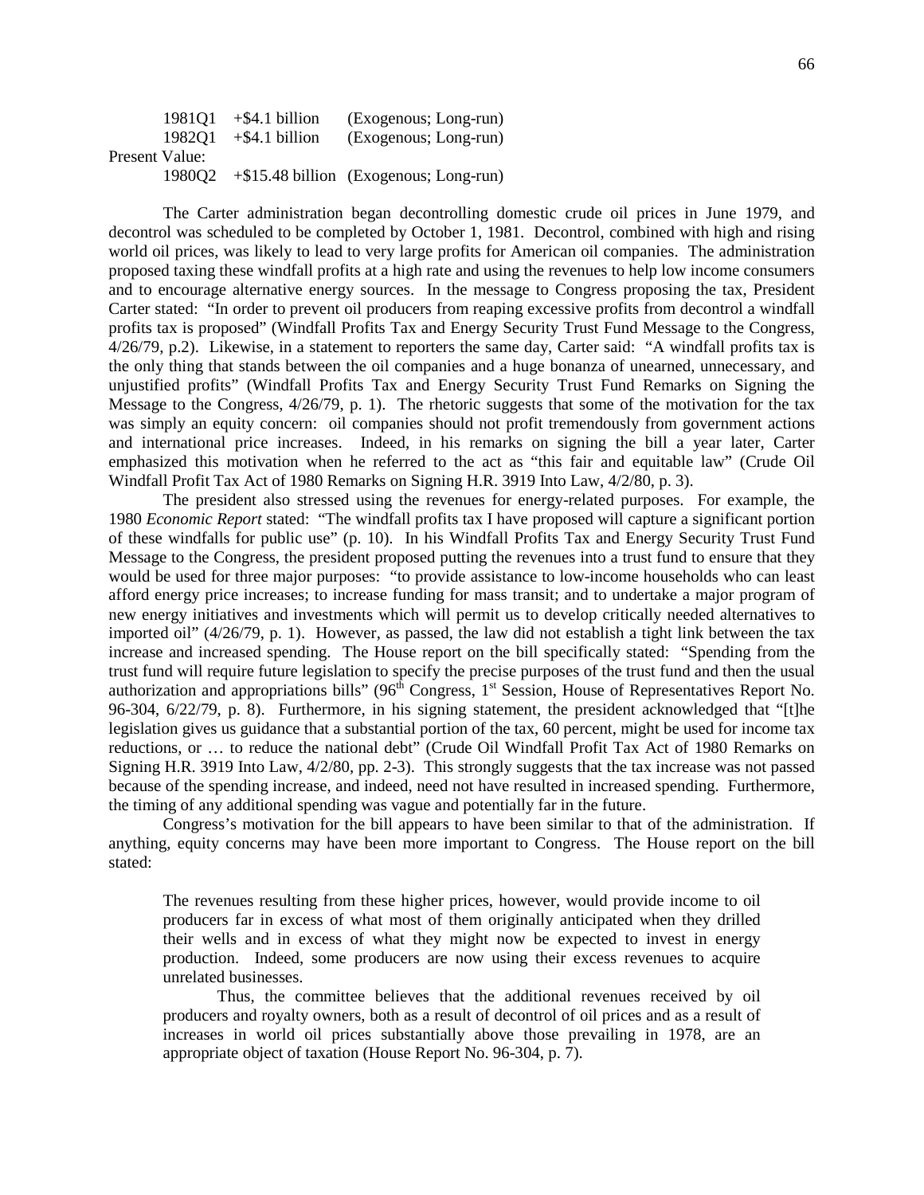1981Q1  +\$4.1 billion  (Exogenous; Long-run)
1982Q1  +\$4.1 billion  (Exogenous; Long-run)

Present Value:

1980Q2  +\$15.48 billion  (Exogenous; Long-run)

The Carter administration began decontrolling domestic crude oil prices in June 1979, and decontrol was scheduled to be completed by October 1, 1981. Decontrol, combined with high and rising world oil prices, was likely to lead to very large profits for American oil companies. The administration proposed taxing these windfall profits at a high rate and using the revenues to help low income consumers and to encourage alternative energy sources. In the message to Congress proposing the tax, President Carter stated: "In order to prevent oil producers from reaping excessive profits from decontrol a windfall profits tax is proposed" (Windfall Profits Tax and Energy Security Trust Fund Message to the Congress, 4/26/79, p.2). Likewise, in a statement to reporters the same day, Carter said: "A windfall profits tax is the only thing that stands between the oil companies and a huge bonanza of unearned, unnecessary, and unjustified profits" (Windfall Profits Tax and Energy Security Trust Fund Remarks on Signing the Message to the Congress, 4/26/79, p. 1). The rhetoric suggests that some of the motivation for the tax was simply an equity concern: oil companies should not profit tremendously from government actions and international price increases. Indeed, in his remarks on signing the bill a year later, Carter emphasized this motivation when he referred to the act as "this fair and equitable law" (Crude Oil Windfall Profit Tax Act of 1980 Remarks on Signing H.R. 3919 Into Law, 4/2/80, p. 3).

The president also stressed using the revenues for energy-related purposes. For example, the 1980 *Economic Report* stated: "The windfall profits tax I have proposed will capture a significant portion of these windfalls for public use" (p. 10). In his Windfall Profits Tax and Energy Security Trust Fund Message to the Congress, the president proposed putting the revenues into a trust fund to ensure that they would be used for three major purposes: "to provide assistance to low-income households who can least afford energy price increases; to increase funding for mass transit; and to undertake a major program of new energy initiatives and investments which will permit us to develop critically needed alternatives to imported oil" (4/26/79, p. 1). However, as passed, the law did not establish a tight link between the tax increase and increased spending. The House report on the bill specifically stated: "Spending from the trust fund will require future legislation to specify the precise purposes of the trust fund and then the usual authorization and appropriations bills" (96th Congress, 1st Session, House of Representatives Report No. 96-304, 6/22/79, p. 8). Furthermore, in his signing statement, the president acknowledged that "[t]he legislation gives us guidance that a substantial portion of the tax, 60 percent, might be used for income tax reductions, or … to reduce the national debt" (Crude Oil Windfall Profit Tax Act of 1980 Remarks on Signing H.R. 3919 Into Law, 4/2/80, pp. 2-3). This strongly suggests that the tax increase was not passed because of the spending increase, and indeed, need not have resulted in increased spending. Furthermore, the timing of any additional spending was vague and potentially far in the future.

Congress's motivation for the bill appears to have been similar to that of the administration. If anything, equity concerns may have been more important to Congress. The House report on the bill stated:

> The revenues resulting from these higher prices, however, would provide income to oil producers far in excess of what most of them originally anticipated when they drilled their wells and in excess of what they might now be expected to invest in energy production. Indeed, some producers are now using their excess revenues to acquire unrelated businesses.
>
> Thus, the committee believes that the additional revenues received by oil producers and royalty owners, both as a result of decontrol of oil prices and as a result of increases in world oil prices substantially above those prevailing in 1978, are an appropriate object of taxation (House Report No. 96-304, p. 7).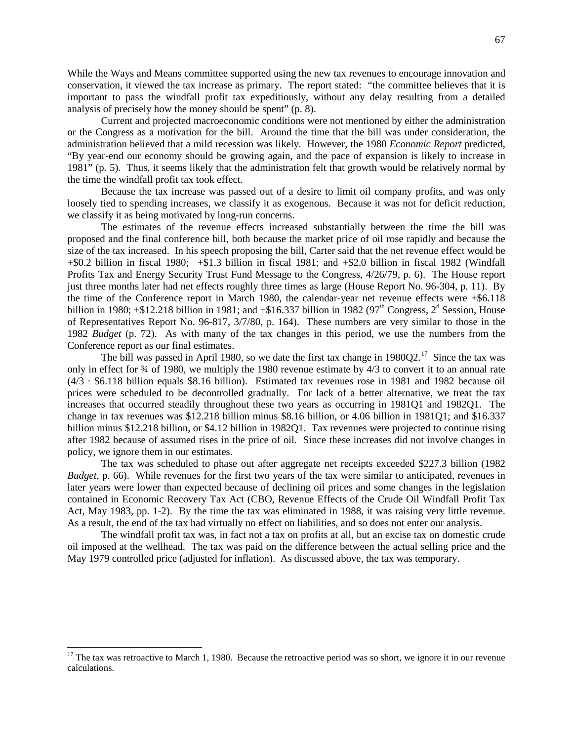While the Ways and Means committee supported using the new tax revenues to encourage innovation and conservation, it viewed the tax increase as primary. The report stated: "the committee believes that it is important to pass the windfall profit tax expeditiously, without any delay resulting from a detailed analysis of precisely how the money should be spent" (p. 8).

Current and projected macroeconomic conditions were not mentioned by either the administration or the Congress as a motivation for the bill. Around the time that the bill was under consideration, the administration believed that a mild recession was likely. However, the 1980 *Economic Report* predicted, "By year-end our economy should be growing again, and the pace of expansion is likely to increase in 1981" (p. 5). Thus, it seems likely that the administration felt that growth would be relatively normal by the time the windfall profit tax took effect.

Because the tax increase was passed out of a desire to limit oil company profits, and was only loosely tied to spending increases, we classify it as exogenous. Because it was not for deficit reduction, we classify it as being motivated by long-run concerns.

The estimates of the revenue effects increased substantially between the time the bill was proposed and the final conference bill, both because the market price of oil rose rapidly and because the size of the tax increased. In his speech proposing the bill, Carter said that the net revenue effect would be +$0.2 billion in fiscal 1980; +$1.3 billion in fiscal 1981; and +$2.0 billion in fiscal 1982 (Windfall Profits Tax and Energy Security Trust Fund Message to the Congress, 4/26/79, p. 6). The House report just three months later had net effects roughly three times as large (House Report No. 96-304, p. 11). By the time of the Conference report in March 1980, the calendar-year net revenue effects were +$6.118 billion in 1980; +$12.218 billion in 1981; and +$16.337 billion in 1982 (97th Congress, 2d Session, House of Representatives Report No. 96-817, 3/7/80, p. 164). These numbers are very similar to those in the 1982 *Budget* (p. 72). As with many of the tax changes in this period, we use the numbers from the Conference report as our final estimates.

The bill was passed in April 1980, so we date the first tax change in 1980Q2.[17] Since the tax was only in effect for ¾ of 1980, we multiply the 1980 revenue estimate by 4/3 to convert it to an annual rate ($4/3 \cdot$ \$6.118 billion equals \$8.16 billion). Estimated tax revenues rose in 1981 and 1982 because oil prices were scheduled to be decontrolled gradually. For lack of a better alternative, we treat the tax increases that occurred steadily throughout these two years as occurring in 1981Q1 and 1982Q1. The change in tax revenues was $12.218 billion minus $8.16 billion, or 4.06 billion in 1981Q1; and $16.337 billion minus $12.218 billion, or $4.12 billion in 1982Q1. Tax revenues were projected to continue rising after 1982 because of assumed rises in the price of oil. Since these increases did not involve changes in policy, we ignore them in our estimates.

The tax was scheduled to phase out after aggregate net receipts exceeded $227.3 billion (1982 *Budget*, p. 66). While revenues for the first two years of the tax were similar to anticipated, revenues in later years were lower than expected because of declining oil prices and some changes in the legislation contained in Economic Recovery Tax Act (CBO, Revenue Effects of the Crude Oil Windfall Profit Tax Act, May 1983, pp. 1-2). By the time the tax was eliminated in 1988, it was raising very little revenue. As a result, the end of the tax had virtually no effect on liabilities, and so does not enter our analysis.

The windfall profit tax was, in fact not a tax on profits at all, but an excise tax on domestic crude oil imposed at the wellhead. The tax was paid on the difference between the actual selling price and the May 1979 controlled price (adjusted for inflation). As discussed above, the tax was temporary.

[17] The tax was retroactive to March 1, 1980. Because the retroactive period was so short, we ignore it in our revenue calculations.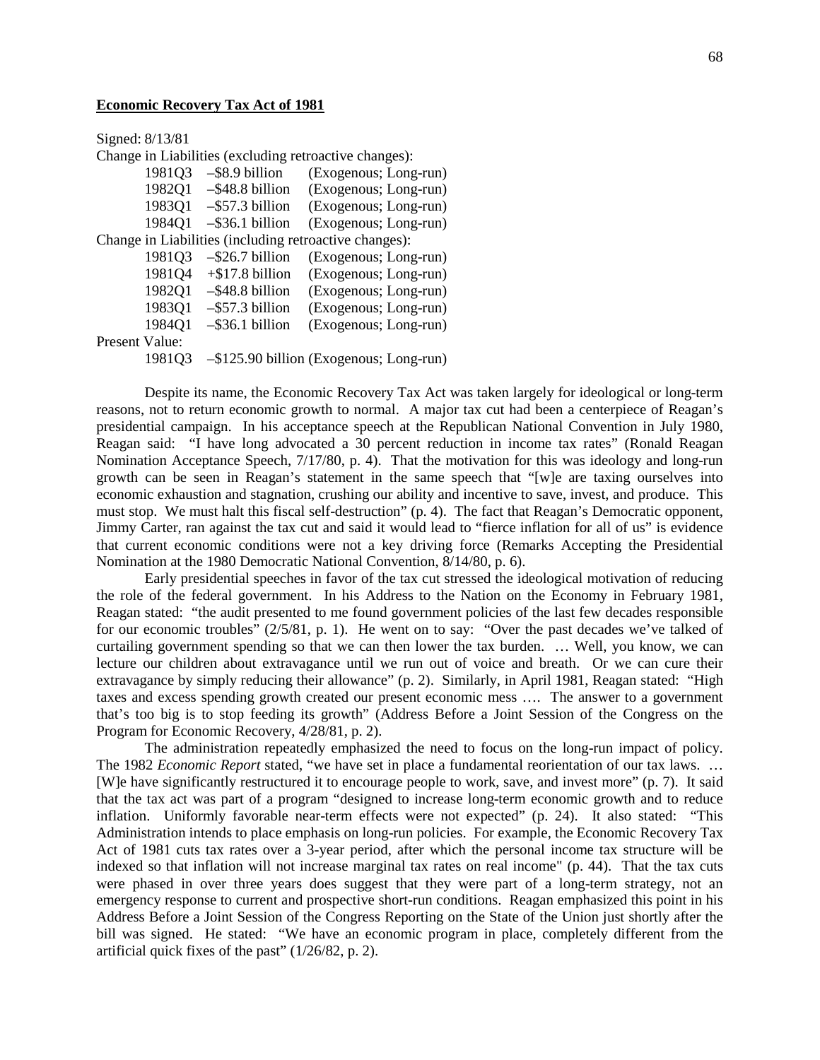**Economic Recovery Tax Act of 1981**

Signed: 8/13/81

Change in Liabilities (excluding retroactive changes):

| | | |
|---|---|---|
| 1981Q3 | –$8.9 billion | (Exogenous; Long-run) |
| 1982Q1 | –$48.8 billion | (Exogenous; Long-run) |
| 1983Q1 | –$57.3 billion | (Exogenous; Long-run) |
| 1984Q1 | –$36.1 billion | (Exogenous; Long-run) |

Change in Liabilities (including retroactive changes):

| | | |
|---|---|---|
| 1981Q3 | –$26.7 billion | (Exogenous; Long-run) |
| 1981Q4 | +$17.8 billion | (Exogenous; Long-run) |
| 1982Q1 | –$48.8 billion | (Exogenous; Long-run) |
| 1983Q1 | –$57.3 billion | (Exogenous; Long-run) |
| 1984Q1 | –$36.1 billion | (Exogenous; Long-run) |

Present Value:

1981Q3 –$125.90 billion (Exogenous; Long-run)

Despite its name, the Economic Recovery Tax Act was taken largely for ideological or long-term reasons, not to return economic growth to normal. A major tax cut had been a centerpiece of Reagan's presidential campaign. In his acceptance speech at the Republican National Convention in July 1980, Reagan said: "I have long advocated a 30 percent reduction in income tax rates" (Ronald Reagan Nomination Acceptance Speech, 7/17/80, p. 4). That the motivation for this was ideology and long-run growth can be seen in Reagan's statement in the same speech that "[w]e are taxing ourselves into economic exhaustion and stagnation, crushing our ability and incentive to save, invest, and produce. This must stop. We must halt this fiscal self-destruction" (p. 4). The fact that Reagan's Democratic opponent, Jimmy Carter, ran against the tax cut and said it would lead to "fierce inflation for all of us" is evidence that current economic conditions were not a key driving force (Remarks Accepting the Presidential Nomination at the 1980 Democratic National Convention, 8/14/80, p. 6).

Early presidential speeches in favor of the tax cut stressed the ideological motivation of reducing the role of the federal government. In his Address to the Nation on the Economy in February 1981, Reagan stated: "the audit presented to me found government policies of the last few decades responsible for our economic troubles" (2/5/81, p. 1). He went on to say: "Over the past decades we've talked of curtailing government spending so that we can then lower the tax burden. … Well, you know, we can lecture our children about extravagance until we run out of voice and breath. Or we can cure their extravagance by simply reducing their allowance" (p. 2). Similarly, in April 1981, Reagan stated: "High taxes and excess spending growth created our present economic mess …. The answer to a government that's too big is to stop feeding its growth" (Address Before a Joint Session of the Congress on the Program for Economic Recovery, 4/28/81, p. 2).

The administration repeatedly emphasized the need to focus on the long-run impact of policy. The 1982 *Economic Report* stated, "we have set in place a fundamental reorientation of our tax laws. … [W]e have significantly restructured it to encourage people to work, save, and invest more" (p. 7). It said that the tax act was part of a program "designed to increase long-term economic growth and to reduce inflation. Uniformly favorable near-term effects were not expected" (p. 24). It also stated: "This Administration intends to place emphasis on long-run policies. For example, the Economic Recovery Tax Act of 1981 cuts tax rates over a 3-year period, after which the personal income tax structure will be indexed so that inflation will not increase marginal tax rates on real income" (p. 44). That the tax cuts were phased in over three years does suggest that they were part of a long-term strategy, not an emergency response to current and prospective short-run conditions. Reagan emphasized this point in his Address Before a Joint Session of the Congress Reporting on the State of the Union just shortly after the bill was signed. He stated: "We have an economic program in place, completely different from the artificial quick fixes of the past" (1/26/82, p. 2).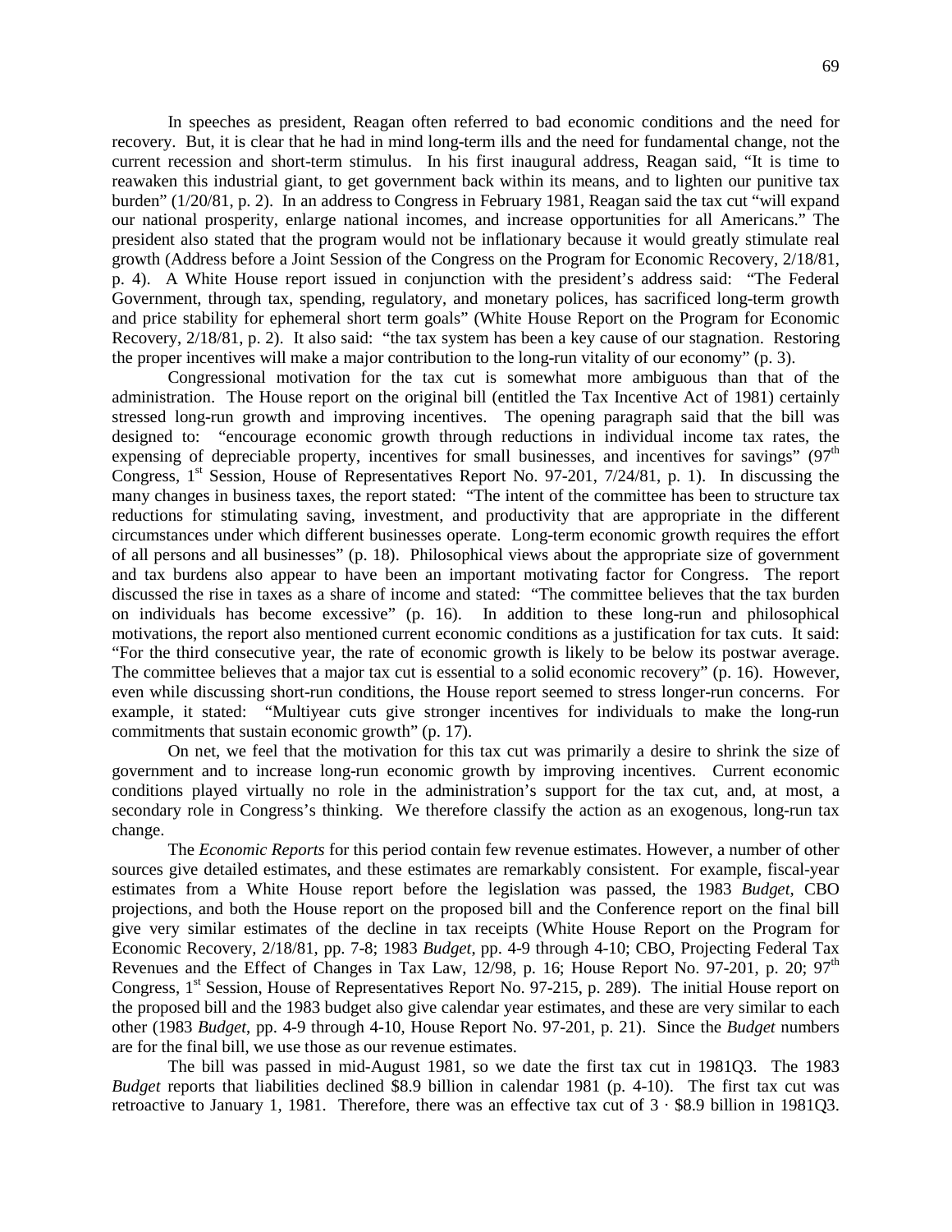In speeches as president, Reagan often referred to bad economic conditions and the need for recovery. But, it is clear that he had in mind long-term ills and the need for fundamental change, not the current recession and short-term stimulus. In his first inaugural address, Reagan said, "It is time to reawaken this industrial giant, to get government back within its means, and to lighten our punitive tax burden" (1/20/81, p. 2). In an address to Congress in February 1981, Reagan said the tax cut "will expand our national prosperity, enlarge national incomes, and increase opportunities for all Americans." The president also stated that the program would not be inflationary because it would greatly stimulate real growth (Address before a Joint Session of the Congress on the Program for Economic Recovery, 2/18/81, p. 4). A White House report issued in conjunction with the president's address said: "The Federal Government, through tax, spending, regulatory, and monetary polices, has sacrificed long-term growth and price stability for ephemeral short term goals" (White House Report on the Program for Economic Recovery, 2/18/81, p. 2). It also said: "the tax system has been a key cause of our stagnation. Restoring the proper incentives will make a major contribution to the long-run vitality of our economy" (p. 3).

Congressional motivation for the tax cut is somewhat more ambiguous than that of the administration. The House report on the original bill (entitled the Tax Incentive Act of 1981) certainly stressed long-run growth and improving incentives. The opening paragraph said that the bill was designed to: "encourage economic growth through reductions in individual income tax rates, the expensing of depreciable property, incentives for small businesses, and incentives for savings" (97th Congress, 1st Session, House of Representatives Report No. 97-201, 7/24/81, p. 1). In discussing the many changes in business taxes, the report stated: "The intent of the committee has been to structure tax reductions for stimulating saving, investment, and productivity that are appropriate in the different circumstances under which different businesses operate. Long-term economic growth requires the effort of all persons and all businesses" (p. 18). Philosophical views about the appropriate size of government and tax burdens also appear to have been an important motivating factor for Congress. The report discussed the rise in taxes as a share of income and stated: "The committee believes that the tax burden on individuals has become excessive" (p. 16). In addition to these long-run and philosophical motivations, the report also mentioned current economic conditions as a justification for tax cuts. It said: "For the third consecutive year, the rate of economic growth is likely to be below its postwar average. The committee believes that a major tax cut is essential to a solid economic recovery" (p. 16). However, even while discussing short-run conditions, the House report seemed to stress longer-run concerns. For example, it stated: "Multiyear cuts give stronger incentives for individuals to make the long-run commitments that sustain economic growth" (p. 17).

On net, we feel that the motivation for this tax cut was primarily a desire to shrink the size of government and to increase long-run economic growth by improving incentives. Current economic conditions played virtually no role in the administration's support for the tax cut, and, at most, a secondary role in Congress's thinking. We therefore classify the action as an exogenous, long-run tax change.

The *Economic Reports* for this period contain few revenue estimates. However, a number of other sources give detailed estimates, and these estimates are remarkably consistent. For example, fiscal-year estimates from a White House report before the legislation was passed, the 1983 *Budget*, CBO projections, and both the House report on the proposed bill and the Conference report on the final bill give very similar estimates of the decline in tax receipts (White House Report on the Program for Economic Recovery, 2/18/81, pp. 7-8; 1983 *Budget*, pp. 4-9 through 4-10; CBO, Projecting Federal Tax Revenues and the Effect of Changes in Tax Law, 12/98, p. 16; House Report No. 97-201, p. 20; 97th Congress, 1st Session, House of Representatives Report No. 97-215, p. 289). The initial House report on the proposed bill and the 1983 budget also give calendar year estimates, and these are very similar to each other (1983 *Budget*, pp. 4-9 through 4-10, House Report No. 97-201, p. 21). Since the *Budget* numbers are for the final bill, we use those as our revenue estimates.

The bill was passed in mid-August 1981, so we date the first tax cut in 1981Q3. The 1983 *Budget* reports that liabilities declined \$8.9 billion in calendar 1981 (p. 4-10). The first tax cut was retroactive to January 1, 1981. Therefore, there was an effective tax cut of $3 \cdot$ \$8.9 billion in 1981Q3.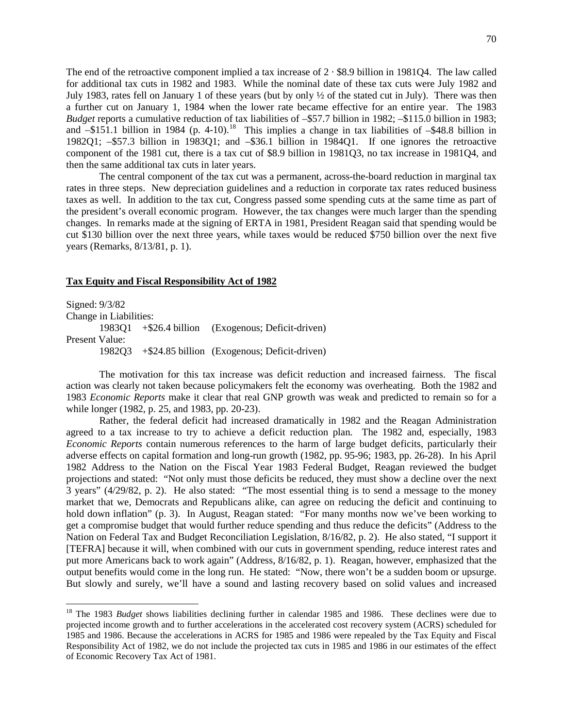The end of the retroactive component implied a tax increase of $2 \cdot$ \$8.9 billion in 1981Q4. The law called for additional tax cuts in 1982 and 1983. While the nominal date of these tax cuts were July 1982 and July 1983, rates fell on January 1 of these years (but by only ½ of the stated cut in July). There was then a further cut on January 1, 1984 when the lower rate became effective for an entire year. The 1983 *Budget* reports a cumulative reduction of tax liabilities of –\$57.7 billion in 1982; –\$115.0 billion in 1983; and –\$151.1 billion in 1984 (p. 4-10).[18] This implies a change in tax liabilities of –\$48.8 billion in 1982Q1; –\$57.3 billion in 1983Q1; and –\$36.1 billion in 1984Q1. If one ignores the retroactive component of the 1981 cut, there is a tax cut of \$8.9 billion in 1981Q3, no tax increase in 1981Q4, and then the same additional tax cuts in later years.

The central component of the tax cut was a permanent, across-the-board reduction in marginal tax rates in three steps. New depreciation guidelines and a reduction in corporate tax rates reduced business taxes as well. In addition to the tax cut, Congress passed some spending cuts at the same time as part of the president's overall economic program. However, the tax changes were much larger than the spending changes. In remarks made at the signing of ERTA in 1981, President Reagan said that spending would be cut \$130 billion over the next three years, while taxes would be reduced \$750 billion over the next five years (Remarks, 8/13/81, p. 1).

## **Tax Equity and Fiscal Responsibility Act of 1982**

Signed: 9/3/82

Change in Liabilities:

1983Q1 +\$26.4 billion (Exogenous; Deficit-driven)

Present Value:

1982Q3 +\$24.85 billion (Exogenous; Deficit-driven)

The motivation for this tax increase was deficit reduction and increased fairness. The fiscal action was clearly not taken because policymakers felt the economy was overheating. Both the 1982 and 1983 *Economic Reports* make it clear that real GNP growth was weak and predicted to remain so for a while longer (1982, p. 25, and 1983, pp. 20-23).

Rather, the federal deficit had increased dramatically in 1982 and the Reagan Administration agreed to a tax increase to try to achieve a deficit reduction plan. The 1982 and, especially, 1983 *Economic Reports* contain numerous references to the harm of large budget deficits, particularly their adverse effects on capital formation and long-run growth (1982, pp. 95-96; 1983, pp. 26-28). In his April 1982 Address to the Nation on the Fiscal Year 1983 Federal Budget, Reagan reviewed the budget projections and stated: "Not only must those deficits be reduced, they must show a decline over the next 3 years" (4/29/82, p. 2). He also stated: "The most essential thing is to send a message to the money market that we, Democrats and Republicans alike, can agree on reducing the deficit and continuing to hold down inflation" (p. 3). In August, Reagan stated: "For many months now we've been working to get a compromise budget that would further reduce spending and thus reduce the deficits" (Address to the Nation on Federal Tax and Budget Reconciliation Legislation, 8/16/82, p. 2). He also stated, "I support it [TEFRA] because it will, when combined with our cuts in government spending, reduce interest rates and put more Americans back to work again" (Address, 8/16/82, p. 1). Reagan, however, emphasized that the output benefits would come in the long run. He stated: "Now, there won't be a sudden boom or upsurge. But slowly and surely, we'll have a sound and lasting recovery based on solid values and increased

[18] The 1983 *Budget* shows liabilities declining further in calendar 1985 and 1986. These declines were due to projected income growth and to further accelerations in the accelerated cost recovery system (ACRS) scheduled for 1985 and 1986. Because the accelerations in ACRS for 1985 and 1986 were repealed by the Tax Equity and Fiscal Responsibility Act of 1982, we do not include the projected tax cuts in 1985 and 1986 in our estimates of the effect of Economic Recovery Tax Act of 1981.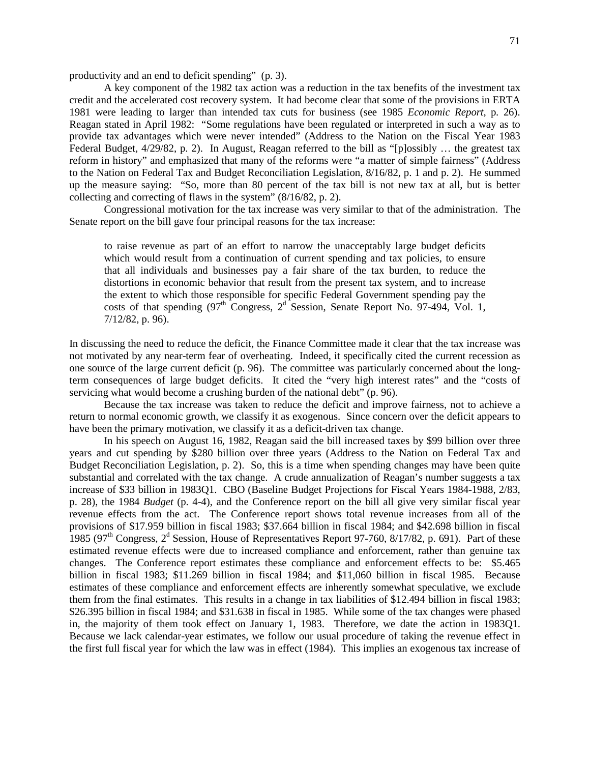productivity and an end to deficit spending" (p. 3).

A key component of the 1982 tax action was a reduction in the tax benefits of the investment tax credit and the accelerated cost recovery system. It had become clear that some of the provisions in ERTA 1981 were leading to larger than intended tax cuts for business (see 1985 *Economic Report*, p. 26). Reagan stated in April 1982: "Some regulations have been regulated or interpreted in such a way as to provide tax advantages which were never intended" (Address to the Nation on the Fiscal Year 1983 Federal Budget, 4/29/82, p. 2). In August, Reagan referred to the bill as "[p]ossibly … the greatest tax reform in history" and emphasized that many of the reforms were "a matter of simple fairness" (Address to the Nation on Federal Tax and Budget Reconciliation Legislation, 8/16/82, p. 1 and p. 2). He summed up the measure saying: "So, more than 80 percent of the tax bill is not new tax at all, but is better collecting and correcting of flaws in the system" (8/16/82, p. 2).

Congressional motivation for the tax increase was very similar to that of the administration. The Senate report on the bill gave four principal reasons for the tax increase:

> to raise revenue as part of an effort to narrow the unacceptably large budget deficits which would result from a continuation of current spending and tax policies, to ensure that all individuals and businesses pay a fair share of the tax burden, to reduce the distortions in economic behavior that result from the present tax system, and to increase the extent to which those responsible for specific Federal Government spending pay the costs of that spending (97th Congress, 2d Session, Senate Report No. 97-494, Vol. 1, 7/12/82, p. 96).

In discussing the need to reduce the deficit, the Finance Committee made it clear that the tax increase was not motivated by any near-term fear of overheating. Indeed, it specifically cited the current recession as one source of the large current deficit (p. 96). The committee was particularly concerned about the long-term consequences of large budget deficits. It cited the "very high interest rates" and the "costs of servicing what would become a crushing burden of the national debt" (p. 96).

Because the tax increase was taken to reduce the deficit and improve fairness, not to achieve a return to normal economic growth, we classify it as exogenous. Since concern over the deficit appears to have been the primary motivation, we classify it as a deficit-driven tax change.

In his speech on August 16, 1982, Reagan said the bill increased taxes by \$99 billion over three years and cut spending by \$280 billion over three years (Address to the Nation on Federal Tax and Budget Reconciliation Legislation, p. 2). So, this is a time when spending changes may have been quite substantial and correlated with the tax change. A crude annualization of Reagan's number suggests a tax increase of \$33 billion in 1983Q1. CBO (Baseline Budget Projections for Fiscal Years 1984-1988, 2/83, p. 28), the 1984 *Budget* (p. 4-4), and the Conference report on the bill all give very similar fiscal year revenue effects from the act. The Conference report shows total revenue increases from all of the provisions of \$17.959 billion in fiscal 1983; \$37.664 billion in fiscal 1984; and \$42.698 billion in fiscal 1985 (97th Congress, 2d Session, House of Representatives Report 97-760, 8/17/82, p. 691). Part of these estimated revenue effects were due to increased compliance and enforcement, rather than genuine tax changes. The Conference report estimates these compliance and enforcement effects to be: \$5.465 billion in fiscal 1983; \$11.269 billion in fiscal 1984; and \$11,060 billion in fiscal 1985. Because estimates of these compliance and enforcement effects are inherently somewhat speculative, we exclude them from the final estimates. This results in a change in tax liabilities of \$12.494 billion in fiscal 1983; \$26.395 billion in fiscal 1984; and \$31.638 in fiscal in 1985. While some of the tax changes were phased in, the majority of them took effect on January 1, 1983. Therefore, we date the action in 1983Q1. Because we lack calendar-year estimates, we follow our usual procedure of taking the revenue effect in the first full fiscal year for which the law was in effect (1984). This implies an exogenous tax increase of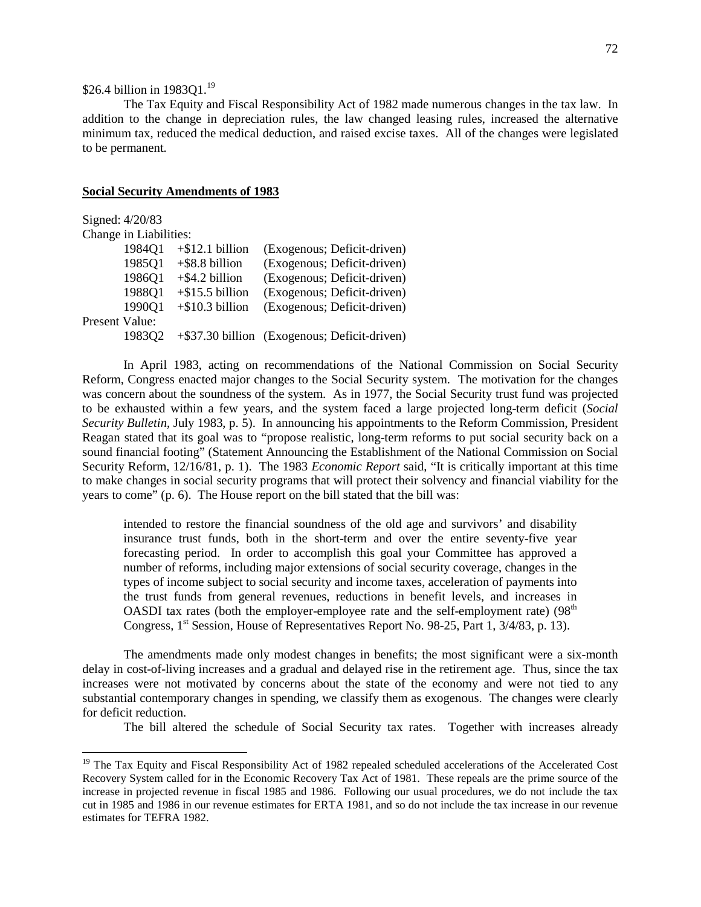$26.4 billion in 1983Q1.[19]

The Tax Equity and Fiscal Responsibility Act of 1982 made numerous changes in the tax law. In addition to the change in depreciation rules, the law changed leasing rules, increased the alternative minimum tax, reduced the medical deduction, and raised excise taxes. All of the changes were legislated to be permanent.

**Social Security Amendments of 1983**

Signed: 4/20/83

Change in Liabilities:

| | | |
|---|---|---|
| 1984Q1 | +$12.1 billion | (Exogenous; Deficit-driven) |
| 1985Q1 | +$8.8 billion | (Exogenous; Deficit-driven) |
| 1986Q1 | +$4.2 billion | (Exogenous; Deficit-driven) |
| 1988Q1 | +$15.5 billion | (Exogenous; Deficit-driven) |
| 1990Q1 | +$10.3 billion | (Exogenous; Deficit-driven) |

Present Value:

| | | |
|---|---|---|
| 1983Q2 | +$37.30 billion | (Exogenous; Deficit-driven) |

In April 1983, acting on recommendations of the National Commission on Social Security Reform, Congress enacted major changes to the Social Security system. The motivation for the changes was concern about the soundness of the system. As in 1977, the Social Security trust fund was projected to be exhausted within a few years, and the system faced a large projected long-term deficit (*Social Security Bulletin*, July 1983, p. 5). In announcing his appointments to the Reform Commission, President Reagan stated that its goal was to "propose realistic, long-term reforms to put social security back on a sound financial footing" (Statement Announcing the Establishment of the National Commission on Social Security Reform, 12/16/81, p. 1). The 1983 *Economic Report* said, "It is critically important at this time to make changes in social security programs that will protect their solvency and financial viability for the years to come" (p. 6). The House report on the bill stated that the bill was:

> intended to restore the financial soundness of the old age and survivors' and disability insurance trust funds, both in the short-term and over the entire seventy-five year forecasting period. In order to accomplish this goal your Committee has approved a number of reforms, including major extensions of social security coverage, changes in the types of income subject to social security and income taxes, acceleration of payments into the trust funds from general revenues, reductions in benefit levels, and increases in OASDI tax rates (both the employer-employee rate and the self-employment rate) (98th Congress, 1st Session, House of Representatives Report No. 98-25, Part 1, 3/4/83, p. 13).

The amendments made only modest changes in benefits; the most significant were a six-month delay in cost-of-living increases and a gradual and delayed rise in the retirement age. Thus, since the tax increases were not motivated by concerns about the state of the economy and were not tied to any substantial contemporary changes in spending, we classify them as exogenous. The changes were clearly for deficit reduction.

The bill altered the schedule of Social Security tax rates. Together with increases already

[19] The Tax Equity and Fiscal Responsibility Act of 1982 repealed scheduled accelerations of the Accelerated Cost Recovery System called for in the Economic Recovery Tax Act of 1981. These repeals are the prime source of the increase in projected revenue in fiscal 1985 and 1986. Following our usual procedures, we do not include the tax cut in 1985 and 1986 in our revenue estimates for ERTA 1981, and so do not include the tax increase in our revenue estimates for TEFRA 1982.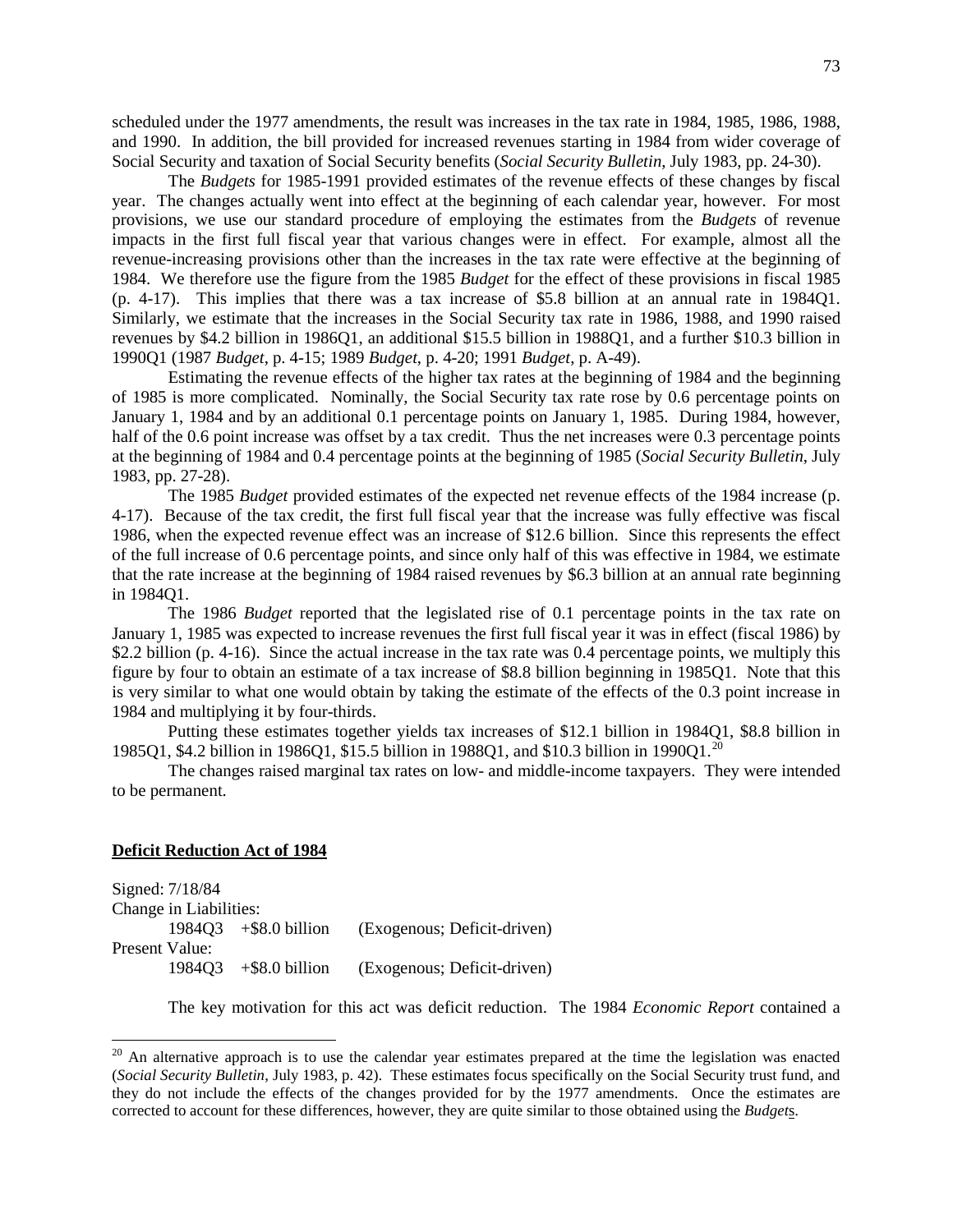scheduled under the 1977 amendments, the result was increases in the tax rate in 1984, 1985, 1986, 1988, and 1990. In addition, the bill provided for increased revenues starting in 1984 from wider coverage of Social Security and taxation of Social Security benefits (*Social Security Bulletin*, July 1983, pp. 24-30).

The *Budgets* for 1985-1991 provided estimates of the revenue effects of these changes by fiscal year. The changes actually went into effect at the beginning of each calendar year, however. For most provisions, we use our standard procedure of employing the estimates from the *Budgets* of revenue impacts in the first full fiscal year that various changes were in effect. For example, almost all the revenue-increasing provisions other than the increases in the tax rate were effective at the beginning of 1984. We therefore use the figure from the 1985 *Budget* for the effect of these provisions in fiscal 1985 (p. 4-17). This implies that there was a tax increase of $5.8 billion at an annual rate in 1984Q1. Similarly, we estimate that the increases in the Social Security tax rate in 1986, 1988, and 1990 raised revenues by $4.2 billion in 1986Q1, an additional $15.5 billion in 1988Q1, and a further $10.3 billion in 1990Q1 (1987 *Budget*, p. 4-15; 1989 *Budget*, p. 4-20; 1991 *Budget*, p. A-49).

Estimating the revenue effects of the higher tax rates at the beginning of 1984 and the beginning of 1985 is more complicated. Nominally, the Social Security tax rate rose by 0.6 percentage points on January 1, 1984 and by an additional 0.1 percentage points on January 1, 1985. During 1984, however, half of the 0.6 point increase was offset by a tax credit. Thus the net increases were 0.3 percentage points at the beginning of 1984 and 0.4 percentage points at the beginning of 1985 (*Social Security Bulletin*, July 1983, pp. 27-28).

The 1985 *Budget* provided estimates of the expected net revenue effects of the 1984 increase (p. 4-17). Because of the tax credit, the first full fiscal year that the increase was fully effective was fiscal 1986, when the expected revenue effect was an increase of $12.6 billion. Since this represents the effect of the full increase of 0.6 percentage points, and since only half of this was effective in 1984, we estimate that the rate increase at the beginning of 1984 raised revenues by $6.3 billion at an annual rate beginning in 1984Q1.

The 1986 *Budget* reported that the legislated rise of 0.1 percentage points in the tax rate on January 1, 1985 was expected to increase revenues the first full fiscal year it was in effect (fiscal 1986) by $2.2 billion (p. 4-16). Since the actual increase in the tax rate was 0.4 percentage points, we multiply this figure by four to obtain an estimate of a tax increase of $8.8 billion beginning in 1985Q1. Note that this is very similar to what one would obtain by taking the estimate of the effects of the 0.3 point increase in 1984 and multiplying it by four-thirds.

Putting these estimates together yields tax increases of $12.1 billion in 1984Q1, $8.8 billion in 1985Q1, $4.2 billion in 1986Q1, $15.5 billion in 1988Q1, and $10.3 billion in 1990Q1.[20]

The changes raised marginal tax rates on low- and middle-income taxpayers. They were intended to be permanent.

## Deficit Reduction Act of 1984

Signed: 7/18/84
Change in Liabilities:
    1984Q3  +$8.0 billion  (Exogenous; Deficit-driven)
Present Value:
    1984Q3  +$8.0 billion  (Exogenous; Deficit-driven)

The key motivation for this act was deficit reduction. The 1984 *Economic Report* contained a

[20] An alternative approach is to use the calendar year estimates prepared at the time the legislation was enacted (*Social Security Bulletin*, July 1983, p. 42). These estimates focus specifically on the Social Security trust fund, and they do not include the effects of the changes provided for by the 1977 amendments. Once the estimates are corrected to account for these differences, however, they are quite similar to those obtained using the *Budgets*.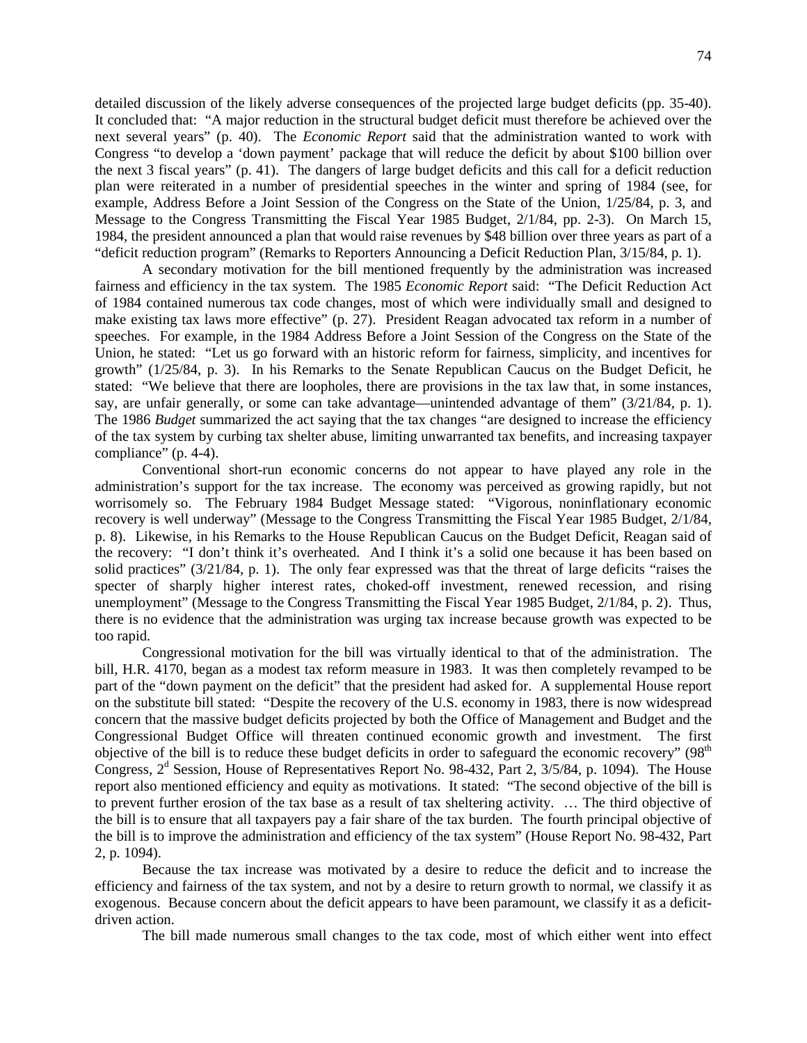detailed discussion of the likely adverse consequences of the projected large budget deficits (pp. 35-40). It concluded that: "A major reduction in the structural budget deficit must therefore be achieved over the next several years" (p. 40). The *Economic Report* said that the administration wanted to work with Congress "to develop a 'down payment' package that will reduce the deficit by about \$100 billion over the next 3 fiscal years" (p. 41). The dangers of large budget deficits and this call for a deficit reduction plan were reiterated in a number of presidential speeches in the winter and spring of 1984 (see, for example, Address Before a Joint Session of the Congress on the State of the Union, 1/25/84, p. 3, and Message to the Congress Transmitting the Fiscal Year 1985 Budget, 2/1/84, pp. 2-3). On March 15, 1984, the president announced a plan that would raise revenues by \$48 billion over three years as part of a "deficit reduction program" (Remarks to Reporters Announcing a Deficit Reduction Plan, 3/15/84, p. 1).

A secondary motivation for the bill mentioned frequently by the administration was increased fairness and efficiency in the tax system. The 1985 *Economic Report* said: "The Deficit Reduction Act of 1984 contained numerous tax code changes, most of which were individually small and designed to make existing tax laws more effective" (p. 27). President Reagan advocated tax reform in a number of speeches. For example, in the 1984 Address Before a Joint Session of the Congress on the State of the Union, he stated: "Let us go forward with an historic reform for fairness, simplicity, and incentives for growth" (1/25/84, p. 3). In his Remarks to the Senate Republican Caucus on the Budget Deficit, he stated: "We believe that there are loopholes, there are provisions in the tax law that, in some instances, say, are unfair generally, or some can take advantage—unintended advantage of them" (3/21/84, p. 1). The 1986 *Budget* summarized the act saying that the tax changes "are designed to increase the efficiency of the tax system by curbing tax shelter abuse, limiting unwarranted tax benefits, and increasing taxpayer compliance" (p. 4-4).

Conventional short-run economic concerns do not appear to have played any role in the administration's support for the tax increase. The economy was perceived as growing rapidly, but not worrisomely so. The February 1984 Budget Message stated: "Vigorous, noninflationary economic recovery is well underway" (Message to the Congress Transmitting the Fiscal Year 1985 Budget, 2/1/84, p. 8). Likewise, in his Remarks to the House Republican Caucus on the Budget Deficit, Reagan said of the recovery: "I don't think it's overheated. And I think it's a solid one because it has been based on solid practices" (3/21/84, p. 1). The only fear expressed was that the threat of large deficits "raises the specter of sharply higher interest rates, choked-off investment, renewed recession, and rising unemployment" (Message to the Congress Transmitting the Fiscal Year 1985 Budget, 2/1/84, p. 2). Thus, there is no evidence that the administration was urging tax increase because growth was expected to be too rapid.

Congressional motivation for the bill was virtually identical to that of the administration. The bill, H.R. 4170, began as a modest tax reform measure in 1983. It was then completely revamped to be part of the "down payment on the deficit" that the president had asked for. A supplemental House report on the substitute bill stated: "Despite the recovery of the U.S. economy in 1983, there is now widespread concern that the massive budget deficits projected by both the Office of Management and Budget and the Congressional Budget Office will threaten continued economic growth and investment. The first objective of the bill is to reduce these budget deficits in order to safeguard the economic recovery" (98th Congress, 2d Session, House of Representatives Report No. 98-432, Part 2, 3/5/84, p. 1094). The House report also mentioned efficiency and equity as motivations. It stated: "The second objective of the bill is to prevent further erosion of the tax base as a result of tax sheltering activity. … The third objective of the bill is to ensure that all taxpayers pay a fair share of the tax burden. The fourth principal objective of the bill is to improve the administration and efficiency of the tax system" (House Report No. 98-432, Part 2, p. 1094).

Because the tax increase was motivated by a desire to reduce the deficit and to increase the efficiency and fairness of the tax system, and not by a desire to return growth to normal, we classify it as exogenous. Because concern about the deficit appears to have been paramount, we classify it as a deficit-driven action.

The bill made numerous small changes to the tax code, most of which either went into effect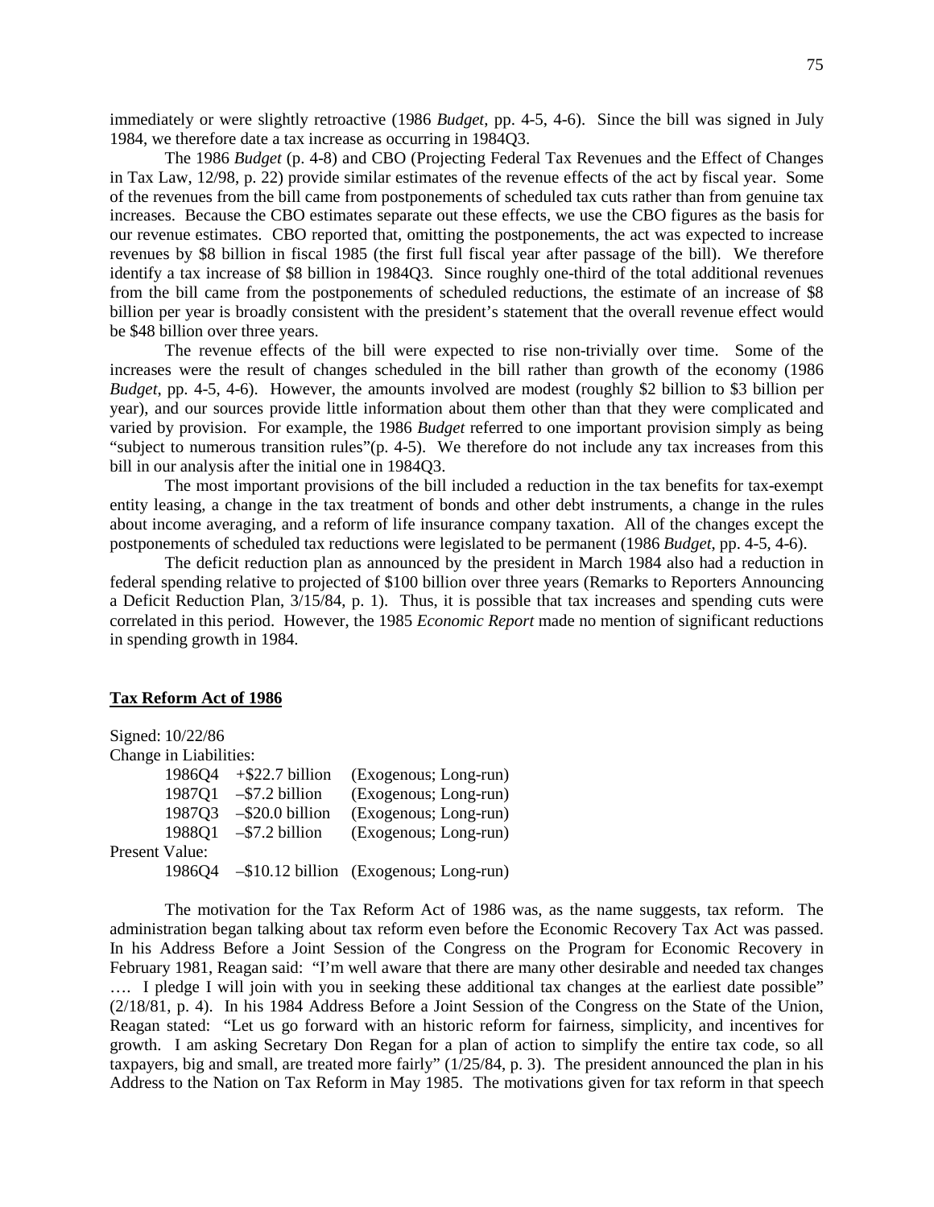immediately or were slightly retroactive (1986 *Budget*, pp. 4-5, 4-6). Since the bill was signed in July 1984, we therefore date a tax increase as occurring in 1984Q3.

The 1986 *Budget* (p. 4-8) and CBO (Projecting Federal Tax Revenues and the Effect of Changes in Tax Law, 12/98, p. 22) provide similar estimates of the revenue effects of the act by fiscal year. Some of the revenues from the bill came from postponements of scheduled tax cuts rather than from genuine tax increases. Because the CBO estimates separate out these effects, we use the CBO figures as the basis for our revenue estimates. CBO reported that, omitting the postponements, the act was expected to increase revenues by $8 billion in fiscal 1985 (the first full fiscal year after passage of the bill). We therefore identify a tax increase of $8 billion in 1984Q3. Since roughly one-third of the total additional revenues from the bill came from the postponements of scheduled reductions, the estimate of an increase of $8 billion per year is broadly consistent with the president's statement that the overall revenue effect would be $48 billion over three years.

The revenue effects of the bill were expected to rise non-trivially over time. Some of the increases were the result of changes scheduled in the bill rather than growth of the economy (1986 *Budget*, pp. 4-5, 4-6). However, the amounts involved are modest (roughly $2 billion to $3 billion per year), and our sources provide little information about them other than that they were complicated and varied by provision. For example, the 1986 *Budget* referred to one important provision simply as being "subject to numerous transition rules"(p. 4-5). We therefore do not include any tax increases from this bill in our analysis after the initial one in 1984Q3.

The most important provisions of the bill included a reduction in the tax benefits for tax-exempt entity leasing, a change in the tax treatment of bonds and other debt instruments, a change in the rules about income averaging, and a reform of life insurance company taxation. All of the changes except the postponements of scheduled tax reductions were legislated to be permanent (1986 *Budget*, pp. 4-5, 4-6).

The deficit reduction plan as announced by the president in March 1984 also had a reduction in federal spending relative to projected of $100 billion over three years (Remarks to Reporters Announcing a Deficit Reduction Plan, 3/15/84, p. 1). Thus, it is possible that tax increases and spending cuts were correlated in this period. However, the 1985 *Economic Report* made no mention of significant reductions in spending growth in 1984.

## Tax Reform Act of 1986

Signed: 10/22/86

Change in Liabilities:

| | | |
|---|---|---|
| 1986Q4 | +$22.7 billion | (Exogenous; Long-run) |
| 1987Q1 | –$7.2 billion | (Exogenous; Long-run) |
| 1987Q3 | –$20.0 billion | (Exogenous; Long-run) |
| 1988Q1 | –$7.2 billion | (Exogenous; Long-run) |

Present Value:

| | | |
|---|---|---|
| 1986Q4 | –$10.12 billion | (Exogenous; Long-run) |

The motivation for the Tax Reform Act of 1986 was, as the name suggests, tax reform. The administration began talking about tax reform even before the Economic Recovery Tax Act was passed. In his Address Before a Joint Session of the Congress on the Program for Economic Recovery in February 1981, Reagan said: "I'm well aware that there are many other desirable and needed tax changes …. I pledge I will join with you in seeking these additional tax changes at the earliest date possible" (2/18/81, p. 4). In his 1984 Address Before a Joint Session of the Congress on the State of the Union, Reagan stated: "Let us go forward with an historic reform for fairness, simplicity, and incentives for growth. I am asking Secretary Don Regan for a plan of action to simplify the entire tax code, so all taxpayers, big and small, are treated more fairly" (1/25/84, p. 3). The president announced the plan in his Address to the Nation on Tax Reform in May 1985. The motivations given for tax reform in that speech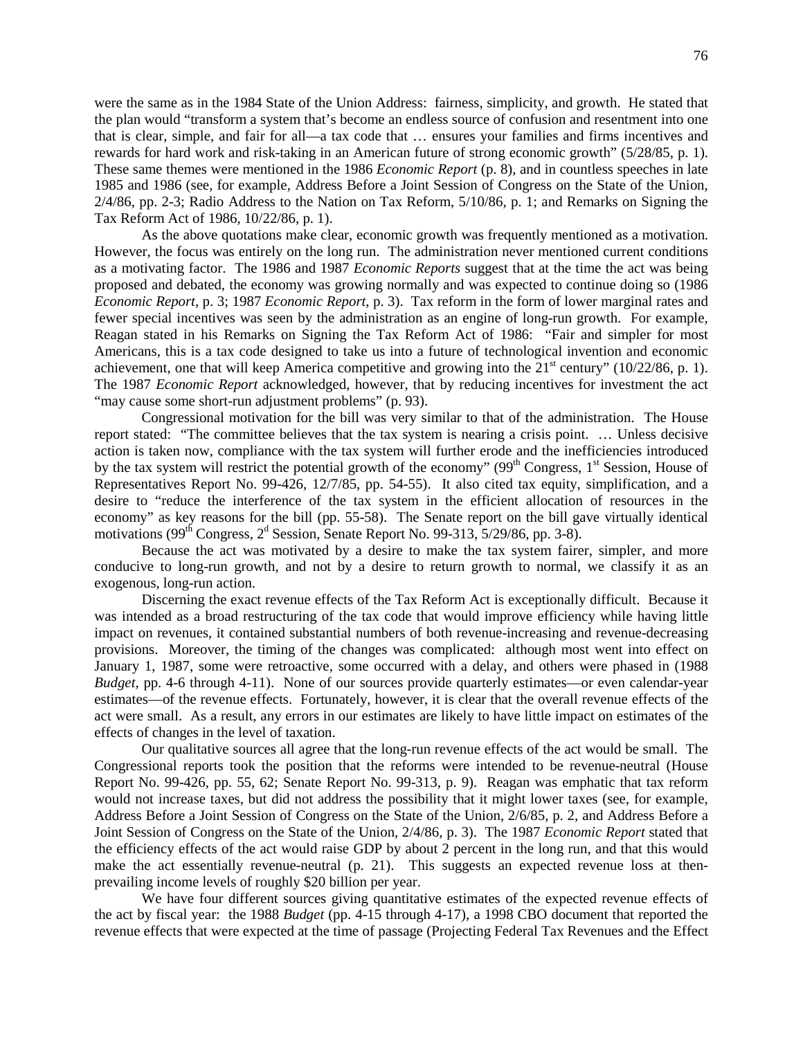were the same as in the 1984 State of the Union Address: fairness, simplicity, and growth. He stated that the plan would "transform a system that's become an endless source of confusion and resentment into one that is clear, simple, and fair for all—a tax code that … ensures your families and firms incentives and rewards for hard work and risk-taking in an American future of strong economic growth" (5/28/85, p. 1). These same themes were mentioned in the 1986 *Economic Report* (p. 8), and in countless speeches in late 1985 and 1986 (see, for example, Address Before a Joint Session of Congress on the State of the Union, 2/4/86, pp. 2-3; Radio Address to the Nation on Tax Reform, 5/10/86, p. 1; and Remarks on Signing the Tax Reform Act of 1986, 10/22/86, p. 1).

As the above quotations make clear, economic growth was frequently mentioned as a motivation. However, the focus was entirely on the long run. The administration never mentioned current conditions as a motivating factor. The 1986 and 1987 *Economic Reports* suggest that at the time the act was being proposed and debated, the economy was growing normally and was expected to continue doing so (1986 *Economic Report*, p. 3; 1987 *Economic Report*, p. 3). Tax reform in the form of lower marginal rates and fewer special incentives was seen by the administration as an engine of long-run growth. For example, Reagan stated in his Remarks on Signing the Tax Reform Act of 1986: "Fair and simpler for most Americans, this is a tax code designed to take us into a future of technological invention and economic achievement, one that will keep America competitive and growing into the 21st century" (10/22/86, p. 1). The 1987 *Economic Report* acknowledged, however, that by reducing incentives for investment the act "may cause some short-run adjustment problems" (p. 93).

Congressional motivation for the bill was very similar to that of the administration. The House report stated: "The committee believes that the tax system is nearing a crisis point. … Unless decisive action is taken now, compliance with the tax system will further erode and the inefficiencies introduced by the tax system will restrict the potential growth of the economy" (99th Congress, 1st Session, House of Representatives Report No. 99-426, 12/7/85, pp. 54-55). It also cited tax equity, simplification, and a desire to "reduce the interference of the tax system in the efficient allocation of resources in the economy" as key reasons for the bill (pp. 55-58). The Senate report on the bill gave virtually identical motivations (99th Congress, 2d Session, Senate Report No. 99-313, 5/29/86, pp. 3-8).

Because the act was motivated by a desire to make the tax system fairer, simpler, and more conducive to long-run growth, and not by a desire to return growth to normal, we classify it as an exogenous, long-run action.

Discerning the exact revenue effects of the Tax Reform Act is exceptionally difficult. Because it was intended as a broad restructuring of the tax code that would improve efficiency while having little impact on revenues, it contained substantial numbers of both revenue-increasing and revenue-decreasing provisions. Moreover, the timing of the changes was complicated: although most went into effect on January 1, 1987, some were retroactive, some occurred with a delay, and others were phased in (1988 *Budget*, pp. 4-6 through 4-11). None of our sources provide quarterly estimates—or even calendar-year estimates—of the revenue effects. Fortunately, however, it is clear that the overall revenue effects of the act were small. As a result, any errors in our estimates are likely to have little impact on estimates of the effects of changes in the level of taxation.

Our qualitative sources all agree that the long-run revenue effects of the act would be small. The Congressional reports took the position that the reforms were intended to be revenue-neutral (House Report No. 99-426, pp. 55, 62; Senate Report No. 99-313, p. 9). Reagan was emphatic that tax reform would not increase taxes, but did not address the possibility that it might lower taxes (see, for example, Address Before a Joint Session of Congress on the State of the Union, 2/6/85, p. 2, and Address Before a Joint Session of Congress on the State of the Union, 2/4/86, p. 3). The 1987 *Economic Report* stated that the efficiency effects of the act would raise GDP by about 2 percent in the long run, and that this would make the act essentially revenue-neutral (p. 21). This suggests an expected revenue loss at then-prevailing income levels of roughly \$20 billion per year.

We have four different sources giving quantitative estimates of the expected revenue effects of the act by fiscal year: the 1988 *Budget* (pp. 4-15 through 4-17), a 1998 CBO document that reported the revenue effects that were expected at the time of passage (Projecting Federal Tax Revenues and the Effect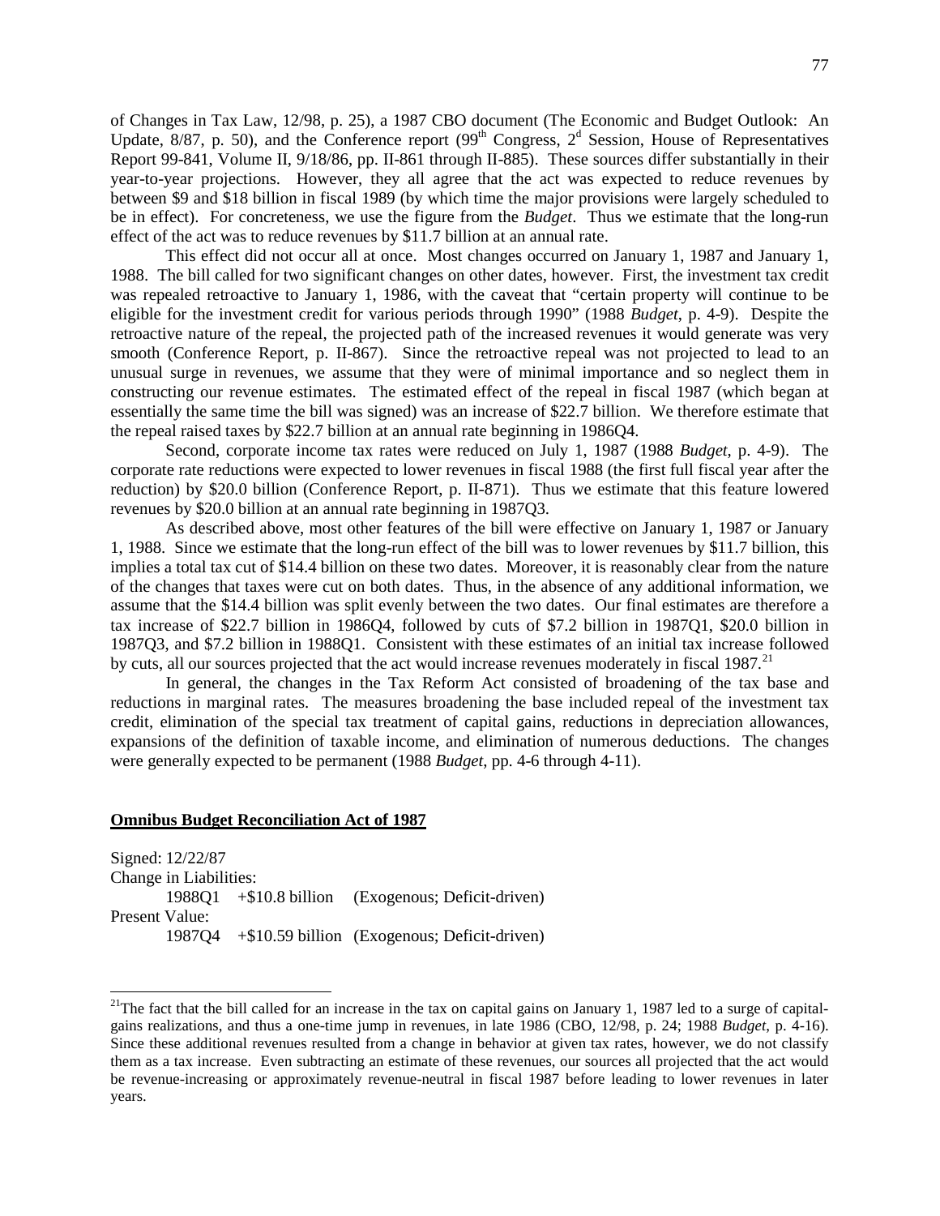of Changes in Tax Law, 12/98, p. 25), a 1987 CBO document (The Economic and Budget Outlook: An Update, 8/87, p. 50), and the Conference report (99th Congress, 2d Session, House of Representatives Report 99-841, Volume II, 9/18/86, pp. II-861 through II-885). These sources differ substantially in their year-to-year projections. However, they all agree that the act was expected to reduce revenues by between \$9 and \$18 billion in fiscal 1989 (by which time the major provisions were largely scheduled to be in effect). For concreteness, we use the figure from the *Budget*. Thus we estimate that the long-run effect of the act was to reduce revenues by \$11.7 billion at an annual rate.

This effect did not occur all at once. Most changes occurred on January 1, 1987 and January 1, 1988. The bill called for two significant changes on other dates, however. First, the investment tax credit was repealed retroactive to January 1, 1986, with the caveat that "certain property will continue to be eligible for the investment credit for various periods through 1990" (1988 *Budget*, p. 4-9). Despite the retroactive nature of the repeal, the projected path of the increased revenues it would generate was very smooth (Conference Report, p. II-867). Since the retroactive repeal was not projected to lead to an unusual surge in revenues, we assume that they were of minimal importance and so neglect them in constructing our revenue estimates. The estimated effect of the repeal in fiscal 1987 (which began at essentially the same time the bill was signed) was an increase of \$22.7 billion. We therefore estimate that the repeal raised taxes by \$22.7 billion at an annual rate beginning in 1986Q4.

Second, corporate income tax rates were reduced on July 1, 1987 (1988 *Budget*, p. 4-9). The corporate rate reductions were expected to lower revenues in fiscal 1988 (the first full fiscal year after the reduction) by \$20.0 billion (Conference Report, p. II-871). Thus we estimate that this feature lowered revenues by \$20.0 billion at an annual rate beginning in 1987Q3.

As described above, most other features of the bill were effective on January 1, 1987 or January 1, 1988. Since we estimate that the long-run effect of the bill was to lower revenues by \$11.7 billion, this implies a total tax cut of \$14.4 billion on these two dates. Moreover, it is reasonably clear from the nature of the changes that taxes were cut on both dates. Thus, in the absence of any additional information, we assume that the \$14.4 billion was split evenly between the two dates. Our final estimates are therefore a tax increase of \$22.7 billion in 1986Q4, followed by cuts of \$7.2 billion in 1987Q1, \$20.0 billion in 1987Q3, and \$7.2 billion in 1988Q1. Consistent with these estimates of an initial tax increase followed by cuts, all our sources projected that the act would increase revenues moderately in fiscal 1987.[21]

In general, the changes in the Tax Reform Act consisted of broadening of the tax base and reductions in marginal rates. The measures broadening the base included repeal of the investment tax credit, elimination of the special tax treatment of capital gains, reductions in depreciation allowances, expansions of the definition of taxable income, and elimination of numerous deductions. The changes were generally expected to be permanent (1988 *Budget*, pp. 4-6 through 4-11).

## Omnibus Budget Reconciliation Act of 1987

Signed: 12/22/87
Change in Liabilities:
  1988Q1  +\$10.8 billion  (Exogenous; Deficit-driven)
Present Value:
  1987Q4  +\$10.59 billion  (Exogenous; Deficit-driven)

---

[21] The fact that the bill called for an increase in the tax on capital gains on January 1, 1987 led to a surge of capital-gains realizations, and thus a one-time jump in revenues, in late 1986 (CBO, 12/98, p. 24; 1988 *Budget*, p. 4-16). Since these additional revenues resulted from a change in behavior at given tax rates, however, we do not classify them as a tax increase. Even subtracting an estimate of these revenues, our sources all projected that the act would be revenue-increasing or approximately revenue-neutral in fiscal 1987 before leading to lower revenues in later years.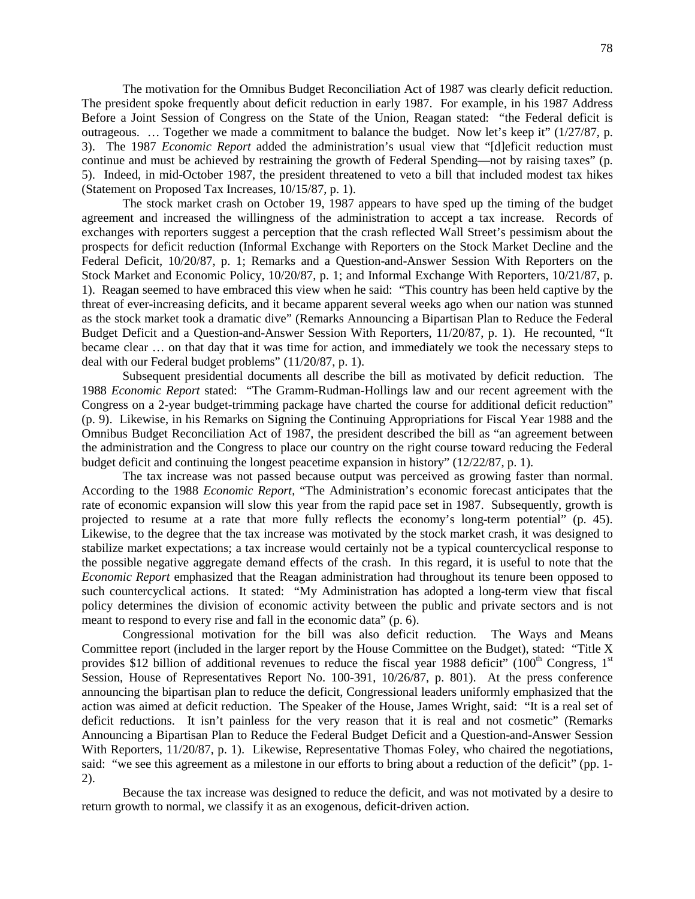The motivation for the Omnibus Budget Reconciliation Act of 1987 was clearly deficit reduction. The president spoke frequently about deficit reduction in early 1987. For example, in his 1987 Address Before a Joint Session of Congress on the State of the Union, Reagan stated: "the Federal deficit is outrageous. … Together we made a commitment to balance the budget. Now let's keep it" (1/27/87, p. 3). The 1987 *Economic Report* added the administration's usual view that "[d]eficit reduction must continue and must be achieved by restraining the growth of Federal Spending—not by raising taxes" (p. 5). Indeed, in mid-October 1987, the president threatened to veto a bill that included modest tax hikes (Statement on Proposed Tax Increases, 10/15/87, p. 1).

The stock market crash on October 19, 1987 appears to have sped up the timing of the budget agreement and increased the willingness of the administration to accept a tax increase. Records of exchanges with reporters suggest a perception that the crash reflected Wall Street's pessimism about the prospects for deficit reduction (Informal Exchange with Reporters on the Stock Market Decline and the Federal Deficit, 10/20/87, p. 1; Remarks and a Question-and-Answer Session With Reporters on the Stock Market and Economic Policy, 10/20/87, p. 1; and Informal Exchange With Reporters, 10/21/87, p. 1). Reagan seemed to have embraced this view when he said: "This country has been held captive by the threat of ever-increasing deficits, and it became apparent several weeks ago when our nation was stunned as the stock market took a dramatic dive" (Remarks Announcing a Bipartisan Plan to Reduce the Federal Budget Deficit and a Question-and-Answer Session With Reporters, 11/20/87, p. 1). He recounted, "It became clear … on that day that it was time for action, and immediately we took the necessary steps to deal with our Federal budget problems" (11/20/87, p. 1).

Subsequent presidential documents all describe the bill as motivated by deficit reduction. The 1988 *Economic Report* stated: "The Gramm-Rudman-Hollings law and our recent agreement with the Congress on a 2-year budget-trimming package have charted the course for additional deficit reduction" (p. 9). Likewise, in his Remarks on Signing the Continuing Appropriations for Fiscal Year 1988 and the Omnibus Budget Reconciliation Act of 1987, the president described the bill as "an agreement between the administration and the Congress to place our country on the right course toward reducing the Federal budget deficit and continuing the longest peacetime expansion in history" (12/22/87, p. 1).

The tax increase was not passed because output was perceived as growing faster than normal. According to the 1988 *Economic Report*, "The Administration's economic forecast anticipates that the rate of economic expansion will slow this year from the rapid pace set in 1987. Subsequently, growth is projected to resume at a rate that more fully reflects the economy's long-term potential" (p. 45). Likewise, to the degree that the tax increase was motivated by the stock market crash, it was designed to stabilize market expectations; a tax increase would certainly not be a typical countercyclical response to the possible negative aggregate demand effects of the crash. In this regard, it is useful to note that the *Economic Report* emphasized that the Reagan administration had throughout its tenure been opposed to such countercyclical actions. It stated: "My Administration has adopted a long-term view that fiscal policy determines the division of economic activity between the public and private sectors and is not meant to respond to every rise and fall in the economic data" (p. 6).

Congressional motivation for the bill was also deficit reduction. The Ways and Means Committee report (included in the larger report by the House Committee on the Budget), stated: "Title X provides $12 billion of additional revenues to reduce the fiscal year 1988 deficit" (100th Congress, 1st Session, House of Representatives Report No. 100-391, 10/26/87, p. 801). At the press conference announcing the bipartisan plan to reduce the deficit, Congressional leaders uniformly emphasized that the action was aimed at deficit reduction. The Speaker of the House, James Wright, said: "It is a real set of deficit reductions. It isn't painless for the very reason that it is real and not cosmetic" (Remarks Announcing a Bipartisan Plan to Reduce the Federal Budget Deficit and a Question-and-Answer Session With Reporters, 11/20/87, p. 1). Likewise, Representative Thomas Foley, who chaired the negotiations, said: "we see this agreement as a milestone in our efforts to bring about a reduction of the deficit" (pp. 1-2).

Because the tax increase was designed to reduce the deficit, and was not motivated by a desire to return growth to normal, we classify it as an exogenous, deficit-driven action.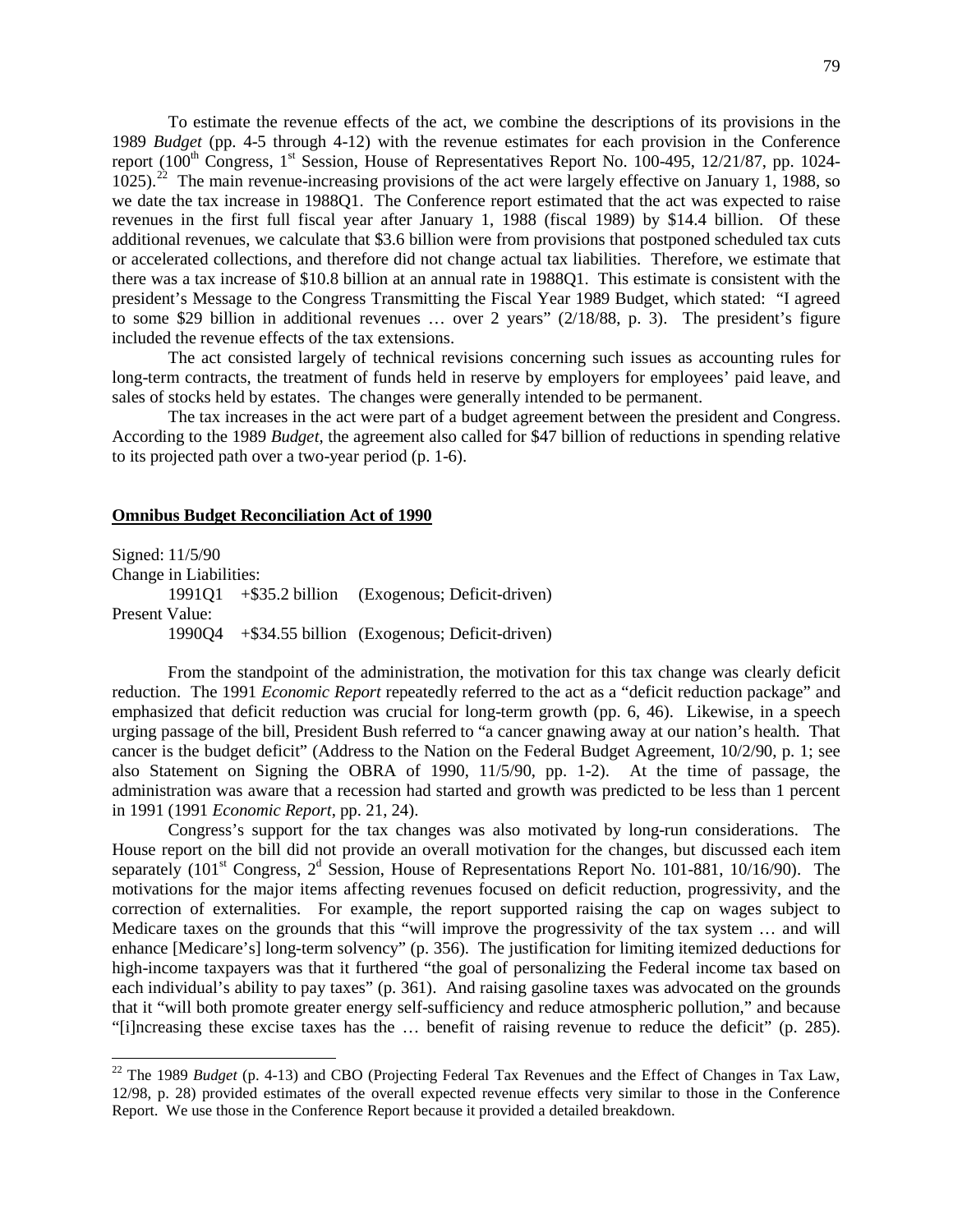To estimate the revenue effects of the act, we combine the descriptions of its provisions in the 1989 *Budget* (pp. 4-5 through 4-12) with the revenue estimates for each provision in the Conference report (100th Congress, 1st Session, House of Representatives Report No. 100-495, 12/21/87, pp. 1024-1025).[22] The main revenue-increasing provisions of the act were largely effective on January 1, 1988, so we date the tax increase in 1988Q1. The Conference report estimated that the act was expected to raise revenues in the first full fiscal year after January 1, 1988 (fiscal 1989) by \$14.4 billion. Of these additional revenues, we calculate that \$3.6 billion were from provisions that postponed scheduled tax cuts or accelerated collections, and therefore did not change actual tax liabilities. Therefore, we estimate that there was a tax increase of \$10.8 billion at an annual rate in 1988Q1. This estimate is consistent with the president's Message to the Congress Transmitting the Fiscal Year 1989 Budget, which stated: "I agreed to some \$29 billion in additional revenues … over 2 years" (2/18/88, p. 3). The president's figure included the revenue effects of the tax extensions.

The act consisted largely of technical revisions concerning such issues as accounting rules for long-term contracts, the treatment of funds held in reserve by employers for employees' paid leave, and sales of stocks held by estates. The changes were generally intended to be permanent.

The tax increases in the act were part of a budget agreement between the president and Congress. According to the 1989 *Budget*, the agreement also called for \$47 billion of reductions in spending relative to its projected path over a two-year period (p. 1-6).

**Omnibus Budget Reconciliation Act of 1990**

Signed: 11/5/90
Change in Liabilities:
1991Q1 +\$35.2 billion (Exogenous; Deficit-driven)
Present Value:
1990Q4 +\$34.55 billion (Exogenous; Deficit-driven)

From the standpoint of the administration, the motivation for this tax change was clearly deficit reduction. The 1991 *Economic Report* repeatedly referred to the act as a "deficit reduction package" and emphasized that deficit reduction was crucial for long-term growth (pp. 6, 46). Likewise, in a speech urging passage of the bill, President Bush referred to "a cancer gnawing away at our nation's health. That cancer is the budget deficit" (Address to the Nation on the Federal Budget Agreement, 10/2/90, p. 1; see also Statement on Signing the OBRA of 1990, 11/5/90, pp. 1-2). At the time of passage, the administration was aware that a recession had started and growth was predicted to be less than 1 percent in 1991 (1991 *Economic Report*, pp. 21, 24).

Congress's support for the tax changes was also motivated by long-run considerations. The House report on the bill did not provide an overall motivation for the changes, but discussed each item separately (101st Congress, 2d Session, House of Representations Report No. 101-881, 10/16/90). The motivations for the major items affecting revenues focused on deficit reduction, progressivity, and the correction of externalities. For example, the report supported raising the cap on wages subject to Medicare taxes on the grounds that this "will improve the progressivity of the tax system … and will enhance [Medicare's] long-term solvency" (p. 356). The justification for limiting itemized deductions for high-income taxpayers was that it furthered "the goal of personalizing the Federal income tax based on each individual's ability to pay taxes" (p. 361). And raising gasoline taxes was advocated on the grounds that it "will both promote greater energy self-sufficiency and reduce atmospheric pollution," and because "[i]ncreasing these excise taxes has the … benefit of raising revenue to reduce the deficit" (p. 285).

[22] The 1989 *Budget* (p. 4-13) and CBO (Projecting Federal Tax Revenues and the Effect of Changes in Tax Law, 12/98, p. 28) provided estimates of the overall expected revenue effects very similar to those in the Conference Report. We use those in the Conference Report because it provided a detailed breakdown.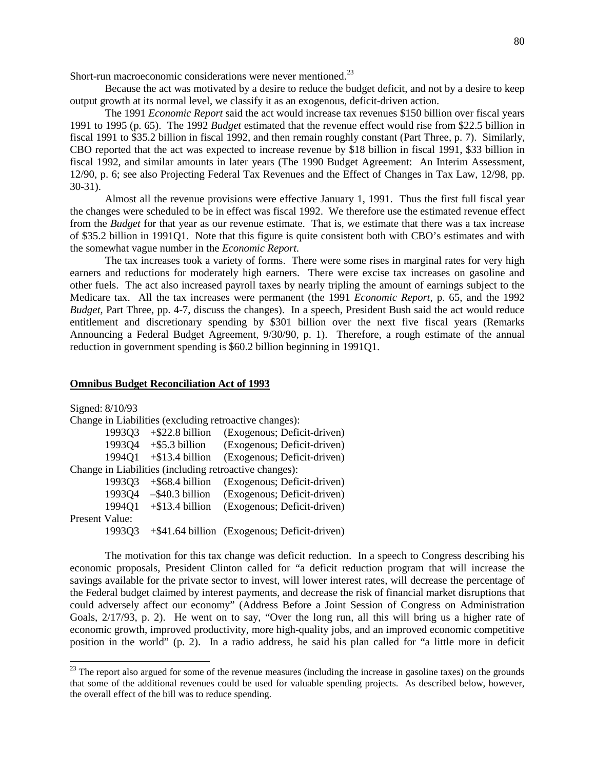Short-run macroeconomic considerations were never mentioned.[23]

Because the act was motivated by a desire to reduce the budget deficit, and not by a desire to keep output growth at its normal level, we classify it as an exogenous, deficit-driven action.

The 1991 *Economic Report* said the act would increase tax revenues $150 billion over fiscal years 1991 to 1995 (p. 65). The 1992 *Budget* estimated that the revenue effect would rise from $22.5 billion in fiscal 1991 to $35.2 billion in fiscal 1992, and then remain roughly constant (Part Three, p. 7). Similarly, CBO reported that the act was expected to increase revenue by $18 billion in fiscal 1991, $33 billion in fiscal 1992, and similar amounts in later years (The 1990 Budget Agreement: An Interim Assessment, 12/90, p. 6; see also Projecting Federal Tax Revenues and the Effect of Changes in Tax Law, 12/98, pp. 30-31).

Almost all the revenue provisions were effective January 1, 1991. Thus the first full fiscal year the changes were scheduled to be in effect was fiscal 1992. We therefore use the estimated revenue effect from the *Budget* for that year as our revenue estimate. That is, we estimate that there was a tax increase of $35.2 billion in 1991Q1. Note that this figure is quite consistent both with CBO's estimates and with the somewhat vague number in the *Economic Report*.

The tax increases took a variety of forms. There were some rises in marginal rates for very high earners and reductions for moderately high earners. There were excise tax increases on gasoline and other fuels. The act also increased payroll taxes by nearly tripling the amount of earnings subject to the Medicare tax. All the tax increases were permanent (the 1991 *Economic Report*, p. 65, and the 1992 *Budget*, Part Three, pp. 4-7, discuss the changes). In a speech, President Bush said the act would reduce entitlement and discretionary spending by $301 billion over the next five fiscal years (Remarks Announcing a Federal Budget Agreement, 9/30/90, p. 1). Therefore, a rough estimate of the annual reduction in government spending is $60.2 billion beginning in 1991Q1.

## Omnibus Budget Reconciliation Act of 1993

Signed: 8/10/93

Change in Liabilities (excluding retroactive changes):

| | | |
|---|---|---|
| 1993Q3 | +$22.8 billion | (Exogenous; Deficit-driven) |
| 1993Q4 | +$5.3 billion | (Exogenous; Deficit-driven) |
| 1994Q1 | +$13.4 billion | (Exogenous; Deficit-driven) |

Change in Liabilities (including retroactive changes):

| | | |
|---|---|---|
| 1993Q3 | +$68.4 billion | (Exogenous; Deficit-driven) |
| 1993Q4 | –$40.3 billion | (Exogenous; Deficit-driven) |
| 1994Q1 | +$13.4 billion | (Exogenous; Deficit-driven) |

Present Value:

| | | |
|---|---|---|
| 1993Q3 | +$41.64 billion | (Exogenous; Deficit-driven) |

The motivation for this tax change was deficit reduction. In a speech to Congress describing his economic proposals, President Clinton called for "a deficit reduction program that will increase the savings available for the private sector to invest, will lower interest rates, will decrease the percentage of the Federal budget claimed by interest payments, and decrease the risk of financial market disruptions that could adversely affect our economy" (Address Before a Joint Session of Congress on Administration Goals, 2/17/93, p. 2). He went on to say, "Over the long run, all this will bring us a higher rate of economic growth, improved productivity, more high-quality jobs, and an improved economic competitive position in the world" (p. 2). In a radio address, he said his plan called for "a little more in deficit

[23] The report also argued for some of the revenue measures (including the increase in gasoline taxes) on the grounds that some of the additional revenues could be used for valuable spending projects. As described below, however, the overall effect of the bill was to reduce spending.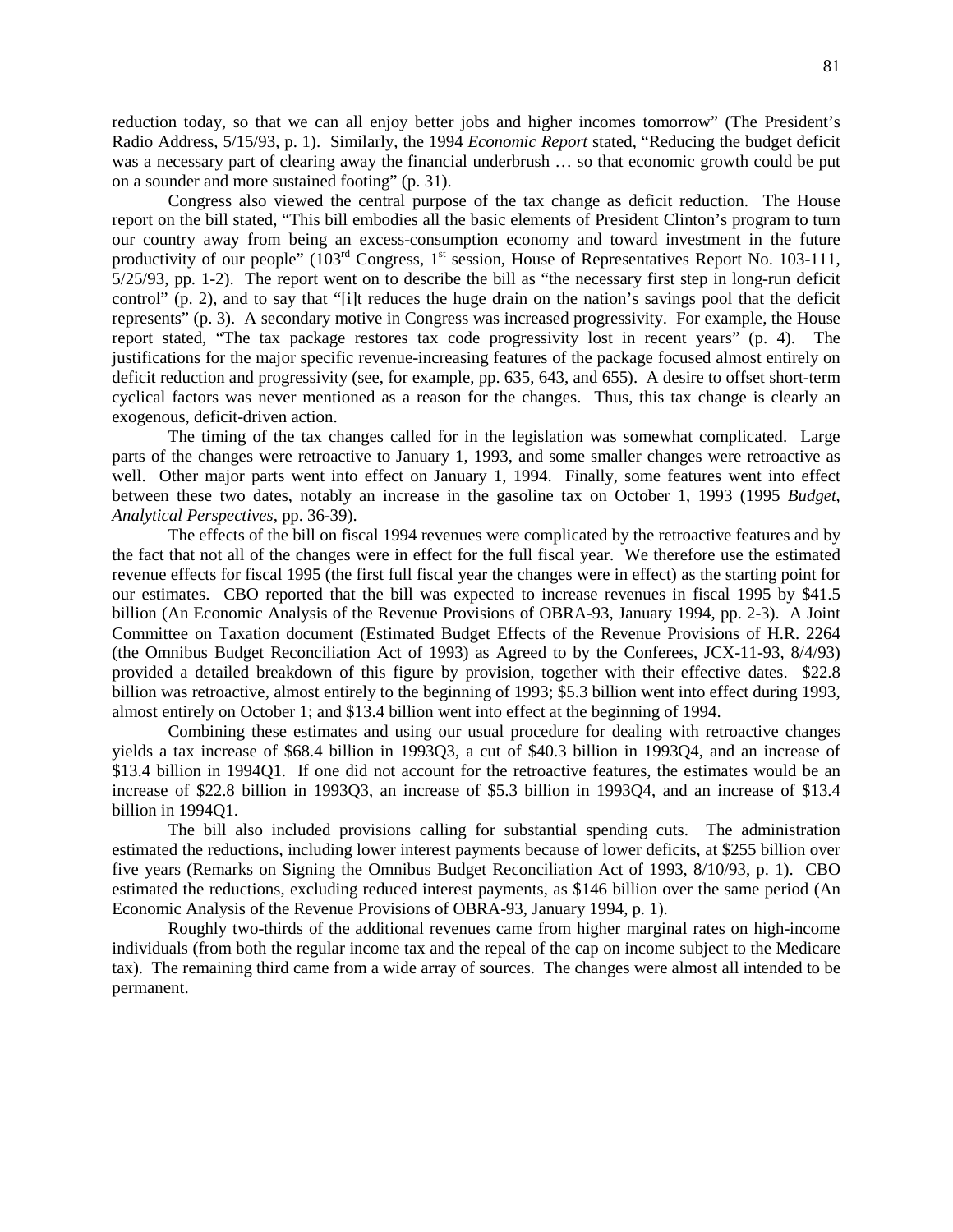reduction today, so that we can all enjoy better jobs and higher incomes tomorrow" (The President's Radio Address, 5/15/93, p. 1). Similarly, the 1994 *Economic Report* stated, "Reducing the budget deficit was a necessary part of clearing away the financial underbrush … so that economic growth could be put on a sounder and more sustained footing" (p. 31).

Congress also viewed the central purpose of the tax change as deficit reduction. The House report on the bill stated, "This bill embodies all the basic elements of President Clinton's program to turn our country away from being an excess-consumption economy and toward investment in the future productivity of our people" (103rd Congress, 1st session, House of Representatives Report No. 103-111, 5/25/93, pp. 1-2). The report went on to describe the bill as "the necessary first step in long-run deficit control" (p. 2), and to say that "[i]t reduces the huge drain on the nation's savings pool that the deficit represents" (p. 3). A secondary motive in Congress was increased progressivity. For example, the House report stated, "The tax package restores tax code progressivity lost in recent years" (p. 4). The justifications for the major specific revenue-increasing features of the package focused almost entirely on deficit reduction and progressivity (see, for example, pp. 635, 643, and 655). A desire to offset short-term cyclical factors was never mentioned as a reason for the changes. Thus, this tax change is clearly an exogenous, deficit-driven action.

The timing of the tax changes called for in the legislation was somewhat complicated. Large parts of the changes were retroactive to January 1, 1993, and some smaller changes were retroactive as well. Other major parts went into effect on January 1, 1994. Finally, some features went into effect between these two dates, notably an increase in the gasoline tax on October 1, 1993 (1995 *Budget, Analytical Perspectives*, pp. 36-39).

The effects of the bill on fiscal 1994 revenues were complicated by the retroactive features and by the fact that not all of the changes were in effect for the full fiscal year. We therefore use the estimated revenue effects for fiscal 1995 (the first full fiscal year the changes were in effect) as the starting point for our estimates. CBO reported that the bill was expected to increase revenues in fiscal 1995 by $41.5 billion (An Economic Analysis of the Revenue Provisions of OBRA-93, January 1994, pp. 2-3). A Joint Committee on Taxation document (Estimated Budget Effects of the Revenue Provisions of H.R. 2264 (the Omnibus Budget Reconciliation Act of 1993) as Agreed to by the Conferees, JCX-11-93, 8/4/93) provided a detailed breakdown of this figure by provision, together with their effective dates. $22.8 billion was retroactive, almost entirely to the beginning of 1993; $5.3 billion went into effect during 1993, almost entirely on October 1; and $13.4 billion went into effect at the beginning of 1994.

Combining these estimates and using our usual procedure for dealing with retroactive changes yields a tax increase of $68.4 billion in 1993Q3, a cut of $40.3 billion in 1993Q4, and an increase of $13.4 billion in 1994Q1. If one did not account for the retroactive features, the estimates would be an increase of $22.8 billion in 1993Q3, an increase of $5.3 billion in 1993Q4, and an increase of $13.4 billion in 1994Q1.

The bill also included provisions calling for substantial spending cuts. The administration estimated the reductions, including lower interest payments because of lower deficits, at $255 billion over five years (Remarks on Signing the Omnibus Budget Reconciliation Act of 1993, 8/10/93, p. 1). CBO estimated the reductions, excluding reduced interest payments, as $146 billion over the same period (An Economic Analysis of the Revenue Provisions of OBRA-93, January 1994, p. 1).

Roughly two-thirds of the additional revenues came from higher marginal rates on high-income individuals (from both the regular income tax and the repeal of the cap on income subject to the Medicare tax). The remaining third came from a wide array of sources. The changes were almost all intended to be permanent.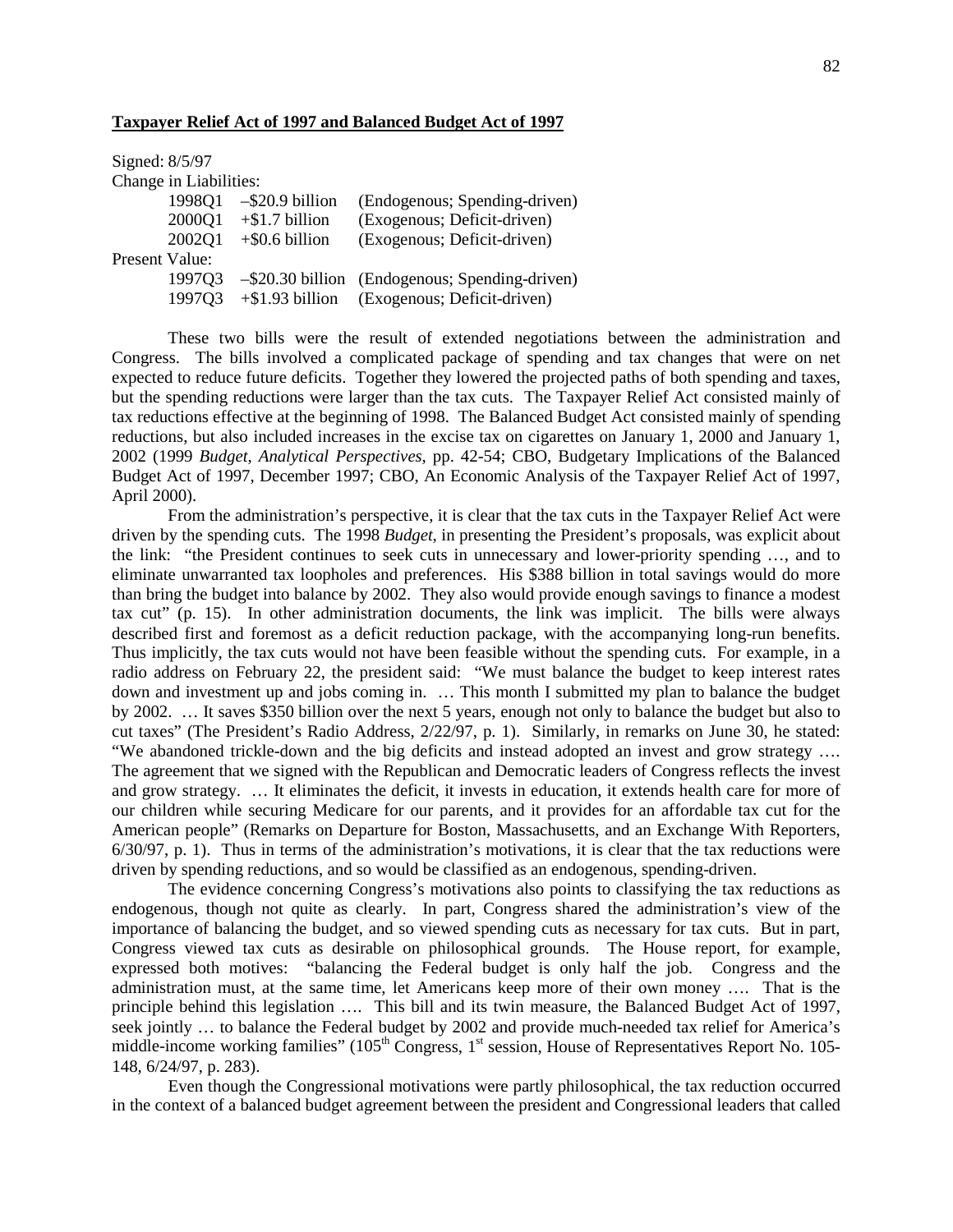**Taxpayer Relief Act of 1997 and Balanced Budget Act of 1997**

Signed: 8/5/97

Change in Liabilities:

| | | |
|---|---|---|
| 1998Q1 | –$20.9 billion | (Endogenous; Spending-driven) |
| 2000Q1 | +$1.7 billion | (Exogenous; Deficit-driven) |
| 2002Q1 | +$0.6 billion | (Exogenous; Deficit-driven) |

Present Value:

| | | |
|---|---|---|
| 1997Q3 | –$20.30 billion | (Endogenous; Spending-driven) |
| 1997Q3 | +$1.93 billion | (Exogenous; Deficit-driven) |

These two bills were the result of extended negotiations between the administration and Congress. The bills involved a complicated package of spending and tax changes that were on net expected to reduce future deficits. Together they lowered the projected paths of both spending and taxes, but the spending reductions were larger than the tax cuts. The Taxpayer Relief Act consisted mainly of tax reductions effective at the beginning of 1998. The Balanced Budget Act consisted mainly of spending reductions, but also included increases in the excise tax on cigarettes on January 1, 2000 and January 1, 2002 (1999 *Budget*, *Analytical Perspectives*, pp. 42-54; CBO, Budgetary Implications of the Balanced Budget Act of 1997, December 1997; CBO, An Economic Analysis of the Taxpayer Relief Act of 1997, April 2000).

From the administration's perspective, it is clear that the tax cuts in the Taxpayer Relief Act were driven by the spending cuts. The 1998 *Budget*, in presenting the President's proposals, was explicit about the link: "the President continues to seek cuts in unnecessary and lower-priority spending …, and to eliminate unwarranted tax loopholes and preferences. His $388 billion in total savings would do more than bring the budget into balance by 2002. They also would provide enough savings to finance a modest tax cut" (p. 15). In other administration documents, the link was implicit. The bills were always described first and foremost as a deficit reduction package, with the accompanying long-run benefits. Thus implicitly, the tax cuts would not have been feasible without the spending cuts. For example, in a radio address on February 22, the president said: "We must balance the budget to keep interest rates down and investment up and jobs coming in. … This month I submitted my plan to balance the budget by 2002. … It saves $350 billion over the next 5 years, enough not only to balance the budget but also to cut taxes" (The President's Radio Address, 2/22/97, p. 1). Similarly, in remarks on June 30, he stated: "We abandoned trickle-down and the big deficits and instead adopted an invest and grow strategy …. The agreement that we signed with the Republican and Democratic leaders of Congress reflects the invest and grow strategy. … It eliminates the deficit, it invests in education, it extends health care for more of our children while securing Medicare for our parents, and it provides for an affordable tax cut for the American people" (Remarks on Departure for Boston, Massachusetts, and an Exchange With Reporters, 6/30/97, p. 1). Thus in terms of the administration's motivations, it is clear that the tax reductions were driven by spending reductions, and so would be classified as an endogenous, spending-driven.

The evidence concerning Congress's motivations also points to classifying the tax reductions as endogenous, though not quite as clearly. In part, Congress shared the administration's view of the importance of balancing the budget, and so viewed spending cuts as necessary for tax cuts. But in part, Congress viewed tax cuts as desirable on philosophical grounds. The House report, for example, expressed both motives: "balancing the Federal budget is only half the job. Congress and the administration must, at the same time, let Americans keep more of their own money …. That is the principle behind this legislation …. This bill and its twin measure, the Balanced Budget Act of 1997, seek jointly … to balance the Federal budget by 2002 and provide much-needed tax relief for America's middle-income working families" (105th Congress, 1st session, House of Representatives Report No. 105-148, 6/24/97, p. 283).

Even though the Congressional motivations were partly philosophical, the tax reduction occurred in the context of a balanced budget agreement between the president and Congressional leaders that called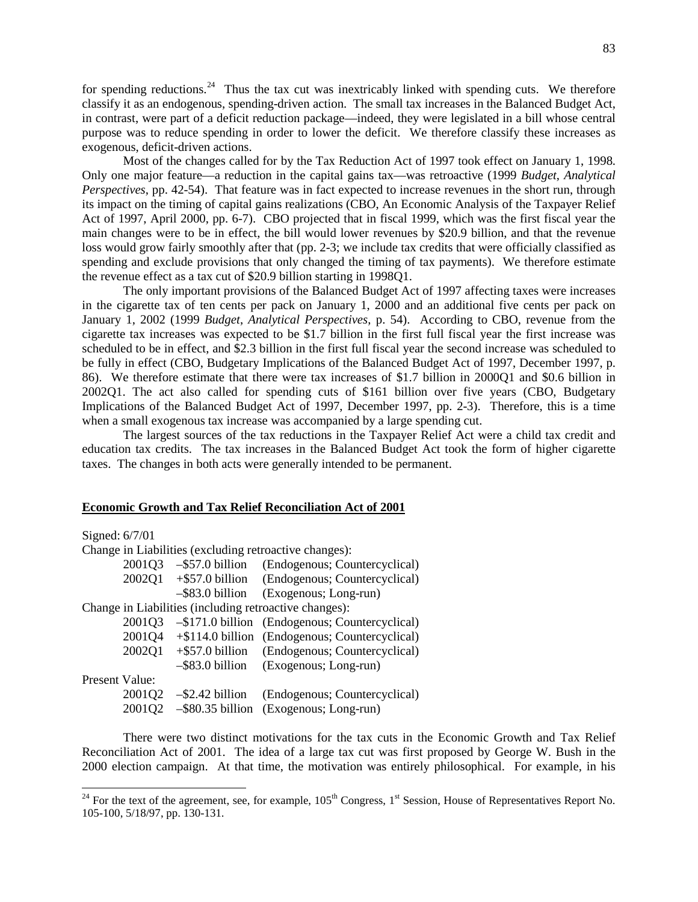for spending reductions.[24] Thus the tax cut was inextricably linked with spending cuts. We therefore classify it as an endogenous, spending-driven action. The small tax increases in the Balanced Budget Act, in contrast, were part of a deficit reduction package—indeed, they were legislated in a bill whose central purpose was to reduce spending in order to lower the deficit. We therefore classify these increases as exogenous, deficit-driven actions.

Most of the changes called for by the Tax Reduction Act of 1997 took effect on January 1, 1998. Only one major feature—a reduction in the capital gains tax—was retroactive (1999 *Budget*, *Analytical Perspectives*, pp. 42-54). That feature was in fact expected to increase revenues in the short run, through its impact on the timing of capital gains realizations (CBO, An Economic Analysis of the Taxpayer Relief Act of 1997, April 2000, pp. 6-7). CBO projected that in fiscal 1999, which was the first fiscal year the main changes were to be in effect, the bill would lower revenues by $20.9 billion, and that the revenue loss would grow fairly smoothly after that (pp. 2-3; we include tax credits that were officially classified as spending and exclude provisions that only changed the timing of tax payments). We therefore estimate the revenue effect as a tax cut of $20.9 billion starting in 1998Q1.

The only important provisions of the Balanced Budget Act of 1997 affecting taxes were increases in the cigarette tax of ten cents per pack on January 1, 2000 and an additional five cents per pack on January 1, 2002 (1999 *Budget*, *Analytical Perspectives*, p. 54). According to CBO, revenue from the cigarette tax increases was expected to be $1.7 billion in the first full fiscal year the first increase was scheduled to be in effect, and $2.3 billion in the first full fiscal year the second increase was scheduled to be fully in effect (CBO, Budgetary Implications of the Balanced Budget Act of 1997, December 1997, p. 86). We therefore estimate that there were tax increases of $1.7 billion in 2000Q1 and $0.6 billion in 2002Q1. The act also called for spending cuts of $161 billion over five years (CBO, Budgetary Implications of the Balanced Budget Act of 1997, December 1997, pp. 2-3). Therefore, this is a time when a small exogenous tax increase was accompanied by a large spending cut.

The largest sources of the tax reductions in the Taxpayer Relief Act were a child tax credit and education tax credits. The tax increases in the Balanced Budget Act took the form of higher cigarette taxes. The changes in both acts were generally intended to be permanent.

## Economic Growth and Tax Relief Reconciliation Act of 2001

Signed: 6/7/01

Change in Liabilities (excluding retroactive changes):

| | | |
|---|---|---|
| 2001Q3 | –$57.0 billion | (Endogenous; Countercyclical) |
| 2002Q1 | +$57.0 billion | (Endogenous; Countercyclical) |
| | –$83.0 billion | (Exogenous; Long-run) |

Change in Liabilities (including retroactive changes):

| | | |
|---|---|---|
| 2001Q3 | –$171.0 billion | (Endogenous; Countercyclical) |
| 2001Q4 | +$114.0 billion | (Endogenous; Countercyclical) |
| 2002Q1 | +$57.0 billion | (Endogenous; Countercyclical) |
| | –$83.0 billion | (Exogenous; Long-run) |

Present Value:

| | | |
|---|---|---|
| 2001Q2 | –$2.42 billion | (Endogenous; Countercyclical) |
| 2001Q2 | –$80.35 billion | (Exogenous; Long-run) |

There were two distinct motivations for the tax cuts in the Economic Growth and Tax Relief Reconciliation Act of 2001. The idea of a large tax cut was first proposed by George W. Bush in the 2000 election campaign. At that time, the motivation was entirely philosophical. For example, in his

[24] For the text of the agreement, see, for example, 105th Congress, 1st Session, House of Representatives Report No. 105-100, 5/18/97, pp. 130-131.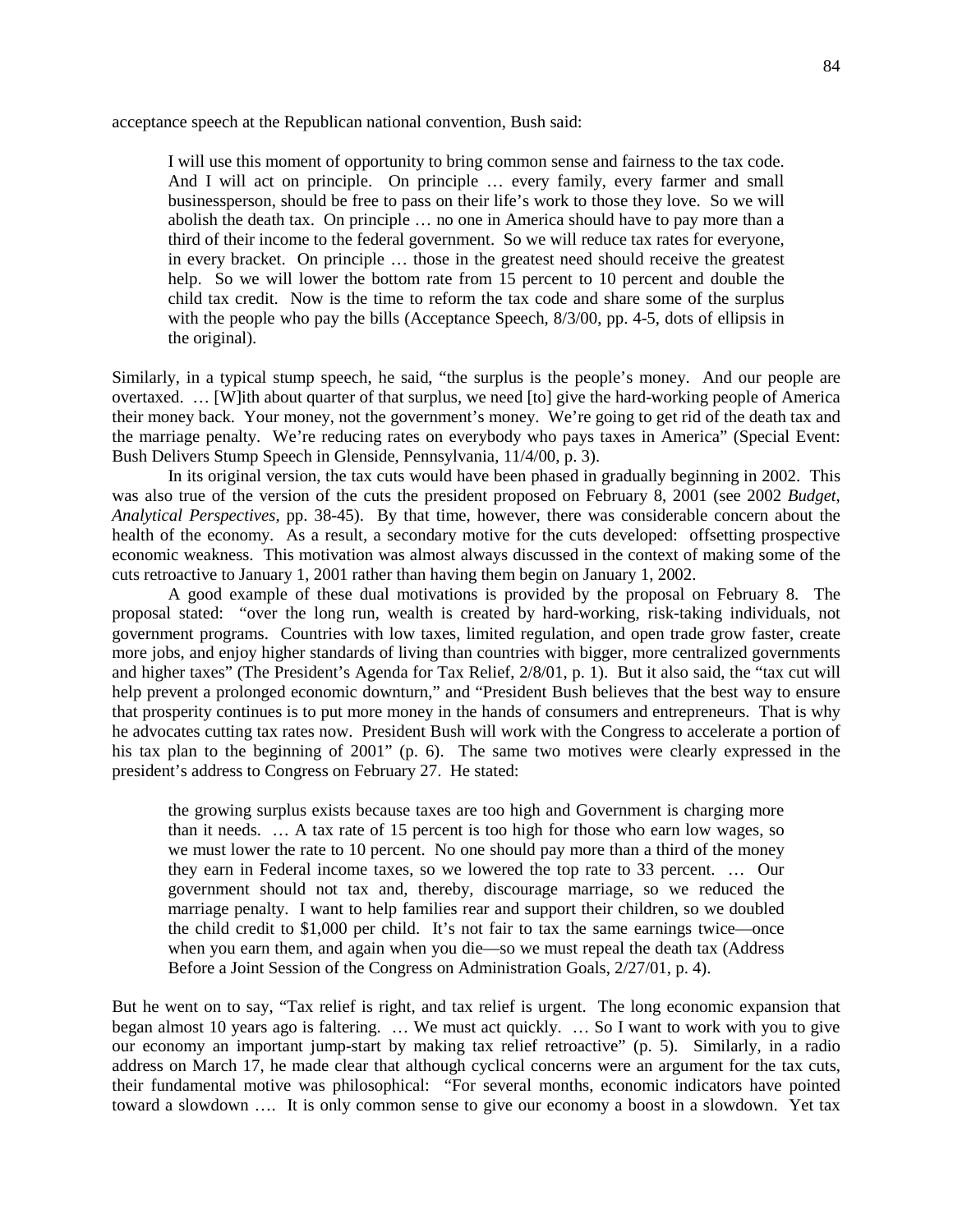acceptance speech at the Republican national convention, Bush said:

> I will use this moment of opportunity to bring common sense and fairness to the tax code. And I will act on principle. On principle … every family, every farmer and small businessperson, should be free to pass on their life's work to those they love. So we will abolish the death tax. On principle … no one in America should have to pay more than a third of their income to the federal government. So we will reduce tax rates for everyone, in every bracket. On principle … those in the greatest need should receive the greatest help. So we will lower the bottom rate from 15 percent to 10 percent and double the child tax credit. Now is the time to reform the tax code and share some of the surplus with the people who pay the bills (Acceptance Speech, 8/3/00, pp. 4-5, dots of ellipsis in the original).

Similarly, in a typical stump speech, he said, "the surplus is the people's money. And our people are overtaxed. … [W]ith about quarter of that surplus, we need [to] give the hard-working people of America their money back. Your money, not the government's money. We're going to get rid of the death tax and the marriage penalty. We're reducing rates on everybody who pays taxes in America" (Special Event: Bush Delivers Stump Speech in Glenside, Pennsylvania, 11/4/00, p. 3).

In its original version, the tax cuts would have been phased in gradually beginning in 2002. This was also true of the version of the cuts the president proposed on February 8, 2001 (see 2002 *Budget, Analytical Perspectives*, pp. 38-45). By that time, however, there was considerable concern about the health of the economy. As a result, a secondary motive for the cuts developed: offsetting prospective economic weakness. This motivation was almost always discussed in the context of making some of the cuts retroactive to January 1, 2001 rather than having them begin on January 1, 2002.

A good example of these dual motivations is provided by the proposal on February 8. The proposal stated: "over the long run, wealth is created by hard-working, risk-taking individuals, not government programs. Countries with low taxes, limited regulation, and open trade grow faster, create more jobs, and enjoy higher standards of living than countries with bigger, more centralized governments and higher taxes" (The President's Agenda for Tax Relief, 2/8/01, p. 1). But it also said, the "tax cut will help prevent a prolonged economic downturn," and "President Bush believes that the best way to ensure that prosperity continues is to put more money in the hands of consumers and entrepreneurs. That is why he advocates cutting tax rates now. President Bush will work with the Congress to accelerate a portion of his tax plan to the beginning of 2001" (p. 6). The same two motives were clearly expressed in the president's address to Congress on February 27. He stated:

> the growing surplus exists because taxes are too high and Government is charging more than it needs. … A tax rate of 15 percent is too high for those who earn low wages, so we must lower the rate to 10 percent. No one should pay more than a third of the money they earn in Federal income taxes, so we lowered the top rate to 33 percent. … Our government should not tax and, thereby, discourage marriage, so we reduced the marriage penalty. I want to help families rear and support their children, so we doubled the child credit to $1,000 per child. It's not fair to tax the same earnings twice—once when you earn them, and again when you die—so we must repeal the death tax (Address Before a Joint Session of the Congress on Administration Goals, 2/27/01, p. 4).

But he went on to say, "Tax relief is right, and tax relief is urgent. The long economic expansion that began almost 10 years ago is faltering. … We must act quickly. … So I want to work with you to give our economy an important jump-start by making tax relief retroactive" (p. 5). Similarly, in a radio address on March 17, he made clear that although cyclical concerns were an argument for the tax cuts, their fundamental motive was philosophical: "For several months, economic indicators have pointed toward a slowdown …. It is only common sense to give our economy a boost in a slowdown. Yet tax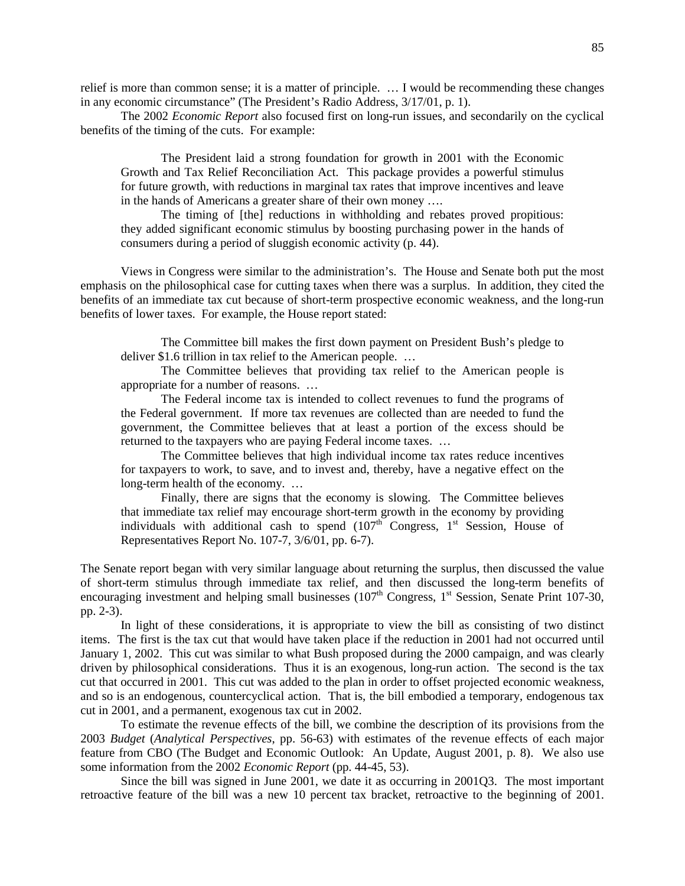relief is more than common sense; it is a matter of principle. … I would be recommending these changes in any economic circumstance" (The President's Radio Address, 3/17/01, p. 1).

The 2002 *Economic Report* also focused first on long-run issues, and secondarily on the cyclical benefits of the timing of the cuts. For example:

> The President laid a strong foundation for growth in 2001 with the Economic Growth and Tax Relief Reconciliation Act. This package provides a powerful stimulus for future growth, with reductions in marginal tax rates that improve incentives and leave in the hands of Americans a greater share of their own money ….
>
> The timing of [the] reductions in withholding and rebates proved propitious: they added significant economic stimulus by boosting purchasing power in the hands of consumers during a period of sluggish economic activity (p. 44).

Views in Congress were similar to the administration's. The House and Senate both put the most emphasis on the philosophical case for cutting taxes when there was a surplus. In addition, they cited the benefits of an immediate tax cut because of short-term prospective economic weakness, and the long-run benefits of lower taxes. For example, the House report stated:

> The Committee bill makes the first down payment on President Bush's pledge to deliver \$1.6 trillion in tax relief to the American people. …
>
> The Committee believes that providing tax relief to the American people is appropriate for a number of reasons. …
>
> The Federal income tax is intended to collect revenues to fund the programs of the Federal government. If more tax revenues are collected than are needed to fund the government, the Committee believes that at least a portion of the excess should be returned to the taxpayers who are paying Federal income taxes. …
>
> The Committee believes that high individual income tax rates reduce incentives for taxpayers to work, to save, and to invest and, thereby, have a negative effect on the long-term health of the economy. …
>
> Finally, there are signs that the economy is slowing. The Committee believes that immediate tax relief may encourage short-term growth in the economy by providing individuals with additional cash to spend (107th Congress, 1st Session, House of Representatives Report No. 107-7, 3/6/01, pp. 6-7).

The Senate report began with very similar language about returning the surplus, then discussed the value of short-term stimulus through immediate tax relief, and then discussed the long-term benefits of encouraging investment and helping small businesses (107th Congress, 1st Session, Senate Print 107-30, pp. 2-3).

In light of these considerations, it is appropriate to view the bill as consisting of two distinct items. The first is the tax cut that would have taken place if the reduction in 2001 had not occurred until January 1, 2002. This cut was similar to what Bush proposed during the 2000 campaign, and was clearly driven by philosophical considerations. Thus it is an exogenous, long-run action. The second is the tax cut that occurred in 2001. This cut was added to the plan in order to offset projected economic weakness, and so is an endogenous, countercyclical action. That is, the bill embodied a temporary, endogenous tax cut in 2001, and a permanent, exogenous tax cut in 2002.

To estimate the revenue effects of the bill, we combine the description of its provisions from the 2003 *Budget* (*Analytical Perspectives*, pp. 56-63) with estimates of the revenue effects of each major feature from CBO (The Budget and Economic Outlook: An Update, August 2001, p. 8). We also use some information from the 2002 *Economic Report* (pp. 44-45, 53).

Since the bill was signed in June 2001, we date it as occurring in 2001Q3. The most important retroactive feature of the bill was a new 10 percent tax bracket, retroactive to the beginning of 2001.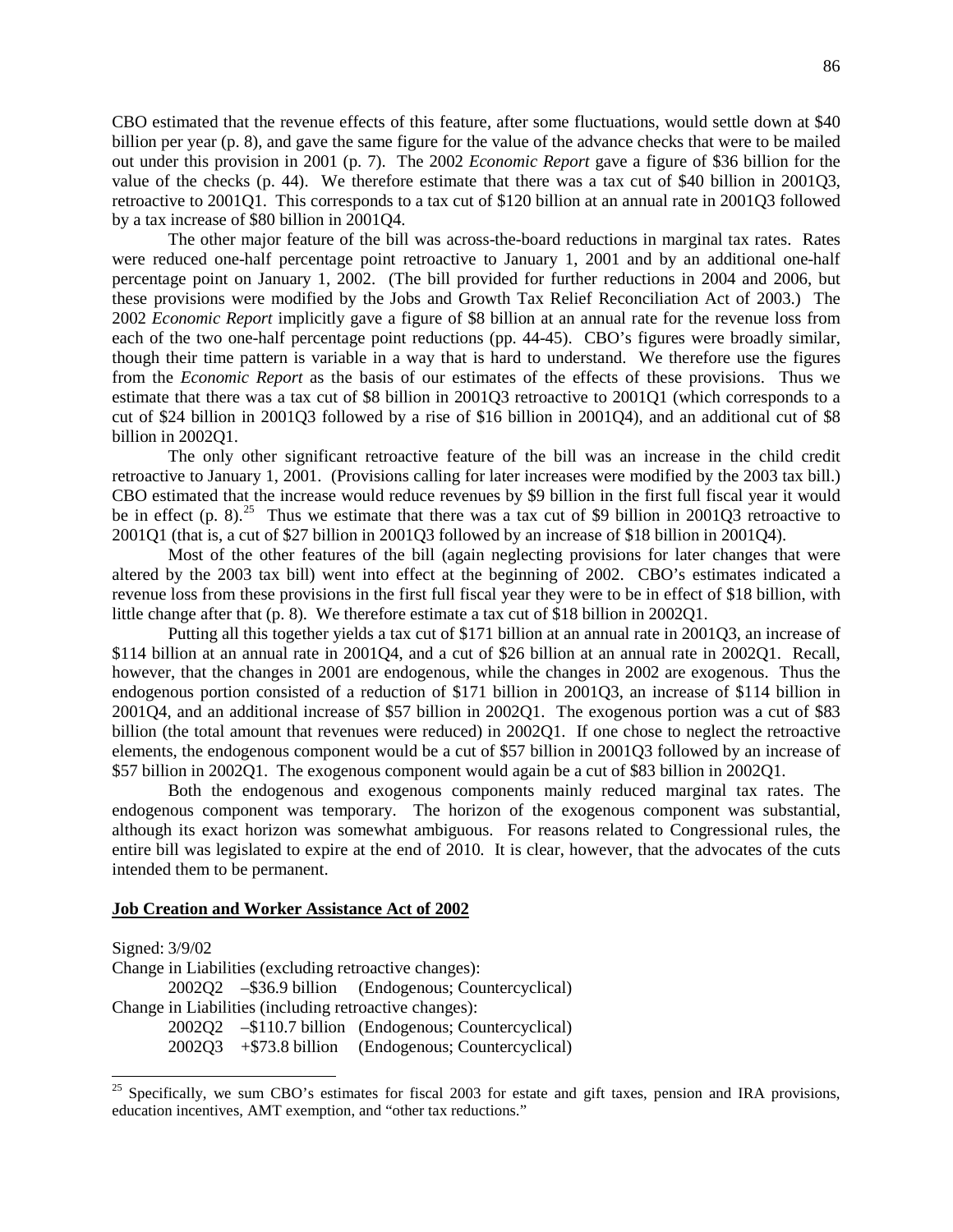CBO estimated that the revenue effects of this feature, after some fluctuations, would settle down at $40 billion per year (p. 8), and gave the same figure for the value of the advance checks that were to be mailed out under this provision in 2001 (p. 7). The 2002 *Economic Report* gave a figure of $36 billion for the value of the checks (p. 44). We therefore estimate that there was a tax cut of $40 billion in 2001Q3, retroactive to 2001Q1. This corresponds to a tax cut of $120 billion at an annual rate in 2001Q3 followed by a tax increase of $80 billion in 2001Q4.

The other major feature of the bill was across-the-board reductions in marginal tax rates. Rates were reduced one-half percentage point retroactive to January 1, 2001 and by an additional one-half percentage point on January 1, 2002. (The bill provided for further reductions in 2004 and 2006, but these provisions were modified by the Jobs and Growth Tax Relief Reconciliation Act of 2003.) The 2002 *Economic Report* implicitly gave a figure of $8 billion at an annual rate for the revenue loss from each of the two one-half percentage point reductions (pp. 44-45). CBO's figures were broadly similar, though their time pattern is variable in a way that is hard to understand. We therefore use the figures from the *Economic Report* as the basis of our estimates of the effects of these provisions. Thus we estimate that there was a tax cut of $8 billion in 2001Q3 retroactive to 2001Q1 (which corresponds to a cut of $24 billion in 2001Q3 followed by a rise of $16 billion in 2001Q4), and an additional cut of $8 billion in 2002Q1.

The only other significant retroactive feature of the bill was an increase in the child credit retroactive to January 1, 2001. (Provisions calling for later increases were modified by the 2003 tax bill.) CBO estimated that the increase would reduce revenues by $9 billion in the first full fiscal year it would be in effect (p. 8).[25] Thus we estimate that there was a tax cut of $9 billion in 2001Q3 retroactive to 2001Q1 (that is, a cut of $27 billion in 2001Q3 followed by an increase of $18 billion in 2001Q4).

Most of the other features of the bill (again neglecting provisions for later changes that were altered by the 2003 tax bill) went into effect at the beginning of 2002. CBO's estimates indicated a revenue loss from these provisions in the first full fiscal year they were to be in effect of $18 billion, with little change after that (p. 8). We therefore estimate a tax cut of $18 billion in 2002Q1.

Putting all this together yields a tax cut of $171 billion at an annual rate in 2001Q3, an increase of $114 billion at an annual rate in 2001Q4, and a cut of $26 billion at an annual rate in 2002Q1. Recall, however, that the changes in 2001 are endogenous, while the changes in 2002 are exogenous. Thus the endogenous portion consisted of a reduction of $171 billion in 2001Q3, an increase of $114 billion in 2001Q4, and an additional increase of $57 billion in 2002Q1. The exogenous portion was a cut of $83 billion (the total amount that revenues were reduced) in 2002Q1. If one chose to neglect the retroactive elements, the endogenous component would be a cut of $57 billion in 2001Q3 followed by an increase of $57 billion in 2002Q1. The exogenous component would again be a cut of $83 billion in 2002Q1.

Both the endogenous and exogenous components mainly reduced marginal tax rates. The endogenous component was temporary. The horizon of the exogenous component was substantial, although its exact horizon was somewhat ambiguous. For reasons related to Congressional rules, the entire bill was legislated to expire at the end of 2010. It is clear, however, that the advocates of the cuts intended them to be permanent.

## Job Creation and Worker Assistance Act of 2002

Signed: 3/9/02

Change in Liabilities (excluding retroactive changes):

2002Q2 –$36.9 billion (Endogenous; Countercyclical)

Change in Liabilities (including retroactive changes):

2002Q2 –$110.7 billion (Endogenous; Countercyclical)

2002Q3 +$73.8 billion (Endogenous; Countercyclical)

[25] Specifically, we sum CBO's estimates for fiscal 2003 for estate and gift taxes, pension and IRA provisions, education incentives, AMT exemption, and "other tax reductions."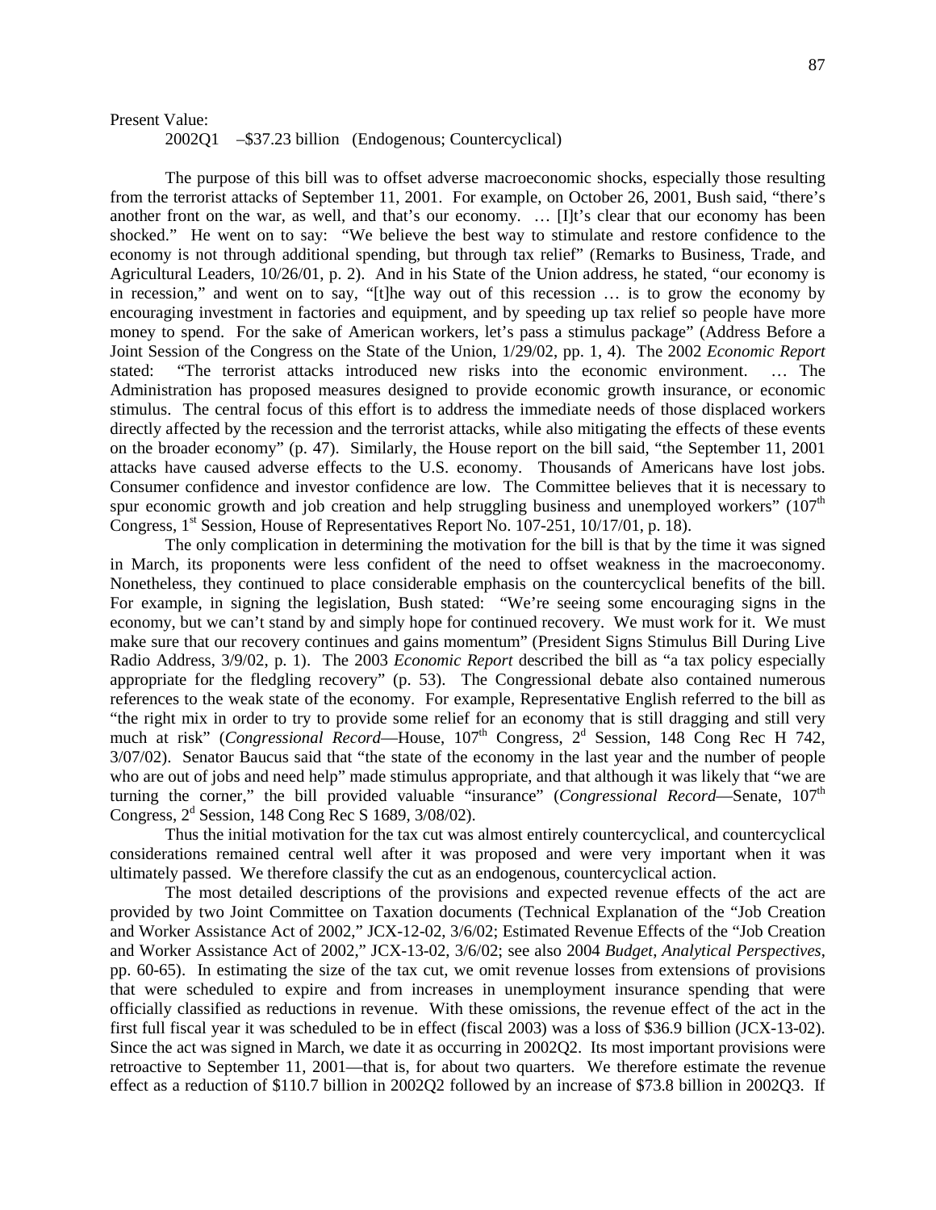Present Value:

2002Q1 –\$37.23 billion (Endogenous; Countercyclical)

The purpose of this bill was to offset adverse macroeconomic shocks, especially those resulting from the terrorist attacks of September 11, 2001. For example, on October 26, 2001, Bush said, "there's another front on the war, as well, and that's our economy. … [I]t's clear that our economy has been shocked." He went on to say: "We believe the best way to stimulate and restore confidence to the economy is not through additional spending, but through tax relief" (Remarks to Business, Trade, and Agricultural Leaders, 10/26/01, p. 2). And in his State of the Union address, he stated, "our economy is in recession," and went on to say, "[t]he way out of this recession … is to grow the economy by encouraging investment in factories and equipment, and by speeding up tax relief so people have more money to spend. For the sake of American workers, let's pass a stimulus package" (Address Before a Joint Session of the Congress on the State of the Union, 1/29/02, pp. 1, 4). The 2002 *Economic Report* stated: "The terrorist attacks introduced new risks into the economic environment. … The Administration has proposed measures designed to provide economic growth insurance, or economic stimulus. The central focus of this effort is to address the immediate needs of those displaced workers directly affected by the recession and the terrorist attacks, while also mitigating the effects of these events on the broader economy" (p. 47). Similarly, the House report on the bill said, "the September 11, 2001 attacks have caused adverse effects to the U.S. economy. Thousands of Americans have lost jobs. Consumer confidence and investor confidence are low. The Committee believes that it is necessary to spur economic growth and job creation and help struggling business and unemployed workers" (107th Congress, 1st Session, House of Representatives Report No. 107-251, 10/17/01, p. 18).

The only complication in determining the motivation for the bill is that by the time it was signed in March, its proponents were less confident of the need to offset weakness in the macroeconomy. Nonetheless, they continued to place considerable emphasis on the countercyclical benefits of the bill. For example, in signing the legislation, Bush stated: "We're seeing some encouraging signs in the economy, but we can't stand by and simply hope for continued recovery. We must work for it. We must make sure that our recovery continues and gains momentum" (President Signs Stimulus Bill During Live Radio Address, 3/9/02, p. 1). The 2003 *Economic Report* described the bill as "a tax policy especially appropriate for the fledgling recovery" (p. 53). The Congressional debate also contained numerous references to the weak state of the economy. For example, Representative English referred to the bill as "the right mix in order to try to provide some relief for an economy that is still dragging and still very much at risk" (*Congressional Record*—House, 107th Congress, 2d Session, 148 Cong Rec H 742, 3/07/02). Senator Baucus said that "the state of the economy in the last year and the number of people who are out of jobs and need help" made stimulus appropriate, and that although it was likely that "we are turning the corner," the bill provided valuable "insurance" (*Congressional Record*—Senate, 107th Congress, 2d Session, 148 Cong Rec S 1689, 3/08/02).

Thus the initial motivation for the tax cut was almost entirely countercyclical, and countercyclical considerations remained central well after it was proposed and were very important when it was ultimately passed. We therefore classify the cut as an endogenous, countercyclical action.

The most detailed descriptions of the provisions and expected revenue effects of the act are provided by two Joint Committee on Taxation documents (Technical Explanation of the "Job Creation and Worker Assistance Act of 2002," JCX-12-02, 3/6/02; Estimated Revenue Effects of the "Job Creation and Worker Assistance Act of 2002," JCX-13-02, 3/6/02; see also 2004 *Budget*, *Analytical Perspectives*, pp. 60-65). In estimating the size of the tax cut, we omit revenue losses from extensions of provisions that were scheduled to expire and from increases in unemployment insurance spending that were officially classified as reductions in revenue. With these omissions, the revenue effect of the act in the first full fiscal year it was scheduled to be in effect (fiscal 2003) was a loss of \$36.9 billion (JCX-13-02). Since the act was signed in March, we date it as occurring in 2002Q2. Its most important provisions were retroactive to September 11, 2001—that is, for about two quarters. We therefore estimate the revenue effect as a reduction of \$110.7 billion in 2002Q2 followed by an increase of \$73.8 billion in 2002Q3. If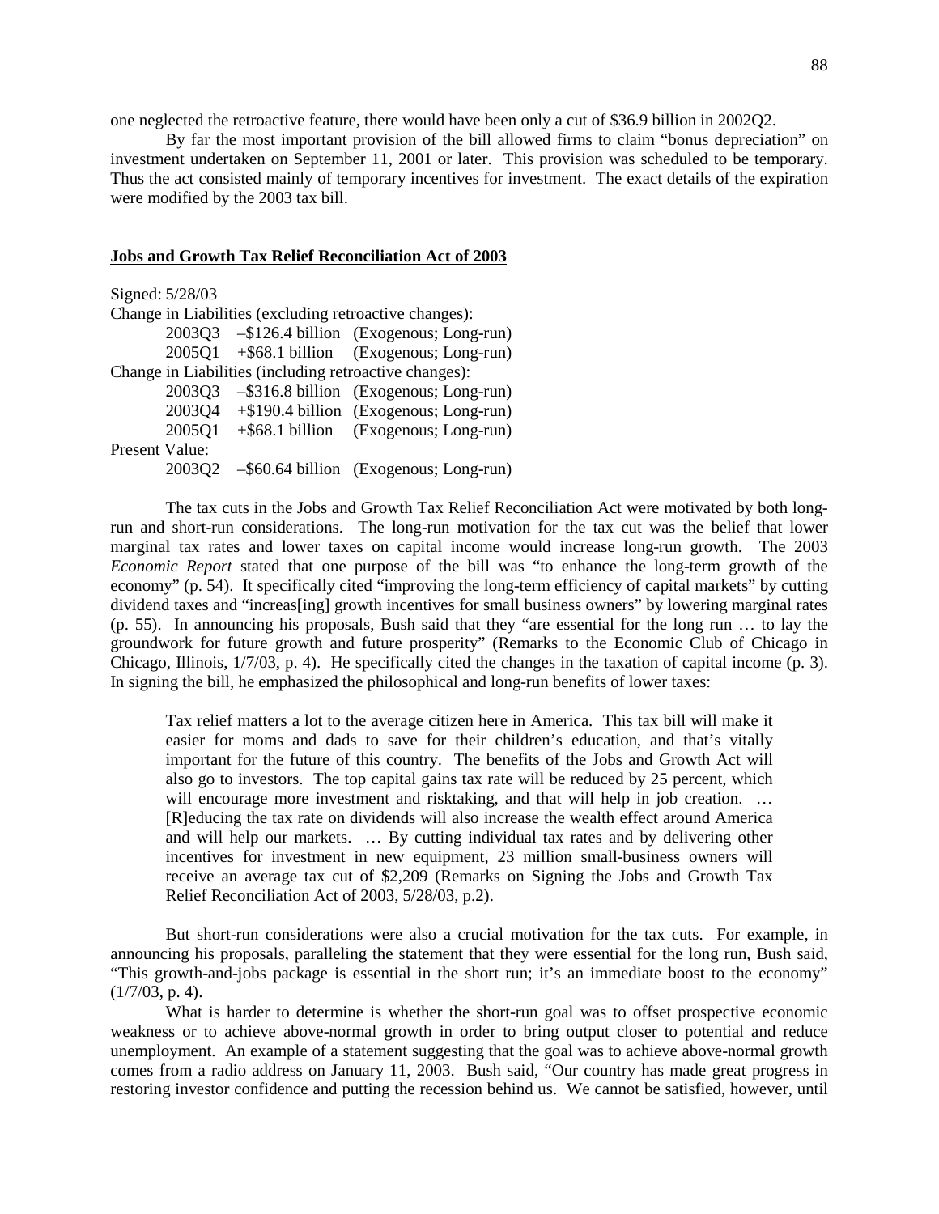one neglected the retroactive feature, there would have been only a cut of \$36.9 billion in 2002Q2.

By far the most important provision of the bill allowed firms to claim "bonus depreciation" on investment undertaken on September 11, 2001 or later. This provision was scheduled to be temporary. Thus the act consisted mainly of temporary incentives for investment. The exact details of the expiration were modified by the 2003 tax bill.

**Jobs and Growth Tax Relief Reconciliation Act of 2003**

Signed: 5/28/03

Change in Liabilities (excluding retroactive changes):

2003Q3 –\$126.4 billion (Exogenous; Long-run)
2005Q1 +\$68.1 billion (Exogenous; Long-run)

Change in Liabilities (including retroactive changes):

2003Q3 –\$316.8 billion (Exogenous; Long-run)
2003Q4 +\$190.4 billion (Exogenous; Long-run)
2005Q1 +\$68.1 billion (Exogenous; Long-run)

Present Value:

2003Q2 –\$60.64 billion (Exogenous; Long-run)

The tax cuts in the Jobs and Growth Tax Relief Reconciliation Act were motivated by both long-run and short-run considerations. The long-run motivation for the tax cut was the belief that lower marginal tax rates and lower taxes on capital income would increase long-run growth. The 2003 *Economic Report* stated that one purpose of the bill was "to enhance the long-term growth of the economy" (p. 54). It specifically cited "improving the long-term efficiency of capital markets" by cutting dividend taxes and "increas[ing] growth incentives for small business owners" by lowering marginal rates (p. 55). In announcing his proposals, Bush said that they "are essential for the long run … to lay the groundwork for future growth and future prosperity" (Remarks to the Economic Club of Chicago in Chicago, Illinois, 1/7/03, p. 4). He specifically cited the changes in the taxation of capital income (p. 3). In signing the bill, he emphasized the philosophical and long-run benefits of lower taxes:

> Tax relief matters a lot to the average citizen here in America. This tax bill will make it easier for moms and dads to save for their children's education, and that's vitally important for the future of this country. The benefits of the Jobs and Growth Act will also go to investors. The top capital gains tax rate will be reduced by 25 percent, which will encourage more investment and risktaking, and that will help in job creation. … [R]educing the tax rate on dividends will also increase the wealth effect around America and will help our markets. … By cutting individual tax rates and by delivering other incentives for investment in new equipment, 23 million small-business owners will receive an average tax cut of \$2,209 (Remarks on Signing the Jobs and Growth Tax Relief Reconciliation Act of 2003, 5/28/03, p.2).

But short-run considerations were also a crucial motivation for the tax cuts. For example, in announcing his proposals, paralleling the statement that they were essential for the long run, Bush said, "This growth-and-jobs package is essential in the short run; it's an immediate boost to the economy" (1/7/03, p. 4).

What is harder to determine is whether the short-run goal was to offset prospective economic weakness or to achieve above-normal growth in order to bring output closer to potential and reduce unemployment. An example of a statement suggesting that the goal was to achieve above-normal growth comes from a radio address on January 11, 2003. Bush said, "Our country has made great progress in restoring investor confidence and putting the recession behind us. We cannot be satisfied, however, until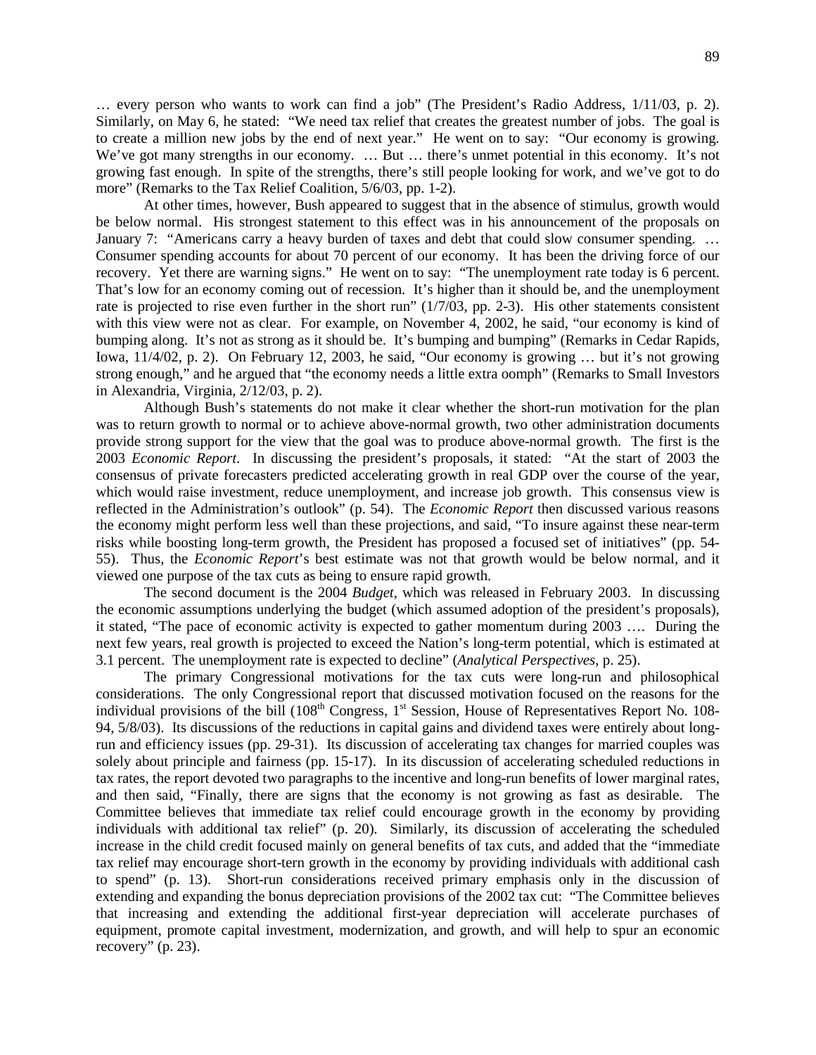… every person who wants to work can find a job" (The President's Radio Address, 1/11/03, p. 2). Similarly, on May 6, he stated: "We need tax relief that creates the greatest number of jobs. The goal is to create a million new jobs by the end of next year." He went on to say: "Our economy is growing. We've got many strengths in our economy. … But … there's unmet potential in this economy. It's not growing fast enough. In spite of the strengths, there's still people looking for work, and we've got to do more" (Remarks to the Tax Relief Coalition, 5/6/03, pp. 1-2).

At other times, however, Bush appeared to suggest that in the absence of stimulus, growth would be below normal. His strongest statement to this effect was in his announcement of the proposals on January 7: "Americans carry a heavy burden of taxes and debt that could slow consumer spending. … Consumer spending accounts for about 70 percent of our economy. It has been the driving force of our recovery. Yet there are warning signs." He went on to say: "The unemployment rate today is 6 percent. That's low for an economy coming out of recession. It's higher than it should be, and the unemployment rate is projected to rise even further in the short run" (1/7/03, pp. 2-3). His other statements consistent with this view were not as clear. For example, on November 4, 2002, he said, "our economy is kind of bumping along. It's not as strong as it should be. It's bumping and bumping" (Remarks in Cedar Rapids, Iowa, 11/4/02, p. 2). On February 12, 2003, he said, "Our economy is growing … but it's not growing strong enough," and he argued that "the economy needs a little extra oomph" (Remarks to Small Investors in Alexandria, Virginia, 2/12/03, p. 2).

Although Bush's statements do not make it clear whether the short-run motivation for the plan was to return growth to normal or to achieve above-normal growth, two other administration documents provide strong support for the view that the goal was to produce above-normal growth. The first is the 2003 *Economic Report*. In discussing the president's proposals, it stated: "At the start of 2003 the consensus of private forecasters predicted accelerating growth in real GDP over the course of the year, which would raise investment, reduce unemployment, and increase job growth. This consensus view is reflected in the Administration's outlook" (p. 54). The *Economic Report* then discussed various reasons the economy might perform less well than these projections, and said, "To insure against these near-term risks while boosting long-term growth, the President has proposed a focused set of initiatives" (pp. 54-55). Thus, the *Economic Report*'s best estimate was not that growth would be below normal, and it viewed one purpose of the tax cuts as being to ensure rapid growth.

The second document is the 2004 *Budget*, which was released in February 2003. In discussing the economic assumptions underlying the budget (which assumed adoption of the president's proposals), it stated, "The pace of economic activity is expected to gather momentum during 2003 …. During the next few years, real growth is projected to exceed the Nation's long-term potential, which is estimated at 3.1 percent. The unemployment rate is expected to decline" (*Analytical Perspectives*, p. 25).

The primary Congressional motivations for the tax cuts were long-run and philosophical considerations. The only Congressional report that discussed motivation focused on the reasons for the individual provisions of the bill (108th Congress, 1st Session, House of Representatives Report No. 108-94, 5/8/03). Its discussions of the reductions in capital gains and dividend taxes were entirely about long-run and efficiency issues (pp. 29-31). Its discussion of accelerating tax changes for married couples was solely about principle and fairness (pp. 15-17). In its discussion of accelerating scheduled reductions in tax rates, the report devoted two paragraphs to the incentive and long-run benefits of lower marginal rates, and then said, "Finally, there are signs that the economy is not growing as fast as desirable. The Committee believes that immediate tax relief could encourage growth in the economy by providing individuals with additional tax relief" (p. 20). Similarly, its discussion of accelerating the scheduled increase in the child credit focused mainly on general benefits of tax cuts, and added that the "immediate tax relief may encourage short-tern growth in the economy by providing individuals with additional cash to spend" (p. 13). Short-run considerations received primary emphasis only in the discussion of extending and expanding the bonus depreciation provisions of the 2002 tax cut: "The Committee believes that increasing and extending the additional first-year depreciation will accelerate purchases of equipment, promote capital investment, modernization, and growth, and will help to spur an economic recovery" (p. 23).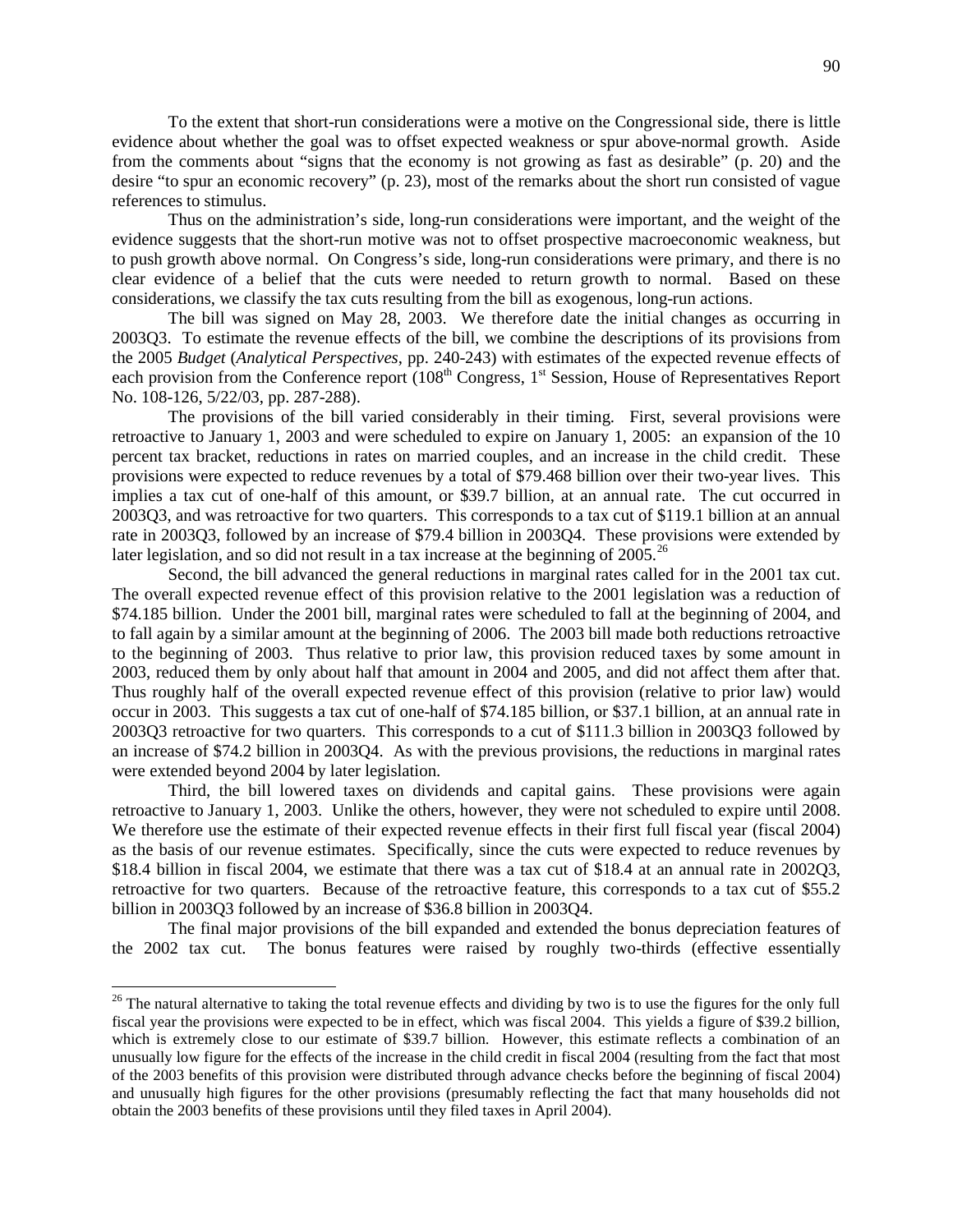To the extent that short-run considerations were a motive on the Congressional side, there is little evidence about whether the goal was to offset expected weakness or spur above-normal growth. Aside from the comments about "signs that the economy is not growing as fast as desirable" (p. 20) and the desire "to spur an economic recovery" (p. 23), most of the remarks about the short run consisted of vague references to stimulus.

Thus on the administration's side, long-run considerations were important, and the weight of the evidence suggests that the short-run motive was not to offset prospective macroeconomic weakness, but to push growth above normal. On Congress's side, long-run considerations were primary, and there is no clear evidence of a belief that the cuts were needed to return growth to normal. Based on these considerations, we classify the tax cuts resulting from the bill as exogenous, long-run actions.

The bill was signed on May 28, 2003. We therefore date the initial changes as occurring in 2003Q3. To estimate the revenue effects of the bill, we combine the descriptions of its provisions from the 2005 *Budget* (*Analytical Perspectives*, pp. 240-243) with estimates of the expected revenue effects of each provision from the Conference report (108th Congress, 1st Session, House of Representatives Report No. 108-126, 5/22/03, pp. 287-288).

The provisions of the bill varied considerably in their timing. First, several provisions were retroactive to January 1, 2003 and were scheduled to expire on January 1, 2005: an expansion of the 10 percent tax bracket, reductions in rates on married couples, and an increase in the child credit. These provisions were expected to reduce revenues by a total of \$79.468 billion over their two-year lives. This implies a tax cut of one-half of this amount, or \$39.7 billion, at an annual rate. The cut occurred in 2003Q3, and was retroactive for two quarters. This corresponds to a tax cut of \$119.1 billion at an annual rate in 2003Q3, followed by an increase of \$79.4 billion in 2003Q4. These provisions were extended by later legislation, and so did not result in a tax increase at the beginning of 2005.[26]

Second, the bill advanced the general reductions in marginal rates called for in the 2001 tax cut. The overall expected revenue effect of this provision relative to the 2001 legislation was a reduction of \$74.185 billion. Under the 2001 bill, marginal rates were scheduled to fall at the beginning of 2004, and to fall again by a similar amount at the beginning of 2006. The 2003 bill made both reductions retroactive to the beginning of 2003. Thus relative to prior law, this provision reduced taxes by some amount in 2003, reduced them by only about half that amount in 2004 and 2005, and did not affect them after that. Thus roughly half of the overall expected revenue effect of this provision (relative to prior law) would occur in 2003. This suggests a tax cut of one-half of \$74.185 billion, or \$37.1 billion, at an annual rate in 2003Q3 retroactive for two quarters. This corresponds to a cut of \$111.3 billion in 2003Q3 followed by an increase of \$74.2 billion in 2003Q4. As with the previous provisions, the reductions in marginal rates were extended beyond 2004 by later legislation.

Third, the bill lowered taxes on dividends and capital gains. These provisions were again retroactive to January 1, 2003. Unlike the others, however, they were not scheduled to expire until 2008. We therefore use the estimate of their expected revenue effects in their first full fiscal year (fiscal 2004) as the basis of our revenue estimates. Specifically, since the cuts were expected to reduce revenues by \$18.4 billion in fiscal 2004, we estimate that there was a tax cut of \$18.4 at an annual rate in 2002Q3, retroactive for two quarters. Because of the retroactive feature, this corresponds to a tax cut of \$55.2 billion in 2003Q3 followed by an increase of \$36.8 billion in 2003Q4.

The final major provisions of the bill expanded and extended the bonus depreciation features of the 2002 tax cut. The bonus features were raised by roughly two-thirds (effective essentially

[26] The natural alternative to taking the total revenue effects and dividing by two is to use the figures for the only full fiscal year the provisions were expected to be in effect, which was fiscal 2004. This yields a figure of \$39.2 billion, which is extremely close to our estimate of \$39.7 billion. However, this estimate reflects a combination of an unusually low figure for the effects of the increase in the child credit in fiscal 2004 (resulting from the fact that most of the 2003 benefits of this provision were distributed through advance checks before the beginning of fiscal 2004) and unusually high figures for the other provisions (presumably reflecting the fact that many households did not obtain the 2003 benefits of these provisions until they filed taxes in April 2004).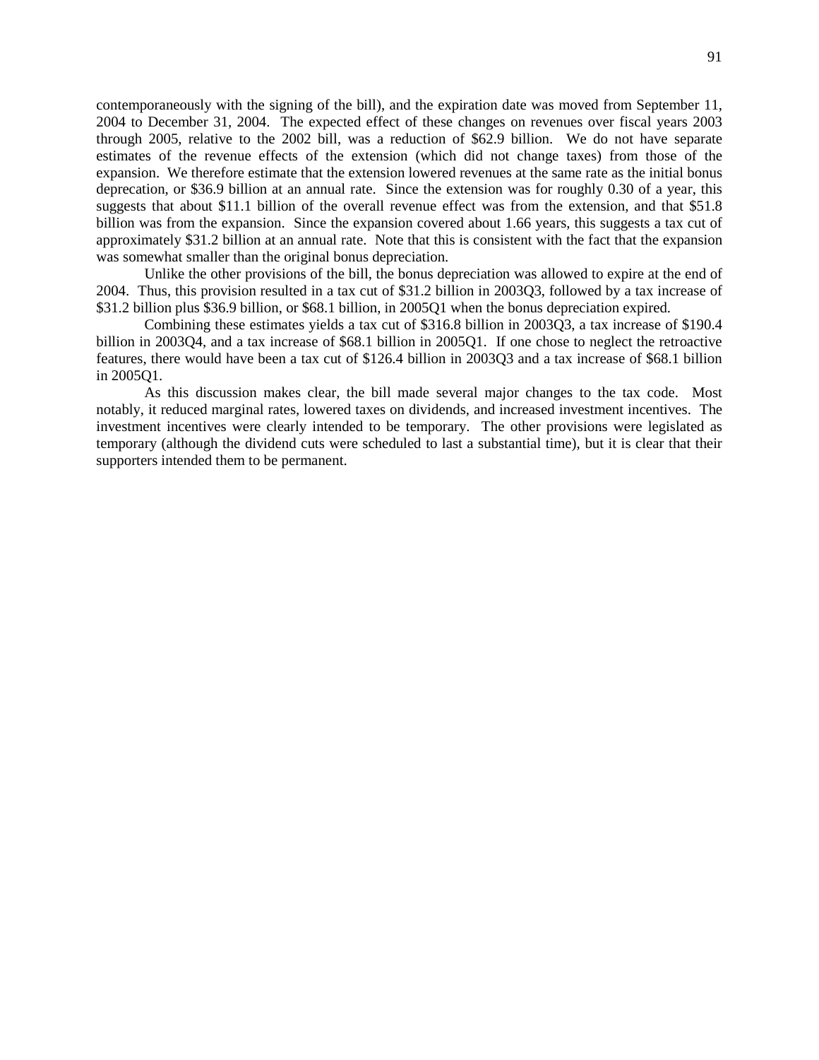contemporaneously with the signing of the bill), and the expiration date was moved from September 11, 2004 to December 31, 2004. The expected effect of these changes on revenues over fiscal years 2003 through 2005, relative to the 2002 bill, was a reduction of $62.9 billion. We do not have separate estimates of the revenue effects of the extension (which did not change taxes) from those of the expansion. We therefore estimate that the extension lowered revenues at the same rate as the initial bonus deprecation, or $36.9 billion at an annual rate. Since the extension was for roughly 0.30 of a year, this suggests that about $11.1 billion of the overall revenue effect was from the extension, and that $51.8 billion was from the expansion. Since the expansion covered about 1.66 years, this suggests a tax cut of approximately $31.2 billion at an annual rate. Note that this is consistent with the fact that the expansion was somewhat smaller than the original bonus depreciation.

Unlike the other provisions of the bill, the bonus depreciation was allowed to expire at the end of 2004. Thus, this provision resulted in a tax cut of $31.2 billion in 2003Q3, followed by a tax increase of $31.2 billion plus $36.9 billion, or $68.1 billion, in 2005Q1 when the bonus depreciation expired.

Combining these estimates yields a tax cut of $316.8 billion in 2003Q3, a tax increase of $190.4 billion in 2003Q4, and a tax increase of $68.1 billion in 2005Q1. If one chose to neglect the retroactive features, there would have been a tax cut of $126.4 billion in 2003Q3 and a tax increase of $68.1 billion in 2005Q1.

As this discussion makes clear, the bill made several major changes to the tax code. Most notably, it reduced marginal rates, lowered taxes on dividends, and increased investment incentives. The investment incentives were clearly intended to be temporary. The other provisions were legislated as temporary (although the dividend cuts were scheduled to last a substantial time), but it is clear that their supporters intended them to be permanent.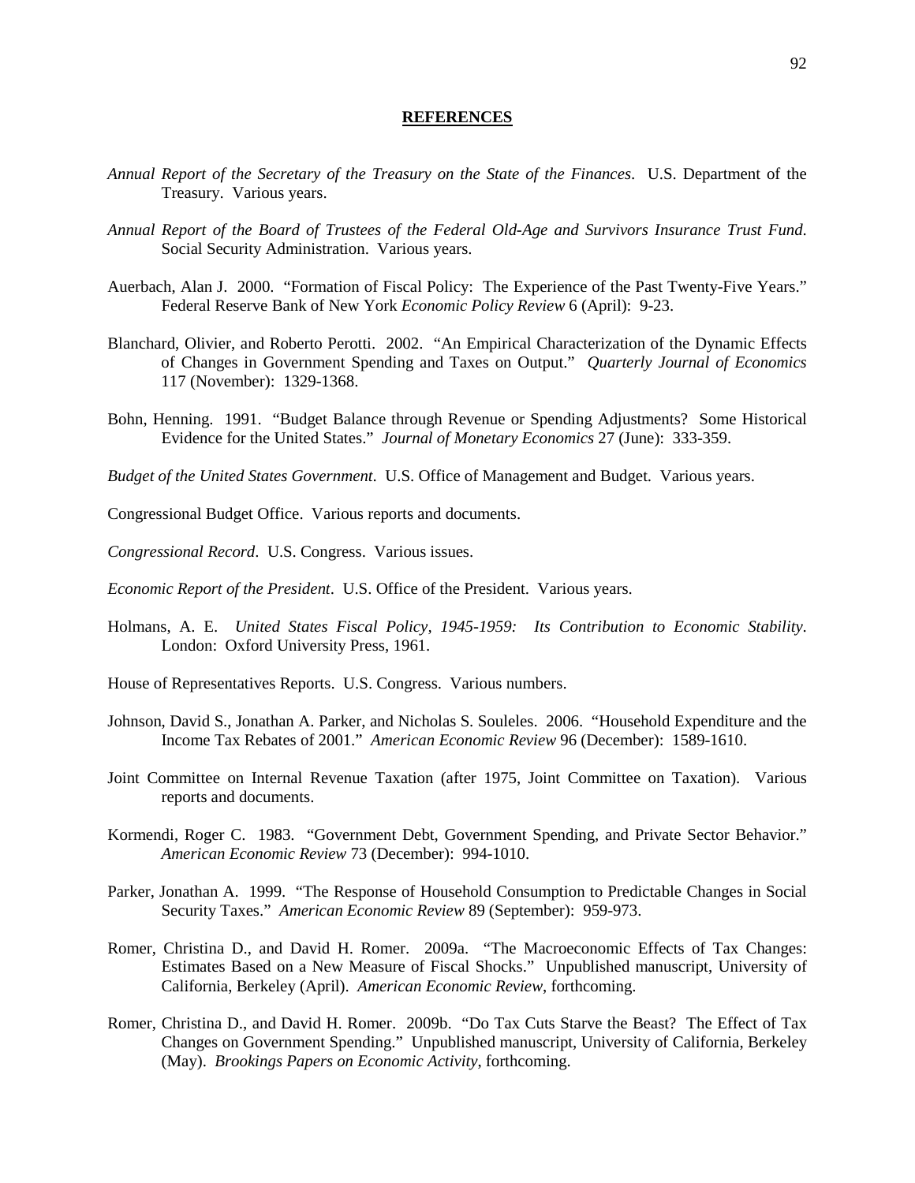## REFERENCES

*Annual Report of the Secretary of the Treasury on the State of the Finances*. U.S. Department of the Treasury. Various years.

*Annual Report of the Board of Trustees of the Federal Old-Age and Survivors Insurance Trust Fund*. Social Security Administration. Various years.

Auerbach, Alan J. 2000. "Formation of Fiscal Policy: The Experience of the Past Twenty-Five Years." Federal Reserve Bank of New York *Economic Policy Review* 6 (April): 9-23.

Blanchard, Olivier, and Roberto Perotti. 2002. "An Empirical Characterization of the Dynamic Effects of Changes in Government Spending and Taxes on Output." *Quarterly Journal of Economics* 117 (November): 1329-1368.

Bohn, Henning. 1991. "Budget Balance through Revenue or Spending Adjustments? Some Historical Evidence for the United States." *Journal of Monetary Economics* 27 (June): 333-359.

*Budget of the United States Government*. U.S. Office of Management and Budget. Various years.

Congressional Budget Office. Various reports and documents.

*Congressional Record*. U.S. Congress. Various issues.

*Economic Report of the President*. U.S. Office of the President. Various years.

Holmans, A. E. *United States Fiscal Policy, 1945-1959: Its Contribution to Economic Stability*. London: Oxford University Press, 1961.

House of Representatives Reports. U.S. Congress. Various numbers.

Johnson, David S., Jonathan A. Parker, and Nicholas S. Souleles. 2006. "Household Expenditure and the Income Tax Rebates of 2001." *American Economic Review* 96 (December): 1589-1610.

Joint Committee on Internal Revenue Taxation (after 1975, Joint Committee on Taxation). Various reports and documents.

Kormendi, Roger C. 1983. "Government Debt, Government Spending, and Private Sector Behavior." *American Economic Review* 73 (December): 994-1010.

Parker, Jonathan A. 1999. "The Response of Household Consumption to Predictable Changes in Social Security Taxes." *American Economic Review* 89 (September): 959-973.

Romer, Christina D., and David H. Romer. 2009a. "The Macroeconomic Effects of Tax Changes: Estimates Based on a New Measure of Fiscal Shocks." Unpublished manuscript, University of California, Berkeley (April). *American Economic Review*, forthcoming.

Romer, Christina D., and David H. Romer. 2009b. "Do Tax Cuts Starve the Beast? The Effect of Tax Changes on Government Spending." Unpublished manuscript, University of California, Berkeley (May). *Brookings Papers on Economic Activity*, forthcoming.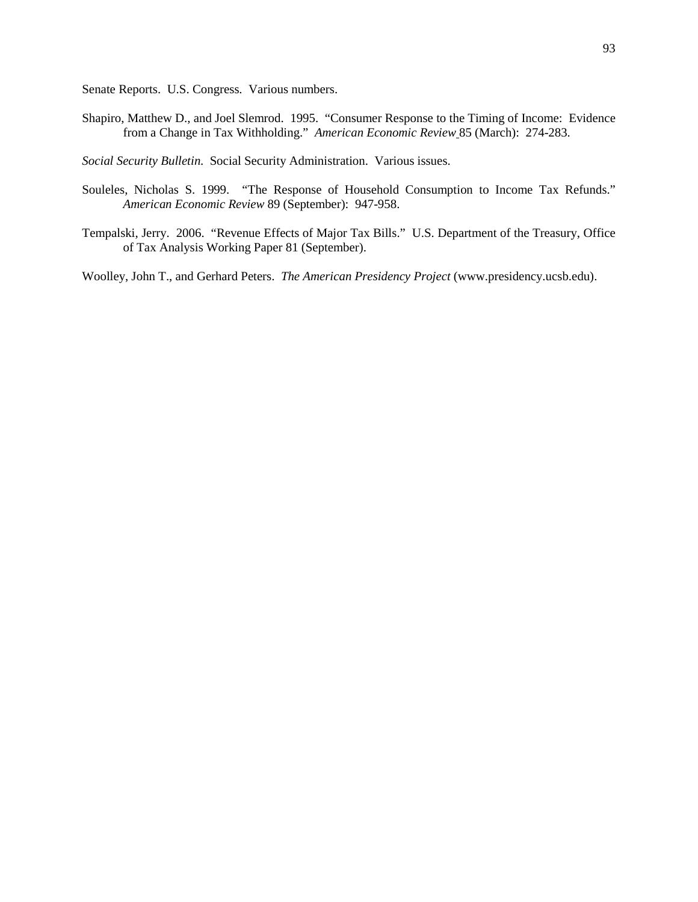Senate Reports. U.S. Congress. Various numbers.

Shapiro, Matthew D., and Joel Slemrod. 1995. "Consumer Response to the Timing of Income: Evidence from a Change in Tax Withholding." *American Economic Review* 85 (March): 274-283.

*Social Security Bulletin.* Social Security Administration. Various issues.

Souleles, Nicholas S. 1999. "The Response of Household Consumption to Income Tax Refunds." *American Economic Review* 89 (September): 947-958.

Tempalski, Jerry. 2006. "Revenue Effects of Major Tax Bills." U.S. Department of the Treasury, Office of Tax Analysis Working Paper 81 (September).

Woolley, John T., and Gerhard Peters. *The American Presidency Project* (www.presidency.ucsb.edu).